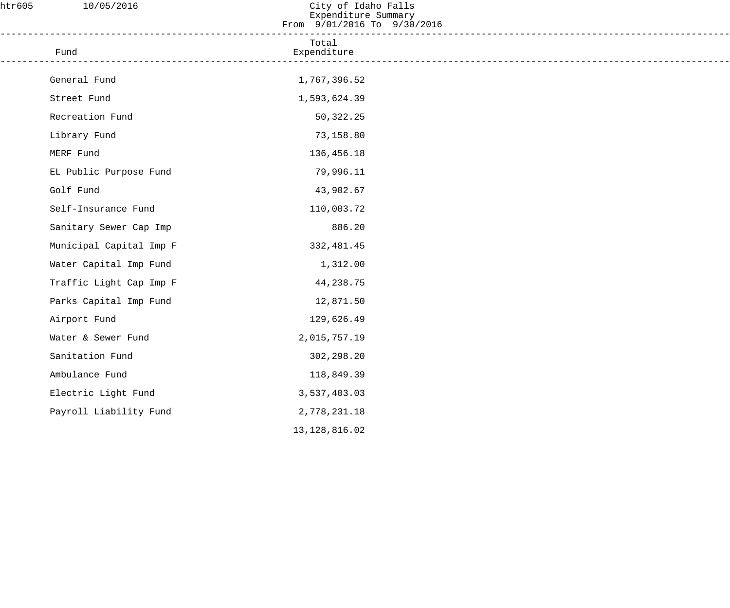htr605 10/05/2016

# City of Idaho Falls
## Expenditure Summary
### From 9/01/2016 To 9/30/2016

| Fund | Total Expenditure |
|---|---:|
| General Fund | 1,767,396.52 |
| Street Fund | 1,593,624.39 |
| Recreation Fund | 50,322.25 |
| Library Fund | 73,158.80 |
| MERF Fund | 136,456.18 |
| EL Public Purpose Fund | 79,996.11 |
| Golf Fund | 43,902.67 |
| Self-Insurance Fund | 110,003.72 |
| Sanitary Sewer Cap Imp | 886.20 |
| Municipal Capital Imp F | 332,481.45 |
| Water Capital Imp Fund | 1,312.00 |
| Traffic Light Cap Imp F | 44,238.75 |
| Parks Capital Imp Fund | 12,871.50 |
| Airport Fund | 129,626.49 |
| Water & Sewer Fund | 2,015,757.19 |
| Sanitation Fund | 302,298.20 |
| Ambulance Fund | 118,849.39 |
| Electric Light Fund | 3,537,403.03 |
| Payroll Liability Fund | 2,778,231.18 |
| | 13,128,816.02 |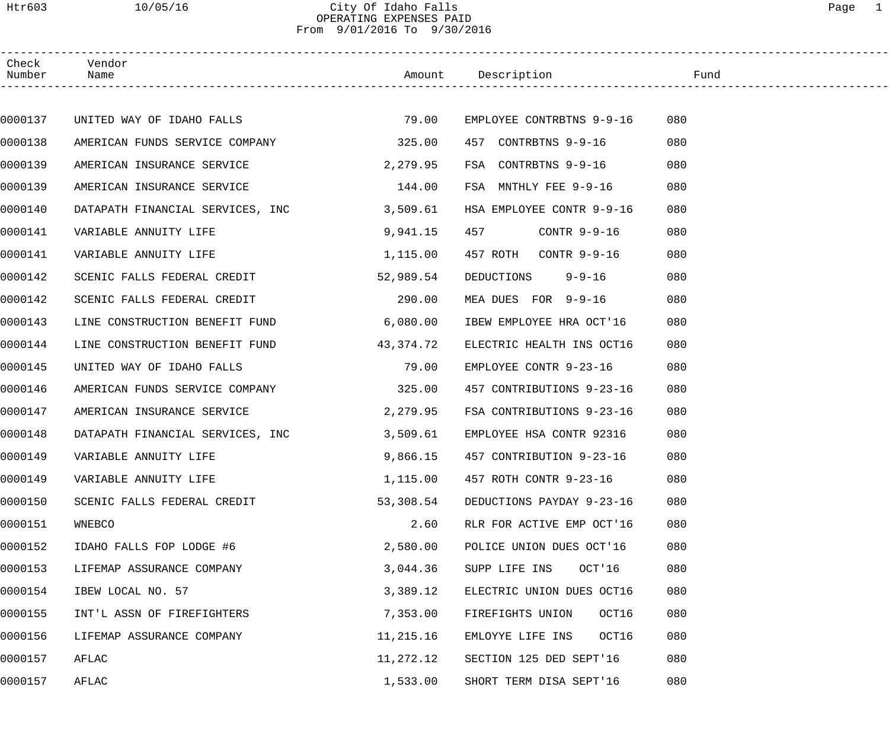# City Of Idaho Falls

## OPERATING EXPENSES PAID

From 9/01/2016 To 9/30/2016

| Check Number | Vendor Name | Amount | Description | Fund |
|---|---|---|---|---|
| 0000137 | UNITED WAY OF IDAHO FALLS | 79.00 | EMPLOYEE CONTRBTNS 9-9-16 | 080 |
| 0000138 | AMERICAN FUNDS SERVICE COMPANY | 325.00 | 457 CONTRBTNS 9-9-16 | 080 |
| 0000139 | AMERICAN INSURANCE SERVICE | 2,279.95 | FSA CONTRBTNS 9-9-16 | 080 |
| 0000139 | AMERICAN INSURANCE SERVICE | 144.00 | FSA MNTHLY FEE 9-9-16 | 080 |
| 0000140 | DATAPATH FINANCIAL SERVICES, INC | 3,509.61 | HSA EMPLOYEE CONTR 9-9-16 | 080 |
| 0000141 | VARIABLE ANNUITY LIFE | 9,941.15 | 457 CONTR 9-9-16 | 080 |
| 0000141 | VARIABLE ANNUITY LIFE | 1,115.00 | 457 ROTH CONTR 9-9-16 | 080 |
| 0000142 | SCENIC FALLS FEDERAL CREDIT | 52,989.54 | DEDUCTIONS 9-9-16 | 080 |
| 0000142 | SCENIC FALLS FEDERAL CREDIT | 290.00 | MEA DUES FOR 9-9-16 | 080 |
| 0000143 | LINE CONSTRUCTION BENEFIT FUND | 6,080.00 | IBEW EMPLOYEE HRA OCT'16 | 080 |
| 0000144 | LINE CONSTRUCTION BENEFIT FUND | 43,374.72 | ELECTRIC HEALTH INS OCT16 | 080 |
| 0000145 | UNITED WAY OF IDAHO FALLS | 79.00 | EMPLOYEE CONTR 9-23-16 | 080 |
| 0000146 | AMERICAN FUNDS SERVICE COMPANY | 325.00 | 457 CONTRIBUTIONS 9-23-16 | 080 |
| 0000147 | AMERICAN INSURANCE SERVICE | 2,279.95 | FSA CONTRIBUTIONS 9-23-16 | 080 |
| 0000148 | DATAPATH FINANCIAL SERVICES, INC | 3,509.61 | EMPLOYEE HSA CONTR 92316 | 080 |
| 0000149 | VARIABLE ANNUITY LIFE | 9,866.15 | 457 CONTRIBUTION 9-23-16 | 080 |
| 0000149 | VARIABLE ANNUITY LIFE | 1,115.00 | 457 ROTH CONTR 9-23-16 | 080 |
| 0000150 | SCENIC FALLS FEDERAL CREDIT | 53,308.54 | DEDUCTIONS PAYDAY 9-23-16 | 080 |
| 0000151 | WNEBCO | 2.60 | RLR FOR ACTIVE EMP OCT'16 | 080 |
| 0000152 | IDAHO FALLS FOP LODGE #6 | 2,580.00 | POLICE UNION DUES OCT'16 | 080 |
| 0000153 | LIFEMAP ASSURANCE COMPANY | 3,044.36 | SUPP LIFE INS OCT'16 | 080 |
| 0000154 | IBEW LOCAL NO. 57 | 3,389.12 | ELECTRIC UNION DUES OCT16 | 080 |
| 0000155 | INT'L ASSN OF FIREFIGHTERS | 7,353.00 | FIREFIGHTS UNION OCT16 | 080 |
| 0000156 | LIFEMAP ASSURANCE COMPANY | 11,215.16 | EMLOYYE LIFE INS OCT16 | 080 |
| 0000157 | AFLAC | 11,272.12 | SECTION 125 DED SEPT'16 | 080 |
| 0000157 | AFLAC | 1,533.00 | SHORT TERM DISA SEPT'16 | 080 |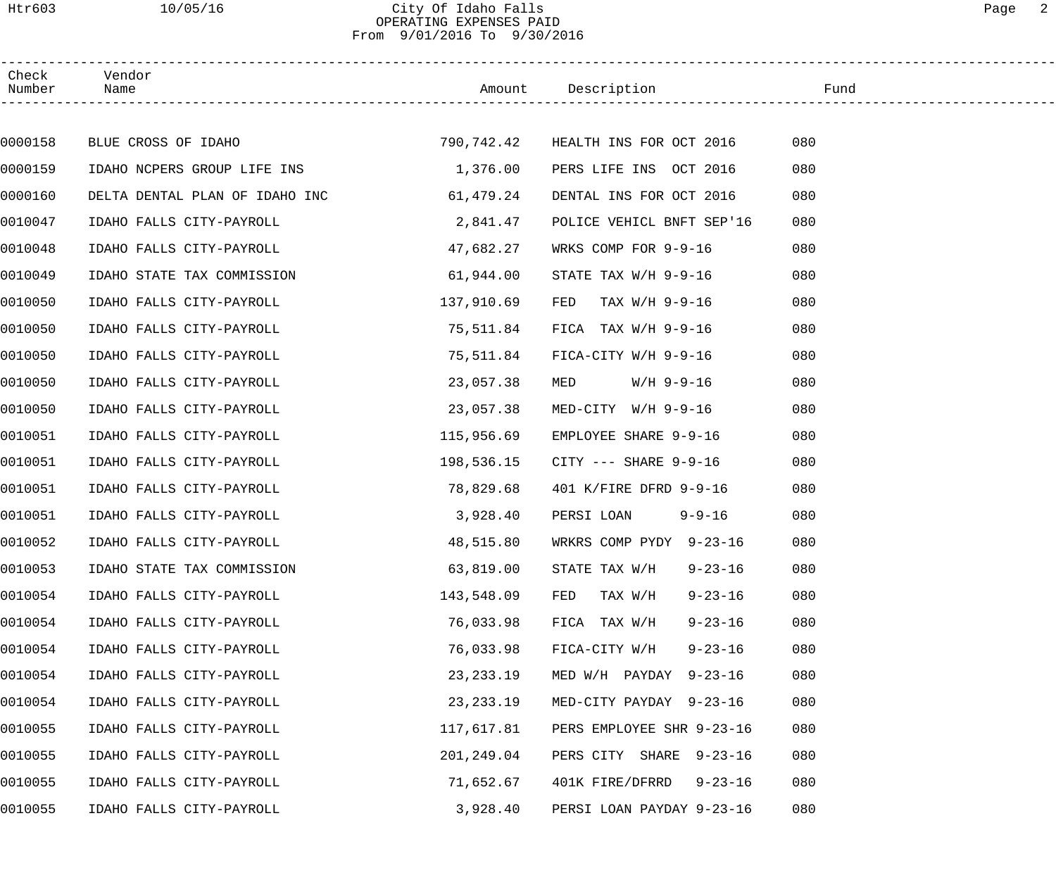| Check Number | Vendor Name | Amount | Description | Fund |
|---|---|---|---|---|
| 0000158 | BLUE CROSS OF IDAHO | 790,742.42 | HEALTH INS FOR OCT 2016 | 080 |
| 0000159 | IDAHO NCPERS GROUP LIFE INS | 1,376.00 | PERS LIFE INS OCT 2016 | 080 |
| 0000160 | DELTA DENTAL PLAN OF IDAHO INC | 61,479.24 | DENTAL INS FOR OCT 2016 | 080 |
| 0010047 | IDAHO FALLS CITY-PAYROLL | 2,841.47 | POLICE VEHICL BNFT SEP'16 | 080 |
| 0010048 | IDAHO FALLS CITY-PAYROLL | 47,682.27 | WRKS COMP FOR 9-9-16 | 080 |
| 0010049 | IDAHO STATE TAX COMMISSION | 61,944.00 | STATE TAX W/H 9-9-16 | 080 |
| 0010050 | IDAHO FALLS CITY-PAYROLL | 137,910.69 | FED TAX W/H 9-9-16 | 080 |
| 0010050 | IDAHO FALLS CITY-PAYROLL | 75,511.84 | FICA TAX W/H 9-9-16 | 080 |
| 0010050 | IDAHO FALLS CITY-PAYROLL | 75,511.84 | FICA-CITY W/H 9-9-16 | 080 |
| 0010050 | IDAHO FALLS CITY-PAYROLL | 23,057.38 | MED W/H 9-9-16 | 080 |
| 0010050 | IDAHO FALLS CITY-PAYROLL | 23,057.38 | MED-CITY W/H 9-9-16 | 080 |
| 0010051 | IDAHO FALLS CITY-PAYROLL | 115,956.69 | EMPLOYEE SHARE 9-9-16 | 080 |
| 0010051 | IDAHO FALLS CITY-PAYROLL | 198,536.15 | CITY --- SHARE 9-9-16 | 080 |
| 0010051 | IDAHO FALLS CITY-PAYROLL | 78,829.68 | 401 K/FIRE DFRD 9-9-16 | 080 |
| 0010051 | IDAHO FALLS CITY-PAYROLL | 3,928.40 | PERSI LOAN 9-9-16 | 080 |
| 0010052 | IDAHO FALLS CITY-PAYROLL | 48,515.80 | WRKRS COMP PYDY 9-23-16 | 080 |
| 0010053 | IDAHO STATE TAX COMMISSION | 63,819.00 | STATE TAX W/H 9-23-16 | 080 |
| 0010054 | IDAHO FALLS CITY-PAYROLL | 143,548.09 | FED TAX W/H 9-23-16 | 080 |
| 0010054 | IDAHO FALLS CITY-PAYROLL | 76,033.98 | FICA TAX W/H 9-23-16 | 080 |
| 0010054 | IDAHO FALLS CITY-PAYROLL | 76,033.98 | FICA-CITY W/H 9-23-16 | 080 |
| 0010054 | IDAHO FALLS CITY-PAYROLL | 23,233.19 | MED W/H PAYDAY 9-23-16 | 080 |
| 0010054 | IDAHO FALLS CITY-PAYROLL | 23,233.19 | MED-CITY PAYDAY 9-23-16 | 080 |
| 0010055 | IDAHO FALLS CITY-PAYROLL | 117,617.81 | PERS EMPLOYEE SHR 9-23-16 | 080 |
| 0010055 | IDAHO FALLS CITY-PAYROLL | 201,249.04 | PERS CITY SHARE 9-23-16 | 080 |
| 0010055 | IDAHO FALLS CITY-PAYROLL | 71,652.67 | 401K FIRE/DFRRD 9-23-16 | 080 |
| 0010055 | IDAHO FALLS CITY-PAYROLL | 3,928.40 | PERSI LOAN PAYDAY 9-23-16 | 080 |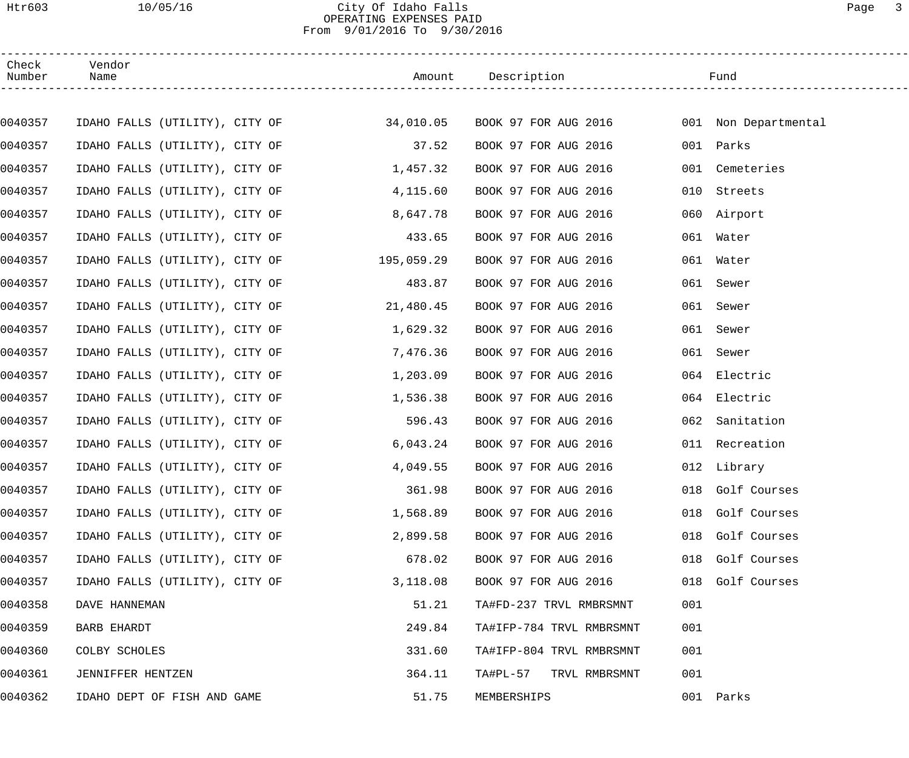# City Of Idaho Falls
## OPERATING EXPENSES PAID
From 9/01/2016 To 9/30/2016

| Check Number | Vendor Name | Amount | Description | Fund |
|---|---|---|---|---|
| 0040357 | IDAHO FALLS (UTILITY), CITY OF | 34,010.05 | BOOK 97 FOR AUG 2016 | 001 Non Departmental |
| 0040357 | IDAHO FALLS (UTILITY), CITY OF | 37.52 | BOOK 97 FOR AUG 2016 | 001 Parks |
| 0040357 | IDAHO FALLS (UTILITY), CITY OF | 1,457.32 | BOOK 97 FOR AUG 2016 | 001 Cemeteries |
| 0040357 | IDAHO FALLS (UTILITY), CITY OF | 4,115.60 | BOOK 97 FOR AUG 2016 | 010 Streets |
| 0040357 | IDAHO FALLS (UTILITY), CITY OF | 8,647.78 | BOOK 97 FOR AUG 2016 | 060 Airport |
| 0040357 | IDAHO FALLS (UTILITY), CITY OF | 433.65 | BOOK 97 FOR AUG 2016 | 061 Water |
| 0040357 | IDAHO FALLS (UTILITY), CITY OF | 195,059.29 | BOOK 97 FOR AUG 2016 | 061 Water |
| 0040357 | IDAHO FALLS (UTILITY), CITY OF | 483.87 | BOOK 97 FOR AUG 2016 | 061 Sewer |
| 0040357 | IDAHO FALLS (UTILITY), CITY OF | 21,480.45 | BOOK 97 FOR AUG 2016 | 061 Sewer |
| 0040357 | IDAHO FALLS (UTILITY), CITY OF | 1,629.32 | BOOK 97 FOR AUG 2016 | 061 Sewer |
| 0040357 | IDAHO FALLS (UTILITY), CITY OF | 7,476.36 | BOOK 97 FOR AUG 2016 | 061 Sewer |
| 0040357 | IDAHO FALLS (UTILITY), CITY OF | 1,203.09 | BOOK 97 FOR AUG 2016 | 064 Electric |
| 0040357 | IDAHO FALLS (UTILITY), CITY OF | 1,536.38 | BOOK 97 FOR AUG 2016 | 064 Electric |
| 0040357 | IDAHO FALLS (UTILITY), CITY OF | 596.43 | BOOK 97 FOR AUG 2016 | 062 Sanitation |
| 0040357 | IDAHO FALLS (UTILITY), CITY OF | 6,043.24 | BOOK 97 FOR AUG 2016 | 011 Recreation |
| 0040357 | IDAHO FALLS (UTILITY), CITY OF | 4,049.55 | BOOK 97 FOR AUG 2016 | 012 Library |
| 0040357 | IDAHO FALLS (UTILITY), CITY OF | 361.98 | BOOK 97 FOR AUG 2016 | 018 Golf Courses |
| 0040357 | IDAHO FALLS (UTILITY), CITY OF | 1,568.89 | BOOK 97 FOR AUG 2016 | 018 Golf Courses |
| 0040357 | IDAHO FALLS (UTILITY), CITY OF | 2,899.58 | BOOK 97 FOR AUG 2016 | 018 Golf Courses |
| 0040357 | IDAHO FALLS (UTILITY), CITY OF | 678.02 | BOOK 97 FOR AUG 2016 | 018 Golf Courses |
| 0040357 | IDAHO FALLS (UTILITY), CITY OF | 3,118.08 | BOOK 97 FOR AUG 2016 | 018 Golf Courses |
| 0040358 | DAVE HANNEMAN | 51.21 | TA#FD-237 TRVL RMBRSMNT | 001 |
| 0040359 | BARB EHARDT | 249.84 | TA#IFP-784 TRVL RMBRSMNT | 001 |
| 0040360 | COLBY SCHOLES | 331.60 | TA#IFP-804 TRVL RMBRSMNT | 001 |
| 0040361 | JENNIFFER HENTZEN | 364.11 | TA#PL-57 TRVL RMBRSMNT | 001 |
| 0040362 | IDAHO DEPT OF FISH AND GAME | 51.75 | MEMBERSHIPS | 001 Parks |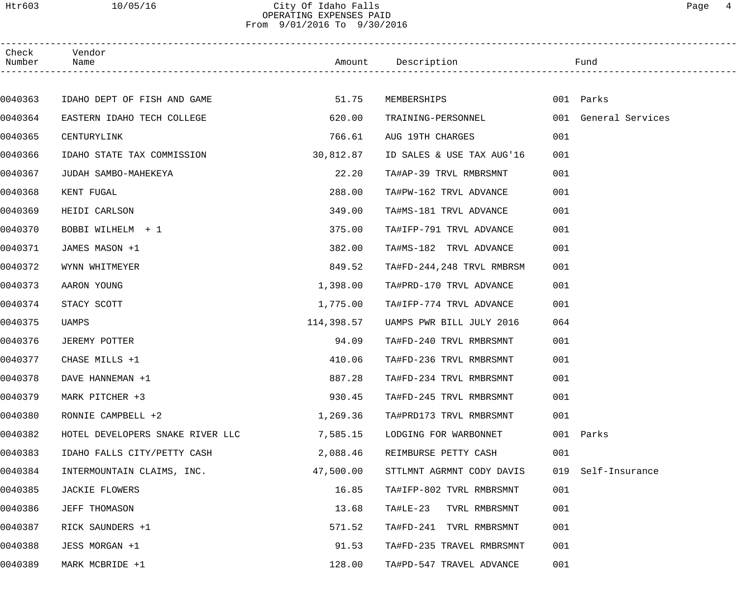# City Of Idaho Falls
## OPERATING EXPENSES PAID
### From 9/01/2016 To 9/30/2016

| Check Number | Vendor Name | Amount | Description | Fund | |
|---|---|---|---|---|---|
| 0040363 | IDAHO DEPT OF FISH AND GAME | 51.75 | MEMBERSHIPS | 001 | Parks |
| 0040364 | EASTERN IDAHO TECH COLLEGE | 620.00 | TRAINING-PERSONNEL | 001 | General Services |
| 0040365 | CENTURYLINK | 766.61 | AUG 19TH CHARGES | 001 | |
| 0040366 | IDAHO STATE TAX COMMISSION | 30,812.87 | ID SALES & USE TAX AUG'16 | 001 | |
| 0040367 | JUDAH SAMBO-MAHEKEYA | 22.20 | TA#AP-39 TRVL RMBRSMNT | 001 | |
| 0040368 | KENT FUGAL | 288.00 | TA#PW-162 TRVL ADVANCE | 001 | |
| 0040369 | HEIDI CARLSON | 349.00 | TA#MS-181 TRVL ADVANCE | 001 | |
| 0040370 | BOBBI WILHELM + 1 | 375.00 | TA#IFP-791 TRVL ADVANCE | 001 | |
| 0040371 | JAMES MASON +1 | 382.00 | TA#MS-182 TRVL ADVANCE | 001 | |
| 0040372 | WYNN WHITMEYER | 849.52 | TA#FD-244,248 TRVL RMBRSM | 001 | |
| 0040373 | AARON YOUNG | 1,398.00 | TA#PRD-170 TRVL ADVANCE | 001 | |
| 0040374 | STACY SCOTT | 1,775.00 | TA#IFP-774 TRVL ADVANCE | 001 | |
| 0040375 | UAMPS | 114,398.57 | UAMPS PWR BILL JULY 2016 | 064 | |
| 0040376 | JEREMY POTTER | 94.09 | TA#FD-240 TRVL RMBRSMNT | 001 | |
| 0040377 | CHASE MILLS +1 | 410.06 | TA#FD-236 TRVL RMBRSMNT | 001 | |
| 0040378 | DAVE HANNEMAN +1 | 887.28 | TA#FD-234 TRVL RMBRSMNT | 001 | |
| 0040379 | MARK PITCHER +3 | 930.45 | TA#FD-245 TRVL RMBRSMNT | 001 | |
| 0040380 | RONNIE CAMPBELL +2 | 1,269.36 | TA#PRD173 TRVL RMBRSMNT | 001 | |
| 0040382 | HOTEL DEVELOPERS SNAKE RIVER LLC | 7,585.15 | LODGING FOR WARBONNET | 001 | Parks |
| 0040383 | IDAHO FALLS CITY/PETTY CASH | 2,088.46 | REIMBURSE PETTY CASH | 001 | |
| 0040384 | INTERMOUNTAIN CLAIMS, INC. | 47,500.00 | STTLMNT AGRMNT CODY DAVIS | 019 | Self-Insurance |
| 0040385 | JACKIE FLOWERS | 16.85 | TA#IFP-802 TVRL RMBRSMNT | 001 | |
| 0040386 | JEFF THOMASON | 13.68 | TA#LE-23 TVRL RMBRSMNT | 001 | |
| 0040387 | RICK SAUNDERS +1 | 571.52 | TA#FD-241 TVRL RMBRSMNT | 001 | |
| 0040388 | JESS MORGAN +1 | 91.53 | TA#FD-235 TRAVEL RMBRSMNT | 001 | |
| 0040389 | MARK MCBRIDE +1 | 128.00 | TA#PD-547 TRAVEL ADVANCE | 001 | |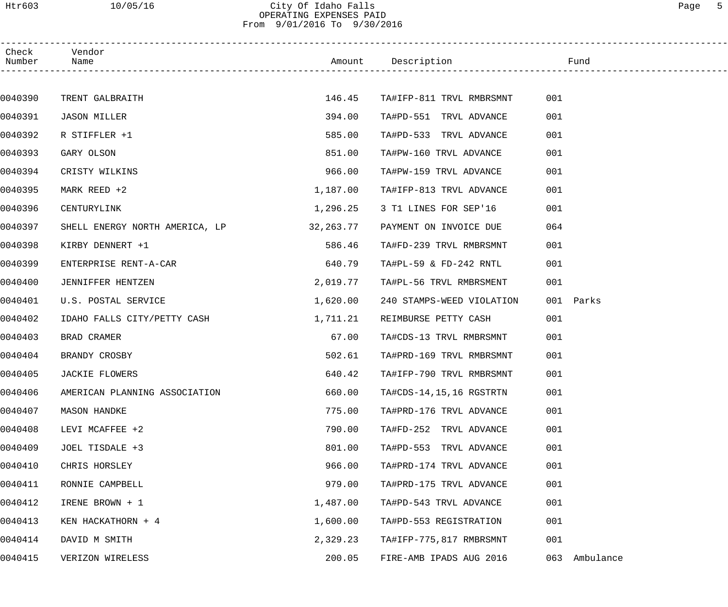# City Of Idaho Falls

## OPERATING EXPENSES PAID

From 9/01/2016 To 9/30/2016

| Check Number | Vendor Name | Amount | Description | Fund |
|---|---|---|---|---|
| 0040390 | TRENT GALBRAITH | 146.45 | TA#IFP-811 TRVL RMBRSMNT | 001 |
| 0040391 | JASON MILLER | 394.00 | TA#PD-551 TRVL ADVANCE | 001 |
| 0040392 | R STIFFLER +1 | 585.00 | TA#PD-533 TRVL ADVANCE | 001 |
| 0040393 | GARY OLSON | 851.00 | TA#PW-160 TRVL ADVANCE | 001 |
| 0040394 | CRISTY WILKINS | 966.00 | TA#PW-159 TRVL ADVANCE | 001 |
| 0040395 | MARK REED +2 | 1,187.00 | TA#IFP-813 TRVL ADVANCE | 001 |
| 0040396 | CENTURYLINK | 1,296.25 | 3 T1 LINES FOR SEP'16 | 001 |
| 0040397 | SHELL ENERGY NORTH AMERICA, LP | 32,263.77 | PAYMENT ON INVOICE DUE | 064 |
| 0040398 | KIRBY DENNERT +1 | 586.46 | TA#FD-239 TRVL RMBRSMNT | 001 |
| 0040399 | ENTERPRISE RENT-A-CAR | 640.79 | TA#PL-59 & FD-242 RNTL | 001 |
| 0040400 | JENNIFFER HENTZEN | 2,019.77 | TA#PL-56 TRVL RMBRSMENT | 001 |
| 0040401 | U.S. POSTAL SERVICE | 1,620.00 | 240 STAMPS-WEED VIOLATION | 001 Parks |
| 0040402 | IDAHO FALLS CITY/PETTY CASH | 1,711.21 | REIMBURSE PETTY CASH | 001 |
| 0040403 | BRAD CRAMER | 67.00 | TA#CDS-13 TRVL RMBRSMNT | 001 |
| 0040404 | BRANDY CROSBY | 502.61 | TA#PRD-169 TRVL RMBRSMNT | 001 |
| 0040405 | JACKIE FLOWERS | 640.42 | TA#IFP-790 TRVL RMBRSMNT | 001 |
| 0040406 | AMERICAN PLANNING ASSOCIATION | 660.00 | TA#CDS-14,15,16 RGSTRTN | 001 |
| 0040407 | MASON HANDKE | 775.00 | TA#PRD-176 TRVL ADVANCE | 001 |
| 0040408 | LEVI MCAFFEE +2 | 790.00 | TA#FD-252 TRVL ADVANCE | 001 |
| 0040409 | JOEL TISDALE +3 | 801.00 | TA#PD-553 TRVL ADVANCE | 001 |
| 0040410 | CHRIS HORSLEY | 966.00 | TA#PRD-174 TRVL ADVANCE | 001 |
| 0040411 | RONNIE CAMPBELL | 979.00 | TA#PRD-175 TRVL ADVANCE | 001 |
| 0040412 | IRENE BROWN + 1 | 1,487.00 | TA#PD-543 TRVL ADVANCE | 001 |
| 0040413 | KEN HACKATHORN + 4 | 1,600.00 | TA#PD-553 REGISTRATION | 001 |
| 0040414 | DAVID M SMITH | 2,329.23 | TA#IFP-775,817 RMBRSMNT | 001 |
| 0040415 | VERIZON WIRELESS | 200.05 | FIRE-AMB IPADS AUG 2016 | 063 Ambulance |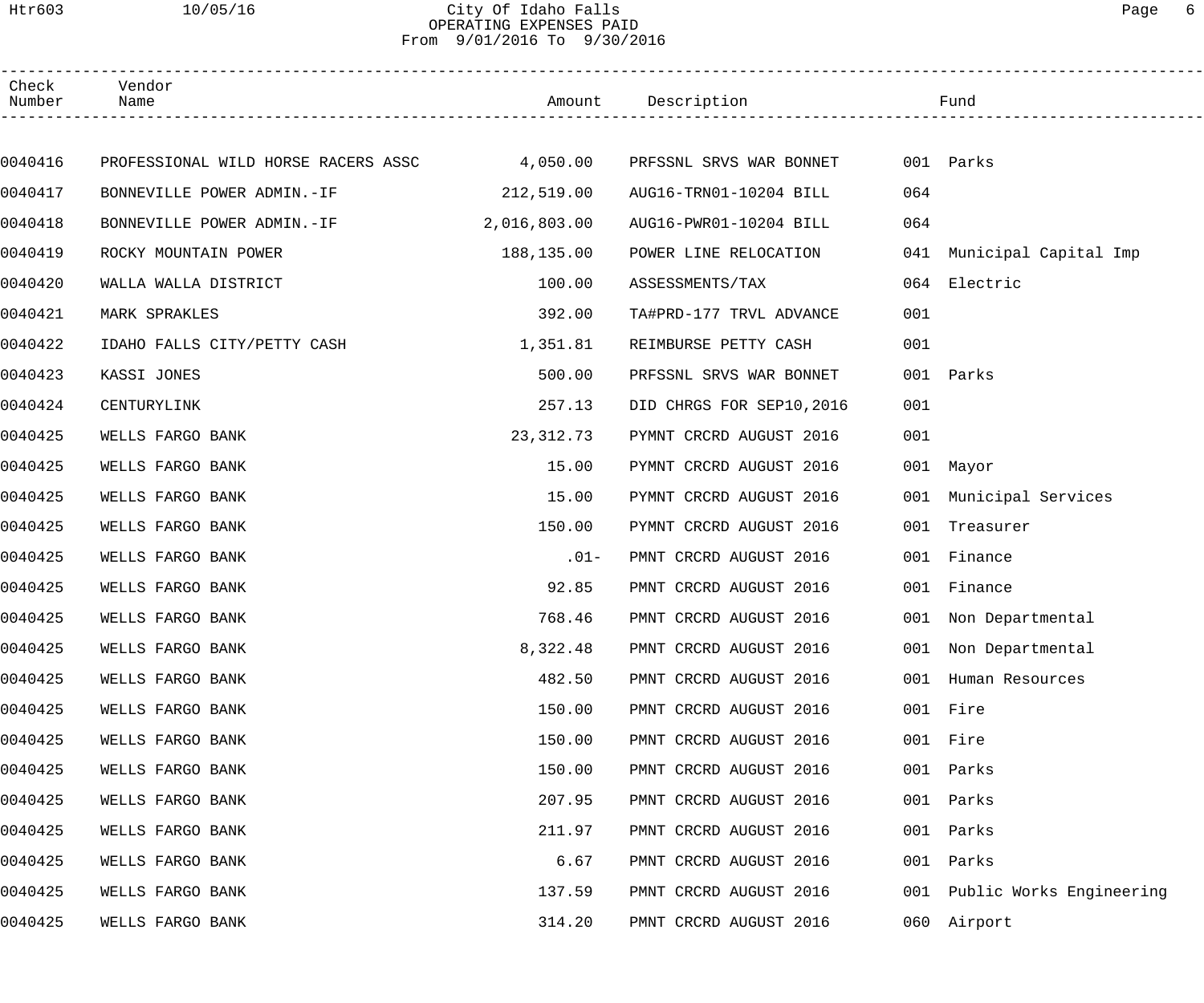City Of Idaho Falls
OPERATING EXPENSES PAID
From 9/01/2016 To 9/30/2016

| Check Number | Vendor Name | Amount | Description | Fund |
|---|---|---|---|---|
| 0040416 | PROFESSIONAL WILD HORSE RACERS ASSC | 4,050.00 | PRFSSNL SRVS WAR BONNET | 001 Parks |
| 0040417 | BONNEVILLE POWER ADMIN.-IF | 212,519.00 | AUG16-TRN01-10204 BILL | 064 |
| 0040418 | BONNEVILLE POWER ADMIN.-IF | 2,016,803.00 | AUG16-PWR01-10204 BILL | 064 |
| 0040419 | ROCKY MOUNTAIN POWER | 188,135.00 | POWER LINE RELOCATION | 041 Municipal Capital Imp |
| 0040420 | WALLA WALLA DISTRICT | 100.00 | ASSESSMENTS/TAX | 064 Electric |
| 0040421 | MARK SPRAKLES | 392.00 | TA#PRD-177 TRVL ADVANCE | 001 |
| 0040422 | IDAHO FALLS CITY/PETTY CASH | 1,351.81 | REIMBURSE PETTY CASH | 001 |
| 0040423 | KASSI JONES | 500.00 | PRFSSNL SRVS WAR BONNET | 001 Parks |
| 0040424 | CENTURYLINK | 257.13 | DID CHRGS FOR SEP10,2016 | 001 |
| 0040425 | WELLS FARGO BANK | 23,312.73 | PYMNT CRCRD AUGUST 2016 | 001 |
| 0040425 | WELLS FARGO BANK | 15.00 | PYMNT CRCRD AUGUST 2016 | 001 Mayor |
| 0040425 | WELLS FARGO BANK | 15.00 | PYMNT CRCRD AUGUST 2016 | 001 Municipal Services |
| 0040425 | WELLS FARGO BANK | 150.00 | PYMNT CRCRD AUGUST 2016 | 001 Treasurer |
| 0040425 | WELLS FARGO BANK | .01- | PMNT CRCRD AUGUST 2016 | 001 Finance |
| 0040425 | WELLS FARGO BANK | 92.85 | PMNT CRCRD AUGUST 2016 | 001 Finance |
| 0040425 | WELLS FARGO BANK | 768.46 | PMNT CRCRD AUGUST 2016 | 001 Non Departmental |
| 0040425 | WELLS FARGO BANK | 8,322.48 | PMNT CRCRD AUGUST 2016 | 001 Non Departmental |
| 0040425 | WELLS FARGO BANK | 482.50 | PMNT CRCRD AUGUST 2016 | 001 Human Resources |
| 0040425 | WELLS FARGO BANK | 150.00 | PMNT CRCRD AUGUST 2016 | 001 Fire |
| 0040425 | WELLS FARGO BANK | 150.00 | PMNT CRCRD AUGUST 2016 | 001 Fire |
| 0040425 | WELLS FARGO BANK | 150.00 | PMNT CRCRD AUGUST 2016 | 001 Parks |
| 0040425 | WELLS FARGO BANK | 207.95 | PMNT CRCRD AUGUST 2016 | 001 Parks |
| 0040425 | WELLS FARGO BANK | 211.97 | PMNT CRCRD AUGUST 2016 | 001 Parks |
| 0040425 | WELLS FARGO BANK | 6.67 | PMNT CRCRD AUGUST 2016 | 001 Parks |
| 0040425 | WELLS FARGO BANK | 137.59 | PMNT CRCRD AUGUST 2016 | 001 Public Works Engineering |
| 0040425 | WELLS FARGO BANK | 314.20 | PMNT CRCRD AUGUST 2016 | 060 Airport |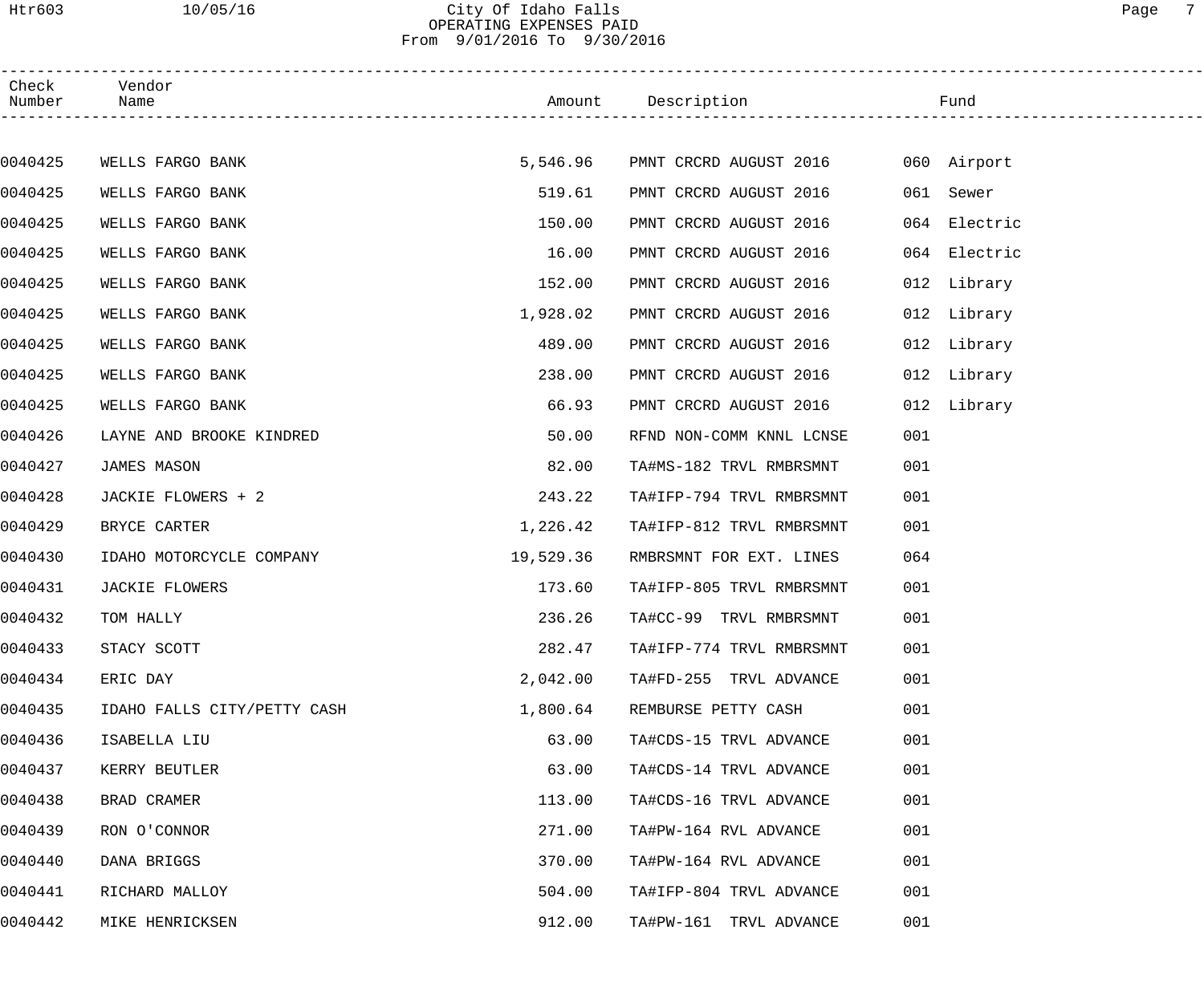# City Of Idaho Falls

## OPERATING EXPENSES PAID

From 9/01/2016 To 9/30/2016

| Check Number | Vendor Name | Amount | Description | Fund |
|---|---|---|---|---|
| 0040425 | WELLS FARGO BANK | 5,546.96 | PMNT CRCRD AUGUST 2016 | 060 Airport |
| 0040425 | WELLS FARGO BANK | 519.61 | PMNT CRCRD AUGUST 2016 | 061 Sewer |
| 0040425 | WELLS FARGO BANK | 150.00 | PMNT CRCRD AUGUST 2016 | 064 Electric |
| 0040425 | WELLS FARGO BANK | 16.00 | PMNT CRCRD AUGUST 2016 | 064 Electric |
| 0040425 | WELLS FARGO BANK | 152.00 | PMNT CRCRD AUGUST 2016 | 012 Library |
| 0040425 | WELLS FARGO BANK | 1,928.02 | PMNT CRCRD AUGUST 2016 | 012 Library |
| 0040425 | WELLS FARGO BANK | 489.00 | PMNT CRCRD AUGUST 2016 | 012 Library |
| 0040425 | WELLS FARGO BANK | 238.00 | PMNT CRCRD AUGUST 2016 | 012 Library |
| 0040425 | WELLS FARGO BANK | 66.93 | PMNT CRCRD AUGUST 2016 | 012 Library |
| 0040426 | LAYNE AND BROOKE KINDRED | 50.00 | RFND NON-COMM KNNL LCNSE | 001 |
| 0040427 | JAMES MASON | 82.00 | TA#MS-182 TRVL RMBRSMNT | 001 |
| 0040428 | JACKIE FLOWERS + 2 | 243.22 | TA#IFP-794 TRVL RMBRSMNT | 001 |
| 0040429 | BRYCE CARTER | 1,226.42 | TA#IFP-812 TRVL RMBRSMNT | 001 |
| 0040430 | IDAHO MOTORCYCLE COMPANY | 19,529.36 | RMBRSMNT FOR EXT. LINES | 064 |
| 0040431 | JACKIE FLOWERS | 173.60 | TA#IFP-805 TRVL RMBRSMNT | 001 |
| 0040432 | TOM HALLY | 236.26 | TA#CC-99 TRVL RMBRSMNT | 001 |
| 0040433 | STACY SCOTT | 282.47 | TA#IFP-774 TRVL RMBRSMNT | 001 |
| 0040434 | ERIC DAY | 2,042.00 | TA#FD-255 TRVL ADVANCE | 001 |
| 0040435 | IDAHO FALLS CITY/PETTY CASH | 1,800.64 | REMBURSE PETTY CASH | 001 |
| 0040436 | ISABELLA LIU | 63.00 | TA#CDS-15 TRVL ADVANCE | 001 |
| 0040437 | KERRY BEUTLER | 63.00 | TA#CDS-14 TRVL ADVANCE | 001 |
| 0040438 | BRAD CRAMER | 113.00 | TA#CDS-16 TRVL ADVANCE | 001 |
| 0040439 | RON O'CONNOR | 271.00 | TA#PW-164 RVL ADVANCE | 001 |
| 0040440 | DANA BRIGGS | 370.00 | TA#PW-164 RVL ADVANCE | 001 |
| 0040441 | RICHARD MALLOY | 504.00 | TA#IFP-804 TRVL ADVANCE | 001 |
| 0040442 | MIKE HENRICKSEN | 912.00 | TA#PW-161 TRVL ADVANCE | 001 |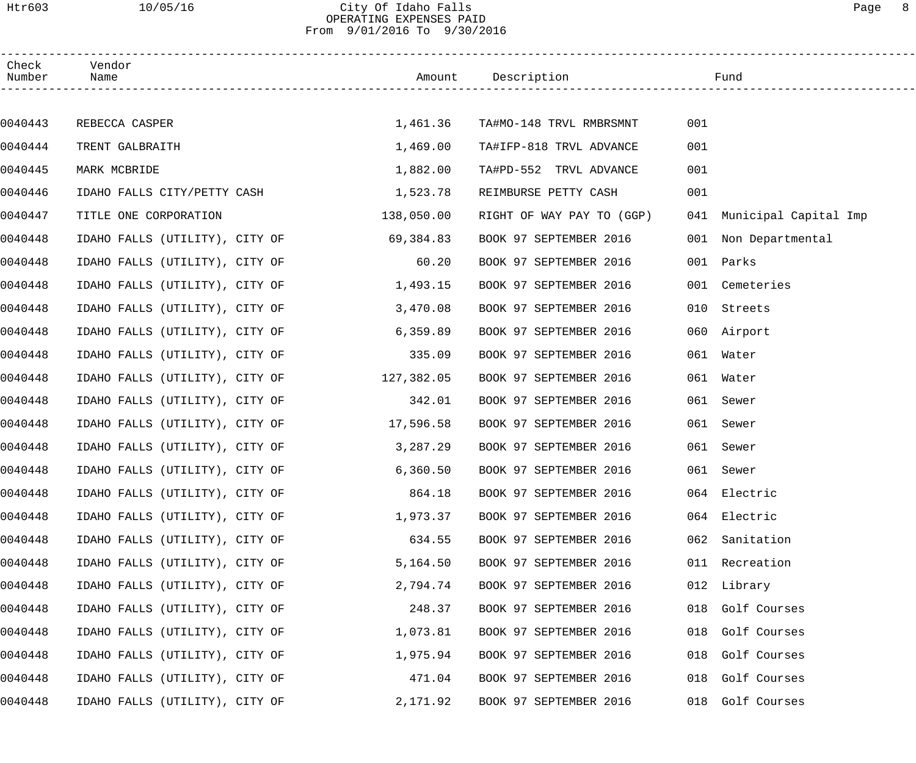# City Of Idaho Falls

## OPERATING EXPENSES PAID

From 9/01/2016 To 9/30/2016

| Check Number | Vendor Name | Amount | Description | Fund | |
|---|---|---|---|---|---|
| 0040443 | REBECCA CASPER | 1,461.36 | TA#MO-148 TRVL RMBRSMNT | 001 | |
| 0040444 | TRENT GALBRAITH | 1,469.00 | TA#IFP-818 TRVL ADVANCE | 001 | |
| 0040445 | MARK MCBRIDE | 1,882.00 | TA#PD-552 TRVL ADVANCE | 001 | |
| 0040446 | IDAHO FALLS CITY/PETTY CASH | 1,523.78 | REIMBURSE PETTY CASH | 001 | |
| 0040447 | TITLE ONE CORPORATION | 138,050.00 | RIGHT OF WAY PAY TO (GGP) | 041 | Municipal Capital Imp |
| 0040448 | IDAHO FALLS (UTILITY), CITY OF | 69,384.83 | BOOK 97 SEPTEMBER 2016 | 001 | Non Departmental |
| 0040448 | IDAHO FALLS (UTILITY), CITY OF | 60.20 | BOOK 97 SEPTEMBER 2016 | 001 | Parks |
| 0040448 | IDAHO FALLS (UTILITY), CITY OF | 1,493.15 | BOOK 97 SEPTEMBER 2016 | 001 | Cemeteries |
| 0040448 | IDAHO FALLS (UTILITY), CITY OF | 3,470.08 | BOOK 97 SEPTEMBER 2016 | 010 | Streets |
| 0040448 | IDAHO FALLS (UTILITY), CITY OF | 6,359.89 | BOOK 97 SEPTEMBER 2016 | 060 | Airport |
| 0040448 | IDAHO FALLS (UTILITY), CITY OF | 335.09 | BOOK 97 SEPTEMBER 2016 | 061 | Water |
| 0040448 | IDAHO FALLS (UTILITY), CITY OF | 127,382.05 | BOOK 97 SEPTEMBER 2016 | 061 | Water |
| 0040448 | IDAHO FALLS (UTILITY), CITY OF | 342.01 | BOOK 97 SEPTEMBER 2016 | 061 | Sewer |
| 0040448 | IDAHO FALLS (UTILITY), CITY OF | 17,596.58 | BOOK 97 SEPTEMBER 2016 | 061 | Sewer |
| 0040448 | IDAHO FALLS (UTILITY), CITY OF | 3,287.29 | BOOK 97 SEPTEMBER 2016 | 061 | Sewer |
| 0040448 | IDAHO FALLS (UTILITY), CITY OF | 6,360.50 | BOOK 97 SEPTEMBER 2016 | 061 | Sewer |
| 0040448 | IDAHO FALLS (UTILITY), CITY OF | 864.18 | BOOK 97 SEPTEMBER 2016 | 064 | Electric |
| 0040448 | IDAHO FALLS (UTILITY), CITY OF | 1,973.37 | BOOK 97 SEPTEMBER 2016 | 064 | Electric |
| 0040448 | IDAHO FALLS (UTILITY), CITY OF | 634.55 | BOOK 97 SEPTEMBER 2016 | 062 | Sanitation |
| 0040448 | IDAHO FALLS (UTILITY), CITY OF | 5,164.50 | BOOK 97 SEPTEMBER 2016 | 011 | Recreation |
| 0040448 | IDAHO FALLS (UTILITY), CITY OF | 2,794.74 | BOOK 97 SEPTEMBER 2016 | 012 | Library |
| 0040448 | IDAHO FALLS (UTILITY), CITY OF | 248.37 | BOOK 97 SEPTEMBER 2016 | 018 | Golf Courses |
| 0040448 | IDAHO FALLS (UTILITY), CITY OF | 1,073.81 | BOOK 97 SEPTEMBER 2016 | 018 | Golf Courses |
| 0040448 | IDAHO FALLS (UTILITY), CITY OF | 1,975.94 | BOOK 97 SEPTEMBER 2016 | 018 | Golf Courses |
| 0040448 | IDAHO FALLS (UTILITY), CITY OF | 471.04 | BOOK 97 SEPTEMBER 2016 | 018 | Golf Courses |
| 0040448 | IDAHO FALLS (UTILITY), CITY OF | 2,171.92 | BOOK 97 SEPTEMBER 2016 | 018 | Golf Courses |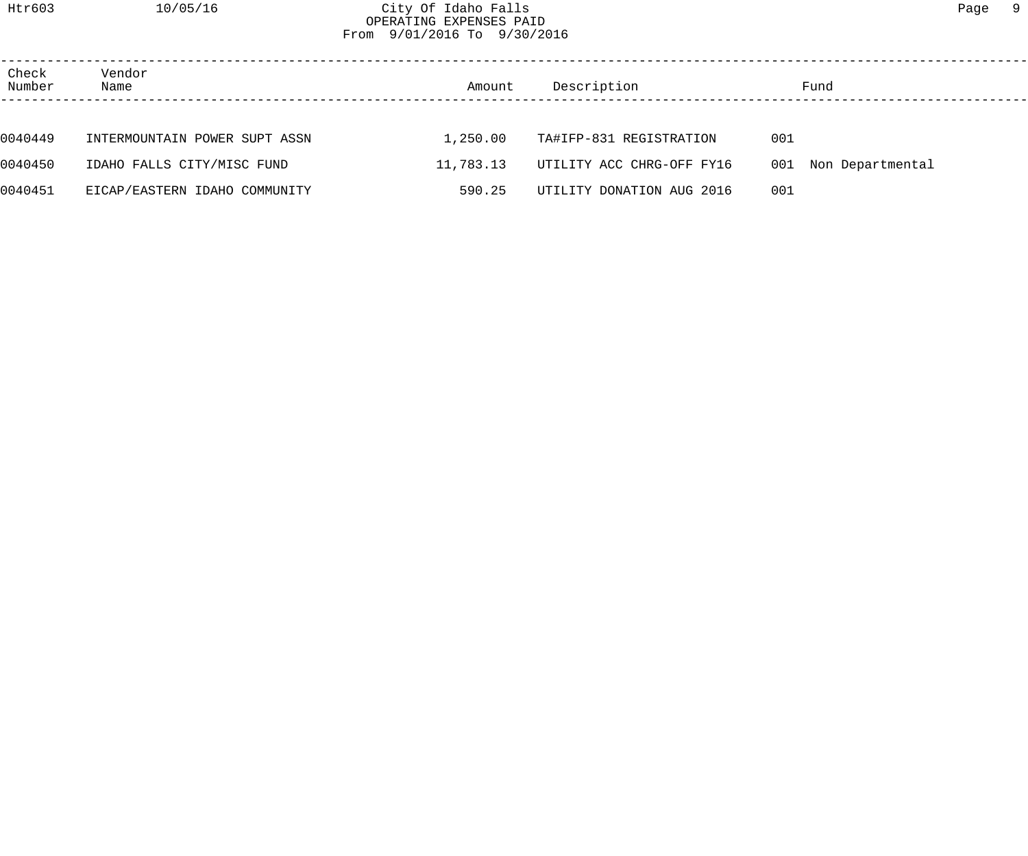City Of Idaho Falls
OPERATING EXPENSES PAID
From 9/01/2016 To 9/30/2016

| Check Number | Vendor Name | Amount | Description | Fund | |
|---|---|---|---|---|---|
| 0040449 | INTERMOUNTAIN POWER SUPT ASSN | 1,250.00 | TA#IFP-831 REGISTRATION | 001 | |
| 0040450 | IDAHO FALLS CITY/MISC FUND | 11,783.13 | UTILITY ACC CHRG-OFF FY16 | 001 | Non Departmental |
| 0040451 | EICAP/EASTERN IDAHO COMMUNITY | 590.25 | UTILITY DONATION AUG 2016 | 001 | |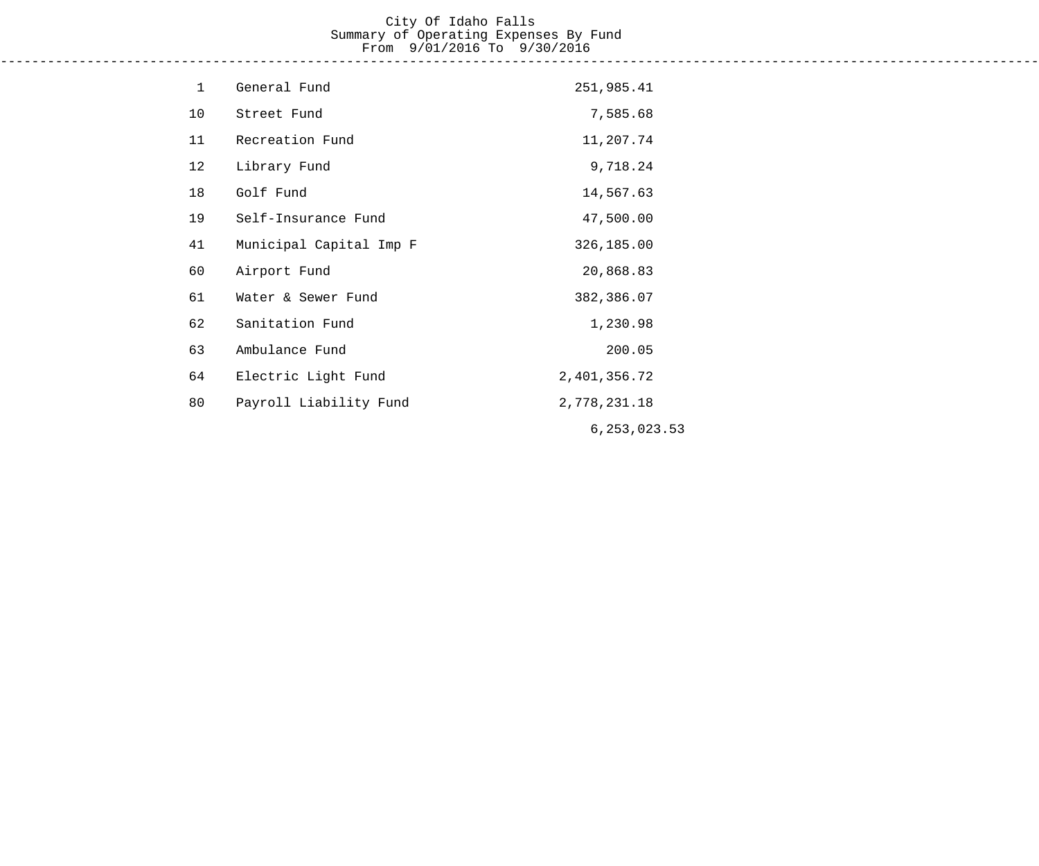# City Of Idaho Falls

## Summary of Operating Expenses By Fund

From 9/01/2016 To 9/30/2016

---

| Fund | Name | Amount | Total |
|---|---|---|---|
| 1 | General Fund | 251,985.41 | |
| 10 | Street Fund | 7,585.68 | |
| 11 | Recreation Fund | 11,207.74 | |
| 12 | Library Fund | 9,718.24 | |
| 18 | Golf Fund | 14,567.63 | |
| 19 | Self-Insurance Fund | 47,500.00 | |
| 41 | Municipal Capital Imp F | 326,185.00 | |
| 60 | Airport Fund | 20,868.83 | |
| 61 | Water & Sewer Fund | 382,386.07 | |
| 62 | Sanitation Fund | 1,230.98 | |
| 63 | Ambulance Fund | 200.05 | |
| 64 | Electric Light Fund | 2,401,356.72 | |
| 80 | Payroll Liability Fund | 2,778,231.18 | |
| | | | 6,253,023.53 |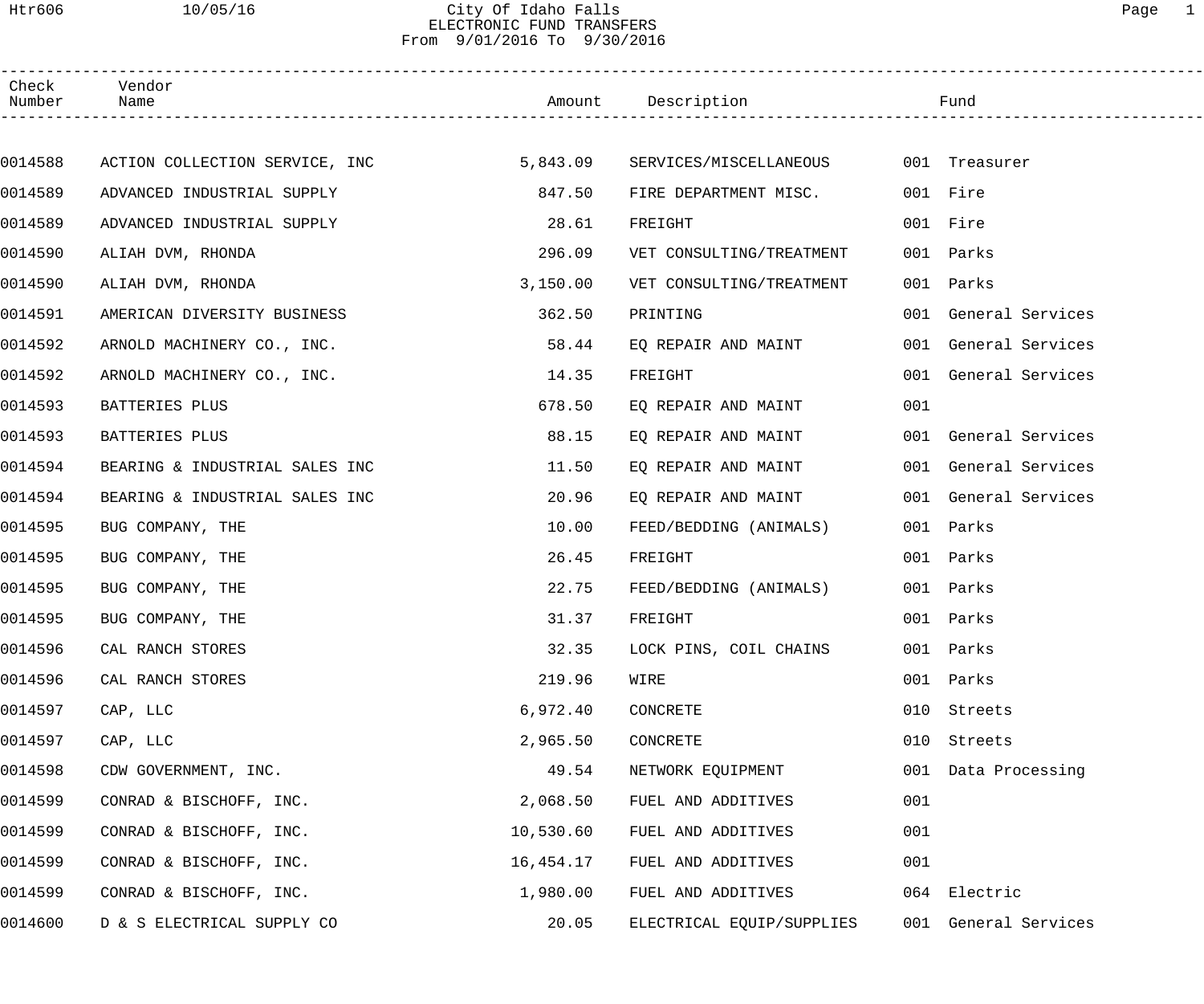# City Of Idaho Falls

## ELECTRONIC FUND TRANSFERS

From 9/01/2016 To 9/30/2016

| Check Number | Vendor Name | Amount | Description | Fund | |
|---|---|---|---|---|---|
| 0014588 | ACTION COLLECTION SERVICE, INC | 5,843.09 | SERVICES/MISCELLANEOUS | 001 | Treasurer |
| 0014589 | ADVANCED INDUSTRIAL SUPPLY | 847.50 | FIRE DEPARTMENT MISC. | 001 | Fire |
| 0014589 | ADVANCED INDUSTRIAL SUPPLY | 28.61 | FREIGHT | 001 | Fire |
| 0014590 | ALIAH DVM, RHONDA | 296.09 | VET CONSULTING/TREATMENT | 001 | Parks |
| 0014590 | ALIAH DVM, RHONDA | 3,150.00 | VET CONSULTING/TREATMENT | 001 | Parks |
| 0014591 | AMERICAN DIVERSITY BUSINESS | 362.50 | PRINTING | 001 | General Services |
| 0014592 | ARNOLD MACHINERY CO., INC. | 58.44 | EQ REPAIR AND MAINT | 001 | General Services |
| 0014592 | ARNOLD MACHINERY CO., INC. | 14.35 | FREIGHT | 001 | General Services |
| 0014593 | BATTERIES PLUS | 678.50 | EQ REPAIR AND MAINT | 001 | |
| 0014593 | BATTERIES PLUS | 88.15 | EQ REPAIR AND MAINT | 001 | General Services |
| 0014594 | BEARING & INDUSTRIAL SALES INC | 11.50 | EQ REPAIR AND MAINT | 001 | General Services |
| 0014594 | BEARING & INDUSTRIAL SALES INC | 20.96 | EQ REPAIR AND MAINT | 001 | General Services |
| 0014595 | BUG COMPANY, THE | 10.00 | FEED/BEDDING (ANIMALS) | 001 | Parks |
| 0014595 | BUG COMPANY, THE | 26.45 | FREIGHT | 001 | Parks |
| 0014595 | BUG COMPANY, THE | 22.75 | FEED/BEDDING (ANIMALS) | 001 | Parks |
| 0014595 | BUG COMPANY, THE | 31.37 | FREIGHT | 001 | Parks |
| 0014596 | CAL RANCH STORES | 32.35 | LOCK PINS, COIL CHAINS | 001 | Parks |
| 0014596 | CAL RANCH STORES | 219.96 | WIRE | 001 | Parks |
| 0014597 | CAP, LLC | 6,972.40 | CONCRETE | 010 | Streets |
| 0014597 | CAP, LLC | 2,965.50 | CONCRETE | 010 | Streets |
| 0014598 | CDW GOVERNMENT, INC. | 49.54 | NETWORK EQUIPMENT | 001 | Data Processing |
| 0014599 | CONRAD & BISCHOFF, INC. | 2,068.50 | FUEL AND ADDITIVES | 001 | |
| 0014599 | CONRAD & BISCHOFF, INC. | 10,530.60 | FUEL AND ADDITIVES | 001 | |
| 0014599 | CONRAD & BISCHOFF, INC. | 16,454.17 | FUEL AND ADDITIVES | 001 | |
| 0014599 | CONRAD & BISCHOFF, INC. | 1,980.00 | FUEL AND ADDITIVES | 064 | Electric |
| 0014600 | D & S ELECTRICAL SUPPLY CO | 20.05 | ELECTRICAL EQUIP/SUPPLIES | 001 | General Services |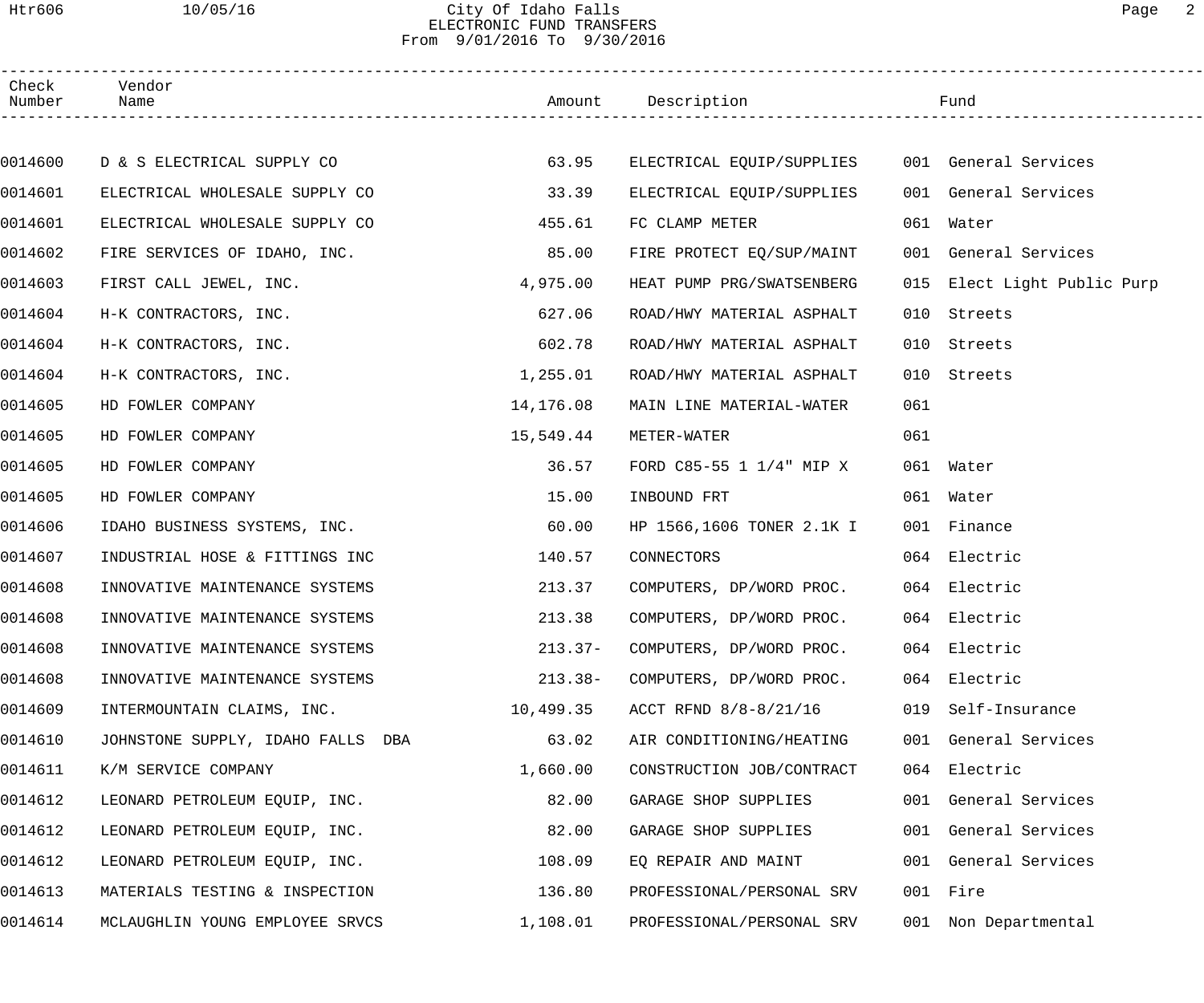City Of Idaho Falls
ELECTRONIC FUND TRANSFERS
From 9/01/2016 To 9/30/2016

| Check Number | Vendor Name | Amount | Description | Fund |
|---|---|---|---|---|
| 0014600 | D & S ELECTRICAL SUPPLY CO | 63.95 | ELECTRICAL EQUIP/SUPPLIES | 001 General Services |
| 0014601 | ELECTRICAL WHOLESALE SUPPLY CO | 33.39 | ELECTRICAL EQUIP/SUPPLIES | 001 General Services |
| 0014601 | ELECTRICAL WHOLESALE SUPPLY CO | 455.61 | FC CLAMP METER | 061 Water |
| 0014602 | FIRE SERVICES OF IDAHO, INC. | 85.00 | FIRE PROTECT EQ/SUP/MAINT | 001 General Services |
| 0014603 | FIRST CALL JEWEL, INC. | 4,975.00 | HEAT PUMP PRG/SWATSENBERG | 015 Elect Light Public Purp |
| 0014604 | H-K CONTRACTORS, INC. | 627.06 | ROAD/HWY MATERIAL ASPHALT | 010 Streets |
| 0014604 | H-K CONTRACTORS, INC. | 602.78 | ROAD/HWY MATERIAL ASPHALT | 010 Streets |
| 0014604 | H-K CONTRACTORS, INC. | 1,255.01 | ROAD/HWY MATERIAL ASPHALT | 010 Streets |
| 0014605 | HD FOWLER COMPANY | 14,176.08 | MAIN LINE MATERIAL-WATER | 061 |
| 0014605 | HD FOWLER COMPANY | 15,549.44 | METER-WATER | 061 |
| 0014605 | HD FOWLER COMPANY | 36.57 | FORD C85-55 1 1/4" MIP X | 061 Water |
| 0014605 | HD FOWLER COMPANY | 15.00 | INBOUND FRT | 061 Water |
| 0014606 | IDAHO BUSINESS SYSTEMS, INC. | 60.00 | HP 1566,1606 TONER 2.1K I | 001 Finance |
| 0014607 | INDUSTRIAL HOSE & FITTINGS INC | 140.57 | CONNECTORS | 064 Electric |
| 0014608 | INNOVATIVE MAINTENANCE SYSTEMS | 213.37 | COMPUTERS, DP/WORD PROC. | 064 Electric |
| 0014608 | INNOVATIVE MAINTENANCE SYSTEMS | 213.38 | COMPUTERS, DP/WORD PROC. | 064 Electric |
| 0014608 | INNOVATIVE MAINTENANCE SYSTEMS | 213.37- | COMPUTERS, DP/WORD PROC. | 064 Electric |
| 0014608 | INNOVATIVE MAINTENANCE SYSTEMS | 213.38- | COMPUTERS, DP/WORD PROC. | 064 Electric |
| 0014609 | INTERMOUNTAIN CLAIMS, INC. | 10,499.35 | ACCT RFND 8/8-8/21/16 | 019 Self-Insurance |
| 0014610 | JOHNSTONE SUPPLY, IDAHO FALLS DBA | 63.02 | AIR CONDITIONING/HEATING | 001 General Services |
| 0014611 | K/M SERVICE COMPANY | 1,660.00 | CONSTRUCTION JOB/CONTRACT | 064 Electric |
| 0014612 | LEONARD PETROLEUM EQUIP, INC. | 82.00 | GARAGE SHOP SUPPLIES | 001 General Services |
| 0014612 | LEONARD PETROLEUM EQUIP, INC. | 82.00 | GARAGE SHOP SUPPLIES | 001 General Services |
| 0014612 | LEONARD PETROLEUM EQUIP, INC. | 108.09 | EQ REPAIR AND MAINT | 001 General Services |
| 0014613 | MATERIALS TESTING & INSPECTION | 136.80 | PROFESSIONAL/PERSONAL SRV | 001 Fire |
| 0014614 | MCLAUGHLIN YOUNG EMPLOYEE SRVCS | 1,108.01 | PROFESSIONAL/PERSONAL SRV | 001 Non Departmental |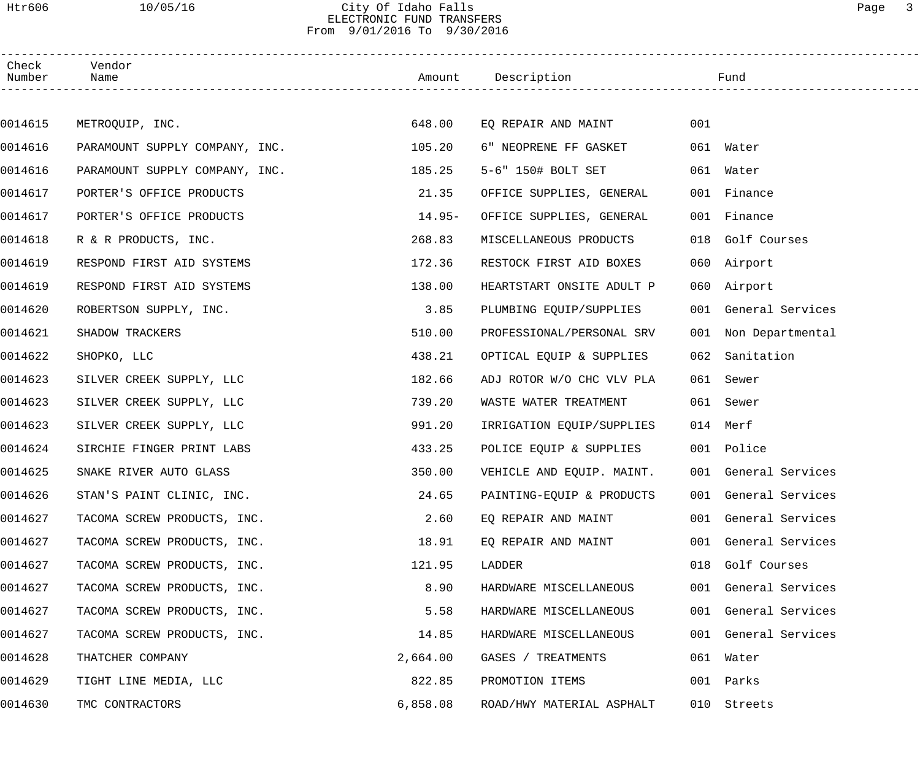City Of Idaho Falls
ELECTRONIC FUND TRANSFERS
From 9/01/2016 To 9/30/2016

| Check Number | Vendor Name | Amount | Description | Fund |
|---|---|---|---|---|
| 0014615 | METROQUIP, INC. | 648.00 | EQ REPAIR AND MAINT | 001 |
| 0014616 | PARAMOUNT SUPPLY COMPANY, INC. | 105.20 | 6" NEOPRENE FF GASKET | 061 Water |
| 0014616 | PARAMOUNT SUPPLY COMPANY, INC. | 185.25 | 5-6" 150# BOLT SET | 061 Water |
| 0014617 | PORTER'S OFFICE PRODUCTS | 21.35 | OFFICE SUPPLIES, GENERAL | 001 Finance |
| 0014617 | PORTER'S OFFICE PRODUCTS | 14.95- | OFFICE SUPPLIES, GENERAL | 001 Finance |
| 0014618 | R & R PRODUCTS, INC. | 268.83 | MISCELLANEOUS PRODUCTS | 018 Golf Courses |
| 0014619 | RESPOND FIRST AID SYSTEMS | 172.36 | RESTOCK FIRST AID BOXES | 060 Airport |
| 0014619 | RESPOND FIRST AID SYSTEMS | 138.00 | HEARTSTART ONSITE ADULT P | 060 Airport |
| 0014620 | ROBERTSON SUPPLY, INC. | 3.85 | PLUMBING EQUIP/SUPPLIES | 001 General Services |
| 0014621 | SHADOW TRACKERS | 510.00 | PROFESSIONAL/PERSONAL SRV | 001 Non Departmental |
| 0014622 | SHOPKO, LLC | 438.21 | OPTICAL EQUIP & SUPPLIES | 062 Sanitation |
| 0014623 | SILVER CREEK SUPPLY, LLC | 182.66 | ADJ ROTOR W/O CHC VLV PLA | 061 Sewer |
| 0014623 | SILVER CREEK SUPPLY, LLC | 739.20 | WASTE WATER TREATMENT | 061 Sewer |
| 0014623 | SILVER CREEK SUPPLY, LLC | 991.20 | IRRIGATION EQUIP/SUPPLIES | 014 Merf |
| 0014624 | SIRCHIE FINGER PRINT LABS | 433.25 | POLICE EQUIP & SUPPLIES | 001 Police |
| 0014625 | SNAKE RIVER AUTO GLASS | 350.00 | VEHICLE AND EQUIP. MAINT. | 001 General Services |
| 0014626 | STAN'S PAINT CLINIC, INC. | 24.65 | PAINTING-EQUIP & PRODUCTS | 001 General Services |
| 0014627 | TACOMA SCREW PRODUCTS, INC. | 2.60 | EQ REPAIR AND MAINT | 001 General Services |
| 0014627 | TACOMA SCREW PRODUCTS, INC. | 18.91 | EQ REPAIR AND MAINT | 001 General Services |
| 0014627 | TACOMA SCREW PRODUCTS, INC. | 121.95 | LADDER | 018 Golf Courses |
| 0014627 | TACOMA SCREW PRODUCTS, INC. | 8.90 | HARDWARE MISCELLANEOUS | 001 General Services |
| 0014627 | TACOMA SCREW PRODUCTS, INC. | 5.58 | HARDWARE MISCELLANEOUS | 001 General Services |
| 0014627 | TACOMA SCREW PRODUCTS, INC. | 14.85 | HARDWARE MISCELLANEOUS | 001 General Services |
| 0014628 | THATCHER COMPANY | 2,664.00 | GASES / TREATMENTS | 061 Water |
| 0014629 | TIGHT LINE MEDIA, LLC | 822.85 | PROMOTION ITEMS | 001 Parks |
| 0014630 | TMC CONTRACTORS | 6,858.08 | ROAD/HWY MATERIAL ASPHALT | 010 Streets |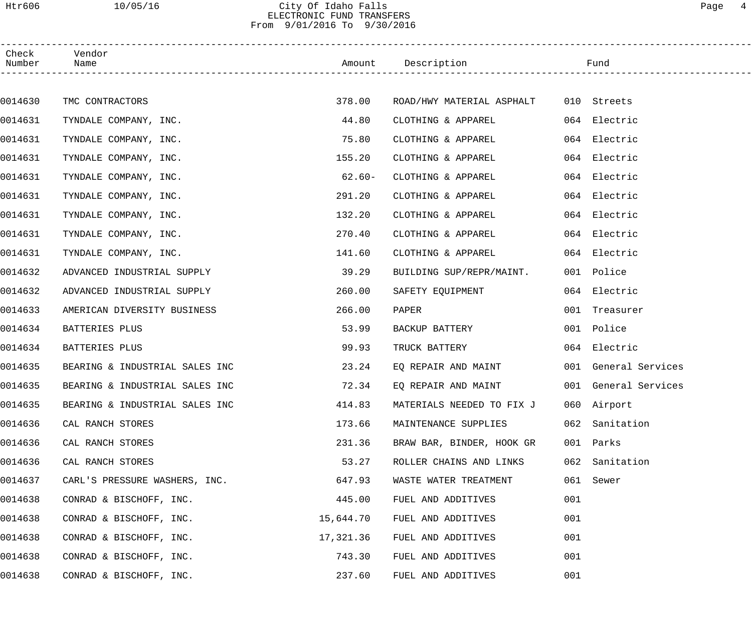# City Of Idaho Falls
## ELECTRONIC FUND TRANSFERS
From 9/01/2016 To 9/30/2016

| Check Number | Vendor Name | Amount | Description | Fund | |
|---|---|---|---|---|---|
| 0014630 | TMC CONTRACTORS | 378.00 | ROAD/HWY MATERIAL ASPHALT | 010 | Streets |
| 0014631 | TYNDALE COMPANY, INC. | 44.80 | CLOTHING & APPAREL | 064 | Electric |
| 0014631 | TYNDALE COMPANY, INC. | 75.80 | CLOTHING & APPAREL | 064 | Electric |
| 0014631 | TYNDALE COMPANY, INC. | 155.20 | CLOTHING & APPAREL | 064 | Electric |
| 0014631 | TYNDALE COMPANY, INC. | 62.60- | CLOTHING & APPAREL | 064 | Electric |
| 0014631 | TYNDALE COMPANY, INC. | 291.20 | CLOTHING & APPAREL | 064 | Electric |
| 0014631 | TYNDALE COMPANY, INC. | 132.20 | CLOTHING & APPAREL | 064 | Electric |
| 0014631 | TYNDALE COMPANY, INC. | 270.40 | CLOTHING & APPAREL | 064 | Electric |
| 0014631 | TYNDALE COMPANY, INC. | 141.60 | CLOTHING & APPAREL | 064 | Electric |
| 0014632 | ADVANCED INDUSTRIAL SUPPLY | 39.29 | BUILDING SUP/REPR/MAINT. | 001 | Police |
| 0014632 | ADVANCED INDUSTRIAL SUPPLY | 260.00 | SAFETY EQUIPMENT | 064 | Electric |
| 0014633 | AMERICAN DIVERSITY BUSINESS | 266.00 | PAPER | 001 | Treasurer |
| 0014634 | BATTERIES PLUS | 53.99 | BACKUP BATTERY | 001 | Police |
| 0014634 | BATTERIES PLUS | 99.93 | TRUCK BATTERY | 064 | Electric |
| 0014635 | BEARING & INDUSTRIAL SALES INC | 23.24 | EQ REPAIR AND MAINT | 001 | General Services |
| 0014635 | BEARING & INDUSTRIAL SALES INC | 72.34 | EQ REPAIR AND MAINT | 001 | General Services |
| 0014635 | BEARING & INDUSTRIAL SALES INC | 414.83 | MATERIALS NEEDED TO FIX J | 060 | Airport |
| 0014636 | CAL RANCH STORES | 173.66 | MAINTENANCE SUPPLIES | 062 | Sanitation |
| 0014636 | CAL RANCH STORES | 231.36 | BRAW BAR, BINDER, HOOK GR | 001 | Parks |
| 0014636 | CAL RANCH STORES | 53.27 | ROLLER CHAINS AND LINKS | 062 | Sanitation |
| 0014637 | CARL'S PRESSURE WASHERS, INC. | 647.93 | WASTE WATER TREATMENT | 061 | Sewer |
| 0014638 | CONRAD & BISCHOFF, INC. | 445.00 | FUEL AND ADDITIVES | 001 | |
| 0014638 | CONRAD & BISCHOFF, INC. | 15,644.70 | FUEL AND ADDITIVES | 001 | |
| 0014638 | CONRAD & BISCHOFF, INC. | 17,321.36 | FUEL AND ADDITIVES | 001 | |
| 0014638 | CONRAD & BISCHOFF, INC. | 743.30 | FUEL AND ADDITIVES | 001 | |
| 0014638 | CONRAD & BISCHOFF, INC. | 237.60 | FUEL AND ADDITIVES | 001 | |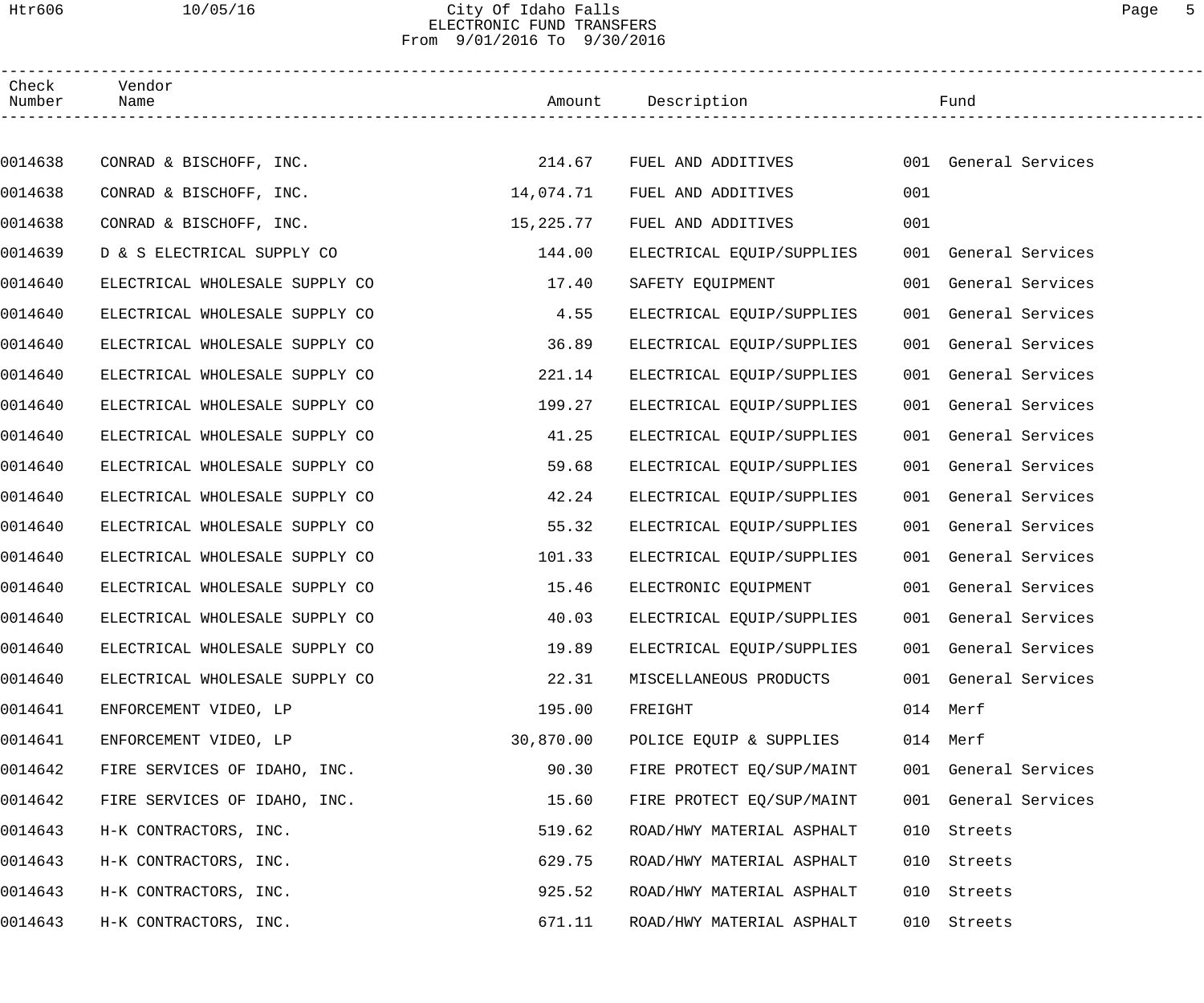City Of Idaho Falls
ELECTRONIC FUND TRANSFERS
From 9/01/2016 To 9/30/2016

| Check Number | Vendor Name | Amount | Description | Fund |
|---|---|---|---|---|
| 0014638 | CONRAD & BISCHOFF, INC. | 214.67 | FUEL AND ADDITIVES | 001 General Services |
| 0014638 | CONRAD & BISCHOFF, INC. | 14,074.71 | FUEL AND ADDITIVES | 001 |
| 0014638 | CONRAD & BISCHOFF, INC. | 15,225.77 | FUEL AND ADDITIVES | 001 |
| 0014639 | D & S ELECTRICAL SUPPLY CO | 144.00 | ELECTRICAL EQUIP/SUPPLIES | 001 General Services |
| 0014640 | ELECTRICAL WHOLESALE SUPPLY CO | 17.40 | SAFETY EQUIPMENT | 001 General Services |
| 0014640 | ELECTRICAL WHOLESALE SUPPLY CO | 4.55 | ELECTRICAL EQUIP/SUPPLIES | 001 General Services |
| 0014640 | ELECTRICAL WHOLESALE SUPPLY CO | 36.89 | ELECTRICAL EQUIP/SUPPLIES | 001 General Services |
| 0014640 | ELECTRICAL WHOLESALE SUPPLY CO | 221.14 | ELECTRICAL EQUIP/SUPPLIES | 001 General Services |
| 0014640 | ELECTRICAL WHOLESALE SUPPLY CO | 199.27 | ELECTRICAL EQUIP/SUPPLIES | 001 General Services |
| 0014640 | ELECTRICAL WHOLESALE SUPPLY CO | 41.25 | ELECTRICAL EQUIP/SUPPLIES | 001 General Services |
| 0014640 | ELECTRICAL WHOLESALE SUPPLY CO | 59.68 | ELECTRICAL EQUIP/SUPPLIES | 001 General Services |
| 0014640 | ELECTRICAL WHOLESALE SUPPLY CO | 42.24 | ELECTRICAL EQUIP/SUPPLIES | 001 General Services |
| 0014640 | ELECTRICAL WHOLESALE SUPPLY CO | 55.32 | ELECTRICAL EQUIP/SUPPLIES | 001 General Services |
| 0014640 | ELECTRICAL WHOLESALE SUPPLY CO | 101.33 | ELECTRICAL EQUIP/SUPPLIES | 001 General Services |
| 0014640 | ELECTRICAL WHOLESALE SUPPLY CO | 15.46 | ELECTRONIC EQUIPMENT | 001 General Services |
| 0014640 | ELECTRICAL WHOLESALE SUPPLY CO | 40.03 | ELECTRICAL EQUIP/SUPPLIES | 001 General Services |
| 0014640 | ELECTRICAL WHOLESALE SUPPLY CO | 19.89 | ELECTRICAL EQUIP/SUPPLIES | 001 General Services |
| 0014640 | ELECTRICAL WHOLESALE SUPPLY CO | 22.31 | MISCELLANEOUS PRODUCTS | 001 General Services |
| 0014641 | ENFORCEMENT VIDEO, LP | 195.00 | FREIGHT | 014 Merf |
| 0014641 | ENFORCEMENT VIDEO, LP | 30,870.00 | POLICE EQUIP & SUPPLIES | 014 Merf |
| 0014642 | FIRE SERVICES OF IDAHO, INC. | 90.30 | FIRE PROTECT EQ/SUP/MAINT | 001 General Services |
| 0014642 | FIRE SERVICES OF IDAHO, INC. | 15.60 | FIRE PROTECT EQ/SUP/MAINT | 001 General Services |
| 0014643 | H-K CONTRACTORS, INC. | 519.62 | ROAD/HWY MATERIAL ASPHALT | 010 Streets |
| 0014643 | H-K CONTRACTORS, INC. | 629.75 | ROAD/HWY MATERIAL ASPHALT | 010 Streets |
| 0014643 | H-K CONTRACTORS, INC. | 925.52 | ROAD/HWY MATERIAL ASPHALT | 010 Streets |
| 0014643 | H-K CONTRACTORS, INC. | 671.11 | ROAD/HWY MATERIAL ASPHALT | 010 Streets |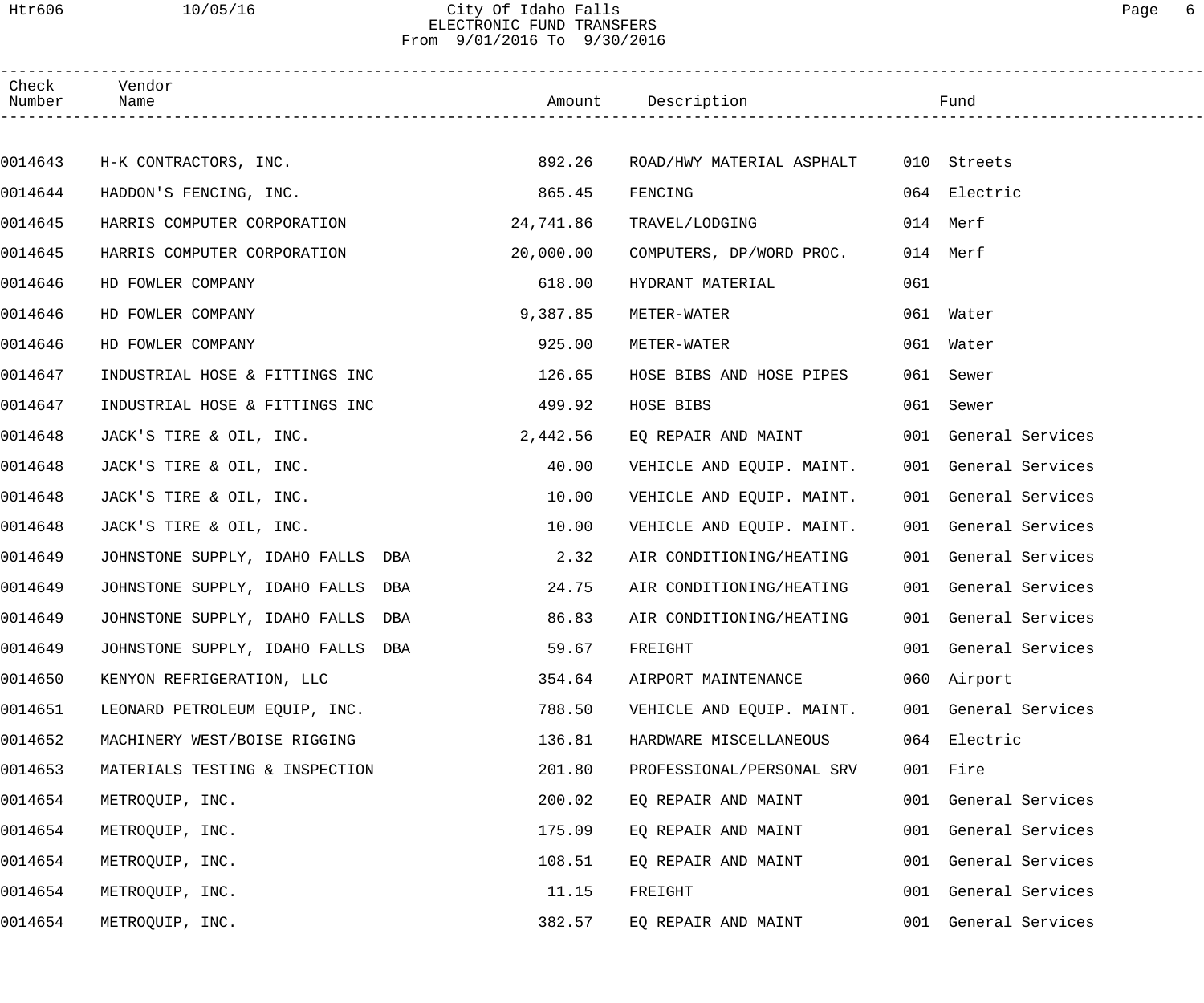# City Of Idaho Falls
## ELECTRONIC FUND TRANSFERS
From 9/01/2016 To 9/30/2016

| Check Number | Vendor Name | Amount | Description | Fund |
|---|---|---|---|---|
| 0014643 | H-K CONTRACTORS, INC. | 892.26 | ROAD/HWY MATERIAL ASPHALT | 010 Streets |
| 0014644 | HADDON'S FENCING, INC. | 865.45 | FENCING | 064 Electric |
| 0014645 | HARRIS COMPUTER CORPORATION | 24,741.86 | TRAVEL/LODGING | 014 Merf |
| 0014645 | HARRIS COMPUTER CORPORATION | 20,000.00 | COMPUTERS, DP/WORD PROC. | 014 Merf |
| 0014646 | HD FOWLER COMPANY | 618.00 | HYDRANT MATERIAL | 061 |
| 0014646 | HD FOWLER COMPANY | 9,387.85 | METER-WATER | 061 Water |
| 0014646 | HD FOWLER COMPANY | 925.00 | METER-WATER | 061 Water |
| 0014647 | INDUSTRIAL HOSE & FITTINGS INC | 126.65 | HOSE BIBS AND HOSE PIPES | 061 Sewer |
| 0014647 | INDUSTRIAL HOSE & FITTINGS INC | 499.92 | HOSE BIBS | 061 Sewer |
| 0014648 | JACK'S TIRE & OIL, INC. | 2,442.56 | EQ REPAIR AND MAINT | 001 General Services |
| 0014648 | JACK'S TIRE & OIL, INC. | 40.00 | VEHICLE AND EQUIP. MAINT. | 001 General Services |
| 0014648 | JACK'S TIRE & OIL, INC. | 10.00 | VEHICLE AND EQUIP. MAINT. | 001 General Services |
| 0014648 | JACK'S TIRE & OIL, INC. | 10.00 | VEHICLE AND EQUIP. MAINT. | 001 General Services |
| 0014649 | JOHNSTONE SUPPLY, IDAHO FALLS DBA | 2.32 | AIR CONDITIONING/HEATING | 001 General Services |
| 0014649 | JOHNSTONE SUPPLY, IDAHO FALLS DBA | 24.75 | AIR CONDITIONING/HEATING | 001 General Services |
| 0014649 | JOHNSTONE SUPPLY, IDAHO FALLS DBA | 86.83 | AIR CONDITIONING/HEATING | 001 General Services |
| 0014649 | JOHNSTONE SUPPLY, IDAHO FALLS DBA | 59.67 | FREIGHT | 001 General Services |
| 0014650 | KENYON REFRIGERATION, LLC | 354.64 | AIRPORT MAINTENANCE | 060 Airport |
| 0014651 | LEONARD PETROLEUM EQUIP, INC. | 788.50 | VEHICLE AND EQUIP. MAINT. | 001 General Services |
| 0014652 | MACHINERY WEST/BOISE RIGGING | 136.81 | HARDWARE MISCELLANEOUS | 064 Electric |
| 0014653 | MATERIALS TESTING & INSPECTION | 201.80 | PROFESSIONAL/PERSONAL SRV | 001 Fire |
| 0014654 | METROQUIP, INC. | 200.02 | EQ REPAIR AND MAINT | 001 General Services |
| 0014654 | METROQUIP, INC. | 175.09 | EQ REPAIR AND MAINT | 001 General Services |
| 0014654 | METROQUIP, INC. | 108.51 | EQ REPAIR AND MAINT | 001 General Services |
| 0014654 | METROQUIP, INC. | 11.15 | FREIGHT | 001 General Services |
| 0014654 | METROQUIP, INC. | 382.57 | EQ REPAIR AND MAINT | 001 General Services |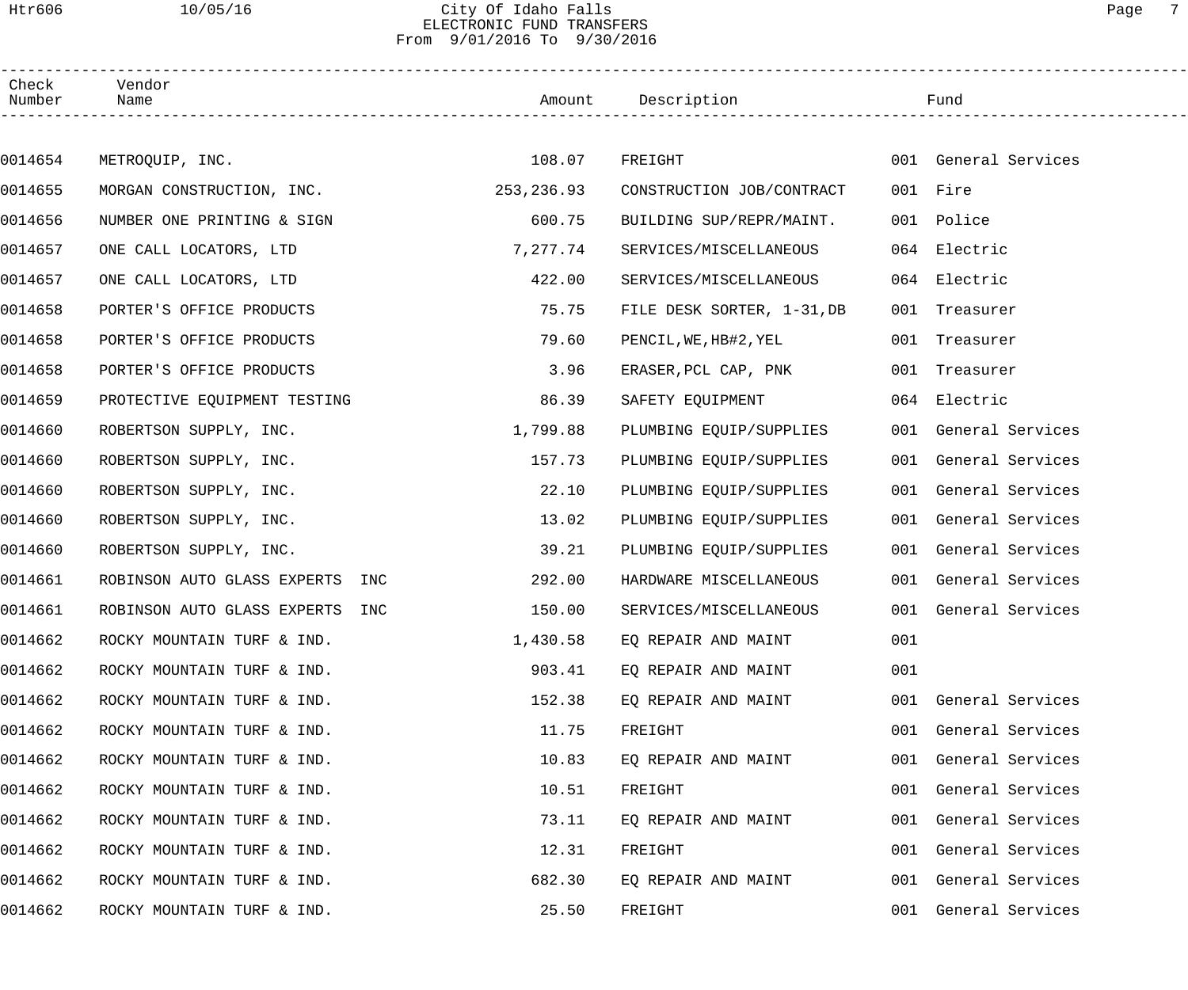City Of Idaho Falls
ELECTRONIC FUND TRANSFERS
From 9/01/2016 To 9/30/2016

| Check Number | Vendor Name | Amount | Description | Fund |
|---|---|---|---|---|
| 0014654 | METROQUIP, INC. | 108.07 | FREIGHT | 001 General Services |
| 0014655 | MORGAN CONSTRUCTION, INC. | 253,236.93 | CONSTRUCTION JOB/CONTRACT | 001 Fire |
| 0014656 | NUMBER ONE PRINTING & SIGN | 600.75 | BUILDING SUP/REPR/MAINT. | 001 Police |
| 0014657 | ONE CALL LOCATORS, LTD | 7,277.74 | SERVICES/MISCELLANEOUS | 064 Electric |
| 0014657 | ONE CALL LOCATORS, LTD | 422.00 | SERVICES/MISCELLANEOUS | 064 Electric |
| 0014658 | PORTER'S OFFICE PRODUCTS | 75.75 | FILE DESK SORTER, 1-31,DB | 001 Treasurer |
| 0014658 | PORTER'S OFFICE PRODUCTS | 79.60 | PENCIL,WE,HB#2,YEL | 001 Treasurer |
| 0014658 | PORTER'S OFFICE PRODUCTS | 3.96 | ERASER,PCL CAP, PNK | 001 Treasurer |
| 0014659 | PROTECTIVE EQUIPMENT TESTING | 86.39 | SAFETY EQUIPMENT | 064 Electric |
| 0014660 | ROBERTSON SUPPLY, INC. | 1,799.88 | PLUMBING EQUIP/SUPPLIES | 001 General Services |
| 0014660 | ROBERTSON SUPPLY, INC. | 157.73 | PLUMBING EQUIP/SUPPLIES | 001 General Services |
| 0014660 | ROBERTSON SUPPLY, INC. | 22.10 | PLUMBING EQUIP/SUPPLIES | 001 General Services |
| 0014660 | ROBERTSON SUPPLY, INC. | 13.02 | PLUMBING EQUIP/SUPPLIES | 001 General Services |
| 0014660 | ROBERTSON SUPPLY, INC. | 39.21 | PLUMBING EQUIP/SUPPLIES | 001 General Services |
| 0014661 | ROBINSON AUTO GLASS EXPERTS INC | 292.00 | HARDWARE MISCELLANEOUS | 001 General Services |
| 0014661 | ROBINSON AUTO GLASS EXPERTS INC | 150.00 | SERVICES/MISCELLANEOUS | 001 General Services |
| 0014662 | ROCKY MOUNTAIN TURF & IND. | 1,430.58 | EQ REPAIR AND MAINT | 001 |
| 0014662 | ROCKY MOUNTAIN TURF & IND. | 903.41 | EQ REPAIR AND MAINT | 001 |
| 0014662 | ROCKY MOUNTAIN TURF & IND. | 152.38 | EQ REPAIR AND MAINT | 001 General Services |
| 0014662 | ROCKY MOUNTAIN TURF & IND. | 11.75 | FREIGHT | 001 General Services |
| 0014662 | ROCKY MOUNTAIN TURF & IND. | 10.83 | EQ REPAIR AND MAINT | 001 General Services |
| 0014662 | ROCKY MOUNTAIN TURF & IND. | 10.51 | FREIGHT | 001 General Services |
| 0014662 | ROCKY MOUNTAIN TURF & IND. | 73.11 | EQ REPAIR AND MAINT | 001 General Services |
| 0014662 | ROCKY MOUNTAIN TURF & IND. | 12.31 | FREIGHT | 001 General Services |
| 0014662 | ROCKY MOUNTAIN TURF & IND. | 682.30 | EQ REPAIR AND MAINT | 001 General Services |
| 0014662 | ROCKY MOUNTAIN TURF & IND. | 25.50 | FREIGHT | 001 General Services |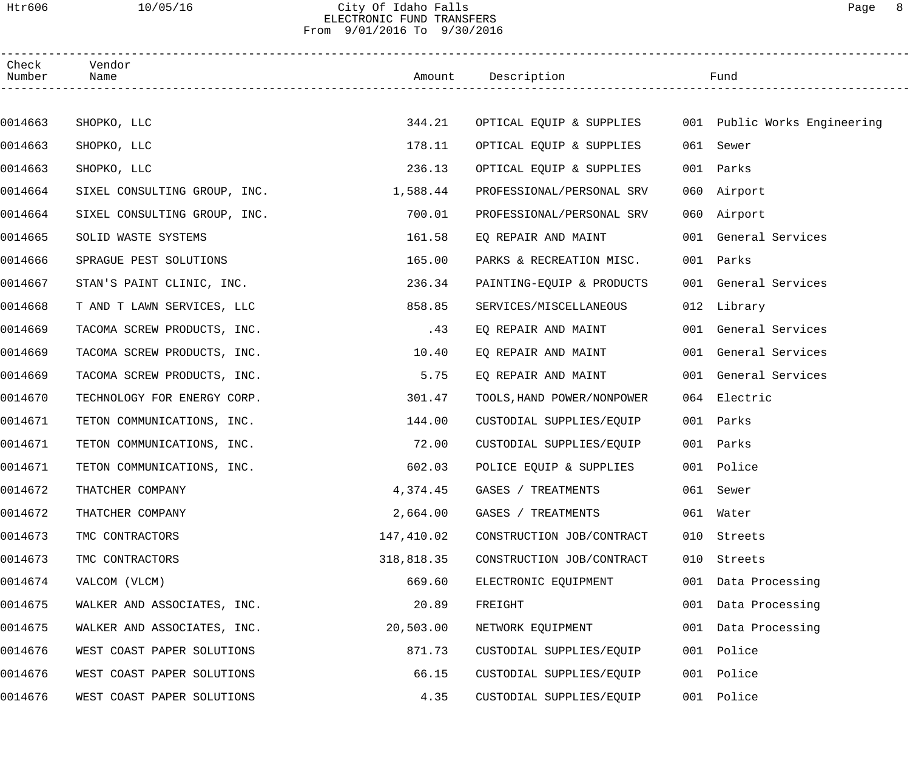# City Of Idaho Falls
## ELECTRONIC FUND TRANSFERS
From 9/01/2016 To 9/30/2016

| Check Number | Vendor Name | Amount | Description | Fund |
|---|---|---|---|---|
| 0014663 | SHOPKO, LLC | 344.21 | OPTICAL EQUIP & SUPPLIES | 001 Public Works Engineering |
| 0014663 | SHOPKO, LLC | 178.11 | OPTICAL EQUIP & SUPPLIES | 061 Sewer |
| 0014663 | SHOPKO, LLC | 236.13 | OPTICAL EQUIP & SUPPLIES | 001 Parks |
| 0014664 | SIXEL CONSULTING GROUP, INC. | 1,588.44 | PROFESSIONAL/PERSONAL SRV | 060 Airport |
| 0014664 | SIXEL CONSULTING GROUP, INC. | 700.01 | PROFESSIONAL/PERSONAL SRV | 060 Airport |
| 0014665 | SOLID WASTE SYSTEMS | 161.58 | EQ REPAIR AND MAINT | 001 General Services |
| 0014666 | SPRAGUE PEST SOLUTIONS | 165.00 | PARKS & RECREATION MISC. | 001 Parks |
| 0014667 | STAN'S PAINT CLINIC, INC. | 236.34 | PAINTING-EQUIP & PRODUCTS | 001 General Services |
| 0014668 | T AND T LAWN SERVICES, LLC | 858.85 | SERVICES/MISCELLANEOUS | 012 Library |
| 0014669 | TACOMA SCREW PRODUCTS, INC. | .43 | EQ REPAIR AND MAINT | 001 General Services |
| 0014669 | TACOMA SCREW PRODUCTS, INC. | 10.40 | EQ REPAIR AND MAINT | 001 General Services |
| 0014669 | TACOMA SCREW PRODUCTS, INC. | 5.75 | EQ REPAIR AND MAINT | 001 General Services |
| 0014670 | TECHNOLOGY FOR ENERGY CORP. | 301.47 | TOOLS,HAND POWER/NONPOWER | 064 Electric |
| 0014671 | TETON COMMUNICATIONS, INC. | 144.00 | CUSTODIAL SUPPLIES/EQUIP | 001 Parks |
| 0014671 | TETON COMMUNICATIONS, INC. | 72.00 | CUSTODIAL SUPPLIES/EQUIP | 001 Parks |
| 0014671 | TETON COMMUNICATIONS, INC. | 602.03 | POLICE EQUIP & SUPPLIES | 001 Police |
| 0014672 | THATCHER COMPANY | 4,374.45 | GASES / TREATMENTS | 061 Sewer |
| 0014672 | THATCHER COMPANY | 2,664.00 | GASES / TREATMENTS | 061 Water |
| 0014673 | TMC CONTRACTORS | 147,410.02 | CONSTRUCTION JOB/CONTRACT | 010 Streets |
| 0014673 | TMC CONTRACTORS | 318,818.35 | CONSTRUCTION JOB/CONTRACT | 010 Streets |
| 0014674 | VALCOM (VLCM) | 669.60 | ELECTRONIC EQUIPMENT | 001 Data Processing |
| 0014675 | WALKER AND ASSOCIATES, INC. | 20.89 | FREIGHT | 001 Data Processing |
| 0014675 | WALKER AND ASSOCIATES, INC. | 20,503.00 | NETWORK EQUIPMENT | 001 Data Processing |
| 0014676 | WEST COAST PAPER SOLUTIONS | 871.73 | CUSTODIAL SUPPLIES/EQUIP | 001 Police |
| 0014676 | WEST COAST PAPER SOLUTIONS | 66.15 | CUSTODIAL SUPPLIES/EQUIP | 001 Police |
| 0014676 | WEST COAST PAPER SOLUTIONS | 4.35 | CUSTODIAL SUPPLIES/EQUIP | 001 Police |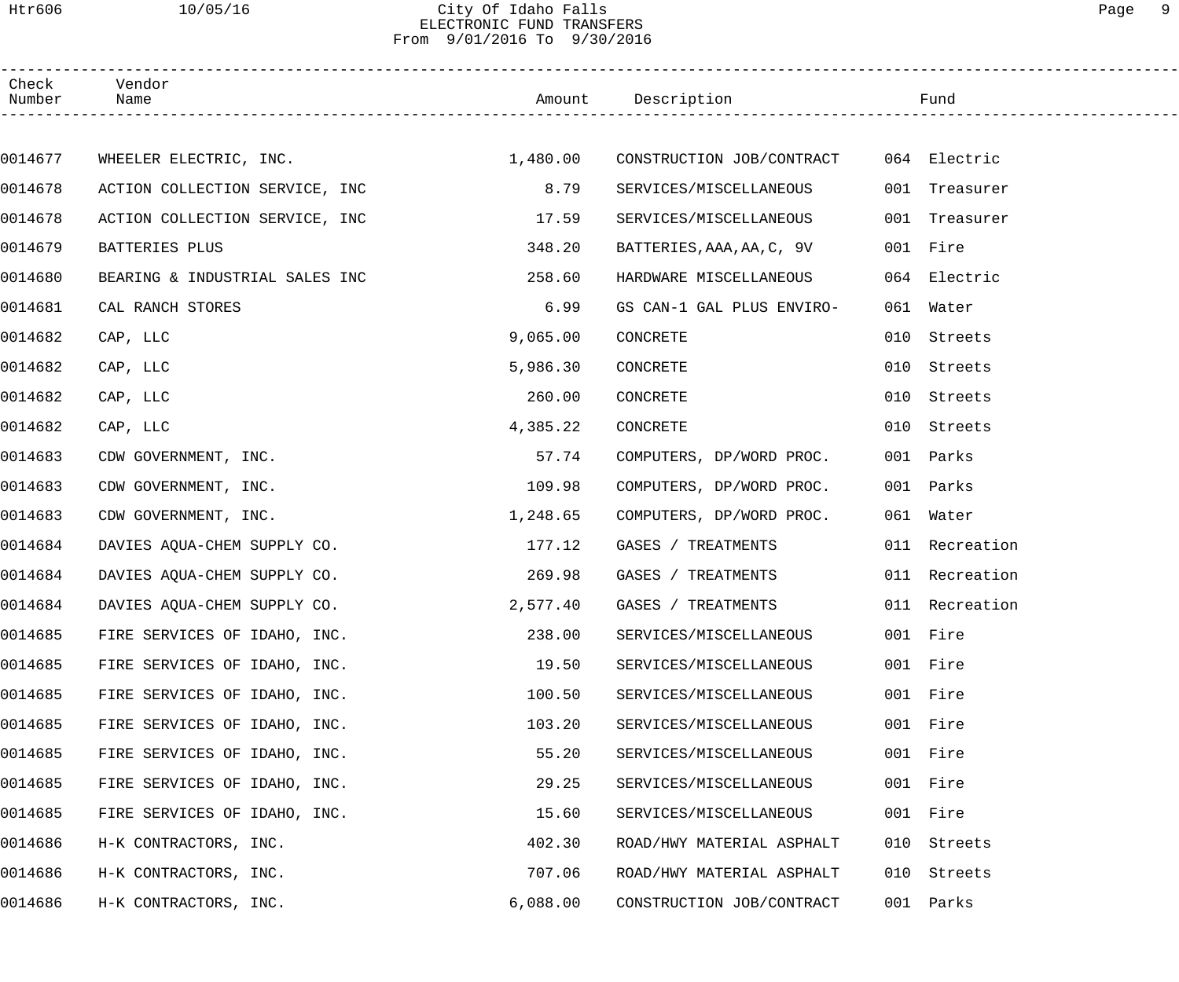City Of Idaho Falls
ELECTRONIC FUND TRANSFERS
From 9/01/2016 To 9/30/2016

| Check Number | Vendor Name | Amount | Description | Fund |
|---|---|---|---|---|
| 0014677 | WHEELER ELECTRIC, INC. | 1,480.00 | CONSTRUCTION JOB/CONTRACT | 064 Electric |
| 0014678 | ACTION COLLECTION SERVICE, INC | 8.79 | SERVICES/MISCELLANEOUS | 001 Treasurer |
| 0014678 | ACTION COLLECTION SERVICE, INC | 17.59 | SERVICES/MISCELLANEOUS | 001 Treasurer |
| 0014679 | BATTERIES PLUS | 348.20 | BATTERIES,AAA,AA,C, 9V | 001 Fire |
| 0014680 | BEARING & INDUSTRIAL SALES INC | 258.60 | HARDWARE MISCELLANEOUS | 064 Electric |
| 0014681 | CAL RANCH STORES | 6.99 | GS CAN-1 GAL PLUS ENVIRO- | 061 Water |
| 0014682 | CAP, LLC | 9,065.00 | CONCRETE | 010 Streets |
| 0014682 | CAP, LLC | 5,986.30 | CONCRETE | 010 Streets |
| 0014682 | CAP, LLC | 260.00 | CONCRETE | 010 Streets |
| 0014682 | CAP, LLC | 4,385.22 | CONCRETE | 010 Streets |
| 0014683 | CDW GOVERNMENT, INC. | 57.74 | COMPUTERS, DP/WORD PROC. | 001 Parks |
| 0014683 | CDW GOVERNMENT, INC. | 109.98 | COMPUTERS, DP/WORD PROC. | 001 Parks |
| 0014683 | CDW GOVERNMENT, INC. | 1,248.65 | COMPUTERS, DP/WORD PROC. | 061 Water |
| 0014684 | DAVIES AQUA-CHEM SUPPLY CO. | 177.12 | GASES / TREATMENTS | 011 Recreation |
| 0014684 | DAVIES AQUA-CHEM SUPPLY CO. | 269.98 | GASES / TREATMENTS | 011 Recreation |
| 0014684 | DAVIES AQUA-CHEM SUPPLY CO. | 2,577.40 | GASES / TREATMENTS | 011 Recreation |
| 0014685 | FIRE SERVICES OF IDAHO, INC. | 238.00 | SERVICES/MISCELLANEOUS | 001 Fire |
| 0014685 | FIRE SERVICES OF IDAHO, INC. | 19.50 | SERVICES/MISCELLANEOUS | 001 Fire |
| 0014685 | FIRE SERVICES OF IDAHO, INC. | 100.50 | SERVICES/MISCELLANEOUS | 001 Fire |
| 0014685 | FIRE SERVICES OF IDAHO, INC. | 103.20 | SERVICES/MISCELLANEOUS | 001 Fire |
| 0014685 | FIRE SERVICES OF IDAHO, INC. | 55.20 | SERVICES/MISCELLANEOUS | 001 Fire |
| 0014685 | FIRE SERVICES OF IDAHO, INC. | 29.25 | SERVICES/MISCELLANEOUS | 001 Fire |
| 0014685 | FIRE SERVICES OF IDAHO, INC. | 15.60 | SERVICES/MISCELLANEOUS | 001 Fire |
| 0014686 | H-K CONTRACTORS, INC. | 402.30 | ROAD/HWY MATERIAL ASPHALT | 010 Streets |
| 0014686 | H-K CONTRACTORS, INC. | 707.06 | ROAD/HWY MATERIAL ASPHALT | 010 Streets |
| 0014686 | H-K CONTRACTORS, INC. | 6,088.00 | CONSTRUCTION JOB/CONTRACT | 001 Parks |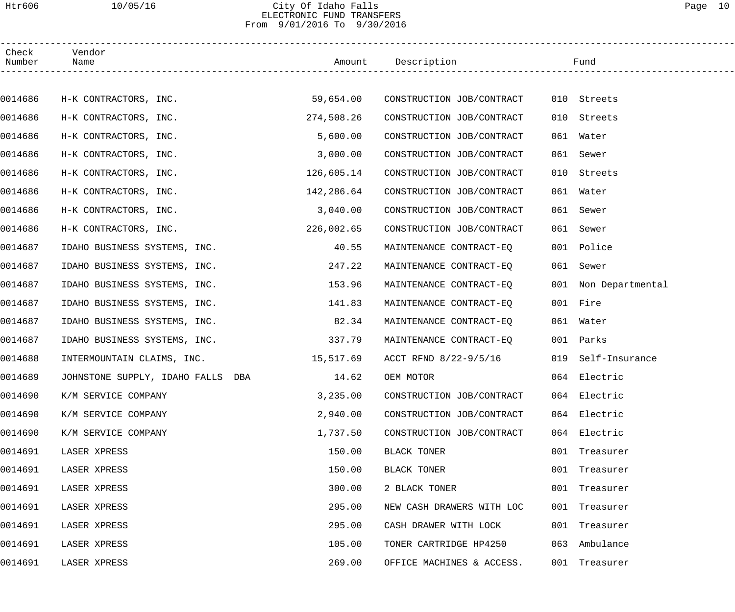# City Of Idaho Falls
## ELECTRONIC FUND TRANSFERS
From 9/01/2016 To 9/30/2016

| Check Number | Vendor Name | Amount | Description | Fund | |
|---|---|---|---|---|---|
| 0014686 | H-K CONTRACTORS, INC. | 59,654.00 | CONSTRUCTION JOB/CONTRACT | 010 | Streets |
| 0014686 | H-K CONTRACTORS, INC. | 274,508.26 | CONSTRUCTION JOB/CONTRACT | 010 | Streets |
| 0014686 | H-K CONTRACTORS, INC. | 5,600.00 | CONSTRUCTION JOB/CONTRACT | 061 | Water |
| 0014686 | H-K CONTRACTORS, INC. | 3,000.00 | CONSTRUCTION JOB/CONTRACT | 061 | Sewer |
| 0014686 | H-K CONTRACTORS, INC. | 126,605.14 | CONSTRUCTION JOB/CONTRACT | 010 | Streets |
| 0014686 | H-K CONTRACTORS, INC. | 142,286.64 | CONSTRUCTION JOB/CONTRACT | 061 | Water |
| 0014686 | H-K CONTRACTORS, INC. | 3,040.00 | CONSTRUCTION JOB/CONTRACT | 061 | Sewer |
| 0014686 | H-K CONTRACTORS, INC. | 226,002.65 | CONSTRUCTION JOB/CONTRACT | 061 | Sewer |
| 0014687 | IDAHO BUSINESS SYSTEMS, INC. | 40.55 | MAINTENANCE CONTRACT-EQ | 001 | Police |
| 0014687 | IDAHO BUSINESS SYSTEMS, INC. | 247.22 | MAINTENANCE CONTRACT-EQ | 061 | Sewer |
| 0014687 | IDAHO BUSINESS SYSTEMS, INC. | 153.96 | MAINTENANCE CONTRACT-EQ | 001 | Non Departmental |
| 0014687 | IDAHO BUSINESS SYSTEMS, INC. | 141.83 | MAINTENANCE CONTRACT-EQ | 001 | Fire |
| 0014687 | IDAHO BUSINESS SYSTEMS, INC. | 82.34 | MAINTENANCE CONTRACT-EQ | 061 | Water |
| 0014687 | IDAHO BUSINESS SYSTEMS, INC. | 337.79 | MAINTENANCE CONTRACT-EQ | 001 | Parks |
| 0014688 | INTERMOUNTAIN CLAIMS, INC. | 15,517.69 | ACCT RFND 8/22-9/5/16 | 019 | Self-Insurance |
| 0014689 | JOHNSTONE SUPPLY, IDAHO FALLS DBA | 14.62 | OEM MOTOR | 064 | Electric |
| 0014690 | K/M SERVICE COMPANY | 3,235.00 | CONSTRUCTION JOB/CONTRACT | 064 | Electric |
| 0014690 | K/M SERVICE COMPANY | 2,940.00 | CONSTRUCTION JOB/CONTRACT | 064 | Electric |
| 0014690 | K/M SERVICE COMPANY | 1,737.50 | CONSTRUCTION JOB/CONTRACT | 064 | Electric |
| 0014691 | LASER XPRESS | 150.00 | BLACK TONER | 001 | Treasurer |
| 0014691 | LASER XPRESS | 150.00 | BLACK TONER | 001 | Treasurer |
| 0014691 | LASER XPRESS | 300.00 | 2 BLACK TONER | 001 | Treasurer |
| 0014691 | LASER XPRESS | 295.00 | NEW CASH DRAWERS WITH LOC | 001 | Treasurer |
| 0014691 | LASER XPRESS | 295.00 | CASH DRAWER WITH LOCK | 001 | Treasurer |
| 0014691 | LASER XPRESS | 105.00 | TONER CARTRIDGE HP4250 | 063 | Ambulance |
| 0014691 | LASER XPRESS | 269.00 | OFFICE MACHINES & ACCESS. | 001 | Treasurer |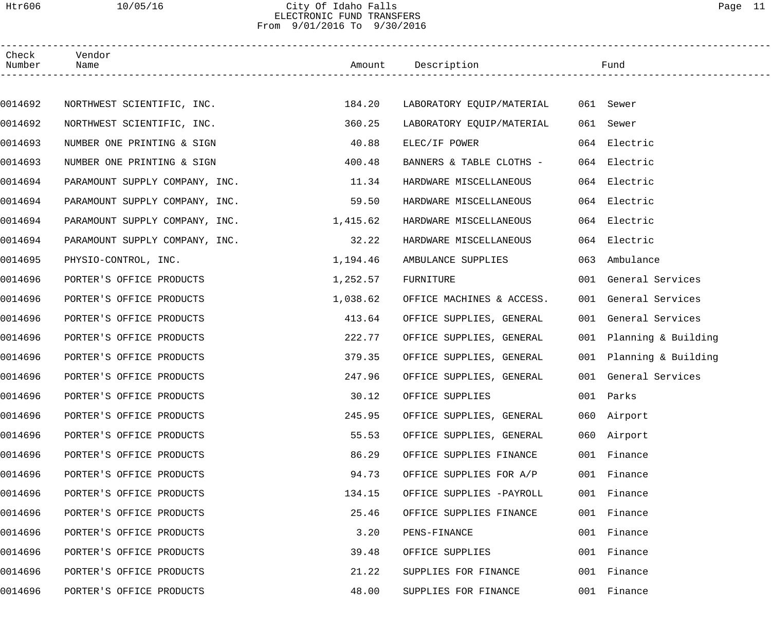# City Of Idaho Falls
## ELECTRONIC FUND TRANSFERS
From 9/01/2016 To 9/30/2016

| Check Number | Vendor Name | Amount | Description | Fund |
|---|---|---|---|---|
| 0014692 | NORTHWEST SCIENTIFIC, INC. | 184.20 | LABORATORY EQUIP/MATERIAL | 061 Sewer |
| 0014692 | NORTHWEST SCIENTIFIC, INC. | 360.25 | LABORATORY EQUIP/MATERIAL | 061 Sewer |
| 0014693 | NUMBER ONE PRINTING & SIGN | 40.88 | ELEC/IF POWER | 064 Electric |
| 0014693 | NUMBER ONE PRINTING & SIGN | 400.48 | BANNERS & TABLE CLOTHS - | 064 Electric |
| 0014694 | PARAMOUNT SUPPLY COMPANY, INC. | 11.34 | HARDWARE MISCELLANEOUS | 064 Electric |
| 0014694 | PARAMOUNT SUPPLY COMPANY, INC. | 59.50 | HARDWARE MISCELLANEOUS | 064 Electric |
| 0014694 | PARAMOUNT SUPPLY COMPANY, INC. | 1,415.62 | HARDWARE MISCELLANEOUS | 064 Electric |
| 0014694 | PARAMOUNT SUPPLY COMPANY, INC. | 32.22 | HARDWARE MISCELLANEOUS | 064 Electric |
| 0014695 | PHYSIO-CONTROL, INC. | 1,194.46 | AMBULANCE SUPPLIES | 063 Ambulance |
| 0014696 | PORTER'S OFFICE PRODUCTS | 1,252.57 | FURNITURE | 001 General Services |
| 0014696 | PORTER'S OFFICE PRODUCTS | 1,038.62 | OFFICE MACHINES & ACCESS. | 001 General Services |
| 0014696 | PORTER'S OFFICE PRODUCTS | 413.64 | OFFICE SUPPLIES, GENERAL | 001 General Services |
| 0014696 | PORTER'S OFFICE PRODUCTS | 222.77 | OFFICE SUPPLIES, GENERAL | 001 Planning & Building |
| 0014696 | PORTER'S OFFICE PRODUCTS | 379.35 | OFFICE SUPPLIES, GENERAL | 001 Planning & Building |
| 0014696 | PORTER'S OFFICE PRODUCTS | 247.96 | OFFICE SUPPLIES, GENERAL | 001 General Services |
| 0014696 | PORTER'S OFFICE PRODUCTS | 30.12 | OFFICE SUPPLIES | 001 Parks |
| 0014696 | PORTER'S OFFICE PRODUCTS | 245.95 | OFFICE SUPPLIES, GENERAL | 060 Airport |
| 0014696 | PORTER'S OFFICE PRODUCTS | 55.53 | OFFICE SUPPLIES, GENERAL | 060 Airport |
| 0014696 | PORTER'S OFFICE PRODUCTS | 86.29 | OFFICE SUPPLIES FINANCE | 001 Finance |
| 0014696 | PORTER'S OFFICE PRODUCTS | 94.73 | OFFICE SUPPLIES FOR A/P | 001 Finance |
| 0014696 | PORTER'S OFFICE PRODUCTS | 134.15 | OFFICE SUPPLIES -PAYROLL | 001 Finance |
| 0014696 | PORTER'S OFFICE PRODUCTS | 25.46 | OFFICE SUPPLIES FINANCE | 001 Finance |
| 0014696 | PORTER'S OFFICE PRODUCTS | 3.20 | PENS-FINANCE | 001 Finance |
| 0014696 | PORTER'S OFFICE PRODUCTS | 39.48 | OFFICE SUPPLIES | 001 Finance |
| 0014696 | PORTER'S OFFICE PRODUCTS | 21.22 | SUPPLIES FOR FINANCE | 001 Finance |
| 0014696 | PORTER'S OFFICE PRODUCTS | 48.00 | SUPPLIES FOR FINANCE | 001 Finance |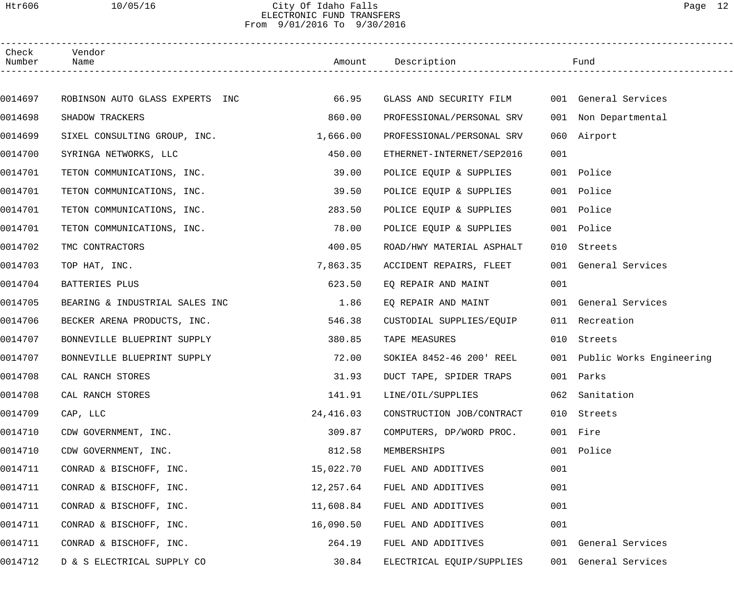# City Of Idaho Falls
## ELECTRONIC FUND TRANSFERS
### From 9/01/2016 To 9/30/2016

| Check Number | Vendor Name | Amount | Description | Fund | |
|---|---|---|---|---|---|
| 0014697 | ROBINSON AUTO GLASS EXPERTS INC | 66.95 | GLASS AND SECURITY FILM | 001 | General Services |
| 0014698 | SHADOW TRACKERS | 860.00 | PROFESSIONAL/PERSONAL SRV | 001 | Non Departmental |
| 0014699 | SIXEL CONSULTING GROUP, INC. | 1,666.00 | PROFESSIONAL/PERSONAL SRV | 060 | Airport |
| 0014700 | SYRINGA NETWORKS, LLC | 450.00 | ETHERNET-INTERNET/SEP2016 | 001 | |
| 0014701 | TETON COMMUNICATIONS, INC. | 39.00 | POLICE EQUIP & SUPPLIES | 001 | Police |
| 0014701 | TETON COMMUNICATIONS, INC. | 39.50 | POLICE EQUIP & SUPPLIES | 001 | Police |
| 0014701 | TETON COMMUNICATIONS, INC. | 283.50 | POLICE EQUIP & SUPPLIES | 001 | Police |
| 0014701 | TETON COMMUNICATIONS, INC. | 78.00 | POLICE EQUIP & SUPPLIES | 001 | Police |
| 0014702 | TMC CONTRACTORS | 400.05 | ROAD/HWY MATERIAL ASPHALT | 010 | Streets |
| 0014703 | TOP HAT, INC. | 7,863.35 | ACCIDENT REPAIRS, FLEET | 001 | General Services |
| 0014704 | BATTERIES PLUS | 623.50 | EQ REPAIR AND MAINT | 001 | |
| 0014705 | BEARING & INDUSTRIAL SALES INC | 1.86 | EQ REPAIR AND MAINT | 001 | General Services |
| 0014706 | BECKER ARENA PRODUCTS, INC. | 546.38 | CUSTODIAL SUPPLIES/EQUIP | 011 | Recreation |
| 0014707 | BONNEVILLE BLUEPRINT SUPPLY | 380.85 | TAPE MEASURES | 010 | Streets |
| 0014707 | BONNEVILLE BLUEPRINT SUPPLY | 72.00 | SOKIEA 8452-46 200' REEL | 001 | Public Works Engineering |
| 0014708 | CAL RANCH STORES | 31.93 | DUCT TAPE, SPIDER TRAPS | 001 | Parks |
| 0014708 | CAL RANCH STORES | 141.91 | LINE/OIL/SUPPLIES | 062 | Sanitation |
| 0014709 | CAP, LLC | 24,416.03 | CONSTRUCTION JOB/CONTRACT | 010 | Streets |
| 0014710 | CDW GOVERNMENT, INC. | 309.87 | COMPUTERS, DP/WORD PROC. | 001 | Fire |
| 0014710 | CDW GOVERNMENT, INC. | 812.58 | MEMBERSHIPS | 001 | Police |
| 0014711 | CONRAD & BISCHOFF, INC. | 15,022.70 | FUEL AND ADDITIVES | 001 | |
| 0014711 | CONRAD & BISCHOFF, INC. | 12,257.64 | FUEL AND ADDITIVES | 001 | |
| 0014711 | CONRAD & BISCHOFF, INC. | 11,608.84 | FUEL AND ADDITIVES | 001 | |
| 0014711 | CONRAD & BISCHOFF, INC. | 16,090.50 | FUEL AND ADDITIVES | 001 | |
| 0014711 | CONRAD & BISCHOFF, INC. | 264.19 | FUEL AND ADDITIVES | 001 | General Services |
| 0014712 | D & S ELECTRICAL SUPPLY CO | 30.84 | ELECTRICAL EQUIP/SUPPLIES | 001 | General Services |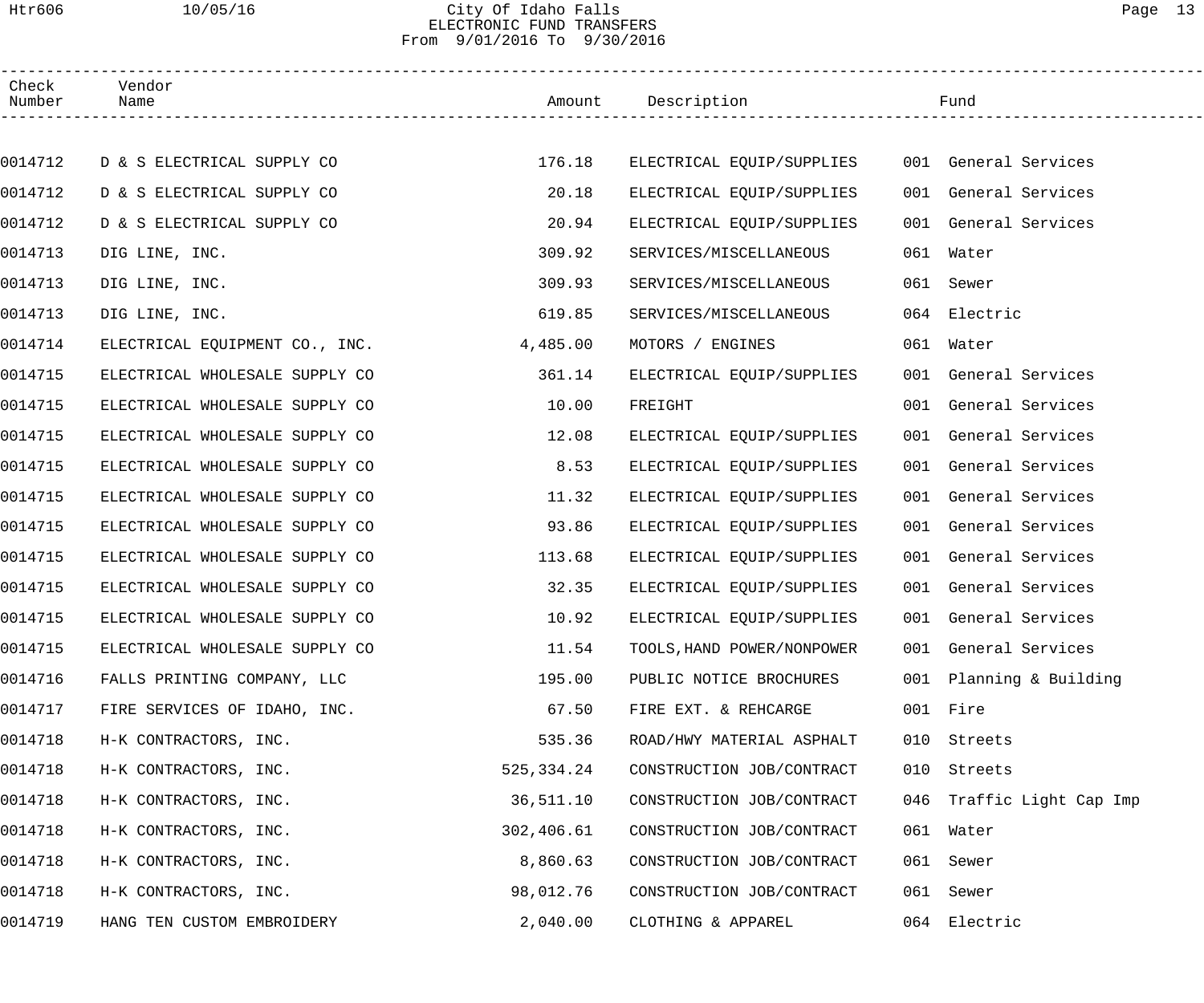City Of Idaho Falls
ELECTRONIC FUND TRANSFERS
From 9/01/2016 To 9/30/2016

| Check Number | Vendor Name | Amount | Description | Fund |
|---|---|---|---|---|
| 0014712 | D & S ELECTRICAL SUPPLY CO | 176.18 | ELECTRICAL EQUIP/SUPPLIES | 001 General Services |
| 0014712 | D & S ELECTRICAL SUPPLY CO | 20.18 | ELECTRICAL EQUIP/SUPPLIES | 001 General Services |
| 0014712 | D & S ELECTRICAL SUPPLY CO | 20.94 | ELECTRICAL EQUIP/SUPPLIES | 001 General Services |
| 0014713 | DIG LINE, INC. | 309.92 | SERVICES/MISCELLANEOUS | 061 Water |
| 0014713 | DIG LINE, INC. | 309.93 | SERVICES/MISCELLANEOUS | 061 Sewer |
| 0014713 | DIG LINE, INC. | 619.85 | SERVICES/MISCELLANEOUS | 064 Electric |
| 0014714 | ELECTRICAL EQUIPMENT CO., INC. | 4,485.00 | MOTORS / ENGINES | 061 Water |
| 0014715 | ELECTRICAL WHOLESALE SUPPLY CO | 361.14 | ELECTRICAL EQUIP/SUPPLIES | 001 General Services |
| 0014715 | ELECTRICAL WHOLESALE SUPPLY CO | 10.00 | FREIGHT | 001 General Services |
| 0014715 | ELECTRICAL WHOLESALE SUPPLY CO | 12.08 | ELECTRICAL EQUIP/SUPPLIES | 001 General Services |
| 0014715 | ELECTRICAL WHOLESALE SUPPLY CO | 8.53 | ELECTRICAL EQUIP/SUPPLIES | 001 General Services |
| 0014715 | ELECTRICAL WHOLESALE SUPPLY CO | 11.32 | ELECTRICAL EQUIP/SUPPLIES | 001 General Services |
| 0014715 | ELECTRICAL WHOLESALE SUPPLY CO | 93.86 | ELECTRICAL EQUIP/SUPPLIES | 001 General Services |
| 0014715 | ELECTRICAL WHOLESALE SUPPLY CO | 113.68 | ELECTRICAL EQUIP/SUPPLIES | 001 General Services |
| 0014715 | ELECTRICAL WHOLESALE SUPPLY CO | 32.35 | ELECTRICAL EQUIP/SUPPLIES | 001 General Services |
| 0014715 | ELECTRICAL WHOLESALE SUPPLY CO | 10.92 | ELECTRICAL EQUIP/SUPPLIES | 001 General Services |
| 0014715 | ELECTRICAL WHOLESALE SUPPLY CO | 11.54 | TOOLS,HAND POWER/NONPOWER | 001 General Services |
| 0014716 | FALLS PRINTING COMPANY, LLC | 195.00 | PUBLIC NOTICE BROCHURES | 001 Planning & Building |
| 0014717 | FIRE SERVICES OF IDAHO, INC. | 67.50 | FIRE EXT. & REHCARGE | 001 Fire |
| 0014718 | H-K CONTRACTORS, INC. | 535.36 | ROAD/HWY MATERIAL ASPHALT | 010 Streets |
| 0014718 | H-K CONTRACTORS, INC. | 525,334.24 | CONSTRUCTION JOB/CONTRACT | 010 Streets |
| 0014718 | H-K CONTRACTORS, INC. | 36,511.10 | CONSTRUCTION JOB/CONTRACT | 046 Traffic Light Cap Imp |
| 0014718 | H-K CONTRACTORS, INC. | 302,406.61 | CONSTRUCTION JOB/CONTRACT | 061 Water |
| 0014718 | H-K CONTRACTORS, INC. | 8,860.63 | CONSTRUCTION JOB/CONTRACT | 061 Sewer |
| 0014718 | H-K CONTRACTORS, INC. | 98,012.76 | CONSTRUCTION JOB/CONTRACT | 061 Sewer |
| 0014719 | HANG TEN CUSTOM EMBROIDERY | 2,040.00 | CLOTHING & APPAREL | 064 Electric |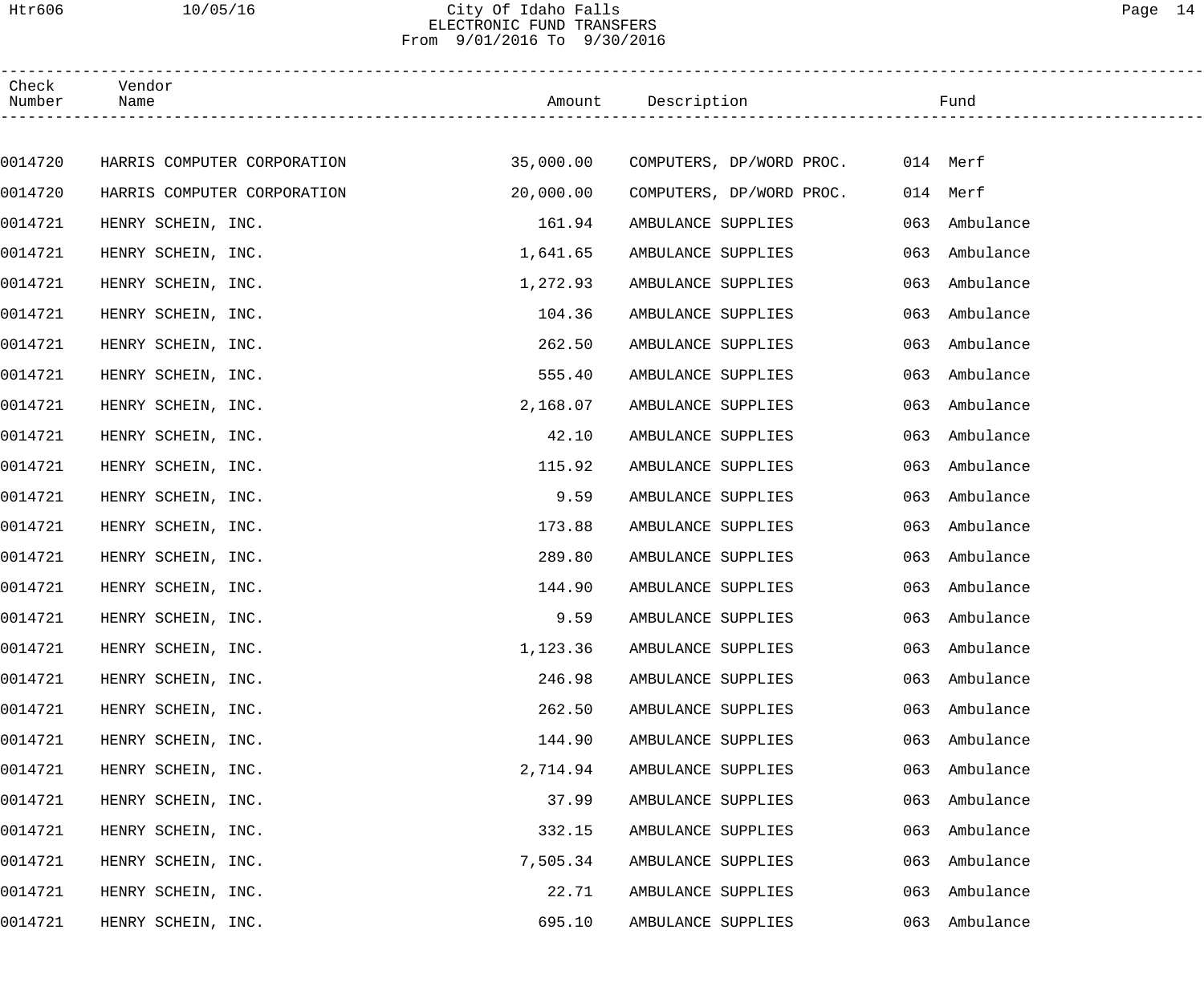# City Of Idaho Falls
## ELECTRONIC FUND TRANSFERS
From 9/01/2016 To 9/30/2016

| Check Number | Vendor Name | Amount | Description | Fund |
|---|---|---|---|---|
| 0014720 | HARRIS COMPUTER CORPORATION | 35,000.00 | COMPUTERS, DP/WORD PROC. | 014 Merf |
| 0014720 | HARRIS COMPUTER CORPORATION | 20,000.00 | COMPUTERS, DP/WORD PROC. | 014 Merf |
| 0014721 | HENRY SCHEIN, INC. | 161.94 | AMBULANCE SUPPLIES | 063 Ambulance |
| 0014721 | HENRY SCHEIN, INC. | 1,641.65 | AMBULANCE SUPPLIES | 063 Ambulance |
| 0014721 | HENRY SCHEIN, INC. | 1,272.93 | AMBULANCE SUPPLIES | 063 Ambulance |
| 0014721 | HENRY SCHEIN, INC. | 104.36 | AMBULANCE SUPPLIES | 063 Ambulance |
| 0014721 | HENRY SCHEIN, INC. | 262.50 | AMBULANCE SUPPLIES | 063 Ambulance |
| 0014721 | HENRY SCHEIN, INC. | 555.40 | AMBULANCE SUPPLIES | 063 Ambulance |
| 0014721 | HENRY SCHEIN, INC. | 2,168.07 | AMBULANCE SUPPLIES | 063 Ambulance |
| 0014721 | HENRY SCHEIN, INC. | 42.10 | AMBULANCE SUPPLIES | 063 Ambulance |
| 0014721 | HENRY SCHEIN, INC. | 115.92 | AMBULANCE SUPPLIES | 063 Ambulance |
| 0014721 | HENRY SCHEIN, INC. | 9.59 | AMBULANCE SUPPLIES | 063 Ambulance |
| 0014721 | HENRY SCHEIN, INC. | 173.88 | AMBULANCE SUPPLIES | 063 Ambulance |
| 0014721 | HENRY SCHEIN, INC. | 289.80 | AMBULANCE SUPPLIES | 063 Ambulance |
| 0014721 | HENRY SCHEIN, INC. | 144.90 | AMBULANCE SUPPLIES | 063 Ambulance |
| 0014721 | HENRY SCHEIN, INC. | 9.59 | AMBULANCE SUPPLIES | 063 Ambulance |
| 0014721 | HENRY SCHEIN, INC. | 1,123.36 | AMBULANCE SUPPLIES | 063 Ambulance |
| 0014721 | HENRY SCHEIN, INC. | 246.98 | AMBULANCE SUPPLIES | 063 Ambulance |
| 0014721 | HENRY SCHEIN, INC. | 262.50 | AMBULANCE SUPPLIES | 063 Ambulance |
| 0014721 | HENRY SCHEIN, INC. | 144.90 | AMBULANCE SUPPLIES | 063 Ambulance |
| 0014721 | HENRY SCHEIN, INC. | 2,714.94 | AMBULANCE SUPPLIES | 063 Ambulance |
| 0014721 | HENRY SCHEIN, INC. | 37.99 | AMBULANCE SUPPLIES | 063 Ambulance |
| 0014721 | HENRY SCHEIN, INC. | 332.15 | AMBULANCE SUPPLIES | 063 Ambulance |
| 0014721 | HENRY SCHEIN, INC. | 7,505.34 | AMBULANCE SUPPLIES | 063 Ambulance |
| 0014721 | HENRY SCHEIN, INC. | 22.71 | AMBULANCE SUPPLIES | 063 Ambulance |
| 0014721 | HENRY SCHEIN, INC. | 695.10 | AMBULANCE SUPPLIES | 063 Ambulance |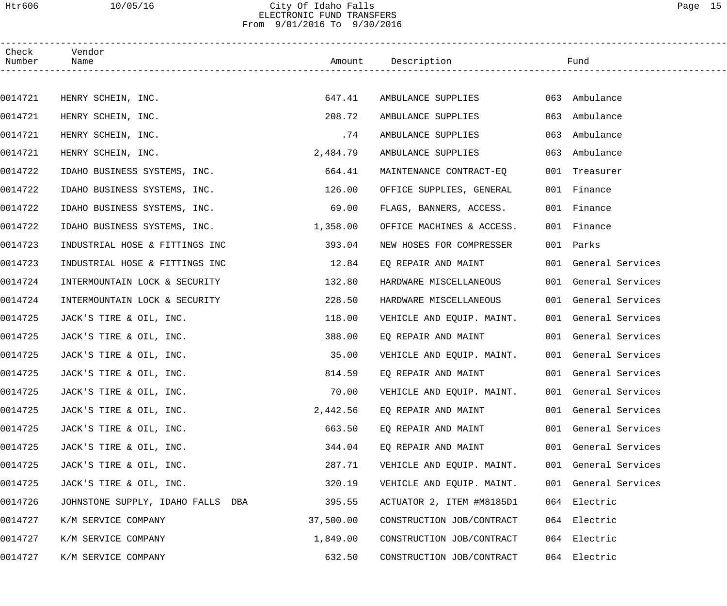City Of Idaho Falls
ELECTRONIC FUND TRANSFERS
From 9/01/2016 To 9/30/2016

| Check Number | Vendor Name | Amount | Description | Fund |
|---|---|---|---|---|
| 0014721 | HENRY SCHEIN, INC. | 647.41 | AMBULANCE SUPPLIES | 063 Ambulance |
| 0014721 | HENRY SCHEIN, INC. | 208.72 | AMBULANCE SUPPLIES | 063 Ambulance |
| 0014721 | HENRY SCHEIN, INC. | .74 | AMBULANCE SUPPLIES | 063 Ambulance |
| 0014721 | HENRY SCHEIN, INC. | 2,484.79 | AMBULANCE SUPPLIES | 063 Ambulance |
| 0014722 | IDAHO BUSINESS SYSTEMS, INC. | 664.41 | MAINTENANCE CONTRACT-EQ | 001 Treasurer |
| 0014722 | IDAHO BUSINESS SYSTEMS, INC. | 126.00 | OFFICE SUPPLIES, GENERAL | 001 Finance |
| 0014722 | IDAHO BUSINESS SYSTEMS, INC. | 69.00 | FLAGS, BANNERS, ACCESS. | 001 Finance |
| 0014722 | IDAHO BUSINESS SYSTEMS, INC. | 1,358.00 | OFFICE MACHINES & ACCESS. | 001 Finance |
| 0014723 | INDUSTRIAL HOSE & FITTINGS INC | 393.04 | NEW HOSES FOR COMPRESSER | 001 Parks |
| 0014723 | INDUSTRIAL HOSE & FITTINGS INC | 12.84 | EQ REPAIR AND MAINT | 001 General Services |
| 0014724 | INTERMOUNTAIN LOCK & SECURITY | 132.80 | HARDWARE MISCELLANEOUS | 001 General Services |
| 0014724 | INTERMOUNTAIN LOCK & SECURITY | 228.50 | HARDWARE MISCELLANEOUS | 001 General Services |
| 0014725 | JACK'S TIRE & OIL, INC. | 118.00 | VEHICLE AND EQUIP. MAINT. | 001 General Services |
| 0014725 | JACK'S TIRE & OIL, INC. | 388.00 | EQ REPAIR AND MAINT | 001 General Services |
| 0014725 | JACK'S TIRE & OIL, INC. | 35.00 | VEHICLE AND EQUIP. MAINT. | 001 General Services |
| 0014725 | JACK'S TIRE & OIL, INC. | 814.59 | EQ REPAIR AND MAINT | 001 General Services |
| 0014725 | JACK'S TIRE & OIL, INC. | 70.00 | VEHICLE AND EQUIP. MAINT. | 001 General Services |
| 0014725 | JACK'S TIRE & OIL, INC. | 2,442.56 | EQ REPAIR AND MAINT | 001 General Services |
| 0014725 | JACK'S TIRE & OIL, INC. | 663.50 | EQ REPAIR AND MAINT | 001 General Services |
| 0014725 | JACK'S TIRE & OIL, INC. | 344.04 | EQ REPAIR AND MAINT | 001 General Services |
| 0014725 | JACK'S TIRE & OIL, INC. | 287.71 | VEHICLE AND EQUIP. MAINT. | 001 General Services |
| 0014725 | JACK'S TIRE & OIL, INC. | 320.19 | VEHICLE AND EQUIP. MAINT. | 001 General Services |
| 0014726 | JOHNSTONE SUPPLY, IDAHO FALLS DBA | 395.55 | ACTUATOR 2, ITEM #M8185D1 | 064 Electric |
| 0014727 | K/M SERVICE COMPANY | 37,500.00 | CONSTRUCTION JOB/CONTRACT | 064 Electric |
| 0014727 | K/M SERVICE COMPANY | 1,849.00 | CONSTRUCTION JOB/CONTRACT | 064 Electric |
| 0014727 | K/M SERVICE COMPANY | 632.50 | CONSTRUCTION JOB/CONTRACT | 064 Electric |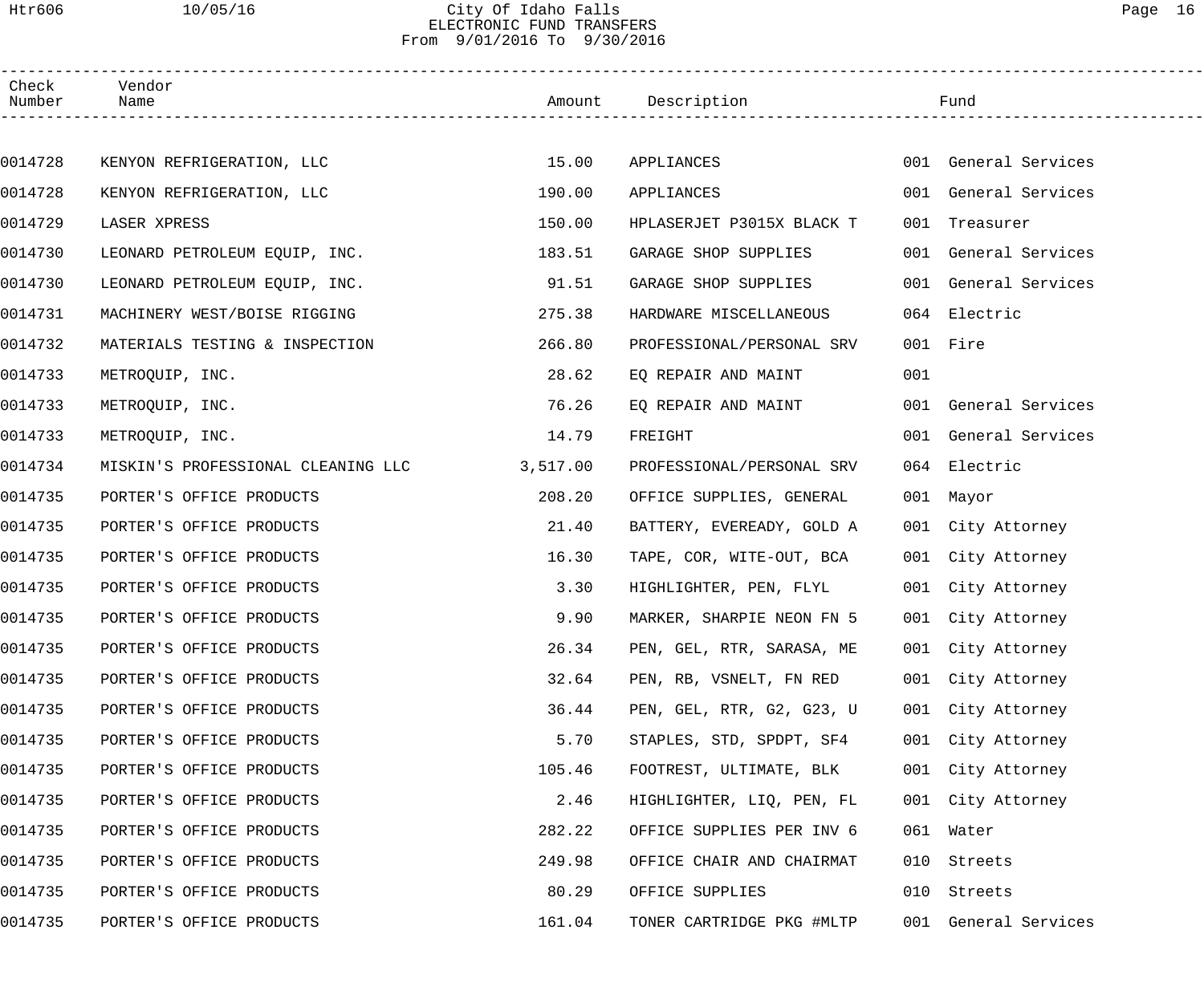# City Of Idaho Falls

## ELECTRONIC FUND TRANSFERS

From 9/01/2016 To 9/30/2016

| Check Number | Vendor Name | Amount | Description | Fund |
|---|---|---|---|---|
| 0014728 | KENYON REFRIGERATION, LLC | 15.00 | APPLIANCES | 001 General Services |
| 0014728 | KENYON REFRIGERATION, LLC | 190.00 | APPLIANCES | 001 General Services |
| 0014729 | LASER XPRESS | 150.00 | HPLASERJET P3015X BLACK T | 001 Treasurer |
| 0014730 | LEONARD PETROLEUM EQUIP, INC. | 183.51 | GARAGE SHOP SUPPLIES | 001 General Services |
| 0014730 | LEONARD PETROLEUM EQUIP, INC. | 91.51 | GARAGE SHOP SUPPLIES | 001 General Services |
| 0014731 | MACHINERY WEST/BOISE RIGGING | 275.38 | HARDWARE MISCELLANEOUS | 064 Electric |
| 0014732 | MATERIALS TESTING & INSPECTION | 266.80 | PROFESSIONAL/PERSONAL SRV | 001 Fire |
| 0014733 | METROQUIP, INC. | 28.62 | EQ REPAIR AND MAINT | 001 |
| 0014733 | METROQUIP, INC. | 76.26 | EQ REPAIR AND MAINT | 001 General Services |
| 0014733 | METROQUIP, INC. | 14.79 | FREIGHT | 001 General Services |
| 0014734 | MISKIN'S PROFESSIONAL CLEANING LLC | 3,517.00 | PROFESSIONAL/PERSONAL SRV | 064 Electric |
| 0014735 | PORTER'S OFFICE PRODUCTS | 208.20 | OFFICE SUPPLIES, GENERAL | 001 Mayor |
| 0014735 | PORTER'S OFFICE PRODUCTS | 21.40 | BATTERY, EVEREADY, GOLD A | 001 City Attorney |
| 0014735 | PORTER'S OFFICE PRODUCTS | 16.30 | TAPE, COR, WITE-OUT, BCA | 001 City Attorney |
| 0014735 | PORTER'S OFFICE PRODUCTS | 3.30 | HIGHLIGHTER, PEN, FLYL | 001 City Attorney |
| 0014735 | PORTER'S OFFICE PRODUCTS | 9.90 | MARKER, SHARPIE NEON FN 5 | 001 City Attorney |
| 0014735 | PORTER'S OFFICE PRODUCTS | 26.34 | PEN, GEL, RTR, SARASA, ME | 001 City Attorney |
| 0014735 | PORTER'S OFFICE PRODUCTS | 32.64 | PEN, RB, VSNELT, FN RED | 001 City Attorney |
| 0014735 | PORTER'S OFFICE PRODUCTS | 36.44 | PEN, GEL, RTR, G2, G23, U | 001 City Attorney |
| 0014735 | PORTER'S OFFICE PRODUCTS | 5.70 | STAPLES, STD, SPDPT, SF4 | 001 City Attorney |
| 0014735 | PORTER'S OFFICE PRODUCTS | 105.46 | FOOTREST, ULTIMATE, BLK | 001 City Attorney |
| 0014735 | PORTER'S OFFICE PRODUCTS | 2.46 | HIGHLIGHTER, LIQ, PEN, FL | 001 City Attorney |
| 0014735 | PORTER'S OFFICE PRODUCTS | 282.22 | OFFICE SUPPLIES PER INV 6 | 061 Water |
| 0014735 | PORTER'S OFFICE PRODUCTS | 249.98 | OFFICE CHAIR AND CHAIRMAT | 010 Streets |
| 0014735 | PORTER'S OFFICE PRODUCTS | 80.29 | OFFICE SUPPLIES | 010 Streets |
| 0014735 | PORTER'S OFFICE PRODUCTS | 161.04 | TONER CARTRIDGE PKG #MLTP | 001 General Services |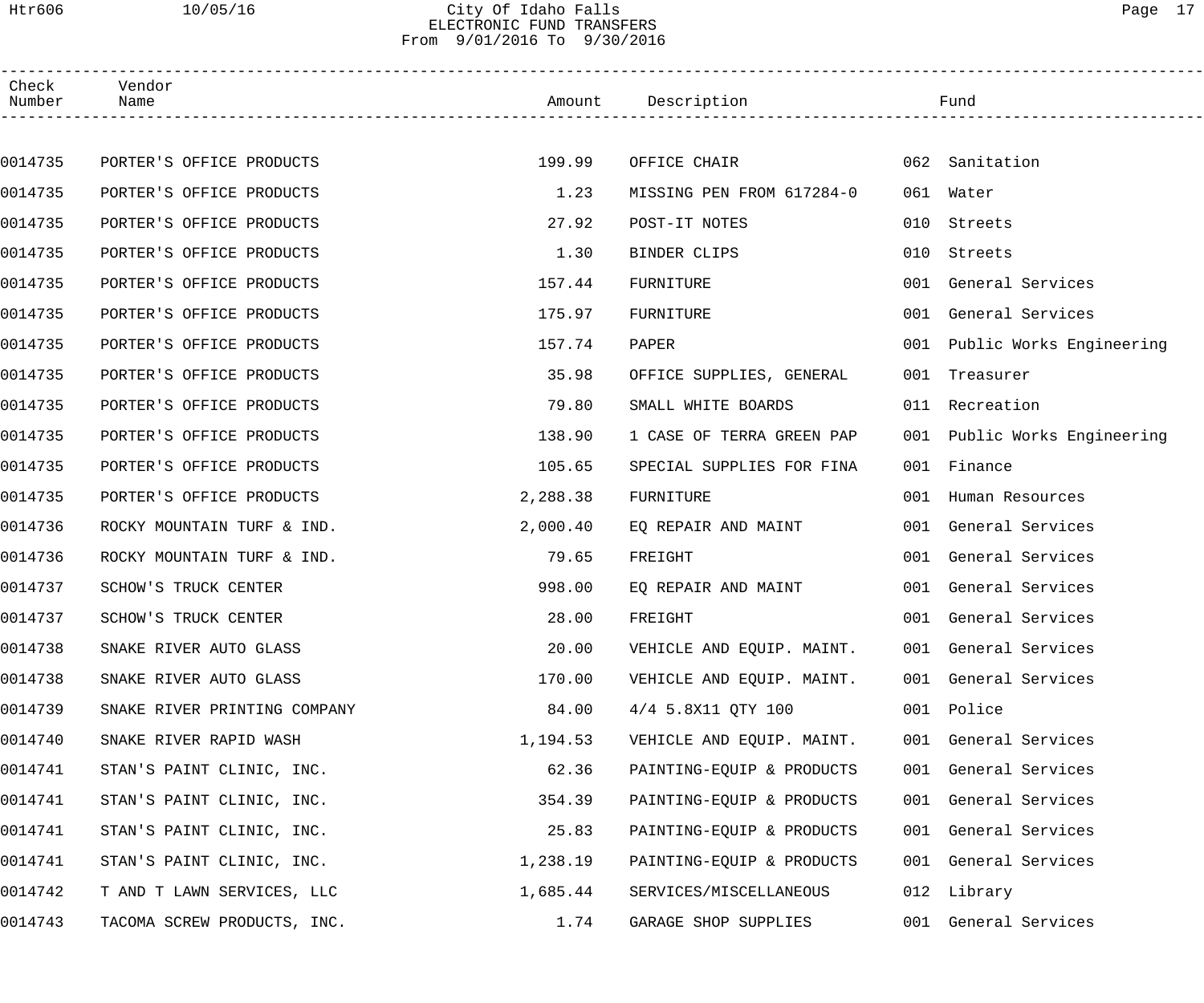# City Of Idaho Falls

## ELECTRONIC FUND TRANSFERS

From 9/01/2016 To 9/30/2016

| Check Number | Vendor Name | Amount | Description | Fund |
|---|---|---|---|---|
| 0014735 | PORTER'S OFFICE PRODUCTS | 199.99 | OFFICE CHAIR | 062 Sanitation |
| 0014735 | PORTER'S OFFICE PRODUCTS | 1.23 | MISSING PEN FROM 617284-0 | 061 Water |
| 0014735 | PORTER'S OFFICE PRODUCTS | 27.92 | POST-IT NOTES | 010 Streets |
| 0014735 | PORTER'S OFFICE PRODUCTS | 1.30 | BINDER CLIPS | 010 Streets |
| 0014735 | PORTER'S OFFICE PRODUCTS | 157.44 | FURNITURE | 001 General Services |
| 0014735 | PORTER'S OFFICE PRODUCTS | 175.97 | FURNITURE | 001 General Services |
| 0014735 | PORTER'S OFFICE PRODUCTS | 157.74 | PAPER | 001 Public Works Engineering |
| 0014735 | PORTER'S OFFICE PRODUCTS | 35.98 | OFFICE SUPPLIES, GENERAL | 001 Treasurer |
| 0014735 | PORTER'S OFFICE PRODUCTS | 79.80 | SMALL WHITE BOARDS | 011 Recreation |
| 0014735 | PORTER'S OFFICE PRODUCTS | 138.90 | 1 CASE OF TERRA GREEN PAP | 001 Public Works Engineering |
| 0014735 | PORTER'S OFFICE PRODUCTS | 105.65 | SPECIAL SUPPLIES FOR FINA | 001 Finance |
| 0014735 | PORTER'S OFFICE PRODUCTS | 2,288.38 | FURNITURE | 001 Human Resources |
| 0014736 | ROCKY MOUNTAIN TURF & IND. | 2,000.40 | EQ REPAIR AND MAINT | 001 General Services |
| 0014736 | ROCKY MOUNTAIN TURF & IND. | 79.65 | FREIGHT | 001 General Services |
| 0014737 | SCHOW'S TRUCK CENTER | 998.00 | EQ REPAIR AND MAINT | 001 General Services |
| 0014737 | SCHOW'S TRUCK CENTER | 28.00 | FREIGHT | 001 General Services |
| 0014738 | SNAKE RIVER AUTO GLASS | 20.00 | VEHICLE AND EQUIP. MAINT. | 001 General Services |
| 0014738 | SNAKE RIVER AUTO GLASS | 170.00 | VEHICLE AND EQUIP. MAINT. | 001 General Services |
| 0014739 | SNAKE RIVER PRINTING COMPANY | 84.00 | 4/4 5.8X11 QTY 100 | 001 Police |
| 0014740 | SNAKE RIVER RAPID WASH | 1,194.53 | VEHICLE AND EQUIP. MAINT. | 001 General Services |
| 0014741 | STAN'S PAINT CLINIC, INC. | 62.36 | PAINTING-EQUIP & PRODUCTS | 001 General Services |
| 0014741 | STAN'S PAINT CLINIC, INC. | 354.39 | PAINTING-EQUIP & PRODUCTS | 001 General Services |
| 0014741 | STAN'S PAINT CLINIC, INC. | 25.83 | PAINTING-EQUIP & PRODUCTS | 001 General Services |
| 0014741 | STAN'S PAINT CLINIC, INC. | 1,238.19 | PAINTING-EQUIP & PRODUCTS | 001 General Services |
| 0014742 | T AND T LAWN SERVICES, LLC | 1,685.44 | SERVICES/MISCELLANEOUS | 012 Library |
| 0014743 | TACOMA SCREW PRODUCTS, INC. | 1.74 | GARAGE SHOP SUPPLIES | 001 General Services |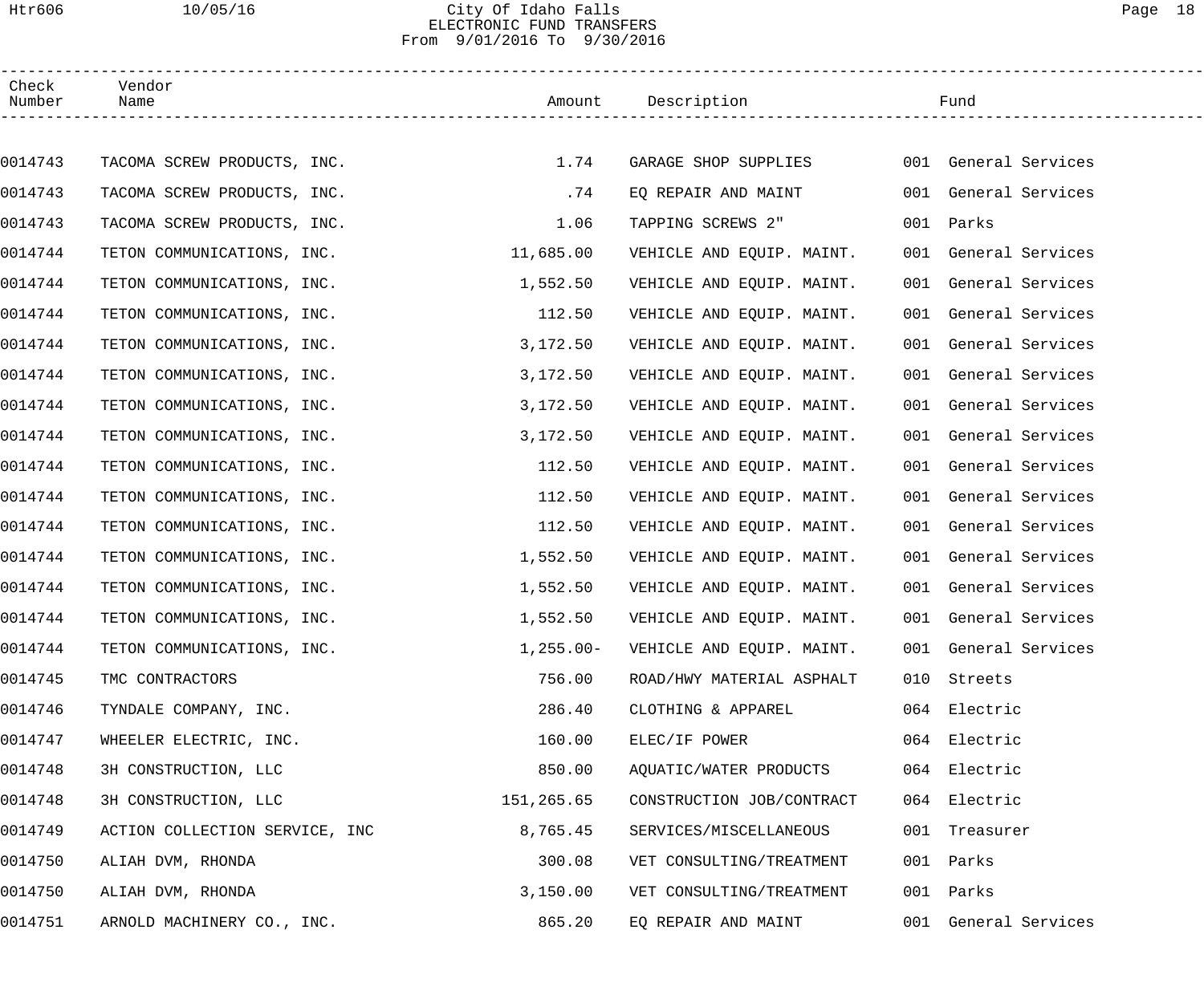# City Of Idaho Falls
## ELECTRONIC FUND TRANSFERS
From 9/01/2016 To 9/30/2016

| Check Number | Vendor Name | Amount | Description | Fund |
|---|---|---|---|---|
| 0014743 | TACOMA SCREW PRODUCTS, INC. | 1.74 | GARAGE SHOP SUPPLIES | 001 General Services |
| 0014743 | TACOMA SCREW PRODUCTS, INC. | .74 | EQ REPAIR AND MAINT | 001 General Services |
| 0014743 | TACOMA SCREW PRODUCTS, INC. | 1.06 | TAPPING SCREWS 2" | 001 Parks |
| 0014744 | TETON COMMUNICATIONS, INC. | 11,685.00 | VEHICLE AND EQUIP. MAINT. | 001 General Services |
| 0014744 | TETON COMMUNICATIONS, INC. | 1,552.50 | VEHICLE AND EQUIP. MAINT. | 001 General Services |
| 0014744 | TETON COMMUNICATIONS, INC. | 112.50 | VEHICLE AND EQUIP. MAINT. | 001 General Services |
| 0014744 | TETON COMMUNICATIONS, INC. | 3,172.50 | VEHICLE AND EQUIP. MAINT. | 001 General Services |
| 0014744 | TETON COMMUNICATIONS, INC. | 3,172.50 | VEHICLE AND EQUIP. MAINT. | 001 General Services |
| 0014744 | TETON COMMUNICATIONS, INC. | 3,172.50 | VEHICLE AND EQUIP. MAINT. | 001 General Services |
| 0014744 | TETON COMMUNICATIONS, INC. | 3,172.50 | VEHICLE AND EQUIP. MAINT. | 001 General Services |
| 0014744 | TETON COMMUNICATIONS, INC. | 112.50 | VEHICLE AND EQUIP. MAINT. | 001 General Services |
| 0014744 | TETON COMMUNICATIONS, INC. | 112.50 | VEHICLE AND EQUIP. MAINT. | 001 General Services |
| 0014744 | TETON COMMUNICATIONS, INC. | 112.50 | VEHICLE AND EQUIP. MAINT. | 001 General Services |
| 0014744 | TETON COMMUNICATIONS, INC. | 1,552.50 | VEHICLE AND EQUIP. MAINT. | 001 General Services |
| 0014744 | TETON COMMUNICATIONS, INC. | 1,552.50 | VEHICLE AND EQUIP. MAINT. | 001 General Services |
| 0014744 | TETON COMMUNICATIONS, INC. | 1,552.50 | VEHICLE AND EQUIP. MAINT. | 001 General Services |
| 0014744 | TETON COMMUNICATIONS, INC. | 1,255.00- | VEHICLE AND EQUIP. MAINT. | 001 General Services |
| 0014745 | TMC CONTRACTORS | 756.00 | ROAD/HWY MATERIAL ASPHALT | 010 Streets |
| 0014746 | TYNDALE COMPANY, INC. | 286.40 | CLOTHING & APPAREL | 064 Electric |
| 0014747 | WHEELER ELECTRIC, INC. | 160.00 | ELEC/IF POWER | 064 Electric |
| 0014748 | 3H CONSTRUCTION, LLC | 850.00 | AQUATIC/WATER PRODUCTS | 064 Electric |
| 0014748 | 3H CONSTRUCTION, LLC | 151,265.65 | CONSTRUCTION JOB/CONTRACT | 064 Electric |
| 0014749 | ACTION COLLECTION SERVICE, INC | 8,765.45 | SERVICES/MISCELLANEOUS | 001 Treasurer |
| 0014750 | ALIAH DVM, RHONDA | 300.08 | VET CONSULTING/TREATMENT | 001 Parks |
| 0014750 | ALIAH DVM, RHONDA | 3,150.00 | VET CONSULTING/TREATMENT | 001 Parks |
| 0014751 | ARNOLD MACHINERY CO., INC. | 865.20 | EQ REPAIR AND MAINT | 001 General Services |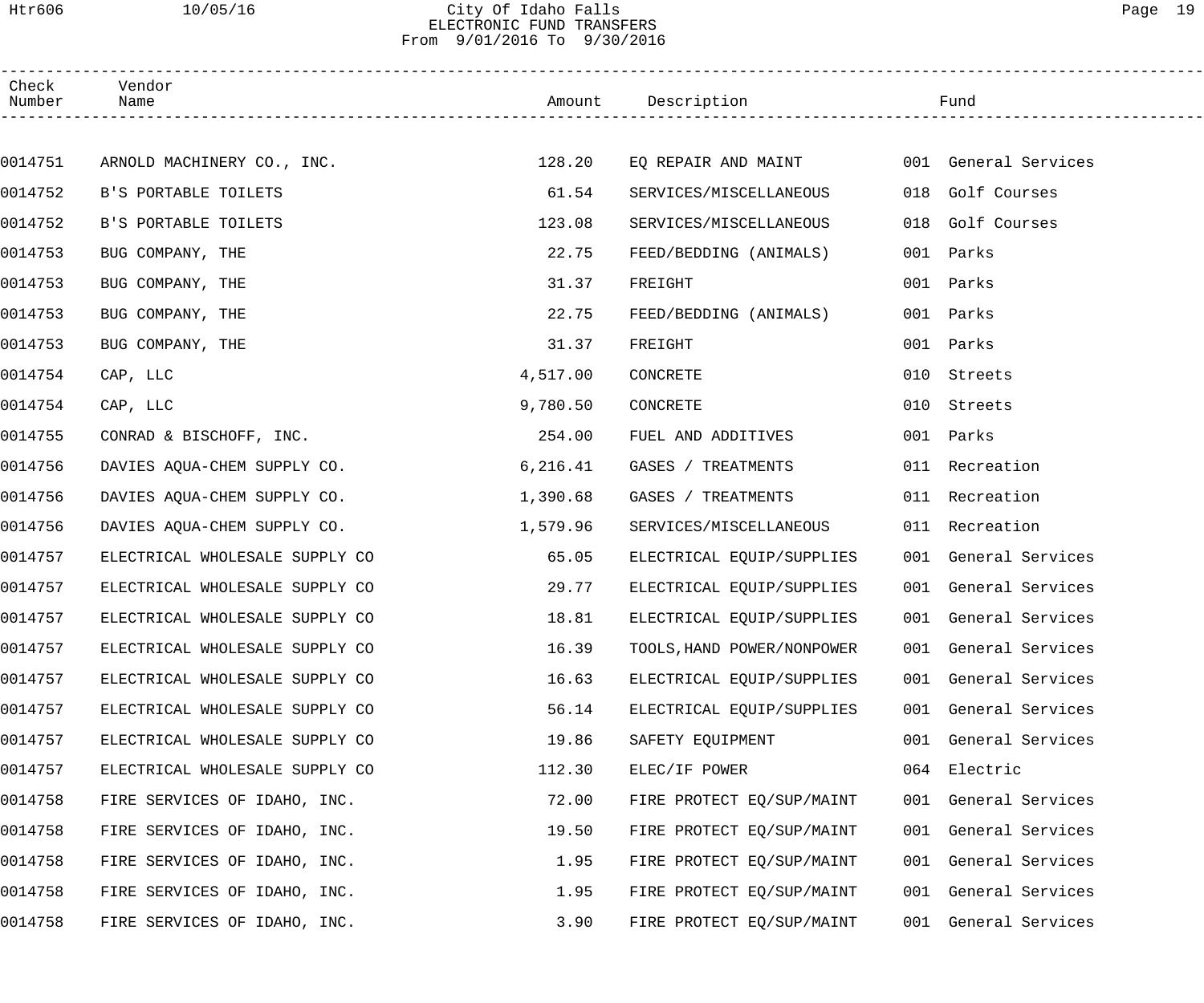# City Of Idaho Falls

## ELECTRONIC FUND TRANSFERS

From 9/01/2016 To 9/30/2016

| Check Number | Vendor Name | Amount | Description | Fund |
|---|---|---|---|---|
| 0014751 | ARNOLD MACHINERY CO., INC. | 128.20 | EQ REPAIR AND MAINT | 001 General Services |
| 0014752 | B'S PORTABLE TOILETS | 61.54 | SERVICES/MISCELLANEOUS | 018 Golf Courses |
| 0014752 | B'S PORTABLE TOILETS | 123.08 | SERVICES/MISCELLANEOUS | 018 Golf Courses |
| 0014753 | BUG COMPANY, THE | 22.75 | FEED/BEDDING (ANIMALS) | 001 Parks |
| 0014753 | BUG COMPANY, THE | 31.37 | FREIGHT | 001 Parks |
| 0014753 | BUG COMPANY, THE | 22.75 | FEED/BEDDING (ANIMALS) | 001 Parks |
| 0014753 | BUG COMPANY, THE | 31.37 | FREIGHT | 001 Parks |
| 0014754 | CAP, LLC | 4,517.00 | CONCRETE | 010 Streets |
| 0014754 | CAP, LLC | 9,780.50 | CONCRETE | 010 Streets |
| 0014755 | CONRAD & BISCHOFF, INC. | 254.00 | FUEL AND ADDITIVES | 001 Parks |
| 0014756 | DAVIES AQUA-CHEM SUPPLY CO. | 6,216.41 | GASES / TREATMENTS | 011 Recreation |
| 0014756 | DAVIES AQUA-CHEM SUPPLY CO. | 1,390.68 | GASES / TREATMENTS | 011 Recreation |
| 0014756 | DAVIES AQUA-CHEM SUPPLY CO. | 1,579.96 | SERVICES/MISCELLANEOUS | 011 Recreation |
| 0014757 | ELECTRICAL WHOLESALE SUPPLY CO | 65.05 | ELECTRICAL EQUIP/SUPPLIES | 001 General Services |
| 0014757 | ELECTRICAL WHOLESALE SUPPLY CO | 29.77 | ELECTRICAL EQUIP/SUPPLIES | 001 General Services |
| 0014757 | ELECTRICAL WHOLESALE SUPPLY CO | 18.81 | ELECTRICAL EQUIP/SUPPLIES | 001 General Services |
| 0014757 | ELECTRICAL WHOLESALE SUPPLY CO | 16.39 | TOOLS,HAND POWER/NONPOWER | 001 General Services |
| 0014757 | ELECTRICAL WHOLESALE SUPPLY CO | 16.63 | ELECTRICAL EQUIP/SUPPLIES | 001 General Services |
| 0014757 | ELECTRICAL WHOLESALE SUPPLY CO | 56.14 | ELECTRICAL EQUIP/SUPPLIES | 001 General Services |
| 0014757 | ELECTRICAL WHOLESALE SUPPLY CO | 19.86 | SAFETY EQUIPMENT | 001 General Services |
| 0014757 | ELECTRICAL WHOLESALE SUPPLY CO | 112.30 | ELEC/IF POWER | 064 Electric |
| 0014758 | FIRE SERVICES OF IDAHO, INC. | 72.00 | FIRE PROTECT EQ/SUP/MAINT | 001 General Services |
| 0014758 | FIRE SERVICES OF IDAHO, INC. | 19.50 | FIRE PROTECT EQ/SUP/MAINT | 001 General Services |
| 0014758 | FIRE SERVICES OF IDAHO, INC. | 1.95 | FIRE PROTECT EQ/SUP/MAINT | 001 General Services |
| 0014758 | FIRE SERVICES OF IDAHO, INC. | 1.95 | FIRE PROTECT EQ/SUP/MAINT | 001 General Services |
| 0014758 | FIRE SERVICES OF IDAHO, INC. | 3.90 | FIRE PROTECT EQ/SUP/MAINT | 001 General Services |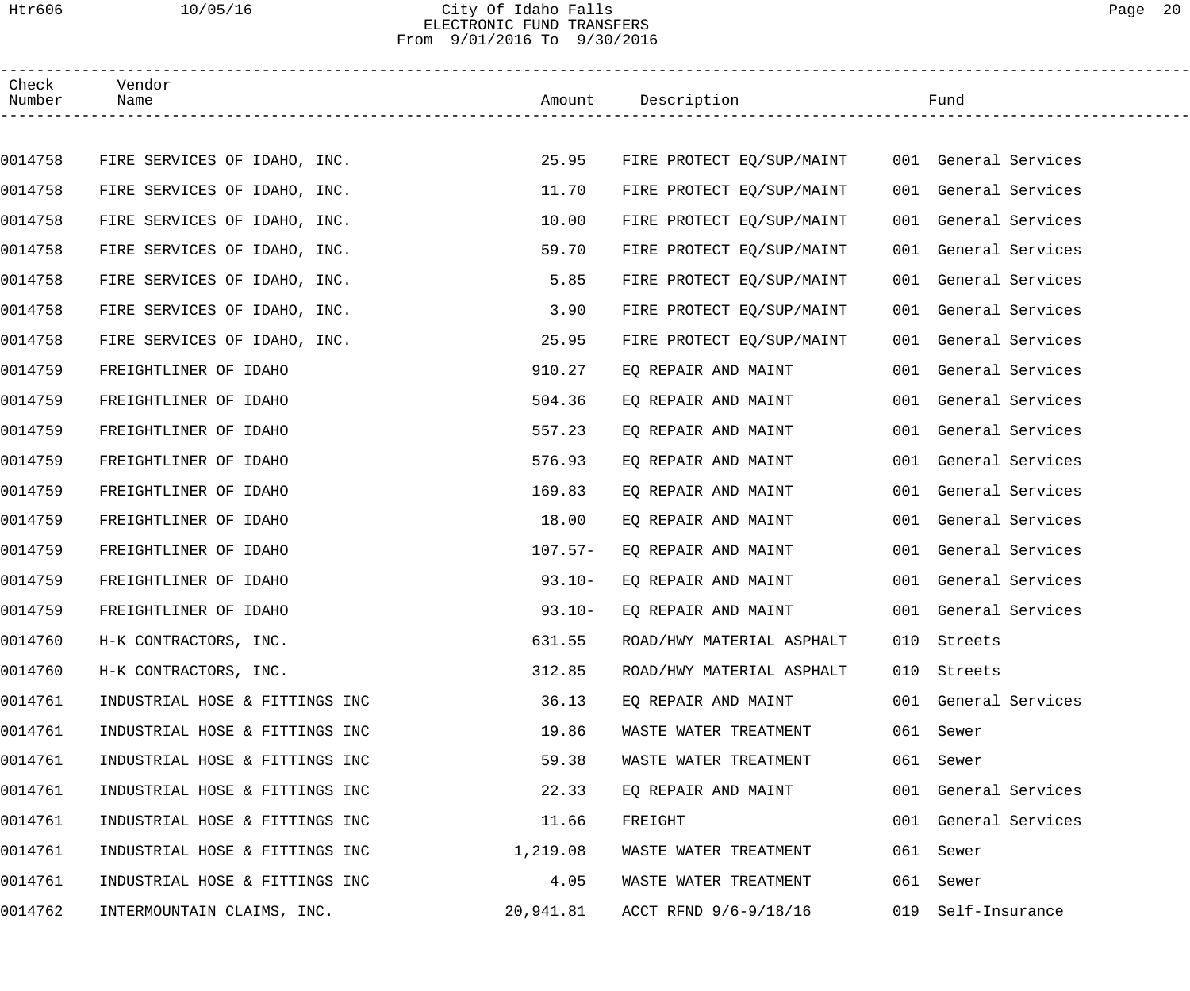# City Of Idaho Falls
## ELECTRONIC FUND TRANSFERS
From 9/01/2016 To 9/30/2016

| Check Number | Vendor Name | Amount | Description | Fund |
|---|---|---|---|---|
| 0014758 | FIRE SERVICES OF IDAHO, INC. | 25.95 | FIRE PROTECT EQ/SUP/MAINT | 001 General Services |
| 0014758 | FIRE SERVICES OF IDAHO, INC. | 11.70 | FIRE PROTECT EQ/SUP/MAINT | 001 General Services |
| 0014758 | FIRE SERVICES OF IDAHO, INC. | 10.00 | FIRE PROTECT EQ/SUP/MAINT | 001 General Services |
| 0014758 | FIRE SERVICES OF IDAHO, INC. | 59.70 | FIRE PROTECT EQ/SUP/MAINT | 001 General Services |
| 0014758 | FIRE SERVICES OF IDAHO, INC. | 5.85 | FIRE PROTECT EQ/SUP/MAINT | 001 General Services |
| 0014758 | FIRE SERVICES OF IDAHO, INC. | 3.90 | FIRE PROTECT EQ/SUP/MAINT | 001 General Services |
| 0014758 | FIRE SERVICES OF IDAHO, INC. | 25.95 | FIRE PROTECT EQ/SUP/MAINT | 001 General Services |
| 0014759 | FREIGHTLINER OF IDAHO | 910.27 | EQ REPAIR AND MAINT | 001 General Services |
| 0014759 | FREIGHTLINER OF IDAHO | 504.36 | EQ REPAIR AND MAINT | 001 General Services |
| 0014759 | FREIGHTLINER OF IDAHO | 557.23 | EQ REPAIR AND MAINT | 001 General Services |
| 0014759 | FREIGHTLINER OF IDAHO | 576.93 | EQ REPAIR AND MAINT | 001 General Services |
| 0014759 | FREIGHTLINER OF IDAHO | 169.83 | EQ REPAIR AND MAINT | 001 General Services |
| 0014759 | FREIGHTLINER OF IDAHO | 18.00 | EQ REPAIR AND MAINT | 001 General Services |
| 0014759 | FREIGHTLINER OF IDAHO | 107.57- | EQ REPAIR AND MAINT | 001 General Services |
| 0014759 | FREIGHTLINER OF IDAHO | 93.10- | EQ REPAIR AND MAINT | 001 General Services |
| 0014759 | FREIGHTLINER OF IDAHO | 93.10- | EQ REPAIR AND MAINT | 001 General Services |
| 0014760 | H-K CONTRACTORS, INC. | 631.55 | ROAD/HWY MATERIAL ASPHALT | 010 Streets |
| 0014760 | H-K CONTRACTORS, INC. | 312.85 | ROAD/HWY MATERIAL ASPHALT | 010 Streets |
| 0014761 | INDUSTRIAL HOSE & FITTINGS INC | 36.13 | EQ REPAIR AND MAINT | 001 General Services |
| 0014761 | INDUSTRIAL HOSE & FITTINGS INC | 19.86 | WASTE WATER TREATMENT | 061 Sewer |
| 0014761 | INDUSTRIAL HOSE & FITTINGS INC | 59.38 | WASTE WATER TREATMENT | 061 Sewer |
| 0014761 | INDUSTRIAL HOSE & FITTINGS INC | 22.33 | EQ REPAIR AND MAINT | 001 General Services |
| 0014761 | INDUSTRIAL HOSE & FITTINGS INC | 11.66 | FREIGHT | 001 General Services |
| 0014761 | INDUSTRIAL HOSE & FITTINGS INC | 1,219.08 | WASTE WATER TREATMENT | 061 Sewer |
| 0014761 | INDUSTRIAL HOSE & FITTINGS INC | 4.05 | WASTE WATER TREATMENT | 061 Sewer |
| 0014762 | INTERMOUNTAIN CLAIMS, INC. | 20,941.81 | ACCT RFND 9/6-9/18/16 | 019 Self-Insurance |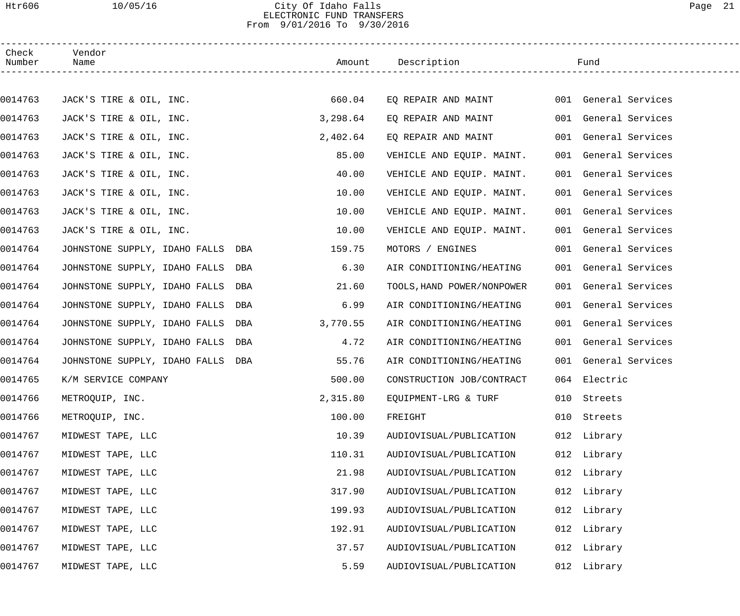# City Of Idaho Falls
## ELECTRONIC FUND TRANSFERS
### From 9/01/2016 To 9/30/2016

| Check Number | Vendor Name | Amount | Description | Fund |
|---|---|---|---|---|
| 0014763 | JACK'S TIRE & OIL, INC. | 660.04 | EQ REPAIR AND MAINT | 001 General Services |
| 0014763 | JACK'S TIRE & OIL, INC. | 3,298.64 | EQ REPAIR AND MAINT | 001 General Services |
| 0014763 | JACK'S TIRE & OIL, INC. | 2,402.64 | EQ REPAIR AND MAINT | 001 General Services |
| 0014763 | JACK'S TIRE & OIL, INC. | 85.00 | VEHICLE AND EQUIP. MAINT. | 001 General Services |
| 0014763 | JACK'S TIRE & OIL, INC. | 40.00 | VEHICLE AND EQUIP. MAINT. | 001 General Services |
| 0014763 | JACK'S TIRE & OIL, INC. | 10.00 | VEHICLE AND EQUIP. MAINT. | 001 General Services |
| 0014763 | JACK'S TIRE & OIL, INC. | 10.00 | VEHICLE AND EQUIP. MAINT. | 001 General Services |
| 0014763 | JACK'S TIRE & OIL, INC. | 10.00 | VEHICLE AND EQUIP. MAINT. | 001 General Services |
| 0014764 | JOHNSTONE SUPPLY, IDAHO FALLS DBA | 159.75 | MOTORS / ENGINES | 001 General Services |
| 0014764 | JOHNSTONE SUPPLY, IDAHO FALLS DBA | 6.30 | AIR CONDITIONING/HEATING | 001 General Services |
| 0014764 | JOHNSTONE SUPPLY, IDAHO FALLS DBA | 21.60 | TOOLS,HAND POWER/NONPOWER | 001 General Services |
| 0014764 | JOHNSTONE SUPPLY, IDAHO FALLS DBA | 6.99 | AIR CONDITIONING/HEATING | 001 General Services |
| 0014764 | JOHNSTONE SUPPLY, IDAHO FALLS DBA | 3,770.55 | AIR CONDITIONING/HEATING | 001 General Services |
| 0014764 | JOHNSTONE SUPPLY, IDAHO FALLS DBA | 4.72 | AIR CONDITIONING/HEATING | 001 General Services |
| 0014764 | JOHNSTONE SUPPLY, IDAHO FALLS DBA | 55.76 | AIR CONDITIONING/HEATING | 001 General Services |
| 0014765 | K/M SERVICE COMPANY | 500.00 | CONSTRUCTION JOB/CONTRACT | 064 Electric |
| 0014766 | METROQUIP, INC. | 2,315.80 | EQUIPMENT-LRG & TURF | 010 Streets |
| 0014766 | METROQUIP, INC. | 100.00 | FREIGHT | 010 Streets |
| 0014767 | MIDWEST TAPE, LLC | 10.39 | AUDIOVISUAL/PUBLICATION | 012 Library |
| 0014767 | MIDWEST TAPE, LLC | 110.31 | AUDIOVISUAL/PUBLICATION | 012 Library |
| 0014767 | MIDWEST TAPE, LLC | 21.98 | AUDIOVISUAL/PUBLICATION | 012 Library |
| 0014767 | MIDWEST TAPE, LLC | 317.90 | AUDIOVISUAL/PUBLICATION | 012 Library |
| 0014767 | MIDWEST TAPE, LLC | 199.93 | AUDIOVISUAL/PUBLICATION | 012 Library |
| 0014767 | MIDWEST TAPE, LLC | 192.91 | AUDIOVISUAL/PUBLICATION | 012 Library |
| 0014767 | MIDWEST TAPE, LLC | 37.57 | AUDIOVISUAL/PUBLICATION | 012 Library |
| 0014767 | MIDWEST TAPE, LLC | 5.59 | AUDIOVISUAL/PUBLICATION | 012 Library |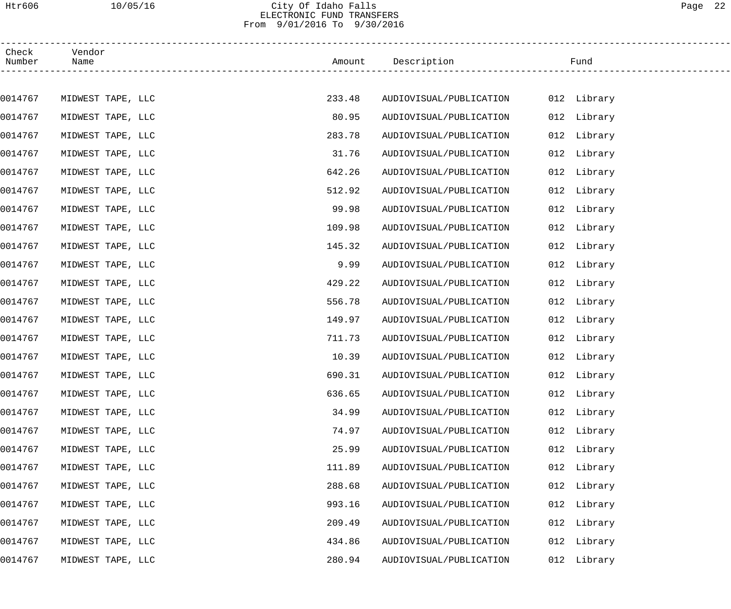City Of Idaho Falls
ELECTRONIC FUND TRANSFERS
From 9/01/2016 To 9/30/2016

| Check Number | Vendor Name | Amount | Description | Fund |
|---|---|---|---|---|
| 0014767 | MIDWEST TAPE, LLC | 233.48 | AUDIOVISUAL/PUBLICATION | 012 Library |
| 0014767 | MIDWEST TAPE, LLC | 80.95 | AUDIOVISUAL/PUBLICATION | 012 Library |
| 0014767 | MIDWEST TAPE, LLC | 283.78 | AUDIOVISUAL/PUBLICATION | 012 Library |
| 0014767 | MIDWEST TAPE, LLC | 31.76 | AUDIOVISUAL/PUBLICATION | 012 Library |
| 0014767 | MIDWEST TAPE, LLC | 642.26 | AUDIOVISUAL/PUBLICATION | 012 Library |
| 0014767 | MIDWEST TAPE, LLC | 512.92 | AUDIOVISUAL/PUBLICATION | 012 Library |
| 0014767 | MIDWEST TAPE, LLC | 99.98 | AUDIOVISUAL/PUBLICATION | 012 Library |
| 0014767 | MIDWEST TAPE, LLC | 109.98 | AUDIOVISUAL/PUBLICATION | 012 Library |
| 0014767 | MIDWEST TAPE, LLC | 145.32 | AUDIOVISUAL/PUBLICATION | 012 Library |
| 0014767 | MIDWEST TAPE, LLC | 9.99 | AUDIOVISUAL/PUBLICATION | 012 Library |
| 0014767 | MIDWEST TAPE, LLC | 429.22 | AUDIOVISUAL/PUBLICATION | 012 Library |
| 0014767 | MIDWEST TAPE, LLC | 556.78 | AUDIOVISUAL/PUBLICATION | 012 Library |
| 0014767 | MIDWEST TAPE, LLC | 149.97 | AUDIOVISUAL/PUBLICATION | 012 Library |
| 0014767 | MIDWEST TAPE, LLC | 711.73 | AUDIOVISUAL/PUBLICATION | 012 Library |
| 0014767 | MIDWEST TAPE, LLC | 10.39 | AUDIOVISUAL/PUBLICATION | 012 Library |
| 0014767 | MIDWEST TAPE, LLC | 690.31 | AUDIOVISUAL/PUBLICATION | 012 Library |
| 0014767 | MIDWEST TAPE, LLC | 636.65 | AUDIOVISUAL/PUBLICATION | 012 Library |
| 0014767 | MIDWEST TAPE, LLC | 34.99 | AUDIOVISUAL/PUBLICATION | 012 Library |
| 0014767 | MIDWEST TAPE, LLC | 74.97 | AUDIOVISUAL/PUBLICATION | 012 Library |
| 0014767 | MIDWEST TAPE, LLC | 25.99 | AUDIOVISUAL/PUBLICATION | 012 Library |
| 0014767 | MIDWEST TAPE, LLC | 111.89 | AUDIOVISUAL/PUBLICATION | 012 Library |
| 0014767 | MIDWEST TAPE, LLC | 288.68 | AUDIOVISUAL/PUBLICATION | 012 Library |
| 0014767 | MIDWEST TAPE, LLC | 993.16 | AUDIOVISUAL/PUBLICATION | 012 Library |
| 0014767 | MIDWEST TAPE, LLC | 209.49 | AUDIOVISUAL/PUBLICATION | 012 Library |
| 0014767 | MIDWEST TAPE, LLC | 434.86 | AUDIOVISUAL/PUBLICATION | 012 Library |
| 0014767 | MIDWEST TAPE, LLC | 280.94 | AUDIOVISUAL/PUBLICATION | 012 Library |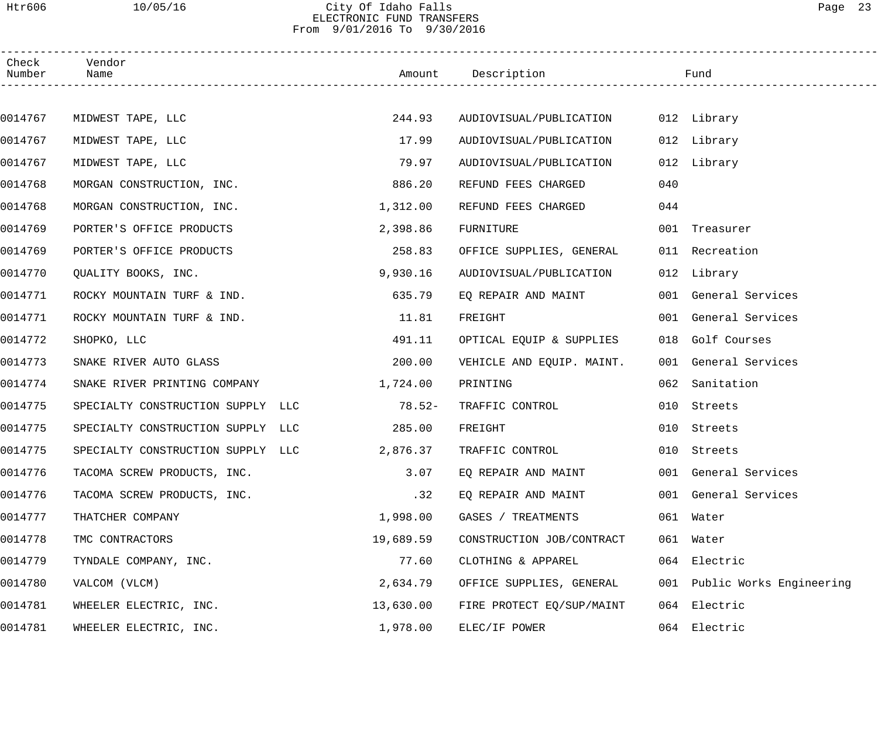City Of Idaho Falls
ELECTRONIC FUND TRANSFERS
From 9/01/2016 To 9/30/2016

| Check Number | Vendor Name | Amount | Description | Fund |
|---|---|---|---|---|
| 0014767 | MIDWEST TAPE, LLC | 244.93 | AUDIOVISUAL/PUBLICATION | 012 Library |
| 0014767 | MIDWEST TAPE, LLC | 17.99 | AUDIOVISUAL/PUBLICATION | 012 Library |
| 0014767 | MIDWEST TAPE, LLC | 79.97 | AUDIOVISUAL/PUBLICATION | 012 Library |
| 0014768 | MORGAN CONSTRUCTION, INC. | 886.20 | REFUND FEES CHARGED | 040 |
| 0014768 | MORGAN CONSTRUCTION, INC. | 1,312.00 | REFUND FEES CHARGED | 044 |
| 0014769 | PORTER'S OFFICE PRODUCTS | 2,398.86 | FURNITURE | 001 Treasurer |
| 0014769 | PORTER'S OFFICE PRODUCTS | 258.83 | OFFICE SUPPLIES, GENERAL | 011 Recreation |
| 0014770 | QUALITY BOOKS, INC. | 9,930.16 | AUDIOVISUAL/PUBLICATION | 012 Library |
| 0014771 | ROCKY MOUNTAIN TURF & IND. | 635.79 | EQ REPAIR AND MAINT | 001 General Services |
| 0014771 | ROCKY MOUNTAIN TURF & IND. | 11.81 | FREIGHT | 001 General Services |
| 0014772 | SHOPKO, LLC | 491.11 | OPTICAL EQUIP & SUPPLIES | 018 Golf Courses |
| 0014773 | SNAKE RIVER AUTO GLASS | 200.00 | VEHICLE AND EQUIP. MAINT. | 001 General Services |
| 0014774 | SNAKE RIVER PRINTING COMPANY | 1,724.00 | PRINTING | 062 Sanitation |
| 0014775 | SPECIALTY CONSTRUCTION SUPPLY LLC | 78.52- | TRAFFIC CONTROL | 010 Streets |
| 0014775 | SPECIALTY CONSTRUCTION SUPPLY LLC | 285.00 | FREIGHT | 010 Streets |
| 0014775 | SPECIALTY CONSTRUCTION SUPPLY LLC | 2,876.37 | TRAFFIC CONTROL | 010 Streets |
| 0014776 | TACOMA SCREW PRODUCTS, INC. | 3.07 | EQ REPAIR AND MAINT | 001 General Services |
| 0014776 | TACOMA SCREW PRODUCTS, INC. | .32 | EQ REPAIR AND MAINT | 001 General Services |
| 0014777 | THATCHER COMPANY | 1,998.00 | GASES / TREATMENTS | 061 Water |
| 0014778 | TMC CONTRACTORS | 19,689.59 | CONSTRUCTION JOB/CONTRACT | 061 Water |
| 0014779 | TYNDALE COMPANY, INC. | 77.60 | CLOTHING & APPAREL | 064 Electric |
| 0014780 | VALCOM (VLCM) | 2,634.79 | OFFICE SUPPLIES, GENERAL | 001 Public Works Engineering |
| 0014781 | WHEELER ELECTRIC, INC. | 13,630.00 | FIRE PROTECT EQ/SUP/MAINT | 064 Electric |
| 0014781 | WHEELER ELECTRIC, INC. | 1,978.00 | ELEC/IF POWER | 064 Electric |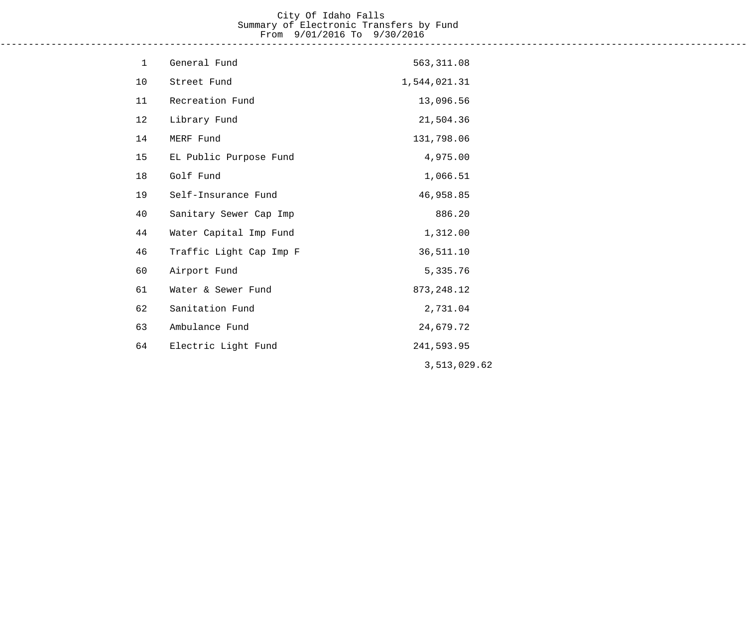# City Of Idaho Falls
## Summary of Electronic Transfers by Fund
### From 9/01/2016 To 9/30/2016

| Fund | Name | Amount |
|---|---|---|
| 1 | General Fund | 563,311.08 |
| 10 | Street Fund | 1,544,021.31 |
| 11 | Recreation Fund | 13,096.56 |
| 12 | Library Fund | 21,504.36 |
| 14 | MERF Fund | 131,798.06 |
| 15 | EL Public Purpose Fund | 4,975.00 |
| 18 | Golf Fund | 1,066.51 |
| 19 | Self-Insurance Fund | 46,958.85 |
| 40 | Sanitary Sewer Cap Imp | 886.20 |
| 44 | Water Capital Imp Fund | 1,312.00 |
| 46 | Traffic Light Cap Imp F | 36,511.10 |
| 60 | Airport Fund | 5,335.76 |
| 61 | Water & Sewer Fund | 873,248.12 |
| 62 | Sanitation Fund | 2,731.04 |
| 63 | Ambulance Fund | 24,679.72 |
| 64 | Electric Light Fund | 241,593.95 |
| | | 3,513,029.62 |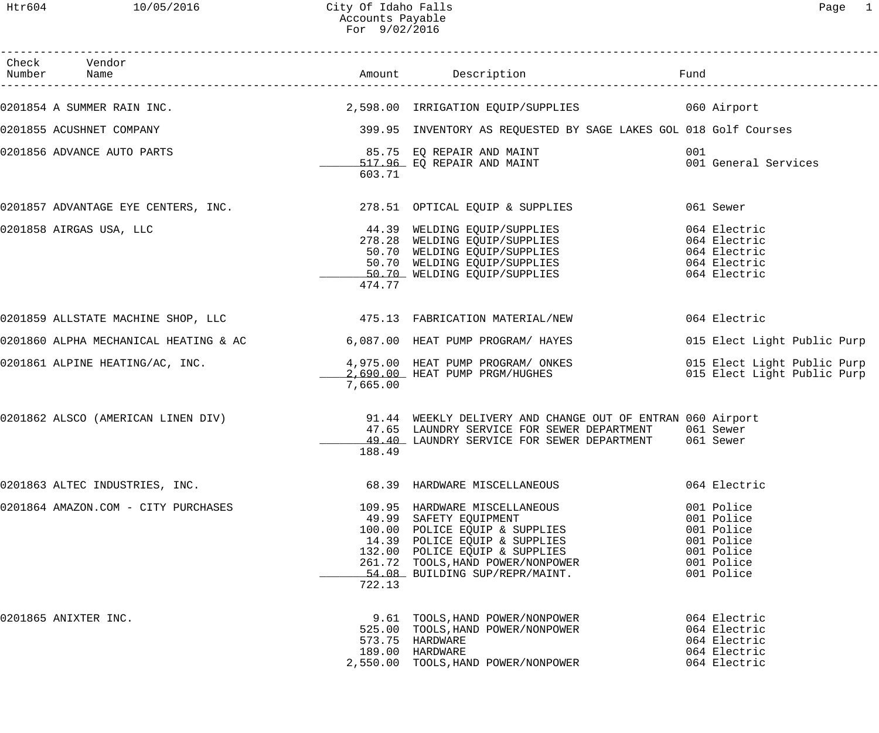# City Of Idaho Falls
## Accounts Payable
### For 9/02/2016

| Check Number | Vendor Name | Amount | Description | Fund |
|---|---|---|---|---|
| 0201854 | A SUMMER RAIN INC. | 2,598.00 | IRRIGATION EQUIP/SUPPLIES | 060 Airport |
| 0201855 | ACUSHNET COMPANY | 399.95 | INVENTORY AS REQUESTED BY SAGE LAKES GOL | 018 Golf Courses |
| 0201856 | ADVANCE AUTO PARTS | 85.75 | EQ REPAIR AND MAINT | 001 |
| | | 517.96 | EQ REPAIR AND MAINT | 001 General Services |
| | | 603.71 | | |
| 0201857 | ADVANTAGE EYE CENTERS, INC. | 278.51 | OPTICAL EQUIP & SUPPLIES | 061 Sewer |
| 0201858 | AIRGAS USA, LLC | 44.39 | WELDING EQUIP/SUPPLIES | 064 Electric |
| | | 278.28 | WELDING EQUIP/SUPPLIES | 064 Electric |
| | | 50.70 | WELDING EQUIP/SUPPLIES | 064 Electric |
| | | 50.70 | WELDING EQUIP/SUPPLIES | 064 Electric |
| | | 50.70 | WELDING EQUIP/SUPPLIES | 064 Electric |
| | | 474.77 | | |
| 0201859 | ALLSTATE MACHINE SHOP, LLC | 475.13 | FABRICATION MATERIAL/NEW | 064 Electric |
| 0201860 | ALPHA MECHANICAL HEATING & AC | 6,087.00 | HEAT PUMP PROGRAM/ HAYES | 015 Elect Light Public Purp |
| 0201861 | ALPINE HEATING/AC, INC. | 4,975.00 | HEAT PUMP PROGRAM/ ONKES | 015 Elect Light Public Purp |
| | | 2,690.00 | HEAT PUMP PRGM/HUGHES | 015 Elect Light Public Purp |
| | | 7,665.00 | | |
| 0201862 | ALSCO (AMERICAN LINEN DIV) | 91.44 | WEEKLY DELIVERY AND CHANGE OUT OF ENTRAN | 060 Airport |
| | | 47.65 | LAUNDRY SERVICE FOR SEWER DEPARTMENT | 061 Sewer |
| | | 49.40 | LAUNDRY SERVICE FOR SEWER DEPARTMENT | 061 Sewer |
| | | 188.49 | | |
| 0201863 | ALTEC INDUSTRIES, INC. | 68.39 | HARDWARE MISCELLANEOUS | 064 Electric |
| 0201864 | AMAZON.COM - CITY PURCHASES | 109.95 | HARDWARE MISCELLANEOUS | 001 Police |
| | | 49.99 | SAFETY EQUIPMENT | 001 Police |
| | | 100.00 | POLICE EQUIP & SUPPLIES | 001 Police |
| | | 14.39 | POLICE EQUIP & SUPPLIES | 001 Police |
| | | 132.00 | POLICE EQUIP & SUPPLIES | 001 Police |
| | | 261.72 | TOOLS,HAND POWER/NONPOWER | 001 Police |
| | | 54.08 | BUILDING SUP/REPR/MAINT. | 001 Police |
| | | 722.13 | | |
| 0201865 | ANIXTER INC. | 9.61 | TOOLS,HAND POWER/NONPOWER | 064 Electric |
| | | 525.00 | TOOLS,HAND POWER/NONPOWER | 064 Electric |
| | | 573.75 | HARDWARE | 064 Electric |
| | | 189.00 | HARDWARE | 064 Electric |
| | | 2,550.00 | TOOLS,HAND POWER/NONPOWER | 064 Electric |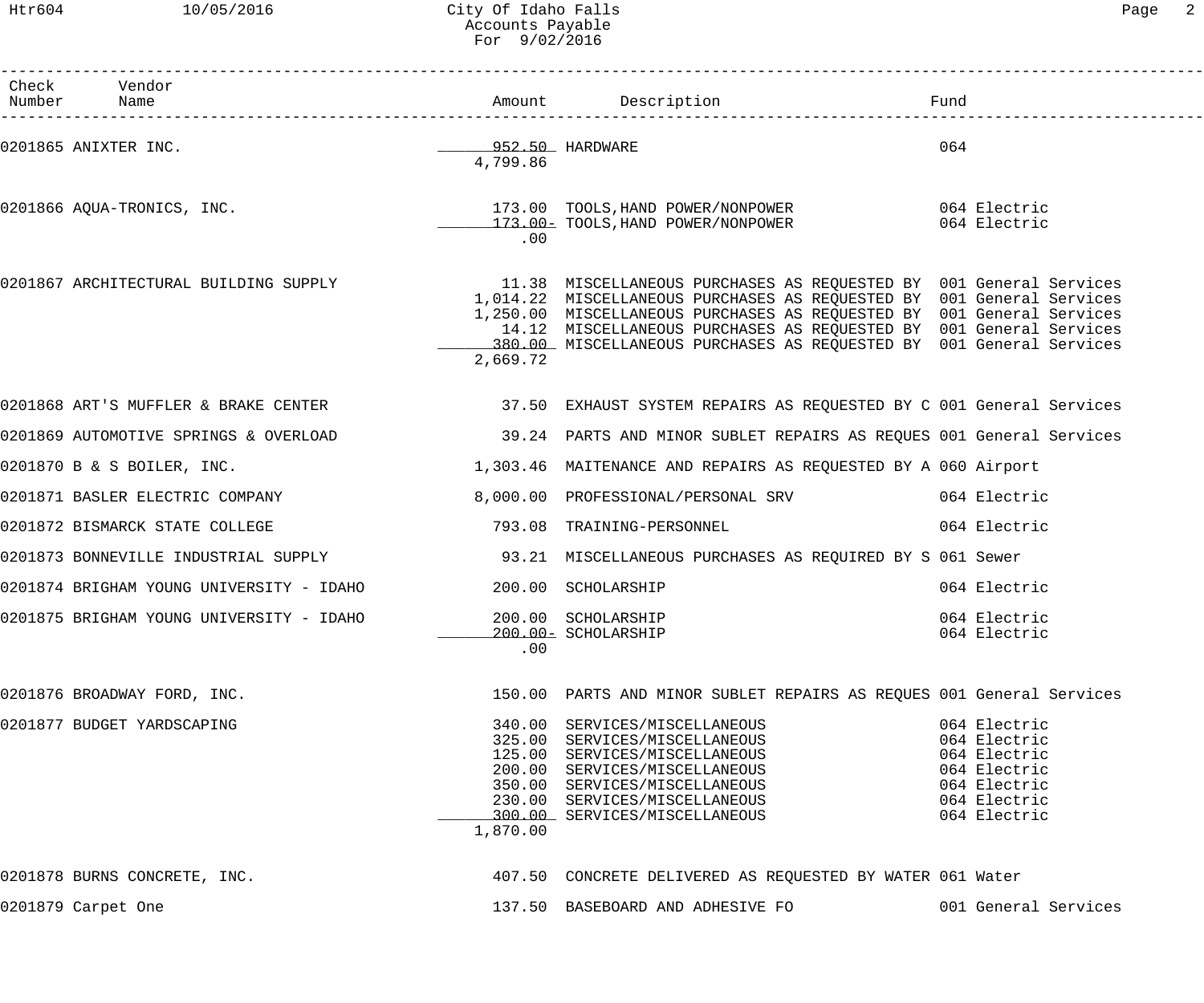City Of Idaho Falls
Accounts Payable
For 9/02/2016

| Check Number | Vendor Name | Amount | Description | Fund |
|---|---|---|---|---|
| 0201865 | ANIXTER INC. | 952.50 | HARDWARE | 064 |
| | | 4,799.86 | | |
| 0201866 | AQUA-TRONICS, INC. | 173.00 | TOOLS,HAND POWER/NONPOWER | 064 Electric |
| | | 173.00- | TOOLS,HAND POWER/NONPOWER | 064 Electric |
| | | .00 | | |
| 0201867 | ARCHITECTURAL BUILDING SUPPLY | 11.38 | MISCELLANEOUS PURCHASES AS REQUESTED BY | 001 General Services |
| | | 1,014.22 | MISCELLANEOUS PURCHASES AS REQUESTED BY | 001 General Services |
| | | 1,250.00 | MISCELLANEOUS PURCHASES AS REQUESTED BY | 001 General Services |
| | | 14.12 | MISCELLANEOUS PURCHASES AS REQUESTED BY | 001 General Services |
| | | 380.00 | MISCELLANEOUS PURCHASES AS REQUESTED BY | 001 General Services |
| | | 2,669.72 | | |
| 0201868 | ART'S MUFFLER & BRAKE CENTER | 37.50 | EXHAUST SYSTEM REPAIRS AS REQUESTED BY C | 001 General Services |
| 0201869 | AUTOMOTIVE SPRINGS & OVERLOAD | 39.24 | PARTS AND MINOR SUBLET REPAIRS AS REQUES | 001 General Services |
| 0201870 | B & S BOILER, INC. | 1,303.46 | MAITENANCE AND REPAIRS AS REQUESTED BY A | 060 Airport |
| 0201871 | BASLER ELECTRIC COMPANY | 8,000.00 | PROFESSIONAL/PERSONAL SRV | 064 Electric |
| 0201872 | BISMARCK STATE COLLEGE | 793.08 | TRAINING-PERSONNEL | 064 Electric |
| 0201873 | BONNEVILLE INDUSTRIAL SUPPLY | 93.21 | MISCELLANEOUS PURCHASES AS REQUIRED BY S | 061 Sewer |
| 0201874 | BRIGHAM YOUNG UNIVERSITY - IDAHO | 200.00 | SCHOLARSHIP | 064 Electric |
| 0201875 | BRIGHAM YOUNG UNIVERSITY - IDAHO | 200.00 | SCHOLARSHIP | 064 Electric |
| | | 200.00- | SCHOLARSHIP | 064 Electric |
| | | .00 | | |
| 0201876 | BROADWAY FORD, INC. | 150.00 | PARTS AND MINOR SUBLET REPAIRS AS REQUES | 001 General Services |
| 0201877 | BUDGET YARDSCAPING | 340.00 | SERVICES/MISCELLANEOUS | 064 Electric |
| | | 325.00 | SERVICES/MISCELLANEOUS | 064 Electric |
| | | 125.00 | SERVICES/MISCELLANEOUS | 064 Electric |
| | | 200.00 | SERVICES/MISCELLANEOUS | 064 Electric |
| | | 350.00 | SERVICES/MISCELLANEOUS | 064 Electric |
| | | 230.00 | SERVICES/MISCELLANEOUS | 064 Electric |
| | | 300.00 | SERVICES/MISCELLANEOUS | 064 Electric |
| | | 1,870.00 | | |
| 0201878 | BURNS CONCRETE, INC. | 407.50 | CONCRETE DELIVERED AS REQUESTED BY WATER | 061 Water |
| 0201879 | Carpet One | 137.50 | BASEBOARD AND ADHESIVE FO | 001 General Services |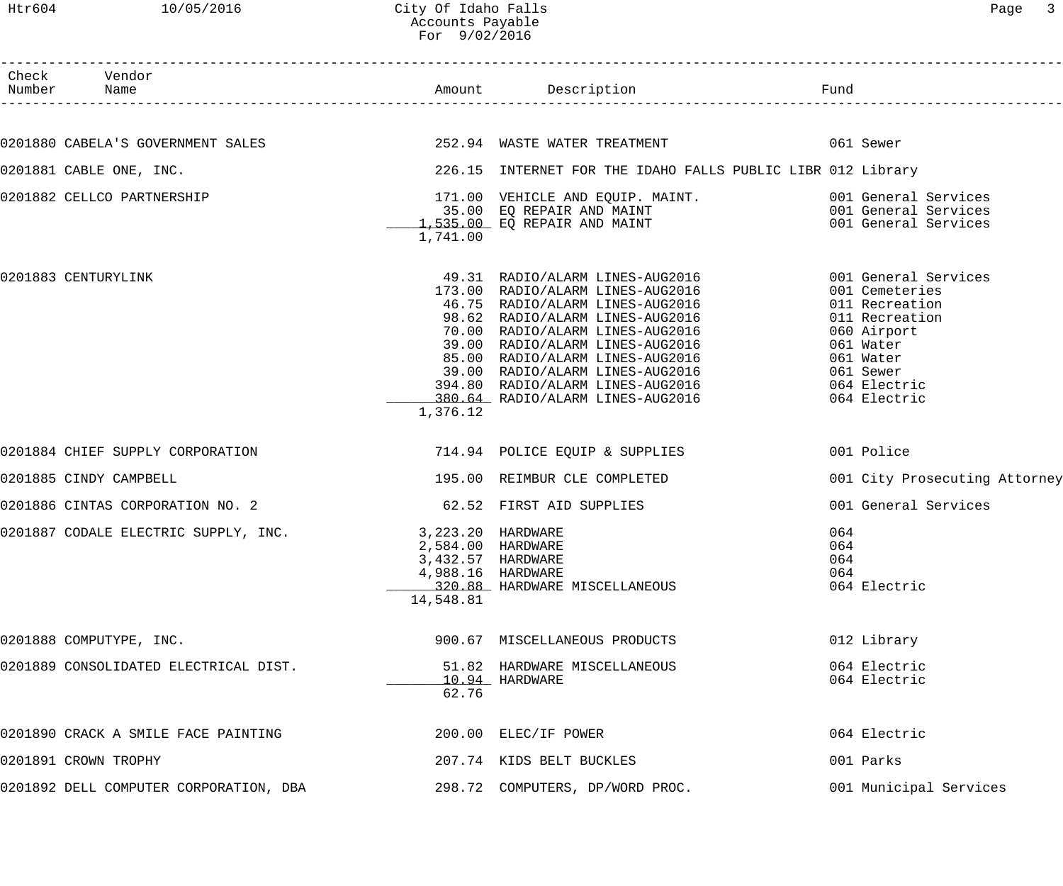City Of Idaho Falls
Accounts Payable
For 9/02/2016

| Check Number | Vendor Name | Amount | Description | Fund |
|---|---|---|---|---|
| 0201880 | CABELA'S GOVERNMENT SALES | 252.94 | WASTE WATER TREATMENT | 061 Sewer |
| 0201881 | CABLE ONE, INC. | 226.15 | INTERNET FOR THE IDAHO FALLS PUBLIC LIBR | 012 Library |
| 0201882 | CELLCO PARTNERSHIP | 171.00 | VEHICLE AND EQUIP. MAINT. | 001 General Services |
| | | 35.00 | EQ REPAIR AND MAINT | 001 General Services |
| | | 1,535.00 | EQ REPAIR AND MAINT | 001 General Services |
| | | 1,741.00 | | |
| 0201883 | CENTURYLINK | 49.31 | RADIO/ALARM LINES-AUG2016 | 001 General Services |
| | | 173.00 | RADIO/ALARM LINES-AUG2016 | 001 Cemeteries |
| | | 46.75 | RADIO/ALARM LINES-AUG2016 | 011 Recreation |
| | | 98.62 | RADIO/ALARM LINES-AUG2016 | 011 Recreation |
| | | 70.00 | RADIO/ALARM LINES-AUG2016 | 060 Airport |
| | | 39.00 | RADIO/ALARM LINES-AUG2016 | 061 Water |
| | | 85.00 | RADIO/ALARM LINES-AUG2016 | 061 Water |
| | | 39.00 | RADIO/ALARM LINES-AUG2016 | 061 Sewer |
| | | 394.80 | RADIO/ALARM LINES-AUG2016 | 064 Electric |
| | | 380.64 | RADIO/ALARM LINES-AUG2016 | 064 Electric |
| | | 1,376.12 | | |
| 0201884 | CHIEF SUPPLY CORPORATION | 714.94 | POLICE EQUIP & SUPPLIES | 001 Police |
| 0201885 | CINDY CAMPBELL | 195.00 | REIMBUR CLE COMPLETED | 001 City Prosecuting Attorney |
| 0201886 | CINTAS CORPORATION NO. 2 | 62.52 | FIRST AID SUPPLIES | 001 General Services |
| 0201887 | CODALE ELECTRIC SUPPLY, INC. | 3,223.20 | HARDWARE | 064 |
| | | 2,584.00 | HARDWARE | 064 |
| | | 3,432.57 | HARDWARE | 064 |
| | | 4,988.16 | HARDWARE | 064 |
| | | 320.88 | HARDWARE MISCELLANEOUS | 064 Electric |
| | | 14,548.81 | | |
| 0201888 | COMPUTYPE, INC. | 900.67 | MISCELLANEOUS PRODUCTS | 012 Library |
| 0201889 | CONSOLIDATED ELECTRICAL DIST. | 51.82 | HARDWARE MISCELLANEOUS | 064 Electric |
| | | 10.94 | HARDWARE | 064 Electric |
| | | 62.76 | | |
| 0201890 | CRACK A SMILE FACE PAINTING | 200.00 | ELEC/IF POWER | 064 Electric |
| 0201891 | CROWN TROPHY | 207.74 | KIDS BELT BUCKLES | 001 Parks |
| 0201892 | DELL COMPUTER CORPORATION, DBA | 298.72 | COMPUTERS, DP/WORD PROC. | 001 Municipal Services |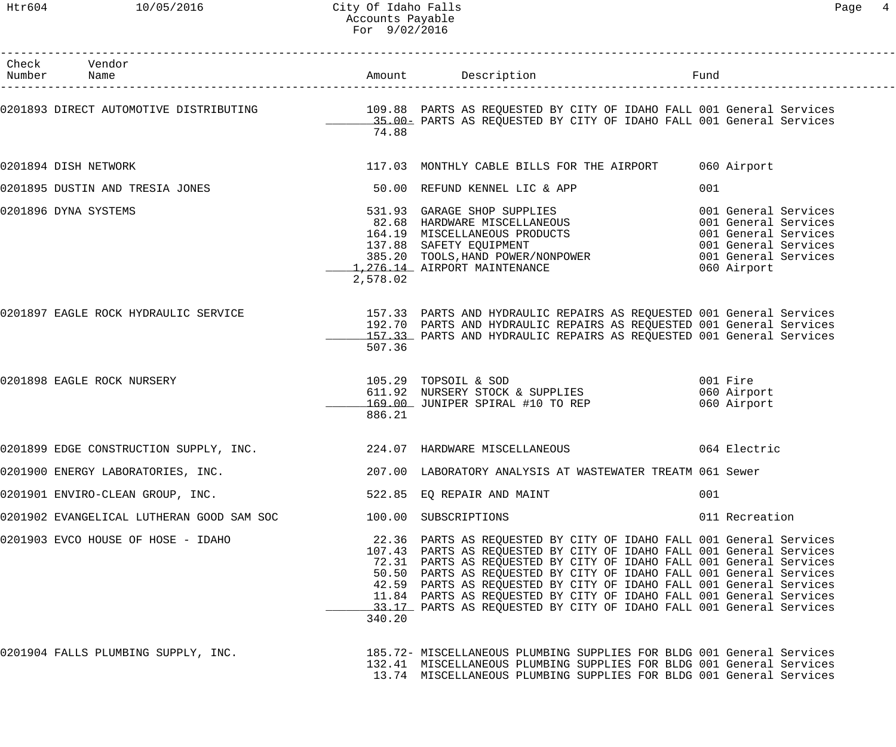| Check Number | Vendor Name | Amount | Description | Fund |
|---|---|---|---|---|
| 0201893 | DIRECT AUTOMOTIVE DISTRIBUTING | 109.88 | PARTS AS REQUESTED BY CITY OF IDAHO FALL | 001 General Services |
| | | 35.00- | PARTS AS REQUESTED BY CITY OF IDAHO FALL | 001 General Services |
| | | 74.88 | | |
| 0201894 | DISH NETWORK | 117.03 | MONTHLY CABLE BILLS FOR THE AIRPORT | 060 Airport |
| 0201895 | DUSTIN AND TRESIA JONES | 50.00 | REFUND KENNEL LIC & APP | 001 |
| 0201896 | DYNA SYSTEMS | 531.93 | GARAGE SHOP SUPPLIES | 001 General Services |
| | | 82.68 | HARDWARE MISCELLANEOUS | 001 General Services |
| | | 164.19 | MISCELLANEOUS PRODUCTS | 001 General Services |
| | | 137.88 | SAFETY EQUIPMENT | 001 General Services |
| | | 385.20 | TOOLS,HAND POWER/NONPOWER | 001 General Services |
| | | 1,276.14 | AIRPORT MAINTENANCE | 060 Airport |
| | | 2,578.02 | | |
| 0201897 | EAGLE ROCK HYDRAULIC SERVICE | 157.33 | PARTS AND HYDRAULIC REPAIRS AS REQUESTED | 001 General Services |
| | | 192.70 | PARTS AND HYDRAULIC REPAIRS AS REQUESTED | 001 General Services |
| | | 157.33 | PARTS AND HYDRAULIC REPAIRS AS REQUESTED | 001 General Services |
| | | 507.36 | | |
| 0201898 | EAGLE ROCK NURSERY | 105.29 | TOPSOIL & SOD | 001 Fire |
| | | 611.92 | NURSERY STOCK & SUPPLIES | 060 Airport |
| | | 169.00 | JUNIPER SPIRAL #10 TO REP | 060 Airport |
| | | 886.21 | | |
| 0201899 | EDGE CONSTRUCTION SUPPLY, INC. | 224.07 | HARDWARE MISCELLANEOUS | 064 Electric |
| 0201900 | ENERGY LABORATORIES, INC. | 207.00 | LABORATORY ANALYSIS AT WASTEWATER TREATM | 061 Sewer |
| 0201901 | ENVIRO-CLEAN GROUP, INC. | 522.85 | EQ REPAIR AND MAINT | 001 |
| 0201902 | EVANGELICAL LUTHERAN GOOD SAM SOC | 100.00 | SUBSCRIPTIONS | 011 Recreation |
| 0201903 | EVCO HOUSE OF HOSE - IDAHO | 22.36 | PARTS AS REQUESTED BY CITY OF IDAHO FALL | 001 General Services |
| | | 107.43 | PARTS AS REQUESTED BY CITY OF IDAHO FALL | 001 General Services |
| | | 72.31 | PARTS AS REQUESTED BY CITY OF IDAHO FALL | 001 General Services |
| | | 50.50 | PARTS AS REQUESTED BY CITY OF IDAHO FALL | 001 General Services |
| | | 42.59 | PARTS AS REQUESTED BY CITY OF IDAHO FALL | 001 General Services |
| | | 11.84 | PARTS AS REQUESTED BY CITY OF IDAHO FALL | 001 General Services |
| | | 33.17 | PARTS AS REQUESTED BY CITY OF IDAHO FALL | 001 General Services |
| | | 340.20 | | |
| 0201904 | FALLS PLUMBING SUPPLY, INC. | 185.72- | MISCELLANEOUS PLUMBING SUPPLIES FOR BLDG | 001 General Services |
| | | 132.41 | MISCELLANEOUS PLUMBING SUPPLIES FOR BLDG | 001 General Services |
| | | 13.74 | MISCELLANEOUS PLUMBING SUPPLIES FOR BLDG | 001 General Services |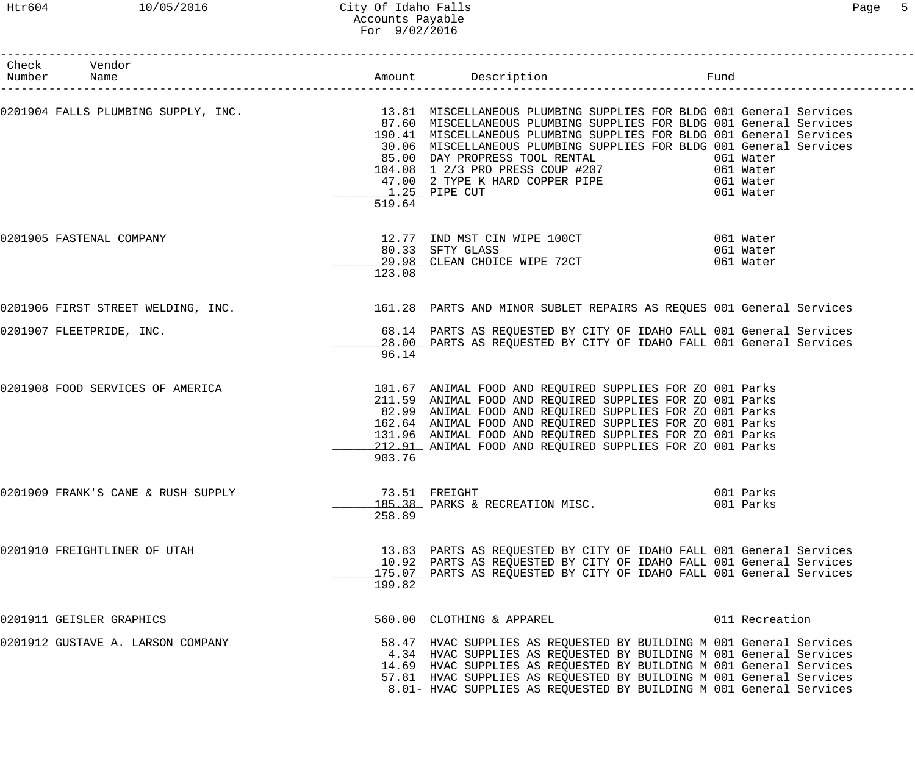City Of Idaho Falls
Accounts Payable
For 9/02/2016

| Check Number | Vendor Name | Amount | Description | Fund |
|---|---|---|---|---|
| 0201904 | FALLS PLUMBING SUPPLY, INC. | 13.81 | MISCELLANEOUS PLUMBING SUPPLIES FOR BLDG | 001 General Services |
| | | 87.60 | MISCELLANEOUS PLUMBING SUPPLIES FOR BLDG | 001 General Services |
| | | 190.41 | MISCELLANEOUS PLUMBING SUPPLIES FOR BLDG | 001 General Services |
| | | 30.06 | MISCELLANEOUS PLUMBING SUPPLIES FOR BLDG | 001 General Services |
| | | 85.00 | DAY PROPRESS TOOL RENTAL | 061 Water |
| | | 104.08 | 1 2/3 PRO PRESS COUP #207 | 061 Water |
| | | 47.00 | 2 TYPE K HARD COPPER PIPE | 061 Water |
| | | 1.25 | PIPE CUT | 061 Water |
| | | 519.64 | | |
| 0201905 | FASTENAL COMPANY | 12.77 | IND MST CIN WIPE 100CT | 061 Water |
| | | 80.33 | SFTY GLASS | 061 Water |
| | | 29.98 | CLEAN CHOICE WIPE 72CT | 061 Water |
| | | 123.08 | | |
| 0201906 | FIRST STREET WELDING, INC. | 161.28 | PARTS AND MINOR SUBLET REPAIRS AS REQUES | 001 General Services |
| 0201907 | FLEETPRIDE, INC. | 68.14 | PARTS AS REQUESTED BY CITY OF IDAHO FALL | 001 General Services |
| | | 28.00 | PARTS AS REQUESTED BY CITY OF IDAHO FALL | 001 General Services |
| | | 96.14 | | |
| 0201908 | FOOD SERVICES OF AMERICA | 101.67 | ANIMAL FOOD AND REQUIRED SUPPLIES FOR ZO | 001 Parks |
| | | 211.59 | ANIMAL FOOD AND REQUIRED SUPPLIES FOR ZO | 001 Parks |
| | | 82.99 | ANIMAL FOOD AND REQUIRED SUPPLIES FOR ZO | 001 Parks |
| | | 162.64 | ANIMAL FOOD AND REQUIRED SUPPLIES FOR ZO | 001 Parks |
| | | 131.96 | ANIMAL FOOD AND REQUIRED SUPPLIES FOR ZO | 001 Parks |
| | | 212.91 | ANIMAL FOOD AND REQUIRED SUPPLIES FOR ZO | 001 Parks |
| | | 903.76 | | |
| 0201909 | FRANK'S CANE & RUSH SUPPLY | 73.51 | FREIGHT | 001 Parks |
| | | 185.38 | PARKS & RECREATION MISC. | 001 Parks |
| | | 258.89 | | |
| 0201910 | FREIGHTLINER OF UTAH | 13.83 | PARTS AS REQUESTED BY CITY OF IDAHO FALL | 001 General Services |
| | | 10.92 | PARTS AS REQUESTED BY CITY OF IDAHO FALL | 001 General Services |
| | | 175.07 | PARTS AS REQUESTED BY CITY OF IDAHO FALL | 001 General Services |
| | | 199.82 | | |
| 0201911 | GEISLER GRAPHICS | 560.00 | CLOTHING & APPAREL | 011 Recreation |
| 0201912 | GUSTAVE A. LARSON COMPANY | 58.47 | HVAC SUPPLIES AS REQUESTED BY BUILDING M | 001 General Services |
| | | 4.34 | HVAC SUPPLIES AS REQUESTED BY BUILDING M | 001 General Services |
| | | 14.69 | HVAC SUPPLIES AS REQUESTED BY BUILDING M | 001 General Services |
| | | 57.81 | HVAC SUPPLIES AS REQUESTED BY BUILDING M | 001 General Services |
| | | 8.01- | HVAC SUPPLIES AS REQUESTED BY BUILDING M | 001 General Services |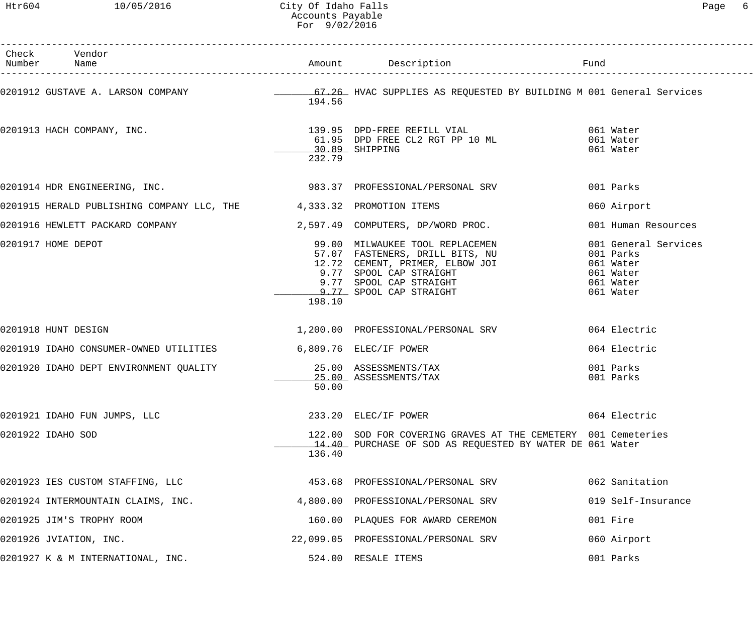# City Of Idaho Falls
## Accounts Payable
### For 9/02/2016

| Check Number | Vendor Name | Amount | Description | Fund |
|---|---|---|---|---|
| 0201912 | GUSTAVE A. LARSON COMPANY | 67.26 | HVAC SUPPLIES AS REQUESTED BY BUILDING M | 001 General Services |
| | | 194.56 | | |
| 0201913 | HACH COMPANY, INC. | 139.95 | DPD-FREE REFILL VIAL | 061 Water |
| | | 61.95 | DPD FREE CL2 RGT PP 10 ML | 061 Water |
| | | 30.89 | SHIPPING | 061 Water |
| | | 232.79 | | |
| 0201914 | HDR ENGINEERING, INC. | 983.37 | PROFESSIONAL/PERSONAL SRV | 001 Parks |
| 0201915 | HERALD PUBLISHING COMPANY LLC, THE | 4,333.32 | PROMOTION ITEMS | 060 Airport |
| 0201916 | HEWLETT PACKARD COMPANY | 2,597.49 | COMPUTERS, DP/WORD PROC. | 001 Human Resources |
| 0201917 | HOME DEPOT | 99.00 | MILWAUKEE TOOL REPLACEMEN | 001 General Services |
| | | 57.07 | FASTENERS, DRILL BITS, NU | 001 Parks |
| | | 12.72 | CEMENT, PRIMER, ELBOW JOI | 061 Water |
| | | 9.77 | SPOOL CAP STRAIGHT | 061 Water |
| | | 9.77 | SPOOL CAP STRAIGHT | 061 Water |
| | | 9.77 | SPOOL CAP STRAIGHT | 061 Water |
| | | 198.10 | | |
| 0201918 | HUNT DESIGN | 1,200.00 | PROFESSIONAL/PERSONAL SRV | 064 Electric |
| 0201919 | IDAHO CONSUMER-OWNED UTILITIES | 6,809.76 | ELEC/IF POWER | 064 Electric |
| 0201920 | IDAHO DEPT ENVIRONMENT QUALITY | 25.00 | ASSESSMENTS/TAX | 001 Parks |
| | | 25.00 | ASSESSMENTS/TAX | 001 Parks |
| | | 50.00 | | |
| 0201921 | IDAHO FUN JUMPS, LLC | 233.20 | ELEC/IF POWER | 064 Electric |
| 0201922 | IDAHO SOD | 122.00 | SOD FOR COVERING GRAVES AT THE CEMETERY | 001 Cemeteries |
| | | 14.40 | PURCHASE OF SOD AS REQUESTED BY WATER DE | 061 Water |
| | | 136.40 | | |
| 0201923 | IES CUSTOM STAFFING, LLC | 453.68 | PROFESSIONAL/PERSONAL SRV | 062 Sanitation |
| 0201924 | INTERMOUNTAIN CLAIMS, INC. | 4,800.00 | PROFESSIONAL/PERSONAL SRV | 019 Self-Insurance |
| 0201925 | JIM'S TROPHY ROOM | 160.00 | PLAQUES FOR AWARD CEREMON | 001 Fire |
| 0201926 | JVIATION, INC. | 22,099.05 | PROFESSIONAL/PERSONAL SRV | 060 Airport |
| 0201927 | K & M INTERNATIONAL, INC. | 524.00 | RESALE ITEMS | 001 Parks |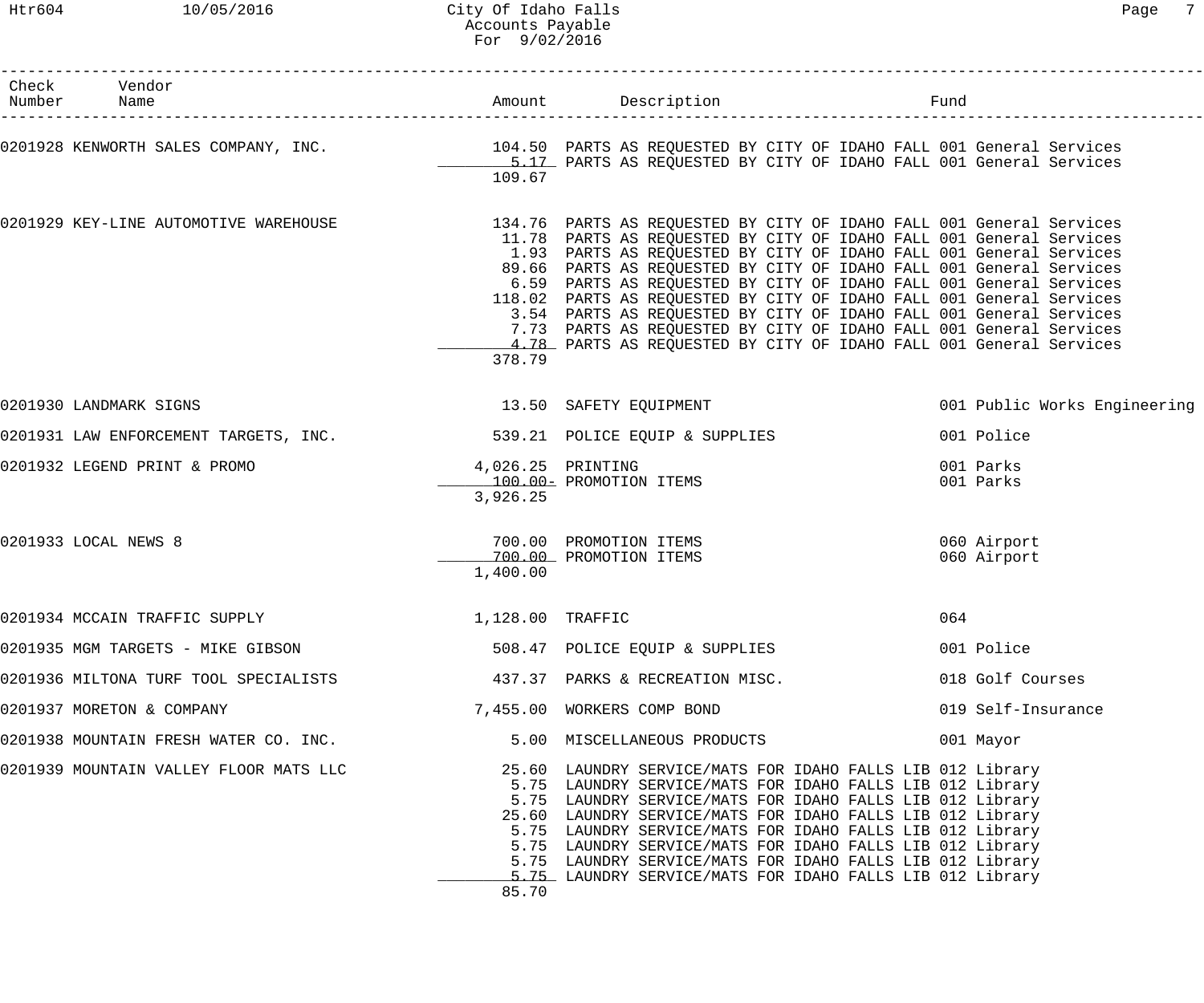City Of Idaho Falls
Accounts Payable
For 9/02/2016

| Check Number | Vendor Name | Amount | Description | Fund |
|---|---|---|---|---|
| 0201928 | KENWORTH SALES COMPANY, INC. | 104.50 | PARTS AS REQUESTED BY CITY OF IDAHO FALL | 001 General Services |
| | | 5.17 | PARTS AS REQUESTED BY CITY OF IDAHO FALL | 001 General Services |
| | | 109.67 | | |
| 0201929 | KEY-LINE AUTOMOTIVE WAREHOUSE | 134.76 | PARTS AS REQUESTED BY CITY OF IDAHO FALL | 001 General Services |
| | | 11.78 | PARTS AS REQUESTED BY CITY OF IDAHO FALL | 001 General Services |
| | | 1.93 | PARTS AS REQUESTED BY CITY OF IDAHO FALL | 001 General Services |
| | | 89.66 | PARTS AS REQUESTED BY CITY OF IDAHO FALL | 001 General Services |
| | | 6.59 | PARTS AS REQUESTED BY CITY OF IDAHO FALL | 001 General Services |
| | | 118.02 | PARTS AS REQUESTED BY CITY OF IDAHO FALL | 001 General Services |
| | | 3.54 | PARTS AS REQUESTED BY CITY OF IDAHO FALL | 001 General Services |
| | | 7.73 | PARTS AS REQUESTED BY CITY OF IDAHO FALL | 001 General Services |
| | | 4.78 | PARTS AS REQUESTED BY CITY OF IDAHO FALL | 001 General Services |
| | | 378.79 | | |
| 0201930 | LANDMARK SIGNS | 13.50 | SAFETY EQUIPMENT | 001 Public Works Engineering |
| 0201931 | LAW ENFORCEMENT TARGETS, INC. | 539.21 | POLICE EQUIP & SUPPLIES | 001 Police |
| 0201932 | LEGEND PRINT & PROMO | 4,026.25 | PRINTING | 001 Parks |
| | | 100.00- | PROMOTION ITEMS | 001 Parks |
| | | 3,926.25 | | |
| 0201933 | LOCAL NEWS 8 | 700.00 | PROMOTION ITEMS | 060 Airport |
| | | 700.00 | PROMOTION ITEMS | 060 Airport |
| | | 1,400.00 | | |
| 0201934 | MCCAIN TRAFFIC SUPPLY | 1,128.00 | TRAFFIC | 064 |
| 0201935 | MGM TARGETS - MIKE GIBSON | 508.47 | POLICE EQUIP & SUPPLIES | 001 Police |
| 0201936 | MILTONA TURF TOOL SPECIALISTS | 437.37 | PARKS & RECREATION MISC. | 018 Golf Courses |
| 0201937 | MORETON & COMPANY | 7,455.00 | WORKERS COMP BOND | 019 Self-Insurance |
| 0201938 | MOUNTAIN FRESH WATER CO. INC. | 5.00 | MISCELLANEOUS PRODUCTS | 001 Mayor |
| 0201939 | MOUNTAIN VALLEY FLOOR MATS LLC | 25.60 | LAUNDRY SERVICE/MATS FOR IDAHO FALLS LIB | 012 Library |
| | | 5.75 | LAUNDRY SERVICE/MATS FOR IDAHO FALLS LIB | 012 Library |
| | | 5.75 | LAUNDRY SERVICE/MATS FOR IDAHO FALLS LIB | 012 Library |
| | | 25.60 | LAUNDRY SERVICE/MATS FOR IDAHO FALLS LIB | 012 Library |
| | | 5.75 | LAUNDRY SERVICE/MATS FOR IDAHO FALLS LIB | 012 Library |
| | | 5.75 | LAUNDRY SERVICE/MATS FOR IDAHO FALLS LIB | 012 Library |
| | | 5.75 | LAUNDRY SERVICE/MATS FOR IDAHO FALLS LIB | 012 Library |
| | | 5.75 | LAUNDRY SERVICE/MATS FOR IDAHO FALLS LIB | 012 Library |
| | | 85.70 | | |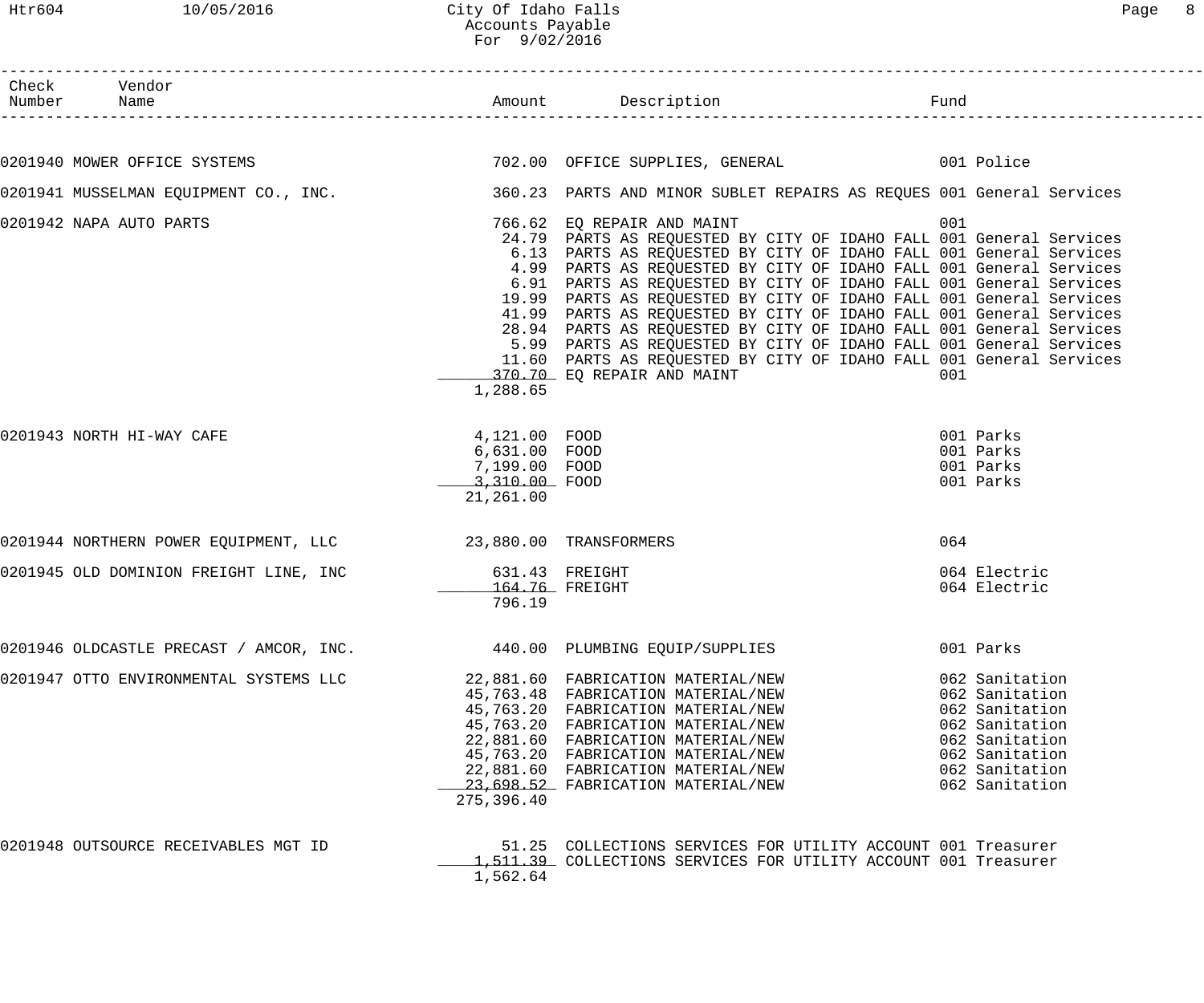City Of Idaho Falls
Accounts Payable
For 9/02/2016

| Check Number | Vendor Name | Amount | Description | Fund |
|---|---|---|---|---|
| 0201940 | MOWER OFFICE SYSTEMS | 702.00 | OFFICE SUPPLIES, GENERAL | 001 Police |
| 0201941 | MUSSELMAN EQUIPMENT CO., INC. | 360.23 | PARTS AND MINOR SUBLET REPAIRS AS REQUES | 001 General Services |
| 0201942 | NAPA AUTO PARTS | 766.62 | EQ REPAIR AND MAINT | 001 |
| | | 24.79 | PARTS AS REQUESTED BY CITY OF IDAHO FALL | 001 General Services |
| | | 6.13 | PARTS AS REQUESTED BY CITY OF IDAHO FALL | 001 General Services |
| | | 4.99 | PARTS AS REQUESTED BY CITY OF IDAHO FALL | 001 General Services |
| | | 6.91 | PARTS AS REQUESTED BY CITY OF IDAHO FALL | 001 General Services |
| | | 19.99 | PARTS AS REQUESTED BY CITY OF IDAHO FALL | 001 General Services |
| | | 41.99 | PARTS AS REQUESTED BY CITY OF IDAHO FALL | 001 General Services |
| | | 28.94 | PARTS AS REQUESTED BY CITY OF IDAHO FALL | 001 General Services |
| | | 5.99 | PARTS AS REQUESTED BY CITY OF IDAHO FALL | 001 General Services |
| | | 11.60 | PARTS AS REQUESTED BY CITY OF IDAHO FALL | 001 General Services |
| | | 370.70 | EQ REPAIR AND MAINT | 001 |
| | | 1,288.65 | | |
| 0201943 | NORTH HI-WAY CAFE | 4,121.00 | FOOD | 001 Parks |
| | | 6,631.00 | FOOD | 001 Parks |
| | | 7,199.00 | FOOD | 001 Parks |
| | | 3,310.00 | FOOD | 001 Parks |
| | | 21,261.00 | | |
| 0201944 | NORTHERN POWER EQUIPMENT, LLC | 23,880.00 | TRANSFORMERS | 064 |
| 0201945 | OLD DOMINION FREIGHT LINE, INC | 631.43 | FREIGHT | 064 Electric |
| | | 164.76 | FREIGHT | 064 Electric |
| | | 796.19 | | |
| 0201946 | OLDCASTLE PRECAST / AMCOR, INC. | 440.00 | PLUMBING EQUIP/SUPPLIES | 001 Parks |
| 0201947 | OTTO ENVIRONMENTAL SYSTEMS LLC | 22,881.60 | FABRICATION MATERIAL/NEW | 062 Sanitation |
| | | 45,763.48 | FABRICATION MATERIAL/NEW | 062 Sanitation |
| | | 45,763.20 | FABRICATION MATERIAL/NEW | 062 Sanitation |
| | | 45,763.20 | FABRICATION MATERIAL/NEW | 062 Sanitation |
| | | 22,881.60 | FABRICATION MATERIAL/NEW | 062 Sanitation |
| | | 45,763.20 | FABRICATION MATERIAL/NEW | 062 Sanitation |
| | | 22,881.60 | FABRICATION MATERIAL/NEW | 062 Sanitation |
| | | 23,698.52 | FABRICATION MATERIAL/NEW | 062 Sanitation |
| | | 275,396.40 | | |
| 0201948 | OUTSOURCE RECEIVABLES MGT ID | 51.25 | COLLECTIONS SERVICES FOR UTILITY ACCOUNT | 001 Treasurer |
| | | 1,511.39 | COLLECTIONS SERVICES FOR UTILITY ACCOUNT | 001 Treasurer |
| | | 1,562.64 | | |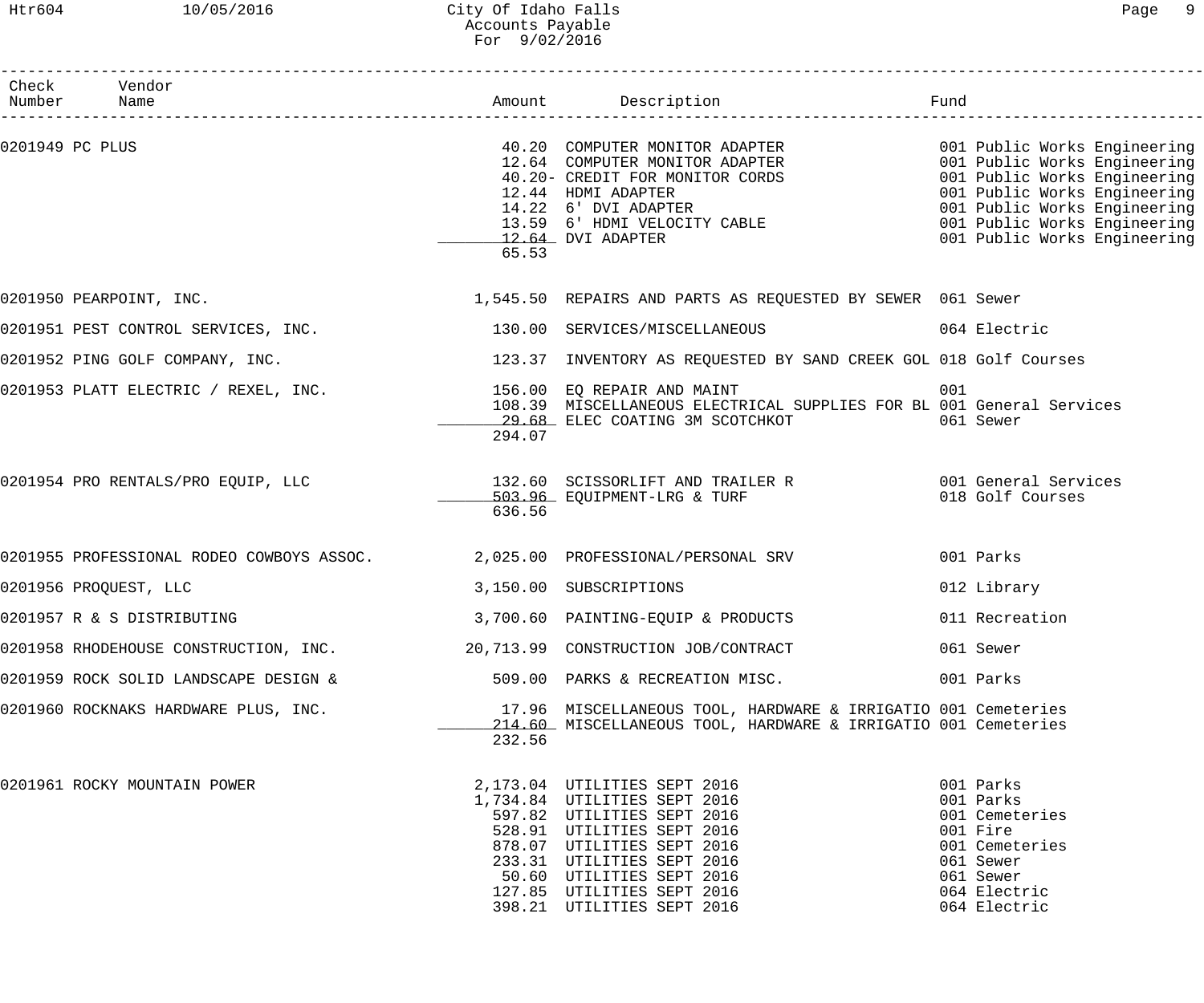City Of Idaho Falls
Accounts Payable
For 9/02/2016

| Check Number | Vendor Name | Amount | Description | Fund |
|---|---|---|---|---|
| 0201949 | PC PLUS | 40.20 | COMPUTER MONITOR ADAPTER | 001 Public Works Engineering |
| | | 12.64 | COMPUTER MONITOR ADAPTER | 001 Public Works Engineering |
| | | 40.20- | CREDIT FOR MONITOR CORDS | 001 Public Works Engineering |
| | | 12.44 | HDMI ADAPTER | 001 Public Works Engineering |
| | | 14.22 | 6' DVI ADAPTER | 001 Public Works Engineering |
| | | 13.59 | 6' HDMI VELOCITY CABLE | 001 Public Works Engineering |
| | | 12.64 | DVI ADAPTER | 001 Public Works Engineering |
| | | 65.53 | | |
| 0201950 | PEARPOINT, INC. | 1,545.50 | REPAIRS AND PARTS AS REQUESTED BY SEWER | 061 Sewer |
| 0201951 | PEST CONTROL SERVICES, INC. | 130.00 | SERVICES/MISCELLANEOUS | 064 Electric |
| 0201952 | PING GOLF COMPANY, INC. | 123.37 | INVENTORY AS REQUESTED BY SAND CREEK GOL | 018 Golf Courses |
| 0201953 | PLATT ELECTRIC / REXEL, INC. | 156.00 | EQ REPAIR AND MAINT | 001 |
| | | 108.39 | MISCELLANEOUS ELECTRICAL SUPPLIES FOR BL | 001 General Services |
| | | 29.68 | ELEC COATING 3M SCOTCHKOT | 061 Sewer |
| | | 294.07 | | |
| 0201954 | PRO RENTALS/PRO EQUIP, LLC | 132.60 | SCISSORLIFT AND TRAILER R | 001 General Services |
| | | 503.96 | EQUIPMENT-LRG & TURF | 018 Golf Courses |
| | | 636.56 | | |
| 0201955 | PROFESSIONAL RODEO COWBOYS ASSOC. | 2,025.00 | PROFESSIONAL/PERSONAL SRV | 001 Parks |
| 0201956 | PROQUEST, LLC | 3,150.00 | SUBSCRIPTIONS | 012 Library |
| 0201957 | R & S DISTRIBUTING | 3,700.60 | PAINTING-EQUIP & PRODUCTS | 011 Recreation |
| 0201958 | RHODEHOUSE CONSTRUCTION, INC. | 20,713.99 | CONSTRUCTION JOB/CONTRACT | 061 Sewer |
| 0201959 | ROCK SOLID LANDSCAPE DESIGN & | 509.00 | PARKS & RECREATION MISC. | 001 Parks |
| 0201960 | ROCKNAKS HARDWARE PLUS, INC. | 17.96 | MISCELLANEOUS TOOL, HARDWARE & IRRIGATIO | 001 Cemeteries |
| | | 214.60 | MISCELLANEOUS TOOL, HARDWARE & IRRIGATIO | 001 Cemeteries |
| | | 232.56 | | |
| 0201961 | ROCKY MOUNTAIN POWER | 2,173.04 | UTILITIES SEPT 2016 | 001 Parks |
| | | 1,734.84 | UTILITIES SEPT 2016 | 001 Parks |
| | | 597.82 | UTILITIES SEPT 2016 | 001 Cemeteries |
| | | 528.91 | UTILITIES SEPT 2016 | 001 Fire |
| | | 878.07 | UTILITIES SEPT 2016 | 001 Cemeteries |
| | | 233.31 | UTILITIES SEPT 2016 | 061 Sewer |
| | | 50.60 | UTILITIES SEPT 2016 | 061 Sewer |
| | | 127.85 | UTILITIES SEPT 2016 | 064 Electric |
| | | 398.21 | UTILITIES SEPT 2016 | 064 Electric |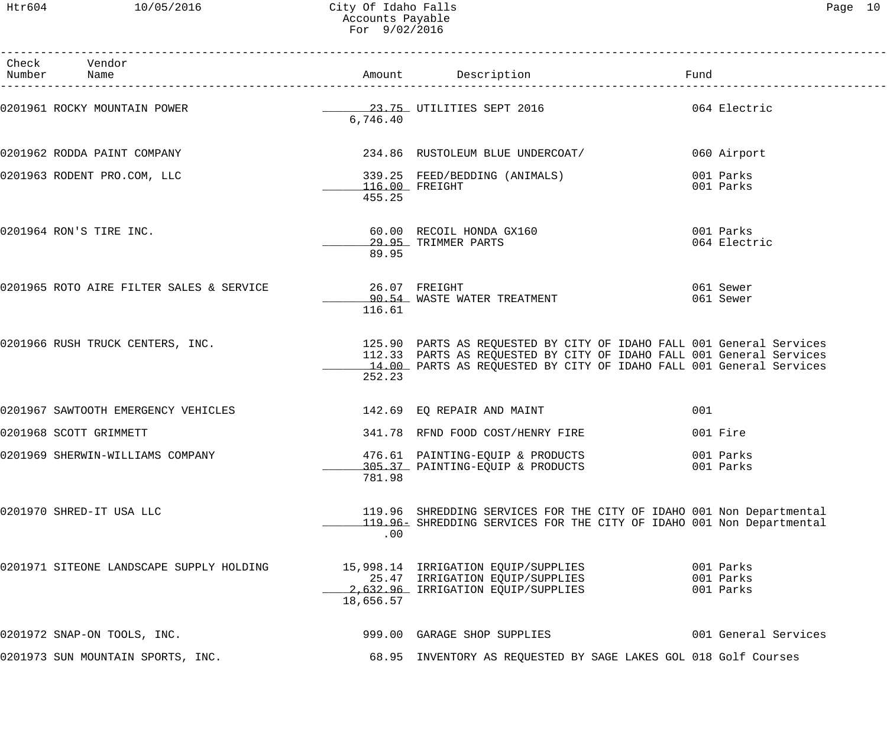| Check Number | Vendor Name | Amount | Description | Fund |
|---|---|---|---|---|
| 0201961 | ROCKY MOUNTAIN POWER | 23.75 | UTILITIES SEPT 2016 | 064 Electric |
| | | 6,746.40 | | |
| 0201962 | RODDA PAINT COMPANY | 234.86 | RUSTOLEUM BLUE UNDERCOAT/ | 060 Airport |
| 0201963 | RODENT PRO.COM, LLC | 339.25 | FEED/BEDDING (ANIMALS) | 001 Parks |
| | | 116.00 | FREIGHT | 001 Parks |
| | | 455.25 | | |
| 0201964 | RON'S TIRE INC. | 60.00 | RECOIL HONDA GX160 | 001 Parks |
| | | 29.95 | TRIMMER PARTS | 064 Electric |
| | | 89.95 | | |
| 0201965 | ROTO AIRE FILTER SALES & SERVICE | 26.07 | FREIGHT | 061 Sewer |
| | | 90.54 | WASTE WATER TREATMENT | 061 Sewer |
| | | 116.61 | | |
| 0201966 | RUSH TRUCK CENTERS, INC. | 125.90 | PARTS AS REQUESTED BY CITY OF IDAHO FALL | 001 General Services |
| | | 112.33 | PARTS AS REQUESTED BY CITY OF IDAHO FALL | 001 General Services |
| | | 14.00 | PARTS AS REQUESTED BY CITY OF IDAHO FALL | 001 General Services |
| | | 252.23 | | |
| 0201967 | SAWTOOTH EMERGENCY VEHICLES | 142.69 | EQ REPAIR AND MAINT | 001 |
| 0201968 | SCOTT GRIMMETT | 341.78 | RFND FOOD COST/HENRY FIRE | 001 Fire |
| 0201969 | SHERWIN-WILLIAMS COMPANY | 476.61 | PAINTING-EQUIP & PRODUCTS | 001 Parks |
| | | 305.37 | PAINTING-EQUIP & PRODUCTS | 001 Parks |
| | | 781.98 | | |
| 0201970 | SHRED-IT USA LLC | 119.96 | SHREDDING SERVICES FOR THE CITY OF IDAHO | 001 Non Departmental |
| | | 119.96- | SHREDDING SERVICES FOR THE CITY OF IDAHO | 001 Non Departmental |
| | | .00 | | |
| 0201971 | SITEONE LANDSCAPE SUPPLY HOLDING | 15,998.14 | IRRIGATION EQUIP/SUPPLIES | 001 Parks |
| | | 25.47 | IRRIGATION EQUIP/SUPPLIES | 001 Parks |
| | | 2,632.96 | IRRIGATION EQUIP/SUPPLIES | 001 Parks |
| | | 18,656.57 | | |
| 0201972 | SNAP-ON TOOLS, INC. | 999.00 | GARAGE SHOP SUPPLIES | 001 General Services |
| 0201973 | SUN MOUNTAIN SPORTS, INC. | 68.95 | INVENTORY AS REQUESTED BY SAGE LAKES GOL | 018 Golf Courses |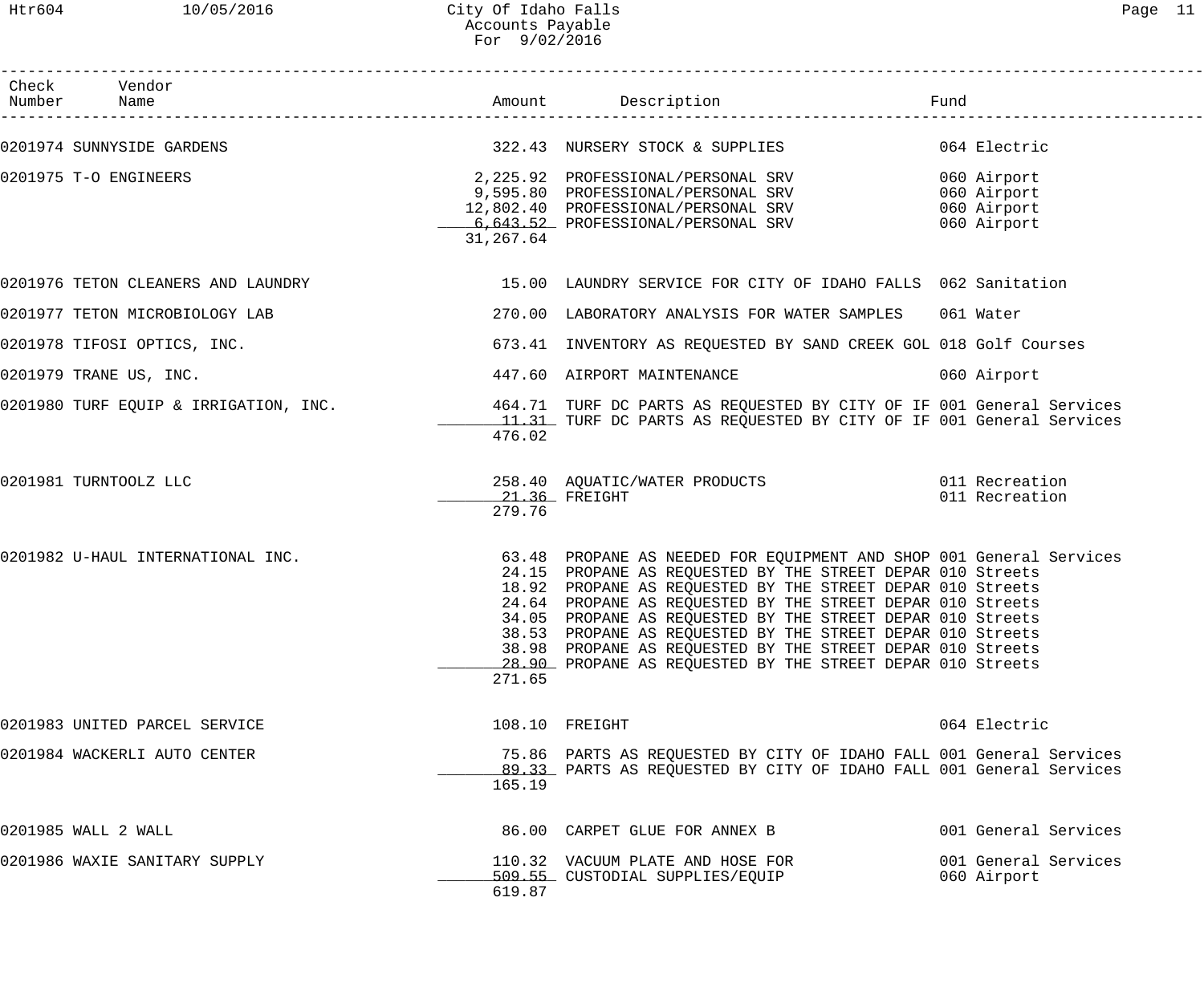City Of Idaho Falls
Accounts Payable
For 9/02/2016

| Check Number | Vendor Name | Amount | Description | Fund |
|---|---|---|---|---|
| 0201974 | SUNNYSIDE GARDENS | 322.43 | NURSERY STOCK & SUPPLIES | 064 Electric |
| 0201975 | T-O ENGINEERS | 2,225.92 | PROFESSIONAL/PERSONAL SRV | 060 Airport |
| | | 9,595.80 | PROFESSIONAL/PERSONAL SRV | 060 Airport |
| | | 12,802.40 | PROFESSIONAL/PERSONAL SRV | 060 Airport |
| | | 6,643.52 | PROFESSIONAL/PERSONAL SRV | 060 Airport |
| | | 31,267.64 | | |
| 0201976 | TETON CLEANERS AND LAUNDRY | 15.00 | LAUNDRY SERVICE FOR CITY OF IDAHO FALLS | 062 Sanitation |
| 0201977 | TETON MICROBIOLOGY LAB | 270.00 | LABORATORY ANALYSIS FOR WATER SAMPLES | 061 Water |
| 0201978 | TIFOSI OPTICS, INC. | 673.41 | INVENTORY AS REQUESTED BY SAND CREEK GOL | 018 Golf Courses |
| 0201979 | TRANE US, INC. | 447.60 | AIRPORT MAINTENANCE | 060 Airport |
| 0201980 | TURF EQUIP & IRRIGATION, INC. | 464.71 | TURF DC PARTS AS REQUESTED BY CITY OF IF | 001 General Services |
| | | 11.31 | TURF DC PARTS AS REQUESTED BY CITY OF IF | 001 General Services |
| | | 476.02 | | |
| 0201981 | TURNTOOLZ LLC | 258.40 | AQUATIC/WATER PRODUCTS | 011 Recreation |
| | | 21.36 | FREIGHT | 011 Recreation |
| | | 279.76 | | |
| 0201982 | U-HAUL INTERNATIONAL INC. | 63.48 | PROPANE AS NEEDED FOR EQUIPMENT AND SHOP | 001 General Services |
| | | 24.15 | PROPANE AS REQUESTED BY THE STREET DEPAR | 010 Streets |
| | | 18.92 | PROPANE AS REQUESTED BY THE STREET DEPAR | 010 Streets |
| | | 24.64 | PROPANE AS REQUESTED BY THE STREET DEPAR | 010 Streets |
| | | 34.05 | PROPANE AS REQUESTED BY THE STREET DEPAR | 010 Streets |
| | | 38.53 | PROPANE AS REQUESTED BY THE STREET DEPAR | 010 Streets |
| | | 38.98 | PROPANE AS REQUESTED BY THE STREET DEPAR | 010 Streets |
| | | 28.90 | PROPANE AS REQUESTED BY THE STREET DEPAR | 010 Streets |
| | | 271.65 | | |
| 0201983 | UNITED PARCEL SERVICE | 108.10 | FREIGHT | 064 Electric |
| 0201984 | WACKERLI AUTO CENTER | 75.86 | PARTS AS REQUESTED BY CITY OF IDAHO FALL | 001 General Services |
| | | 89.33 | PARTS AS REQUESTED BY CITY OF IDAHO FALL | 001 General Services |
| | | 165.19 | | |
| 0201985 | WALL 2 WALL | 86.00 | CARPET GLUE FOR ANNEX B | 001 General Services |
| 0201986 | WAXIE SANITARY SUPPLY | 110.32 | VACUUM PLATE AND HOSE FOR | 001 General Services |
| | | 509.55 | CUSTODIAL SUPPLIES/EQUIP | 060 Airport |
| | | 619.87 | | |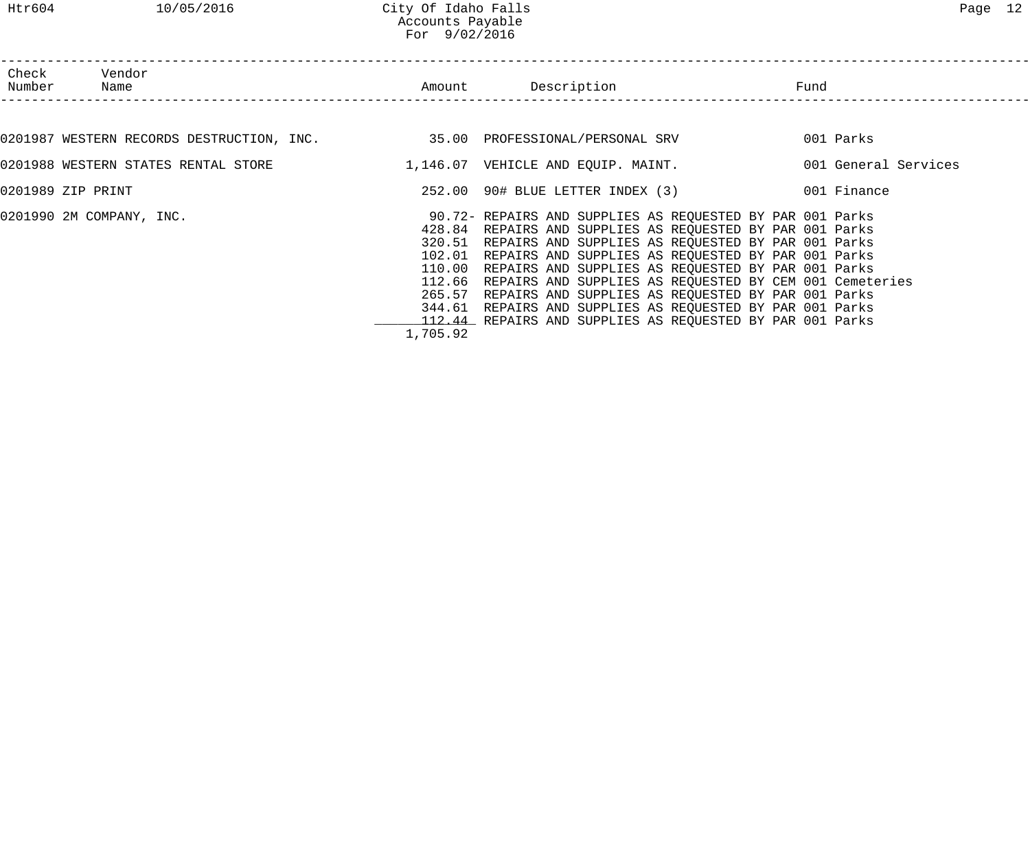| Check Number | Vendor Name | Amount | Description | Fund |
|---|---|---|---|---|
| 0201987 | WESTERN RECORDS DESTRUCTION, INC. | 35.00 | PROFESSIONAL/PERSONAL SRV | 001 Parks |
| 0201988 | WESTERN STATES RENTAL STORE | 1,146.07 | VEHICLE AND EQUIP. MAINT. | 001 General Services |
| 0201989 | ZIP PRINT | 252.00 | 90# BLUE LETTER INDEX (3) | 001 Finance |
| 0201990 | 2M COMPANY, INC. | 90.72- | REPAIRS AND SUPPLIES AS REQUESTED BY PAR | 001 Parks |
| | | 428.84 | REPAIRS AND SUPPLIES AS REQUESTED BY PAR | 001 Parks |
| | | 320.51 | REPAIRS AND SUPPLIES AS REQUESTED BY PAR | 001 Parks |
| | | 102.01 | REPAIRS AND SUPPLIES AS REQUESTED BY PAR | 001 Parks |
| | | 110.00 | REPAIRS AND SUPPLIES AS REQUESTED BY PAR | 001 Parks |
| | | 112.66 | REPAIRS AND SUPPLIES AS REQUESTED BY CEM | 001 Cemeteries |
| | | 265.57 | REPAIRS AND SUPPLIES AS REQUESTED BY PAR | 001 Parks |
| | | 344.61 | REPAIRS AND SUPPLIES AS REQUESTED BY PAR | 001 Parks |
| | | 112.44 | REPAIRS AND SUPPLIES AS REQUESTED BY PAR | 001 Parks |
| | | 1,705.92 | | |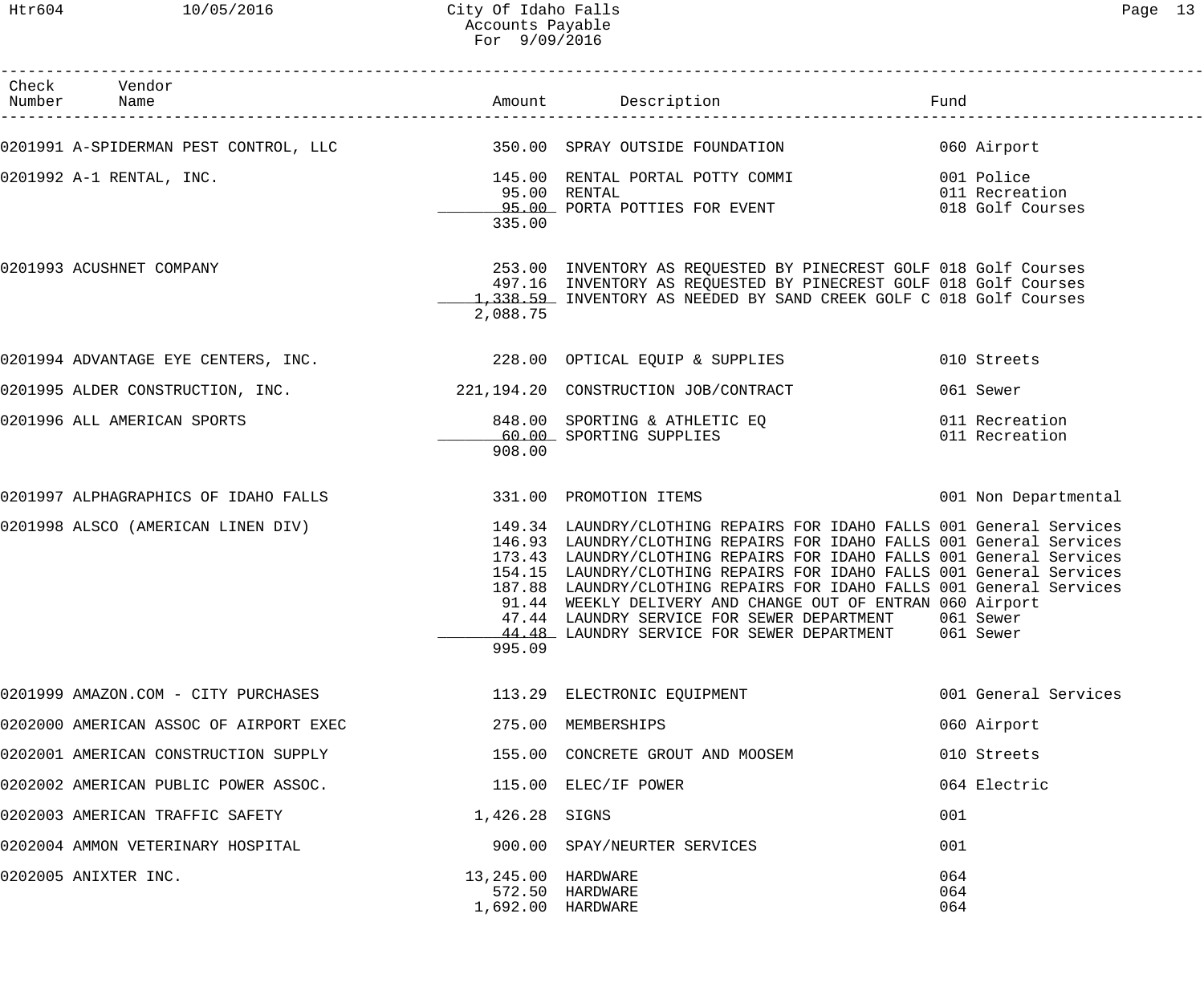# City Of Idaho Falls
## Accounts Payable
### For 9/09/2016

| Check Number | Vendor Name | Amount | Description | Fund |
|---|---|---|---|---|
| 0201991 | A-SPIDERMAN PEST CONTROL, LLC | 350.00 | SPRAY OUTSIDE FOUNDATION | 060 Airport |
| 0201992 | A-1 RENTAL, INC. | 145.00 | RENTAL PORTAL POTTY COMMI | 001 Police |
| | | 95.00 | RENTAL | 011 Recreation |
| | | 95.00 | PORTA POTTIES FOR EVENT | 018 Golf Courses |
| | | 335.00 | | |
| 0201993 | ACUSHNET COMPANY | 253.00 | INVENTORY AS REQUESTED BY PINECREST GOLF | 018 Golf Courses |
| | | 497.16 | INVENTORY AS REQUESTED BY PINECREST GOLF | 018 Golf Courses |
| | | 1,338.59 | INVENTORY AS NEEDED BY SAND CREEK GOLF C | 018 Golf Courses |
| | | 2,088.75 | | |
| 0201994 | ADVANTAGE EYE CENTERS, INC. | 228.00 | OPTICAL EQUIP & SUPPLIES | 010 Streets |
| 0201995 | ALDER CONSTRUCTION, INC. | 221,194.20 | CONSTRUCTION JOB/CONTRACT | 061 Sewer |
| 0201996 | ALL AMERICAN SPORTS | 848.00 | SPORTING & ATHLETIC EQ | 011 Recreation |
| | | 60.00 | SPORTING SUPPLIES | 011 Recreation |
| | | 908.00 | | |
| 0201997 | ALPHAGRAPHICS OF IDAHO FALLS | 331.00 | PROMOTION ITEMS | 001 Non Departmental |
| 0201998 | ALSCO (AMERICAN LINEN DIV) | 149.34 | LAUNDRY/CLOTHING REPAIRS FOR IDAHO FALLS | 001 General Services |
| | | 146.93 | LAUNDRY/CLOTHING REPAIRS FOR IDAHO FALLS | 001 General Services |
| | | 173.43 | LAUNDRY/CLOTHING REPAIRS FOR IDAHO FALLS | 001 General Services |
| | | 154.15 | LAUNDRY/CLOTHING REPAIRS FOR IDAHO FALLS | 001 General Services |
| | | 187.88 | LAUNDRY/CLOTHING REPAIRS FOR IDAHO FALLS | 001 General Services |
| | | 91.44 | WEEKLY DELIVERY AND CHANGE OUT OF ENTRAN | 060 Airport |
| | | 47.44 | LAUNDRY SERVICE FOR SEWER DEPARTMENT | 061 Sewer |
| | | 44.48 | LAUNDRY SERVICE FOR SEWER DEPARTMENT | 061 Sewer |
| | | 995.09 | | |
| 0201999 | AMAZON.COM - CITY PURCHASES | 113.29 | ELECTRONIC EQUIPMENT | 001 General Services |
| 0202000 | AMERICAN ASSOC OF AIRPORT EXEC | 275.00 | MEMBERSHIPS | 060 Airport |
| 0202001 | AMERICAN CONSTRUCTION SUPPLY | 155.00 | CONCRETE GROUT AND MOOSEM | 010 Streets |
| 0202002 | AMERICAN PUBLIC POWER ASSOC. | 115.00 | ELEC/IF POWER | 064 Electric |
| 0202003 | AMERICAN TRAFFIC SAFETY | 1,426.28 | SIGNS | 001 |
| 0202004 | AMMON VETERINARY HOSPITAL | 900.00 | SPAY/NEURTER SERVICES | 001 |
| 0202005 | ANIXTER INC. | 13,245.00 | HARDWARE | 064 |
| | | 572.50 | HARDWARE | 064 |
| | | 1,692.00 | HARDWARE | 064 |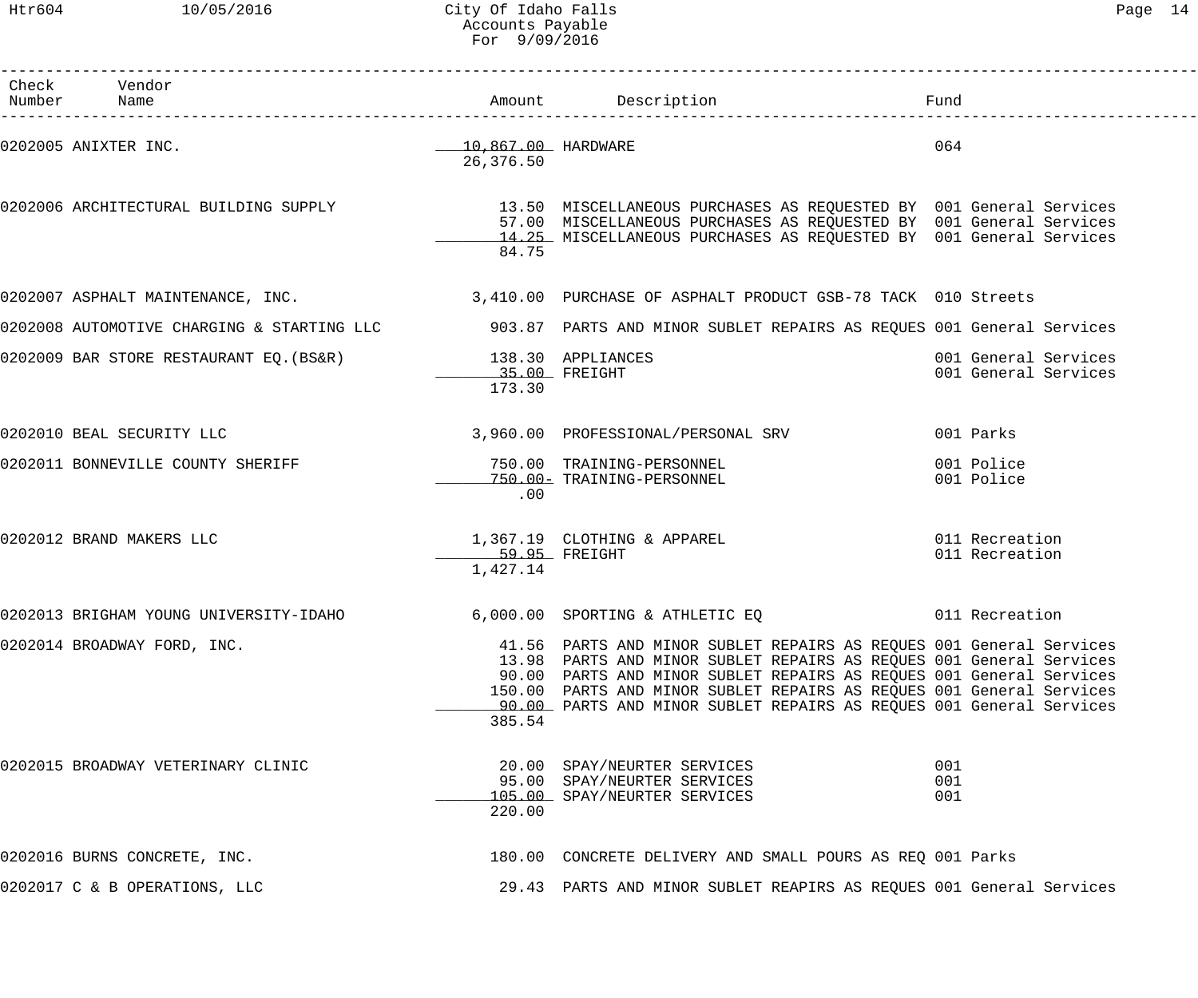# City Of Idaho Falls
## Accounts Payable
### For 9/09/2016

| Check Number | Vendor Name | Amount | Description | Fund |
|---|---|---|---|---|
| 0202005 | ANIXTER INC. | 10,867.00 | HARDWARE | 064 |
| | | 26,376.50 | | |
| 0202006 | ARCHITECTURAL BUILDING SUPPLY | 13.50 | MISCELLANEOUS PURCHASES AS REQUESTED BY | 001 General Services |
| | | 57.00 | MISCELLANEOUS PURCHASES AS REQUESTED BY | 001 General Services |
| | | 14.25 | MISCELLANEOUS PURCHASES AS REQUESTED BY | 001 General Services |
| | | 84.75 | | |
| 0202007 | ASPHALT MAINTENANCE, INC. | 3,410.00 | PURCHASE OF ASPHALT PRODUCT GSB-78 TACK | 010 Streets |
| 0202008 | AUTOMOTIVE CHARGING & STARTING LLC | 903.87 | PARTS AND MINOR SUBLET REPAIRS AS REQUES | 001 General Services |
| 0202009 | BAR STORE RESTAURANT EQ.(BS&R) | 138.30 | APPLIANCES | 001 General Services |
| | | 35.00 | FREIGHT | 001 General Services |
| | | 173.30 | | |
| 0202010 | BEAL SECURITY LLC | 3,960.00 | PROFESSIONAL/PERSONAL SRV | 001 Parks |
| 0202011 | BONNEVILLE COUNTY SHERIFF | 750.00 | TRAINING-PERSONNEL | 001 Police |
| | | 750.00- | TRAINING-PERSONNEL | 001 Police |
| | | .00 | | |
| 0202012 | BRAND MAKERS LLC | 1,367.19 | CLOTHING & APPAREL | 011 Recreation |
| | | 59.95 | FREIGHT | 011 Recreation |
| | | 1,427.14 | | |
| 0202013 | BRIGHAM YOUNG UNIVERSITY-IDAHO | 6,000.00 | SPORTING & ATHLETIC EQ | 011 Recreation |
| 0202014 | BROADWAY FORD, INC. | 41.56 | PARTS AND MINOR SUBLET REPAIRS AS REQUES | 001 General Services |
| | | 13.98 | PARTS AND MINOR SUBLET REPAIRS AS REQUES | 001 General Services |
| | | 90.00 | PARTS AND MINOR SUBLET REPAIRS AS REQUES | 001 General Services |
| | | 150.00 | PARTS AND MINOR SUBLET REPAIRS AS REQUES | 001 General Services |
| | | 90.00 | PARTS AND MINOR SUBLET REPAIRS AS REQUES | 001 General Services |
| | | 385.54 | | |
| 0202015 | BROADWAY VETERINARY CLINIC | 20.00 | SPAY/NEURTER SERVICES | 001 |
| | | 95.00 | SPAY/NEURTER SERVICES | 001 |
| | | 105.00 | SPAY/NEURTER SERVICES | 001 |
| | | 220.00 | | |
| 0202016 | BURNS CONCRETE, INC. | 180.00 | CONCRETE DELIVERY AND SMALL POURS AS REQ | 001 Parks |
| 0202017 | C & B OPERATIONS, LLC | 29.43 | PARTS AND MINOR SUBLET REAPIRS AS REQUES | 001 General Services |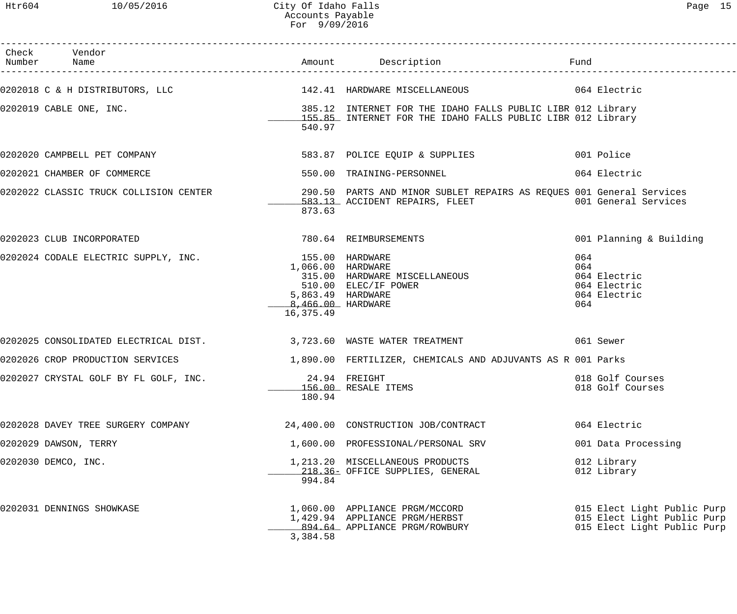City Of Idaho Falls
Accounts Payable
For 9/09/2016

| Check Number | Vendor Name | Amount | Description | Fund |
|---|---|---|---|---|
| 0202018 | C & H DISTRIBUTORS, LLC | 142.41 | HARDWARE MISCELLANEOUS | 064 Electric |
| 0202019 | CABLE ONE, INC. | 385.12 | INTERNET FOR THE IDAHO FALLS PUBLIC LIBR | 012 Library |
| | | 155.85 | INTERNET FOR THE IDAHO FALLS PUBLIC LIBR | 012 Library |
| | | 540.97 | | |
| 0202020 | CAMPBELL PET COMPANY | 583.87 | POLICE EQUIP & SUPPLIES | 001 Police |
| 0202021 | CHAMBER OF COMMERCE | 550.00 | TRAINING-PERSONNEL | 064 Electric |
| 0202022 | CLASSIC TRUCK COLLISION CENTER | 290.50 | PARTS AND MINOR SUBLET REPAIRS AS REQUES | 001 General Services |
| | | 583.13 | ACCIDENT REPAIRS, FLEET | 001 General Services |
| | | 873.63 | | |
| 0202023 | CLUB INCORPORATED | 780.64 | REIMBURSEMENTS | 001 Planning & Building |
| 0202024 | CODALE ELECTRIC SUPPLY, INC. | 155.00 | HARDWARE | 064 |
| | | 1,066.00 | HARDWARE | 064 |
| | | 315.00 | HARDWARE MISCELLANEOUS | 064 Electric |
| | | 510.00 | ELEC/IF POWER | 064 Electric |
| | | 5,863.49 | HARDWARE | 064 Electric |
| | | 8,466.00 | HARDWARE | 064 |
| | | 16,375.49 | | |
| 0202025 | CONSOLIDATED ELECTRICAL DIST. | 3,723.60 | WASTE WATER TREATMENT | 061 Sewer |
| 0202026 | CROP PRODUCTION SERVICES | 1,890.00 | FERTILIZER, CHEMICALS AND ADJUVANTS AS R | 001 Parks |
| 0202027 | CRYSTAL GOLF BY FL GOLF, INC. | 24.94 | FREIGHT | 018 Golf Courses |
| | | 156.00 | RESALE ITEMS | 018 Golf Courses |
| | | 180.94 | | |
| 0202028 | DAVEY TREE SURGERY COMPANY | 24,400.00 | CONSTRUCTION JOB/CONTRACT | 064 Electric |
| 0202029 | DAWSON, TERRY | 1,600.00 | PROFESSIONAL/PERSONAL SRV | 001 Data Processing |
| 0202030 | DEMCO, INC. | 1,213.20 | MISCELLANEOUS PRODUCTS | 012 Library |
| | | 218.36- | OFFICE SUPPLIES, GENERAL | 012 Library |
| | | 994.84 | | |
| 0202031 | DENNINGS SHOWKASE | 1,060.00 | APPLIANCE PRGM/MCCORD | 015 Elect Light Public Purp |
| | | 1,429.94 | APPLIANCE PRGM/HERBST | 015 Elect Light Public Purp |
| | | 894.64 | APPLIANCE PRGM/ROWBURY | 015 Elect Light Public Purp |
| | | 3,384.58 | | |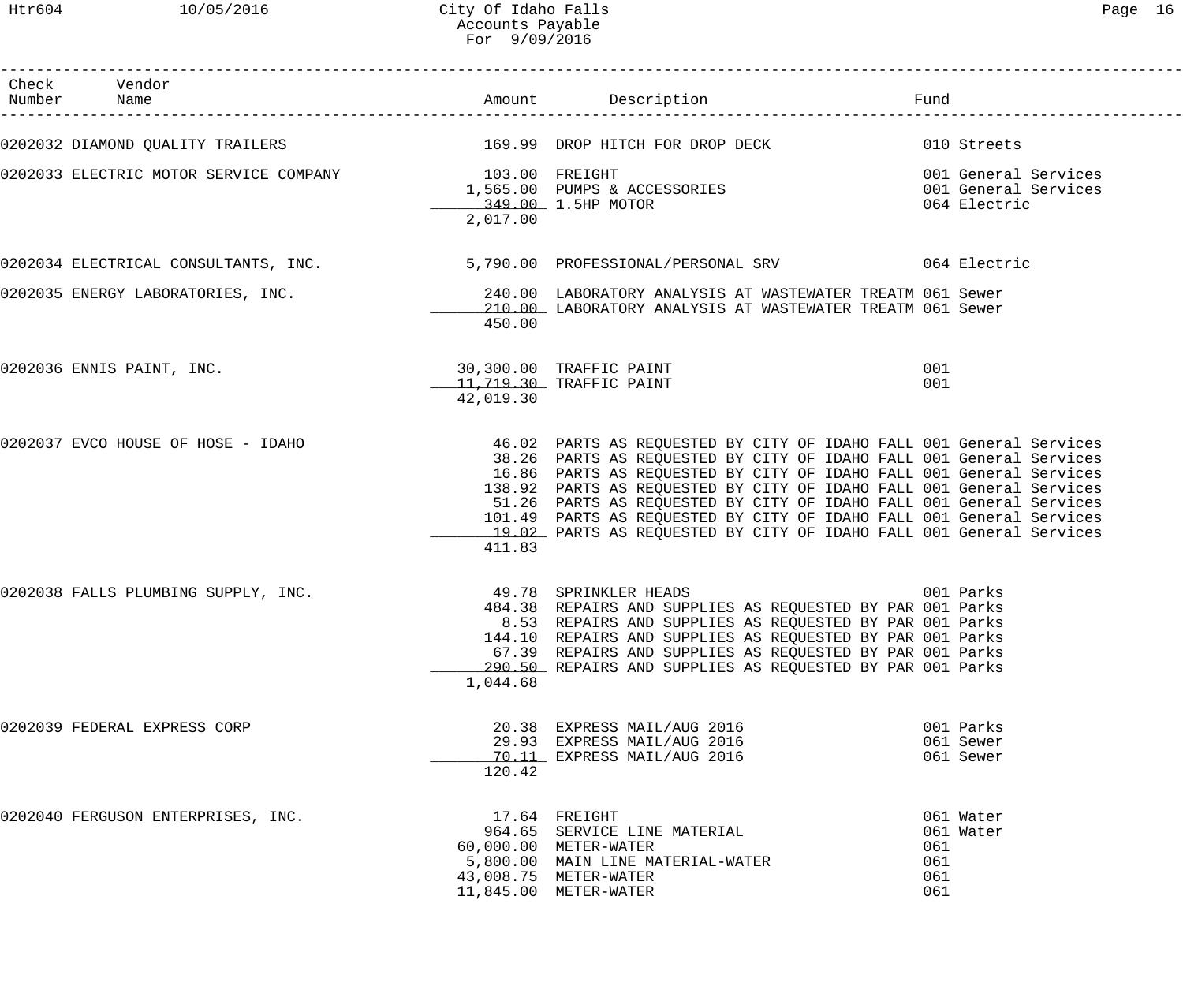# City Of Idaho Falls
## Accounts Payable
### For 9/09/2016

| Check Number | Vendor Name | Amount | Description | Fund |
|---|---|---|---|---|
| 0202032 | DIAMOND QUALITY TRAILERS | 169.99 | DROP HITCH FOR DROP DECK | 010 Streets |
| 0202033 | ELECTRIC MOTOR SERVICE COMPANY | 103.00 | FREIGHT | 001 General Services |
| | | 1,565.00 | PUMPS & ACCESSORIES | 001 General Services |
| | | 349.00 | 1.5HP MOTOR | 064 Electric |
| | | 2,017.00 | | |
| 0202034 | ELECTRICAL CONSULTANTS, INC. | 5,790.00 | PROFESSIONAL/PERSONAL SRV | 064 Electric |
| 0202035 | ENERGY LABORATORIES, INC. | 240.00 | LABORATORY ANALYSIS AT WASTEWATER TREATM | 061 Sewer |
| | | 210.00 | LABORATORY ANALYSIS AT WASTEWATER TREATM | 061 Sewer |
| | | 450.00 | | |
| 0202036 | ENNIS PAINT, INC. | 30,300.00 | TRAFFIC PAINT | 001 |
| | | 11,719.30 | TRAFFIC PAINT | 001 |
| | | 42,019.30 | | |
| 0202037 | EVCO HOUSE OF HOSE - IDAHO | 46.02 | PARTS AS REQUESTED BY CITY OF IDAHO FALL | 001 General Services |
| | | 38.26 | PARTS AS REQUESTED BY CITY OF IDAHO FALL | 001 General Services |
| | | 16.86 | PARTS AS REQUESTED BY CITY OF IDAHO FALL | 001 General Services |
| | | 138.92 | PARTS AS REQUESTED BY CITY OF IDAHO FALL | 001 General Services |
| | | 51.26 | PARTS AS REQUESTED BY CITY OF IDAHO FALL | 001 General Services |
| | | 101.49 | PARTS AS REQUESTED BY CITY OF IDAHO FALL | 001 General Services |
| | | 19.02 | PARTS AS REQUESTED BY CITY OF IDAHO FALL | 001 General Services |
| | | 411.83 | | |
| 0202038 | FALLS PLUMBING SUPPLY, INC. | 49.78 | SPRINKLER HEADS | 001 Parks |
| | | 484.38 | REPAIRS AND SUPPLIES AS REQUESTED BY PAR | 001 Parks |
| | | 8.53 | REPAIRS AND SUPPLIES AS REQUESTED BY PAR | 001 Parks |
| | | 144.10 | REPAIRS AND SUPPLIES AS REQUESTED BY PAR | 001 Parks |
| | | 67.39 | REPAIRS AND SUPPLIES AS REQUESTED BY PAR | 001 Parks |
| | | 290.50 | REPAIRS AND SUPPLIES AS REQUESTED BY PAR | 001 Parks |
| | | 1,044.68 | | |
| 0202039 | FEDERAL EXPRESS CORP | 20.38 | EXPRESS MAIL/AUG 2016 | 001 Parks |
| | | 29.93 | EXPRESS MAIL/AUG 2016 | 061 Sewer |
| | | 70.11 | EXPRESS MAIL/AUG 2016 | 061 Sewer |
| | | 120.42 | | |
| 0202040 | FERGUSON ENTERPRISES, INC. | 17.64 | FREIGHT | 061 Water |
| | | 964.65 | SERVICE LINE MATERIAL | 061 Water |
| | | 60,000.00 | METER-WATER | 061 |
| | | 5,800.00 | MAIN LINE MATERIAL-WATER | 061 |
| | | 43,008.75 | METER-WATER | 061 |
| | | 11,845.00 | METER-WATER | 061 |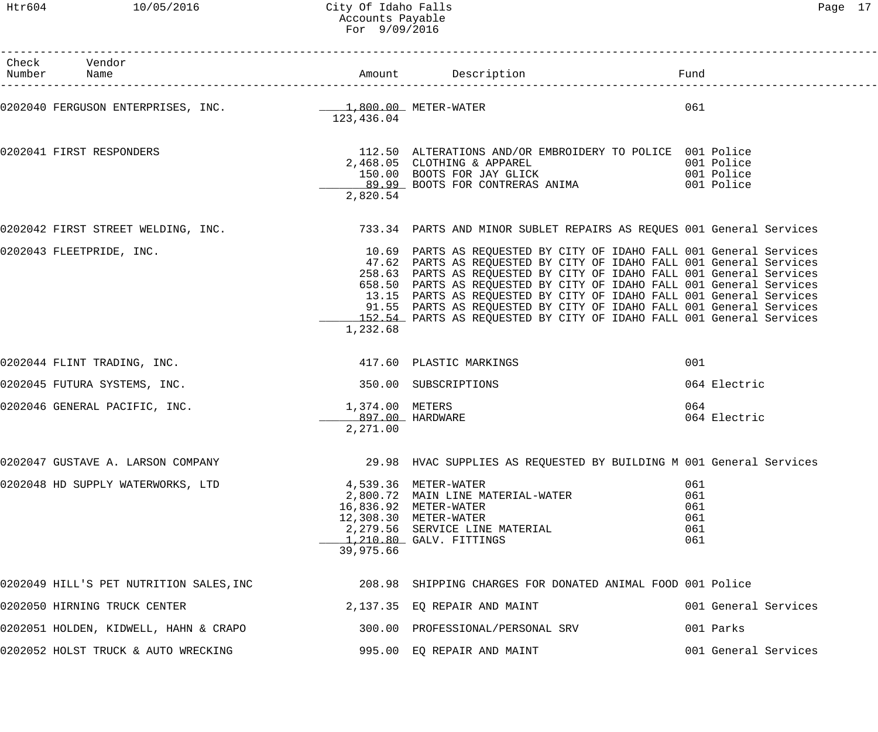City Of Idaho Falls
Accounts Payable
For 9/09/2016

| Check Number | Vendor Name | Amount | Description | Fund |
|---|---|---|---|---|
| 0202040 | FERGUSON ENTERPRISES, INC. | 1,800.00 | METER-WATER | 061 |
| | | 123,436.04 | | |
| 0202041 | FIRST RESPONDERS | 112.50 | ALTERATIONS AND/OR EMBROIDERY TO POLICE | 001 Police |
| | | 2,468.05 | CLOTHING & APPAREL | 001 Police |
| | | 150.00 | BOOTS FOR JAY GLICK | 001 Police |
| | | 89.99 | BOOTS FOR CONTRERAS ANIMA | 001 Police |
| | | 2,820.54 | | |
| 0202042 | FIRST STREET WELDING, INC. | 733.34 | PARTS AND MINOR SUBLET REPAIRS AS REQUES | 001 General Services |
| 0202043 | FLEETPRIDE, INC. | 10.69 | PARTS AS REQUESTED BY CITY OF IDAHO FALL | 001 General Services |
| | | 47.62 | PARTS AS REQUESTED BY CITY OF IDAHO FALL | 001 General Services |
| | | 258.63 | PARTS AS REQUESTED BY CITY OF IDAHO FALL | 001 General Services |
| | | 658.50 | PARTS AS REQUESTED BY CITY OF IDAHO FALL | 001 General Services |
| | | 13.15 | PARTS AS REQUESTED BY CITY OF IDAHO FALL | 001 General Services |
| | | 91.55 | PARTS AS REQUESTED BY CITY OF IDAHO FALL | 001 General Services |
| | | 152.54 | PARTS AS REQUESTED BY CITY OF IDAHO FALL | 001 General Services |
| | | 1,232.68 | | |
| 0202044 | FLINT TRADING, INC. | 417.60 | PLASTIC MARKINGS | 001 |
| 0202045 | FUTURA SYSTEMS, INC. | 350.00 | SUBSCRIPTIONS | 064 Electric |
| 0202046 | GENERAL PACIFIC, INC. | 1,374.00 | METERS | 064 |
| | | 897.00 | HARDWARE | 064 Electric |
| | | 2,271.00 | | |
| 0202047 | GUSTAVE A. LARSON COMPANY | 29.98 | HVAC SUPPLIES AS REQUESTED BY BUILDING M | 001 General Services |
| 0202048 | HD SUPPLY WATERWORKS, LTD | 4,539.36 | METER-WATER | 061 |
| | | 2,800.72 | MAIN LINE MATERIAL-WATER | 061 |
| | | 16,836.92 | METER-WATER | 061 |
| | | 12,308.30 | METER-WATER | 061 |
| | | 2,279.56 | SERVICE LINE MATERIAL | 061 |
| | | 1,210.80 | GALV. FITTINGS | 061 |
| | | 39,975.66 | | |
| 0202049 | HILL'S PET NUTRITION SALES,INC | 208.98 | SHIPPING CHARGES FOR DONATED ANIMAL FOOD | 001 Police |
| 0202050 | HIRNING TRUCK CENTER | 2,137.35 | EQ REPAIR AND MAINT | 001 General Services |
| 0202051 | HOLDEN, KIDWELL, HAHN & CRAPO | 300.00 | PROFESSIONAL/PERSONAL SRV | 001 Parks |
| 0202052 | HOLST TRUCK & AUTO WRECKING | 995.00 | EQ REPAIR AND MAINT | 001 General Services |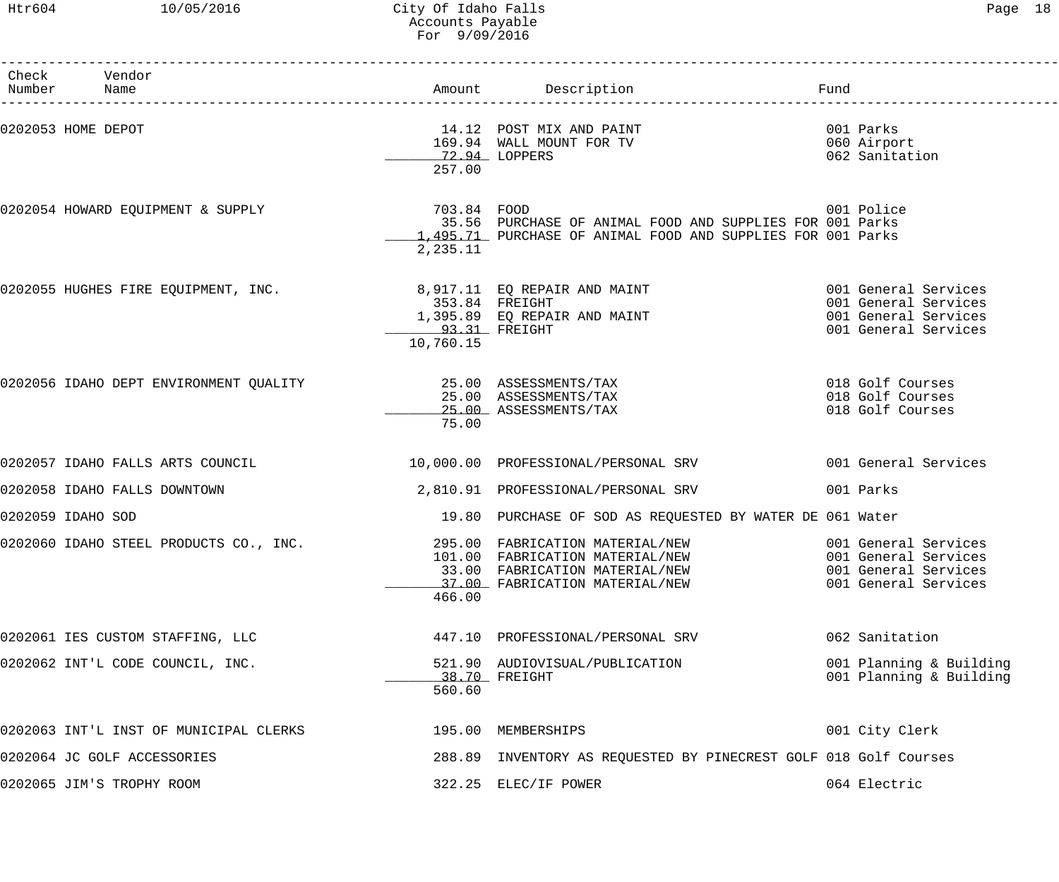# City Of Idaho Falls
## Accounts Payable
### For 9/09/2016

| Check Number | Vendor Name | Amount | Description | Fund |
|---|---|---|---|---|
| 0202053 | HOME DEPOT | 14.12 | POST MIX AND PAINT | 001 Parks |
| | | 169.94 | WALL MOUNT FOR TV | 060 Airport |
| | | 72.94 | LOPPERS | 062 Sanitation |
| | | 257.00 | | |
| 0202054 | HOWARD EQUIPMENT & SUPPLY | 703.84 | FOOD | 001 Police |
| | | 35.56 | PURCHASE OF ANIMAL FOOD AND SUPPLIES FOR | 001 Parks |
| | | 1,495.71 | PURCHASE OF ANIMAL FOOD AND SUPPLIES FOR | 001 Parks |
| | | 2,235.11 | | |
| 0202055 | HUGHES FIRE EQUIPMENT, INC. | 8,917.11 | EQ REPAIR AND MAINT | 001 General Services |
| | | 353.84 | FREIGHT | 001 General Services |
| | | 1,395.89 | EQ REPAIR AND MAINT | 001 General Services |
| | | 93.31 | FREIGHT | 001 General Services |
| | | 10,760.15 | | |
| 0202056 | IDAHO DEPT ENVIRONMENT QUALITY | 25.00 | ASSESSMENTS/TAX | 018 Golf Courses |
| | | 25.00 | ASSESSMENTS/TAX | 018 Golf Courses |
| | | 25.00 | ASSESSMENTS/TAX | 018 Golf Courses |
| | | 75.00 | | |
| 0202057 | IDAHO FALLS ARTS COUNCIL | 10,000.00 | PROFESSIONAL/PERSONAL SRV | 001 General Services |
| 0202058 | IDAHO FALLS DOWNTOWN | 2,810.91 | PROFESSIONAL/PERSONAL SRV | 001 Parks |
| 0202059 | IDAHO SOD | 19.80 | PURCHASE OF SOD AS REQUESTED BY WATER DE | 061 Water |
| 0202060 | IDAHO STEEL PRODUCTS CO., INC. | 295.00 | FABRICATION MATERIAL/NEW | 001 General Services |
| | | 101.00 | FABRICATION MATERIAL/NEW | 001 General Services |
| | | 33.00 | FABRICATION MATERIAL/NEW | 001 General Services |
| | | 37.00 | FABRICATION MATERIAL/NEW | 001 General Services |
| | | 466.00 | | |
| 0202061 | IES CUSTOM STAFFING, LLC | 447.10 | PROFESSIONAL/PERSONAL SRV | 062 Sanitation |
| 0202062 | INT'L CODE COUNCIL, INC. | 521.90 | AUDIOVISUAL/PUBLICATION | 001 Planning & Building |
| | | 38.70 | FREIGHT | 001 Planning & Building |
| | | 560.60 | | |
| 0202063 | INT'L INST OF MUNICIPAL CLERKS | 195.00 | MEMBERSHIPS | 001 City Clerk |
| 0202064 | JC GOLF ACCESSORIES | 288.89 | INVENTORY AS REQUESTED BY PINECREST GOLF | 018 Golf Courses |
| 0202065 | JIM'S TROPHY ROOM | 322.25 | ELEC/IF POWER | 064 Electric |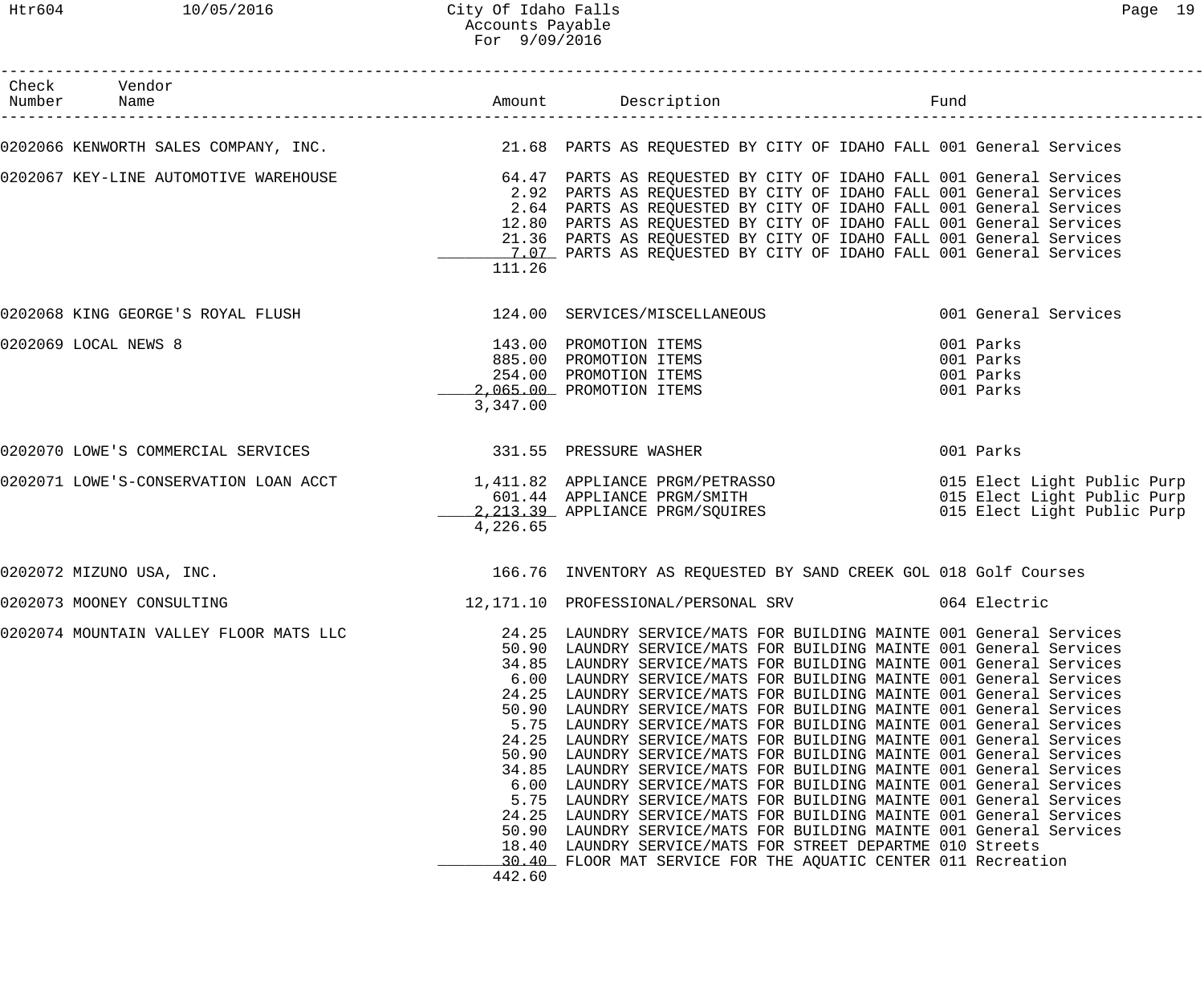# City Of Idaho Falls
## Accounts Payable
### For 9/09/2016

| Check Number | Vendor Name | Amount | Description | Fund |
|---|---|---|---|---|
| 0202066 | KENWORTH SALES COMPANY, INC. | 21.68 | PARTS AS REQUESTED BY CITY OF IDAHO FALL | 001 General Services |
| 0202067 | KEY-LINE AUTOMOTIVE WAREHOUSE | 64.47 | PARTS AS REQUESTED BY CITY OF IDAHO FALL | 001 General Services |
| | | 2.92 | PARTS AS REQUESTED BY CITY OF IDAHO FALL | 001 General Services |
| | | 2.64 | PARTS AS REQUESTED BY CITY OF IDAHO FALL | 001 General Services |
| | | 12.80 | PARTS AS REQUESTED BY CITY OF IDAHO FALL | 001 General Services |
| | | 21.36 | PARTS AS REQUESTED BY CITY OF IDAHO FALL | 001 General Services |
| | | 7.07 | PARTS AS REQUESTED BY CITY OF IDAHO FALL | 001 General Services |
| | | 111.26 | | |
| 0202068 | KING GEORGE'S ROYAL FLUSH | 124.00 | SERVICES/MISCELLANEOUS | 001 General Services |
| 0202069 | LOCAL NEWS 8 | 143.00 | PROMOTION ITEMS | 001 Parks |
| | | 885.00 | PROMOTION ITEMS | 001 Parks |
| | | 254.00 | PROMOTION ITEMS | 001 Parks |
| | | 2,065.00 | PROMOTION ITEMS | 001 Parks |
| | | 3,347.00 | | |
| 0202070 | LOWE'S COMMERCIAL SERVICES | 331.55 | PRESSURE WASHER | 001 Parks |
| 0202071 | LOWE'S-CONSERVATION LOAN ACCT | 1,411.82 | APPLIANCE PRGM/PETRASSO | 015 Elect Light Public Purp |
| | | 601.44 | APPLIANCE PRGM/SMITH | 015 Elect Light Public Purp |
| | | 2,213.39 | APPLIANCE PRGM/SQUIRES | 015 Elect Light Public Purp |
| | | 4,226.65 | | |
| 0202072 | MIZUNO USA, INC. | 166.76 | INVENTORY AS REQUESTED BY SAND CREEK GOL | 018 Golf Courses |
| 0202073 | MOONEY CONSULTING | 12,171.10 | PROFESSIONAL/PERSONAL SRV | 064 Electric |
| 0202074 | MOUNTAIN VALLEY FLOOR MATS LLC | 24.25 | LAUNDRY SERVICE/MATS FOR BUILDING MAINTE | 001 General Services |
| | | 50.90 | LAUNDRY SERVICE/MATS FOR BUILDING MAINTE | 001 General Services |
| | | 34.85 | LAUNDRY SERVICE/MATS FOR BUILDING MAINTE | 001 General Services |
| | | 6.00 | LAUNDRY SERVICE/MATS FOR BUILDING MAINTE | 001 General Services |
| | | 24.25 | LAUNDRY SERVICE/MATS FOR BUILDING MAINTE | 001 General Services |
| | | 50.90 | LAUNDRY SERVICE/MATS FOR BUILDING MAINTE | 001 General Services |
| | | 5.75 | LAUNDRY SERVICE/MATS FOR BUILDING MAINTE | 001 General Services |
| | | 24.25 | LAUNDRY SERVICE/MATS FOR BUILDING MAINTE | 001 General Services |
| | | 50.90 | LAUNDRY SERVICE/MATS FOR BUILDING MAINTE | 001 General Services |
| | | 34.85 | LAUNDRY SERVICE/MATS FOR BUILDING MAINTE | 001 General Services |
| | | 6.00 | LAUNDRY SERVICE/MATS FOR BUILDING MAINTE | 001 General Services |
| | | 5.75 | LAUNDRY SERVICE/MATS FOR BUILDING MAINTE | 001 General Services |
| | | 24.25 | LAUNDRY SERVICE/MATS FOR BUILDING MAINTE | 001 General Services |
| | | 50.90 | LAUNDRY SERVICE/MATS FOR BUILDING MAINTE | 001 General Services |
| | | 18.40 | LAUNDRY SERVICE/MATS FOR STREET DEPARTME | 010 Streets |
| | | 30.40 | FLOOR MAT SERVICE FOR THE AQUATIC CENTER | 011 Recreation |
| | | 442.60 | | |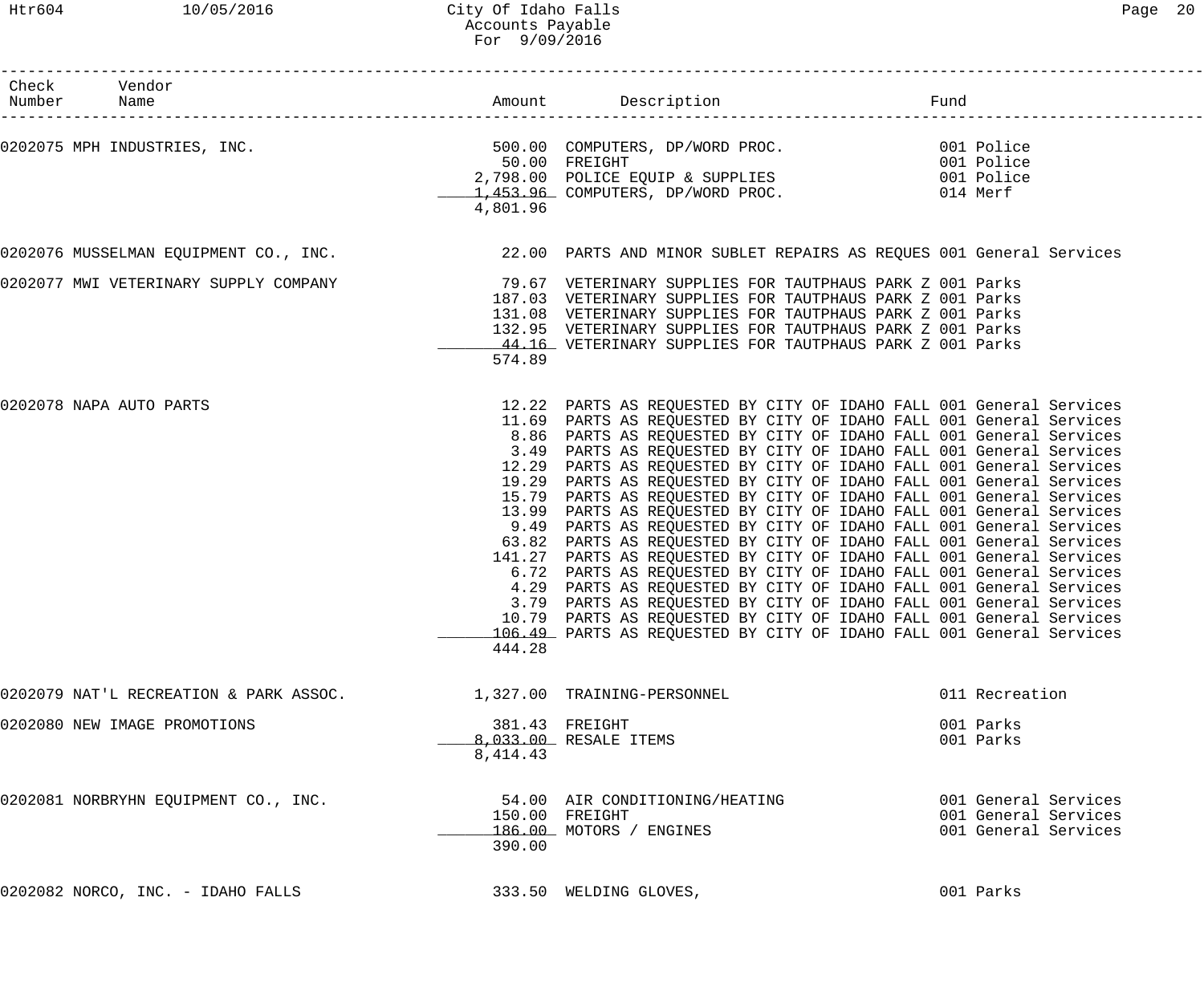# City Of Idaho Falls
## Accounts Payable
### For 9/09/2016

| Check Number | Vendor Name | Amount | Description | Fund |
|---|---|---|---|---|
| 0202075 | MPH INDUSTRIES, INC. | 500.00 | COMPUTERS, DP/WORD PROC. | 001 Police |
| | | 50.00 | FREIGHT | 001 Police |
| | | 2,798.00 | POLICE EQUIP & SUPPLIES | 001 Police |
| | | 1,453.96 | COMPUTERS, DP/WORD PROC. | 014 Merf |
| | | 4,801.96 | | |
| 0202076 | MUSSELMAN EQUIPMENT CO., INC. | 22.00 | PARTS AND MINOR SUBLET REPAIRS AS REQUES | 001 General Services |
| 0202077 | MWI VETERINARY SUPPLY COMPANY | 79.67 | VETERINARY SUPPLIES FOR TAUTPHAUS PARK Z | 001 Parks |
| | | 187.03 | VETERINARY SUPPLIES FOR TAUTPHAUS PARK Z | 001 Parks |
| | | 131.08 | VETERINARY SUPPLIES FOR TAUTPHAUS PARK Z | 001 Parks |
| | | 132.95 | VETERINARY SUPPLIES FOR TAUTPHAUS PARK Z | 001 Parks |
| | | 44.16 | VETERINARY SUPPLIES FOR TAUTPHAUS PARK Z | 001 Parks |
| | | 574.89 | | |
| 0202078 | NAPA AUTO PARTS | 12.22 | PARTS AS REQUESTED BY CITY OF IDAHO FALL | 001 General Services |
| | | 11.69 | PARTS AS REQUESTED BY CITY OF IDAHO FALL | 001 General Services |
| | | 8.86 | PARTS AS REQUESTED BY CITY OF IDAHO FALL | 001 General Services |
| | | 3.49 | PARTS AS REQUESTED BY CITY OF IDAHO FALL | 001 General Services |
| | | 12.29 | PARTS AS REQUESTED BY CITY OF IDAHO FALL | 001 General Services |
| | | 19.29 | PARTS AS REQUESTED BY CITY OF IDAHO FALL | 001 General Services |
| | | 15.79 | PARTS AS REQUESTED BY CITY OF IDAHO FALL | 001 General Services |
| | | 13.99 | PARTS AS REQUESTED BY CITY OF IDAHO FALL | 001 General Services |
| | | 9.49 | PARTS AS REQUESTED BY CITY OF IDAHO FALL | 001 General Services |
| | | 63.82 | PARTS AS REQUESTED BY CITY OF IDAHO FALL | 001 General Services |
| | | 141.27 | PARTS AS REQUESTED BY CITY OF IDAHO FALL | 001 General Services |
| | | 6.72 | PARTS AS REQUESTED BY CITY OF IDAHO FALL | 001 General Services |
| | | 4.29 | PARTS AS REQUESTED BY CITY OF IDAHO FALL | 001 General Services |
| | | 3.79 | PARTS AS REQUESTED BY CITY OF IDAHO FALL | 001 General Services |
| | | 10.79 | PARTS AS REQUESTED BY CITY OF IDAHO FALL | 001 General Services |
| | | 106.49 | PARTS AS REQUESTED BY CITY OF IDAHO FALL | 001 General Services |
| | | 444.28 | | |
| 0202079 | NAT'L RECREATION & PARK ASSOC. | 1,327.00 | TRAINING-PERSONNEL | 011 Recreation |
| 0202080 | NEW IMAGE PROMOTIONS | 381.43 | FREIGHT | 001 Parks |
| | | 8,033.00 | RESALE ITEMS | 001 Parks |
| | | 8,414.43 | | |
| 0202081 | NORBRYHN EQUIPMENT CO., INC. | 54.00 | AIR CONDITIONING/HEATING | 001 General Services |
| | | 150.00 | FREIGHT | 001 General Services |
| | | 186.00 | MOTORS / ENGINES | 001 General Services |
| | | 390.00 | | |
| 0202082 | NORCO, INC. - IDAHO FALLS | 333.50 | WELDING GLOVES, | 001 Parks |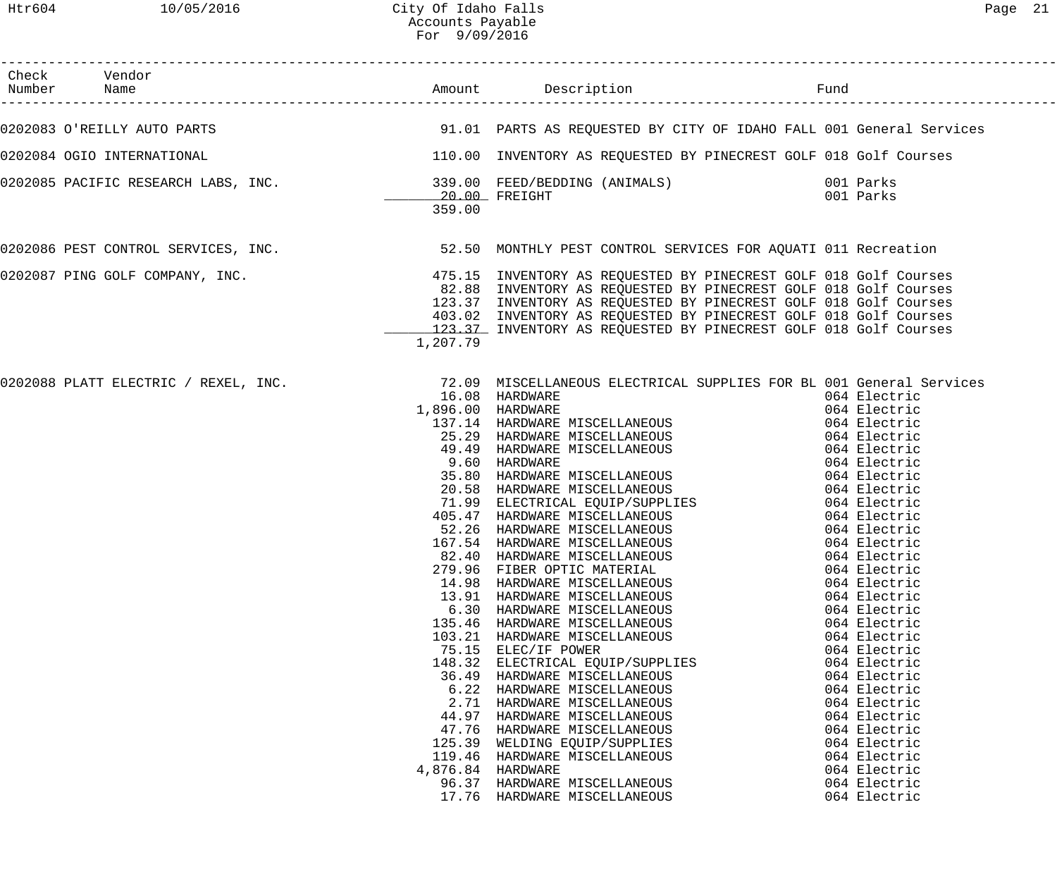City Of Idaho Falls
Accounts Payable
For 9/09/2016

| Check Number | Vendor Name | Amount | Description | Fund |
|---|---|---|---|---|
| 0202083 | O'REILLY AUTO PARTS | 91.01 | PARTS AS REQUESTED BY CITY OF IDAHO FALL | 001 General Services |
| 0202084 | OGIO INTERNATIONAL | 110.00 | INVENTORY AS REQUESTED BY PINECREST GOLF | 018 Golf Courses |
| 0202085 | PACIFIC RESEARCH LABS, INC. | 339.00 | FEED/BEDDING (ANIMALS) | 001 Parks |
| | | 20.00 | FREIGHT | 001 Parks |
| | | 359.00 | | |
| 0202086 | PEST CONTROL SERVICES, INC. | 52.50 | MONTHLY PEST CONTROL SERVICES FOR AQUATI | 011 Recreation |
| 0202087 | PING GOLF COMPANY, INC. | 475.15 | INVENTORY AS REQUESTED BY PINECREST GOLF | 018 Golf Courses |
| | | 82.88 | INVENTORY AS REQUESTED BY PINECREST GOLF | 018 Golf Courses |
| | | 123.37 | INVENTORY AS REQUESTED BY PINECREST GOLF | 018 Golf Courses |
| | | 403.02 | INVENTORY AS REQUESTED BY PINECREST GOLF | 018 Golf Courses |
| | | 123.37 | INVENTORY AS REQUESTED BY PINECREST GOLF | 018 Golf Courses |
| | | 1,207.79 | | |
| 0202088 | PLATT ELECTRIC / REXEL, INC. | 72.09 | MISCELLANEOUS ELECTRICAL SUPPLIES FOR BL | 001 General Services |
| | | 16.08 | HARDWARE | 064 Electric |
| | | 1,896.00 | HARDWARE | 064 Electric |
| | | 137.14 | HARDWARE MISCELLANEOUS | 064 Electric |
| | | 25.29 | HARDWARE MISCELLANEOUS | 064 Electric |
| | | 49.49 | HARDWARE MISCELLANEOUS | 064 Electric |
| | | 9.60 | HARDWARE | 064 Electric |
| | | 35.80 | HARDWARE MISCELLANEOUS | 064 Electric |
| | | 20.58 | HARDWARE MISCELLANEOUS | 064 Electric |
| | | 71.99 | ELECTRICAL EQUIP/SUPPLIES | 064 Electric |
| | | 405.47 | HARDWARE MISCELLANEOUS | 064 Electric |
| | | 52.26 | HARDWARE MISCELLANEOUS | 064 Electric |
| | | 167.54 | HARDWARE MISCELLANEOUS | 064 Electric |
| | | 82.40 | HARDWARE MISCELLANEOUS | 064 Electric |
| | | 279.96 | FIBER OPTIC MATERIAL | 064 Electric |
| | | 14.98 | HARDWARE MISCELLANEOUS | 064 Electric |
| | | 13.91 | HARDWARE MISCELLANEOUS | 064 Electric |
| | | 6.30 | HARDWARE MISCELLANEOUS | 064 Electric |
| | | 135.46 | HARDWARE MISCELLANEOUS | 064 Electric |
| | | 103.21 | HARDWARE MISCELLANEOUS | 064 Electric |
| | | 75.15 | ELEC/IF POWER | 064 Electric |
| | | 148.32 | ELECTRICAL EQUIP/SUPPLIES | 064 Electric |
| | | 36.49 | HARDWARE MISCELLANEOUS | 064 Electric |
| | | 6.22 | HARDWARE MISCELLANEOUS | 064 Electric |
| | | 2.71 | HARDWARE MISCELLANEOUS | 064 Electric |
| | | 44.97 | HARDWARE MISCELLANEOUS | 064 Electric |
| | | 47.76 | HARDWARE MISCELLANEOUS | 064 Electric |
| | | 125.39 | WELDING EQUIP/SUPPLIES | 064 Electric |
| | | 119.46 | HARDWARE MISCELLANEOUS | 064 Electric |
| | | 4,876.84 | HARDWARE | 064 Electric |
| | | 96.37 | HARDWARE MISCELLANEOUS | 064 Electric |
| | | 17.76 | HARDWARE MISCELLANEOUS | 064 Electric |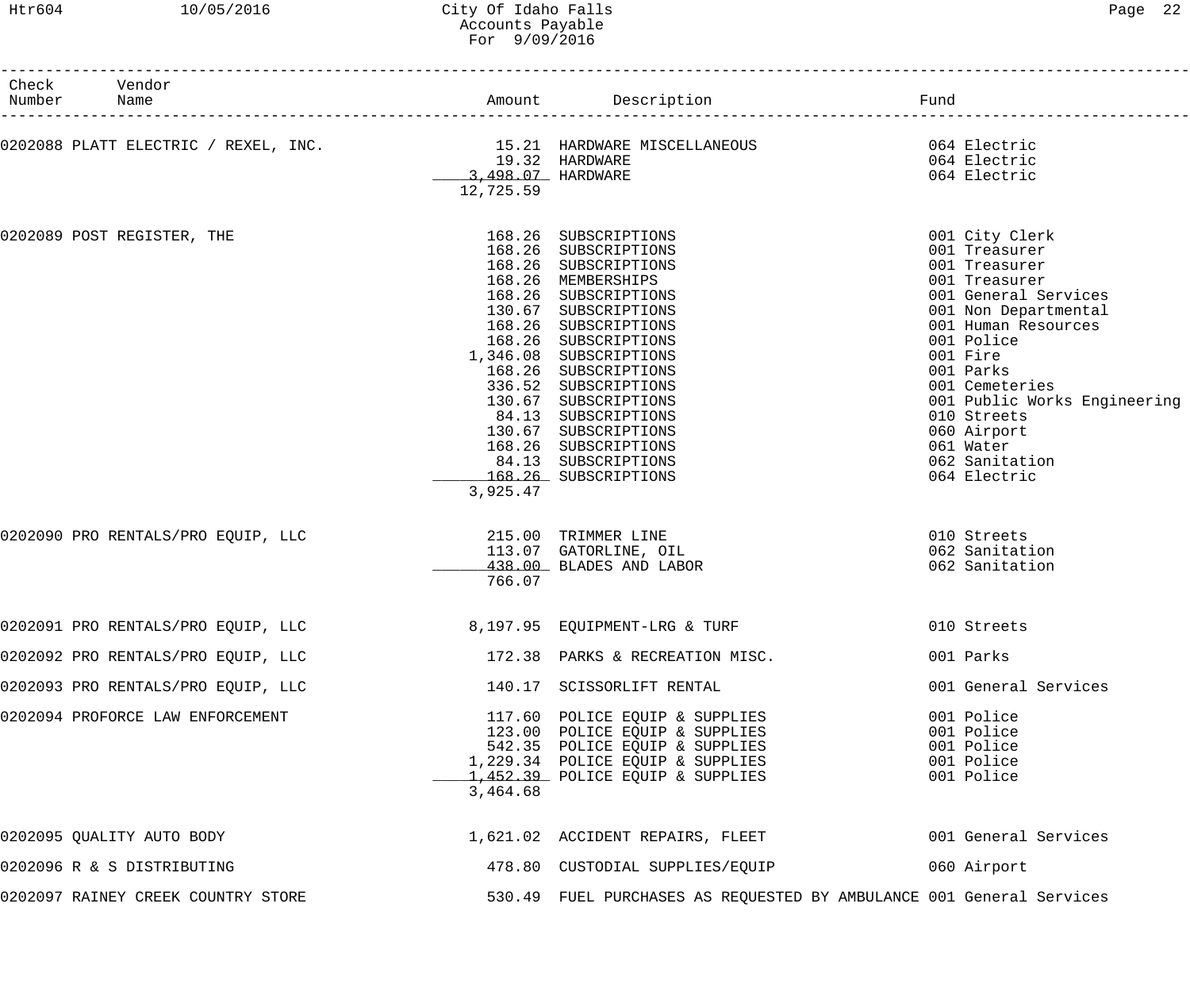| Check Number | Vendor Name | Amount | Description | Fund |
|---|---|---|---|---|
| 0202088 | PLATT ELECTRIC / REXEL, INC. | 15.21 | HARDWARE MISCELLANEOUS | 064 Electric |
| | | 19.32 | HARDWARE | 064 Electric |
| | | 3,498.07 | HARDWARE | 064 Electric |
| | | 12,725.59 | | |
| 0202089 | POST REGISTER, THE | 168.26 | SUBSCRIPTIONS | 001 City Clerk |
| | | 168.26 | SUBSCRIPTIONS | 001 Treasurer |
| | | 168.26 | SUBSCRIPTIONS | 001 Treasurer |
| | | 168.26 | MEMBERSHIPS | 001 Treasurer |
| | | 168.26 | SUBSCRIPTIONS | 001 General Services |
| | | 130.67 | SUBSCRIPTIONS | 001 Non Departmental |
| | | 168.26 | SUBSCRIPTIONS | 001 Human Resources |
| | | 168.26 | SUBSCRIPTIONS | 001 Police |
| | | 1,346.08 | SUBSCRIPTIONS | 001 Fire |
| | | 168.26 | SUBSCRIPTIONS | 001 Parks |
| | | 336.52 | SUBSCRIPTIONS | 001 Cemeteries |
| | | 130.67 | SUBSCRIPTIONS | 001 Public Works Engineering |
| | | 84.13 | SUBSCRIPTIONS | 010 Streets |
| | | 130.67 | SUBSCRIPTIONS | 060 Airport |
| | | 168.26 | SUBSCRIPTIONS | 061 Water |
| | | 84.13 | SUBSCRIPTIONS | 062 Sanitation |
| | | 168.26 | SUBSCRIPTIONS | 064 Electric |
| | | 3,925.47 | | |
| 0202090 | PRO RENTALS/PRO EQUIP, LLC | 215.00 | TRIMMER LINE | 010 Streets |
| | | 113.07 | GATORLINE, OIL | 062 Sanitation |
| | | 438.00 | BLADES AND LABOR | 062 Sanitation |
| | | 766.07 | | |
| 0202091 | PRO RENTALS/PRO EQUIP, LLC | 8,197.95 | EQUIPMENT-LRG & TURF | 010 Streets |
| 0202092 | PRO RENTALS/PRO EQUIP, LLC | 172.38 | PARKS & RECREATION MISC. | 001 Parks |
| 0202093 | PRO RENTALS/PRO EQUIP, LLC | 140.17 | SCISSORLIFT RENTAL | 001 General Services |
| 0202094 | PROFORCE LAW ENFORCEMENT | 117.60 | POLICE EQUIP & SUPPLIES | 001 Police |
| | | 123.00 | POLICE EQUIP & SUPPLIES | 001 Police |
| | | 542.35 | POLICE EQUIP & SUPPLIES | 001 Police |
| | | 1,229.34 | POLICE EQUIP & SUPPLIES | 001 Police |
| | | 1,452.39 | POLICE EQUIP & SUPPLIES | 001 Police |
| | | 3,464.68 | | |
| 0202095 | QUALITY AUTO BODY | 1,621.02 | ACCIDENT REPAIRS, FLEET | 001 General Services |
| 0202096 | R & S DISTRIBUTING | 478.80 | CUSTODIAL SUPPLIES/EQUIP | 060 Airport |
| 0202097 | RAINEY CREEK COUNTRY STORE | 530.49 | FUEL PURCHASES AS REQUESTED BY AMBULANCE | 001 General Services |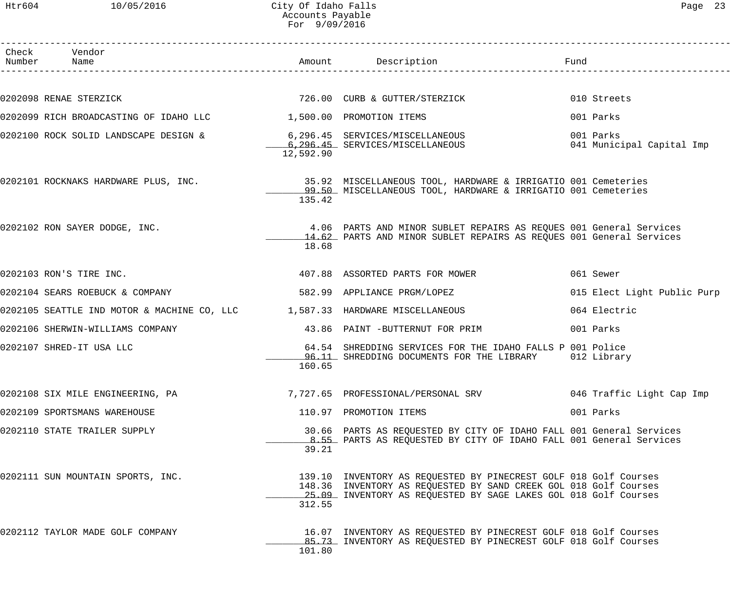City Of Idaho Falls
Accounts Payable
For 9/09/2016

| Check Number | Vendor Name | Amount | Description | Fund |
|---|---|---|---|---|
| 0202098 | RENAE STERZICK | 726.00 | CURB & GUTTER/STERZICK | 010 Streets |
| 0202099 | RICH BROADCASTING OF IDAHO LLC | 1,500.00 | PROMOTION ITEMS | 001 Parks |
| 0202100 | ROCK SOLID LANDSCAPE DESIGN & | 6,296.45 | SERVICES/MISCELLANEOUS | 001 Parks |
| | | 6,296.45 | SERVICES/MISCELLANEOUS | 041 Municipal Capital Imp |
| | | 12,592.90 | | |
| 0202101 | ROCKNAKS HARDWARE PLUS, INC. | 35.92 | MISCELLANEOUS TOOL, HARDWARE & IRRIGATIO | 001 Cemeteries |
| | | 99.50 | MISCELLANEOUS TOOL, HARDWARE & IRRIGATIO | 001 Cemeteries |
| | | 135.42 | | |
| 0202102 | RON SAYER DODGE, INC. | 4.06 | PARTS AND MINOR SUBLET REPAIRS AS REQUES | 001 General Services |
| | | 14.62 | PARTS AND MINOR SUBLET REPAIRS AS REQUES | 001 General Services |
| | | 18.68 | | |
| 0202103 | RON'S TIRE INC. | 407.88 | ASSORTED PARTS FOR MOWER | 061 Sewer |
| 0202104 | SEARS ROEBUCK & COMPANY | 582.99 | APPLIANCE PRGM/LOPEZ | 015 Elect Light Public Purp |
| 0202105 | SEATTLE IND MOTOR & MACHINE CO, LLC | 1,587.33 | HARDWARE MISCELLANEOUS | 064 Electric |
| 0202106 | SHERWIN-WILLIAMS COMPANY | 43.86 | PAINT -BUTTERNUT FOR PRIM | 001 Parks |
| 0202107 | SHRED-IT USA LLC | 64.54 | SHREDDING SERVICES FOR THE IDAHO FALLS P | 001 Police |
| | | 96.11 | SHREDDING DOCUMENTS FOR THE LIBRARY | 012 Library |
| | | 160.65 | | |
| 0202108 | SIX MILE ENGINEERING, PA | 7,727.65 | PROFESSIONAL/PERSONAL SRV | 046 Traffic Light Cap Imp |
| 0202109 | SPORTSMANS WAREHOUSE | 110.97 | PROMOTION ITEMS | 001 Parks |
| 0202110 | STATE TRAILER SUPPLY | 30.66 | PARTS AS REQUESTED BY CITY OF IDAHO FALL | 001 General Services |
| | | 8.55 | PARTS AS REQUESTED BY CITY OF IDAHO FALL | 001 General Services |
| | | 39.21 | | |
| 0202111 | SUN MOUNTAIN SPORTS, INC. | 139.10 | INVENTORY AS REQUESTED BY PINECREST GOLF | 018 Golf Courses |
| | | 148.36 | INVENTORY AS REQUESTED BY SAND CREEK GOL | 018 Golf Courses |
| | | 25.09 | INVENTORY AS REQUESTED BY SAGE LAKES GOL | 018 Golf Courses |
| | | 312.55 | | |
| 0202112 | TAYLOR MADE GOLF COMPANY | 16.07 | INVENTORY AS REQUESTED BY PINECREST GOLF | 018 Golf Courses |
| | | 85.73 | INVENTORY AS REQUESTED BY PINECREST GOLF | 018 Golf Courses |
| | | 101.80 | | |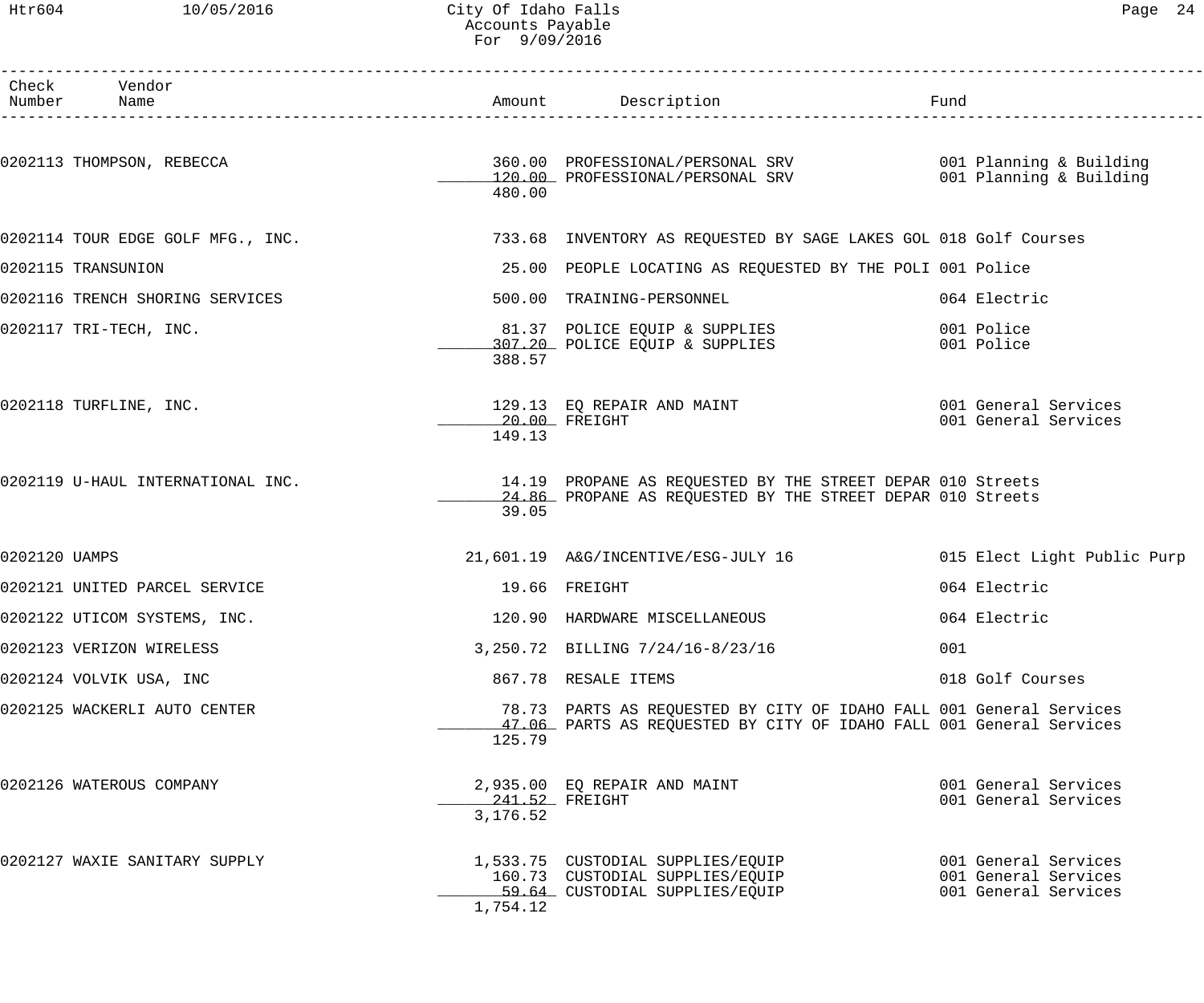# City Of Idaho Falls
## Accounts Payable
### For 9/09/2016

| Check Number | Vendor Name | Amount | Description | Fund |
|---|---|---|---|---|
| 0202113 | THOMPSON, REBECCA | 360.00 | PROFESSIONAL/PERSONAL SRV | 001 Planning & Building |
| | | 120.00 | PROFESSIONAL/PERSONAL SRV | 001 Planning & Building |
| | | 480.00 | | |
| 0202114 | TOUR EDGE GOLF MFG., INC. | 733.68 | INVENTORY AS REQUESTED BY SAGE LAKES GOL | 018 Golf Courses |
| 0202115 | TRANSUNION | 25.00 | PEOPLE LOCATING AS REQUESTED BY THE POLI | 001 Police |
| 0202116 | TRENCH SHORING SERVICES | 500.00 | TRAINING-PERSONNEL | 064 Electric |
| 0202117 | TRI-TECH, INC. | 81.37 | POLICE EQUIP & SUPPLIES | 001 Police |
| | | 307.20 | POLICE EQUIP & SUPPLIES | 001 Police |
| | | 388.57 | | |
| 0202118 | TURFLINE, INC. | 129.13 | EQ REPAIR AND MAINT | 001 General Services |
| | | 20.00 | FREIGHT | 001 General Services |
| | | 149.13 | | |
| 0202119 | U-HAUL INTERNATIONAL INC. | 14.19 | PROPANE AS REQUESTED BY THE STREET DEPAR | 010 Streets |
| | | 24.86 | PROPANE AS REQUESTED BY THE STREET DEPAR | 010 Streets |
| | | 39.05 | | |
| 0202120 | UAMPS | 21,601.19 | A&G/INCENTIVE/ESG-JULY 16 | 015 Elect Light Public Purp |
| 0202121 | UNITED PARCEL SERVICE | 19.66 | FREIGHT | 064 Electric |
| 0202122 | UTICOM SYSTEMS, INC. | 120.90 | HARDWARE MISCELLANEOUS | 064 Electric |
| 0202123 | VERIZON WIRELESS | 3,250.72 | BILLING 7/24/16-8/23/16 | 001 |
| 0202124 | VOLVIK USA, INC | 867.78 | RESALE ITEMS | 018 Golf Courses |
| 0202125 | WACKERLI AUTO CENTER | 78.73 | PARTS AS REQUESTED BY CITY OF IDAHO FALL | 001 General Services |
| | | 47.06 | PARTS AS REQUESTED BY CITY OF IDAHO FALL | 001 General Services |
| | | 125.79 | | |
| 0202126 | WATEROUS COMPANY | 2,935.00 | EQ REPAIR AND MAINT | 001 General Services |
| | | 241.52 | FREIGHT | 001 General Services |
| | | 3,176.52 | | |
| 0202127 | WAXIE SANITARY SUPPLY | 1,533.75 | CUSTODIAL SUPPLIES/EQUIP | 001 General Services |
| | | 160.73 | CUSTODIAL SUPPLIES/EQUIP | 001 General Services |
| | | 59.64 | CUSTODIAL SUPPLIES/EQUIP | 001 General Services |
| | | 1,754.12 | | |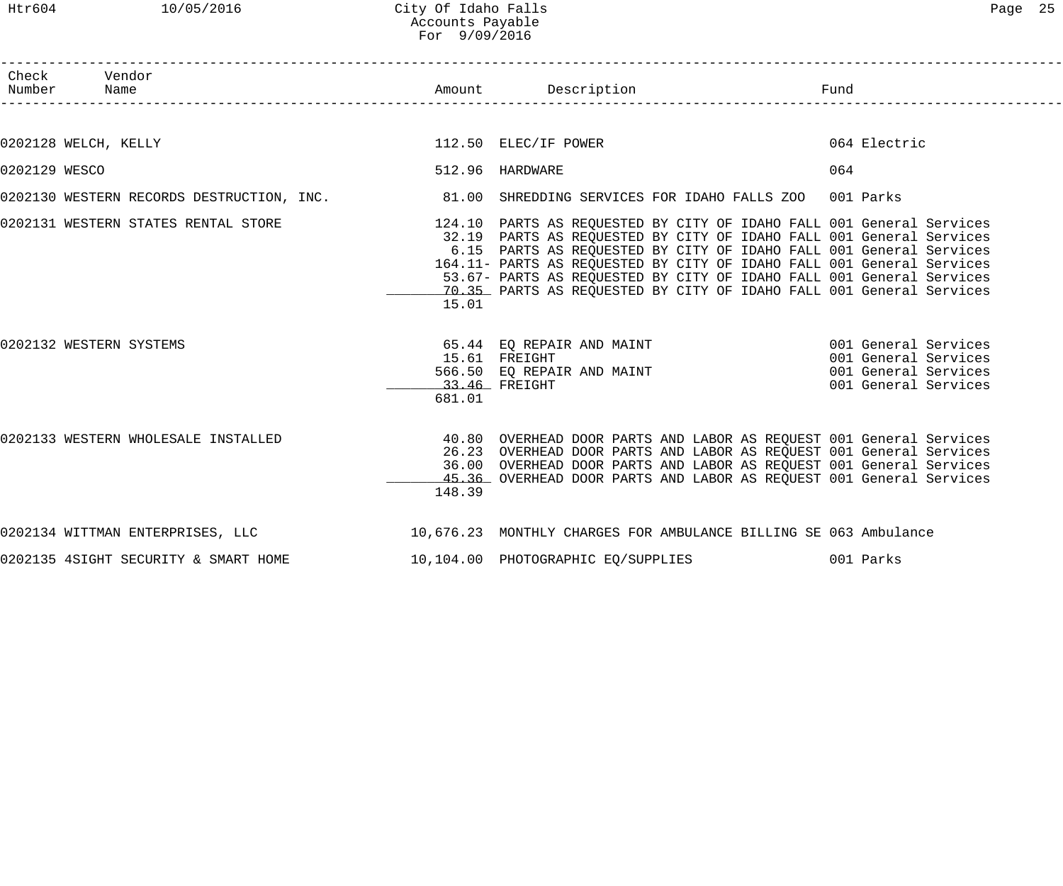# City Of Idaho Falls
## Accounts Payable
### For 9/09/2016

| Check Number | Vendor Name | Amount | Description | Fund |
|---|---|---|---|---|
| 0202128 | WELCH, KELLY | 112.50 | ELEC/IF POWER | 064 Electric |
| 0202129 | WESCO | 512.96 | HARDWARE | 064 |
| 0202130 | WESTERN RECORDS DESTRUCTION, INC. | 81.00 | SHREDDING SERVICES FOR IDAHO FALLS ZOO | 001 Parks |
| 0202131 | WESTERN STATES RENTAL STORE | 124.10 | PARTS AS REQUESTED BY CITY OF IDAHO FALL | 001 General Services |
| | | 32.19 | PARTS AS REQUESTED BY CITY OF IDAHO FALL | 001 General Services |
| | | 6.15 | PARTS AS REQUESTED BY CITY OF IDAHO FALL | 001 General Services |
| | | 164.11- | PARTS AS REQUESTED BY CITY OF IDAHO FALL | 001 General Services |
| | | 53.67- | PARTS AS REQUESTED BY CITY OF IDAHO FALL | 001 General Services |
| | | 70.35 | PARTS AS REQUESTED BY CITY OF IDAHO FALL | 001 General Services |
| | | 15.01 | | |
| 0202132 | WESTERN SYSTEMS | 65.44 | EQ REPAIR AND MAINT | 001 General Services |
| | | 15.61 | FREIGHT | 001 General Services |
| | | 566.50 | EQ REPAIR AND MAINT | 001 General Services |
| | | 33.46 | FREIGHT | 001 General Services |
| | | 681.01 | | |
| 0202133 | WESTERN WHOLESALE INSTALLED | 40.80 | OVERHEAD DOOR PARTS AND LABOR AS REQUEST | 001 General Services |
| | | 26.23 | OVERHEAD DOOR PARTS AND LABOR AS REQUEST | 001 General Services |
| | | 36.00 | OVERHEAD DOOR PARTS AND LABOR AS REQUEST | 001 General Services |
| | | 45.36 | OVERHEAD DOOR PARTS AND LABOR AS REQUEST | 001 General Services |
| | | 148.39 | | |
| 0202134 | WITTMAN ENTERPRISES, LLC | 10,676.23 | MONTHLY CHARGES FOR AMBULANCE BILLING SE | 063 Ambulance |
| 0202135 | 4SIGHT SECURITY & SMART HOME | 10,104.00 | PHOTOGRAPHIC EQ/SUPPLIES | 001 Parks |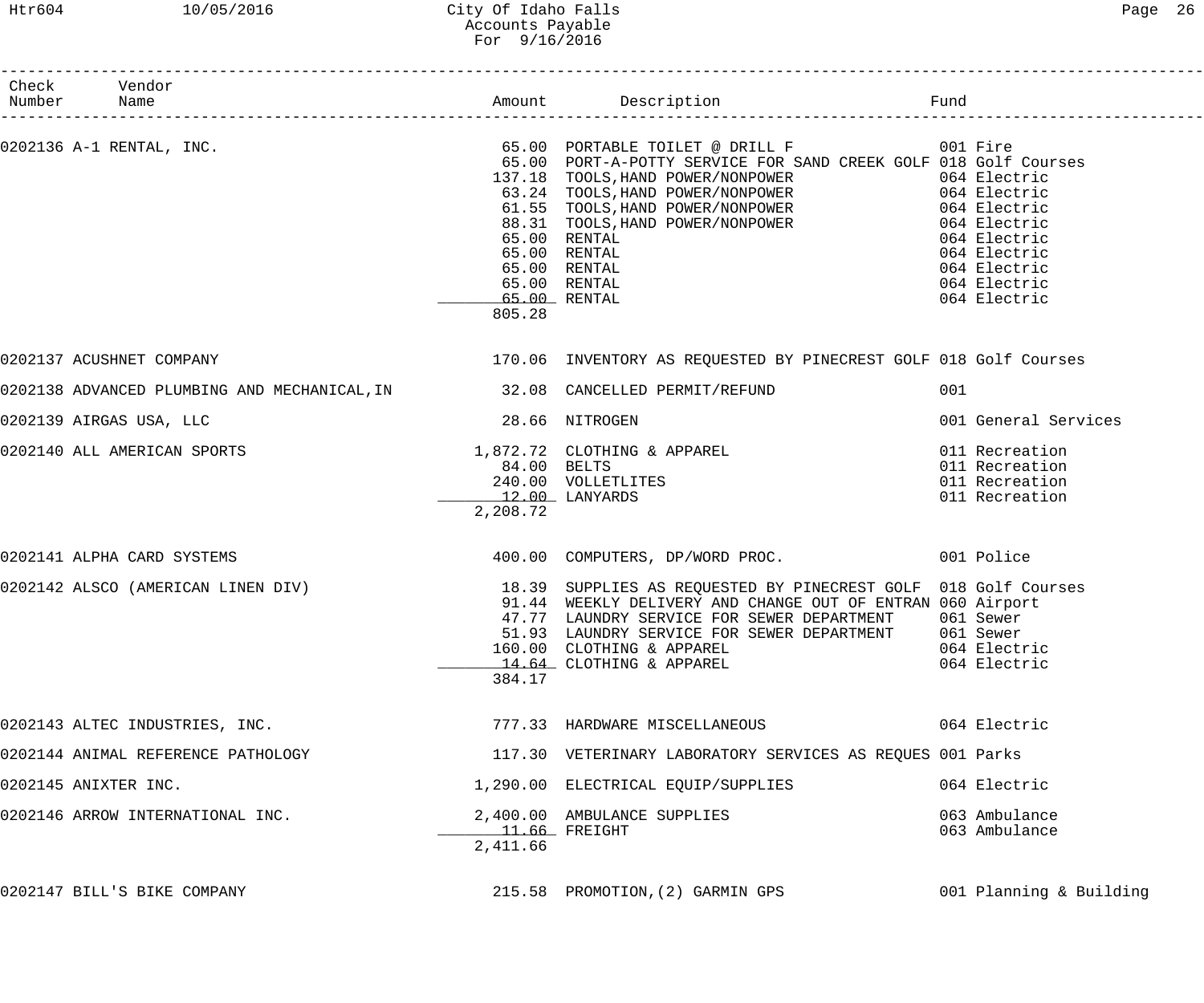City Of Idaho Falls
Accounts Payable
For 9/16/2016

| Check Number | Vendor Name | Amount | Description | Fund |
|---|---|---|---|---|
| 0202136 | A-1 RENTAL, INC. | 65.00 | PORTABLE TOILET @ DRILL F | 001 Fire |
| | | 65.00 | PORT-A-POTTY SERVICE FOR SAND CREEK GOLF | 018 Golf Courses |
| | | 137.18 | TOOLS,HAND POWER/NONPOWER | 064 Electric |
| | | 63.24 | TOOLS,HAND POWER/NONPOWER | 064 Electric |
| | | 61.55 | TOOLS,HAND POWER/NONPOWER | 064 Electric |
| | | 88.31 | TOOLS,HAND POWER/NONPOWER | 064 Electric |
| | | 65.00 | RENTAL | 064 Electric |
| | | 65.00 | RENTAL | 064 Electric |
| | | 65.00 | RENTAL | 064 Electric |
| | | 65.00 | RENTAL | 064 Electric |
| | | 65.00 | RENTAL | 064 Electric |
| | | 805.28 | | |
| 0202137 | ACUSHNET COMPANY | 170.06 | INVENTORY AS REQUESTED BY PINECREST GOLF | 018 Golf Courses |
| 0202138 | ADVANCED PLUMBING AND MECHANICAL,IN | 32.08 | CANCELLED PERMIT/REFUND | 001 |
| 0202139 | AIRGAS USA, LLC | 28.66 | NITROGEN | 001 General Services |
| 0202140 | ALL AMERICAN SPORTS | 1,872.72 | CLOTHING & APPAREL | 011 Recreation |
| | | 84.00 | BELTS | 011 Recreation |
| | | 240.00 | VOLLETLITES | 011 Recreation |
| | | 12.00 | LANYARDS | 011 Recreation |
| | | 2,208.72 | | |
| 0202141 | ALPHA CARD SYSTEMS | 400.00 | COMPUTERS, DP/WORD PROC. | 001 Police |
| 0202142 | ALSCO (AMERICAN LINEN DIV) | 18.39 | SUPPLIES AS REQUESTED BY PINECREST GOLF | 018 Golf Courses |
| | | 91.44 | WEEKLY DELIVERY AND CHANGE OUT OF ENTRAN | 060 Airport |
| | | 47.77 | LAUNDRY SERVICE FOR SEWER DEPARTMENT | 061 Sewer |
| | | 51.93 | LAUNDRY SERVICE FOR SEWER DEPARTMENT | 061 Sewer |
| | | 160.00 | CLOTHING & APPAREL | 064 Electric |
| | | 14.64 | CLOTHING & APPAREL | 064 Electric |
| | | 384.17 | | |
| 0202143 | ALTEC INDUSTRIES, INC. | 777.33 | HARDWARE MISCELLANEOUS | 064 Electric |
| 0202144 | ANIMAL REFERENCE PATHOLOGY | 117.30 | VETERINARY LABORATORY SERVICES AS REQUES | 001 Parks |
| 0202145 | ANIXTER INC. | 1,290.00 | ELECTRICAL EQUIP/SUPPLIES | 064 Electric |
| 0202146 | ARROW INTERNATIONAL INC. | 2,400.00 | AMBULANCE SUPPLIES | 063 Ambulance |
| | | 11.66 | FREIGHT | 063 Ambulance |
| | | 2,411.66 | | |
| 0202147 | BILL'S BIKE COMPANY | 215.58 | PROMOTION,(2) GARMIN GPS | 001 Planning & Building |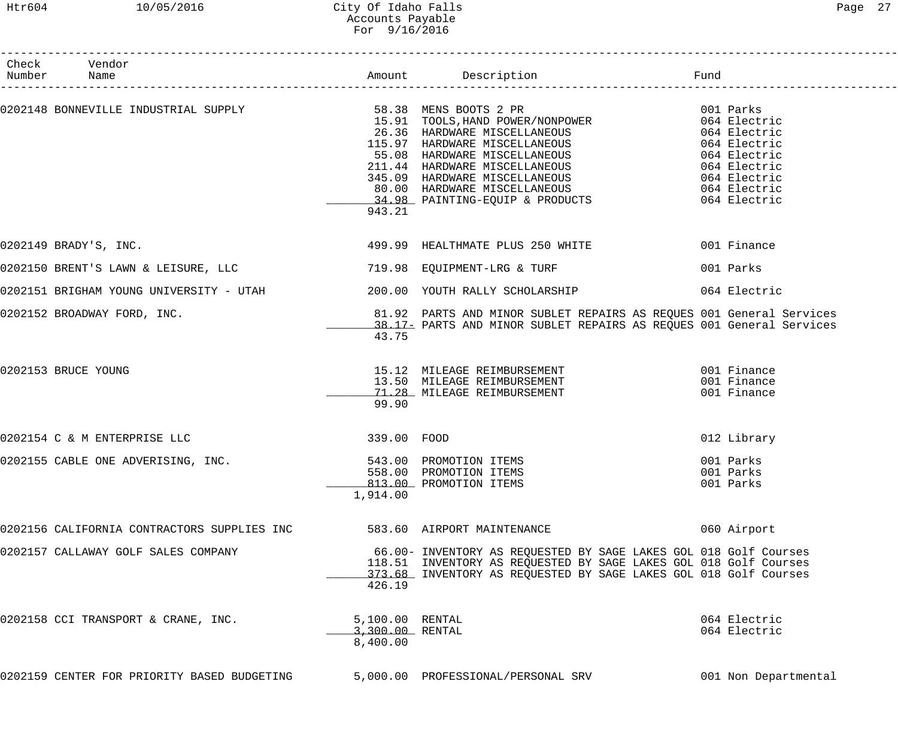| Check Number | Vendor Name | Amount | Description | Fund |
|---|---|---|---|---|
| 0202148 | BONNEVILLE INDUSTRIAL SUPPLY | 58.38 | MENS BOOTS 2 PR | 001 Parks |
| | | 15.91 | TOOLS,HAND POWER/NONPOWER | 064 Electric |
| | | 26.36 | HARDWARE MISCELLANEOUS | 064 Electric |
| | | 115.97 | HARDWARE MISCELLANEOUS | 064 Electric |
| | | 55.08 | HARDWARE MISCELLANEOUS | 064 Electric |
| | | 211.44 | HARDWARE MISCELLANEOUS | 064 Electric |
| | | 345.09 | HARDWARE MISCELLANEOUS | 064 Electric |
| | | 80.00 | HARDWARE MISCELLANEOUS | 064 Electric |
| | | 34.98 | PAINTING-EQUIP & PRODUCTS | 064 Electric |
| | | 943.21 | | |
| 0202149 | BRADY'S, INC. | 499.99 | HEALTHMATE PLUS 250 WHITE | 001 Finance |
| 0202150 | BRENT'S LAWN & LEISURE, LLC | 719.98 | EQUIPMENT-LRG & TURF | 001 Parks |
| 0202151 | BRIGHAM YOUNG UNIVERSITY - UTAH | 200.00 | YOUTH RALLY SCHOLARSHIP | 064 Electric |
| 0202152 | BROADWAY FORD, INC. | 81.92 | PARTS AND MINOR SUBLET REPAIRS AS REQUES | 001 General Services |
| | | 38.17- | PARTS AND MINOR SUBLET REPAIRS AS REQUES | 001 General Services |
| | | 43.75 | | |
| 0202153 | BRUCE YOUNG | 15.12 | MILEAGE REIMBURSEMENT | 001 Finance |
| | | 13.50 | MILEAGE REIMBURSEMENT | 001 Finance |
| | | 71.28 | MILEAGE REIMBURSEMENT | 001 Finance |
| | | 99.90 | | |
| 0202154 | C & M ENTERPRISE LLC | 339.00 | FOOD | 012 Library |
| 0202155 | CABLE ONE ADVERISING, INC. | 543.00 | PROMOTION ITEMS | 001 Parks |
| | | 558.00 | PROMOTION ITEMS | 001 Parks |
| | | 813.00 | PROMOTION ITEMS | 001 Parks |
| | | 1,914.00 | | |
| 0202156 | CALIFORNIA CONTRACTORS SUPPLIES INC | 583.60 | AIRPORT MAINTENANCE | 060 Airport |
| 0202157 | CALLAWAY GOLF SALES COMPANY | 66.00- | INVENTORY AS REQUESTED BY SAGE LAKES GOL | 018 Golf Courses |
| | | 118.51 | INVENTORY AS REQUESTED BY SAGE LAKES GOL | 018 Golf Courses |
| | | 373.68 | INVENTORY AS REQUESTED BY SAGE LAKES GOL | 018 Golf Courses |
| | | 426.19 | | |
| 0202158 | CCI TRANSPORT & CRANE, INC. | 5,100.00 | RENTAL | 064 Electric |
| | | 3,300.00 | RENTAL | 064 Electric |
| | | 8,400.00 | | |
| 0202159 | CENTER FOR PRIORITY BASED BUDGETING | 5,000.00 | PROFESSIONAL/PERSONAL SRV | 001 Non Departmental |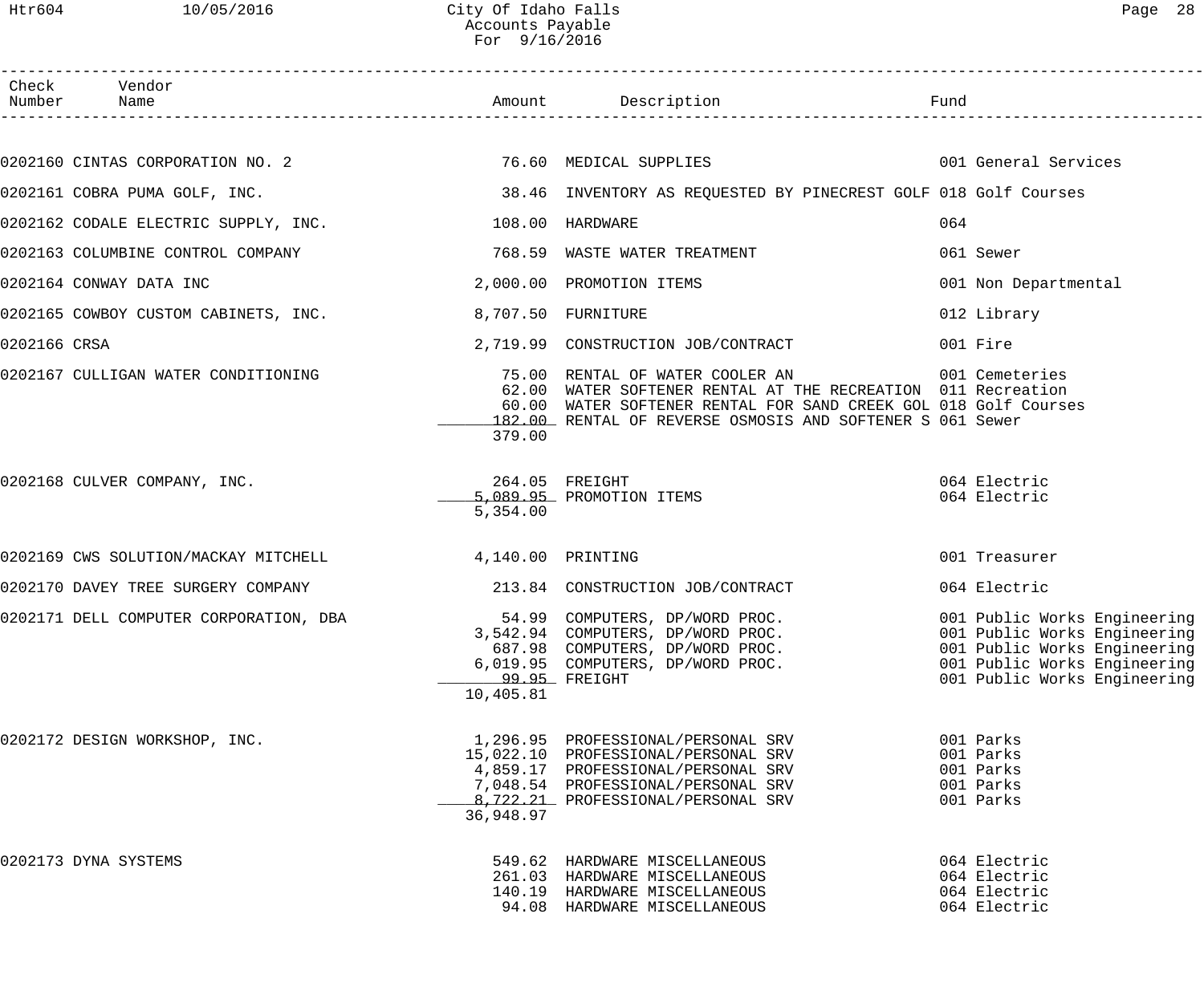City Of Idaho Falls
Accounts Payable
For 9/16/2016

| Check Number | Vendor Name | Amount | Description | Fund |
|---|---|---|---|---|
| 0202160 | CINTAS CORPORATION NO. 2 | 76.60 | MEDICAL SUPPLIES | 001 General Services |
| 0202161 | COBRA PUMA GOLF, INC. | 38.46 | INVENTORY AS REQUESTED BY PINECREST GOLF | 018 Golf Courses |
| 0202162 | CODALE ELECTRIC SUPPLY, INC. | 108.00 | HARDWARE | 064 |
| 0202163 | COLUMBINE CONTROL COMPANY | 768.59 | WASTE WATER TREATMENT | 061 Sewer |
| 0202164 | CONWAY DATA INC | 2,000.00 | PROMOTION ITEMS | 001 Non Departmental |
| 0202165 | COWBOY CUSTOM CABINETS, INC. | 8,707.50 | FURNITURE | 012 Library |
| 0202166 | CRSA | 2,719.99 | CONSTRUCTION JOB/CONTRACT | 001 Fire |
| 0202167 | CULLIGAN WATER CONDITIONING | 75.00 | RENTAL OF WATER COOLER AN | 001 Cemeteries |
| | | 62.00 | WATER SOFTENER RENTAL AT THE RECREATION | 011 Recreation |
| | | 60.00 | WATER SOFTENER RENTAL FOR SAND CREEK GOL | 018 Golf Courses |
| | | 182.00 | RENTAL OF REVERSE OSMOSIS AND SOFTENER S | 061 Sewer |
| | | 379.00 | | |
| 0202168 | CULVER COMPANY, INC. | 264.05 | FREIGHT | 064 Electric |
| | | 5,089.95 | PROMOTION ITEMS | 064 Electric |
| | | 5,354.00 | | |
| 0202169 | CWS SOLUTION/MACKAY MITCHELL | 4,140.00 | PRINTING | 001 Treasurer |
| 0202170 | DAVEY TREE SURGERY COMPANY | 213.84 | CONSTRUCTION JOB/CONTRACT | 064 Electric |
| 0202171 | DELL COMPUTER CORPORATION, DBA | 54.99 | COMPUTERS, DP/WORD PROC. | 001 Public Works Engineering |
| | | 3,542.94 | COMPUTERS, DP/WORD PROC. | 001 Public Works Engineering |
| | | 687.98 | COMPUTERS, DP/WORD PROC. | 001 Public Works Engineering |
| | | 6,019.95 | COMPUTERS, DP/WORD PROC. | 001 Public Works Engineering |
| | | 99.95 | FREIGHT | 001 Public Works Engineering |
| | | 10,405.81 | | |
| 0202172 | DESIGN WORKSHOP, INC. | 1,296.95 | PROFESSIONAL/PERSONAL SRV | 001 Parks |
| | | 15,022.10 | PROFESSIONAL/PERSONAL SRV | 001 Parks |
| | | 4,859.17 | PROFESSIONAL/PERSONAL SRV | 001 Parks |
| | | 7,048.54 | PROFESSIONAL/PERSONAL SRV | 001 Parks |
| | | 8,722.21 | PROFESSIONAL/PERSONAL SRV | 001 Parks |
| | | 36,948.97 | | |
| 0202173 | DYNA SYSTEMS | 549.62 | HARDWARE MISCELLANEOUS | 064 Electric |
| | | 261.03 | HARDWARE MISCELLANEOUS | 064 Electric |
| | | 140.19 | HARDWARE MISCELLANEOUS | 064 Electric |
| | | 94.08 | HARDWARE MISCELLANEOUS | 064 Electric |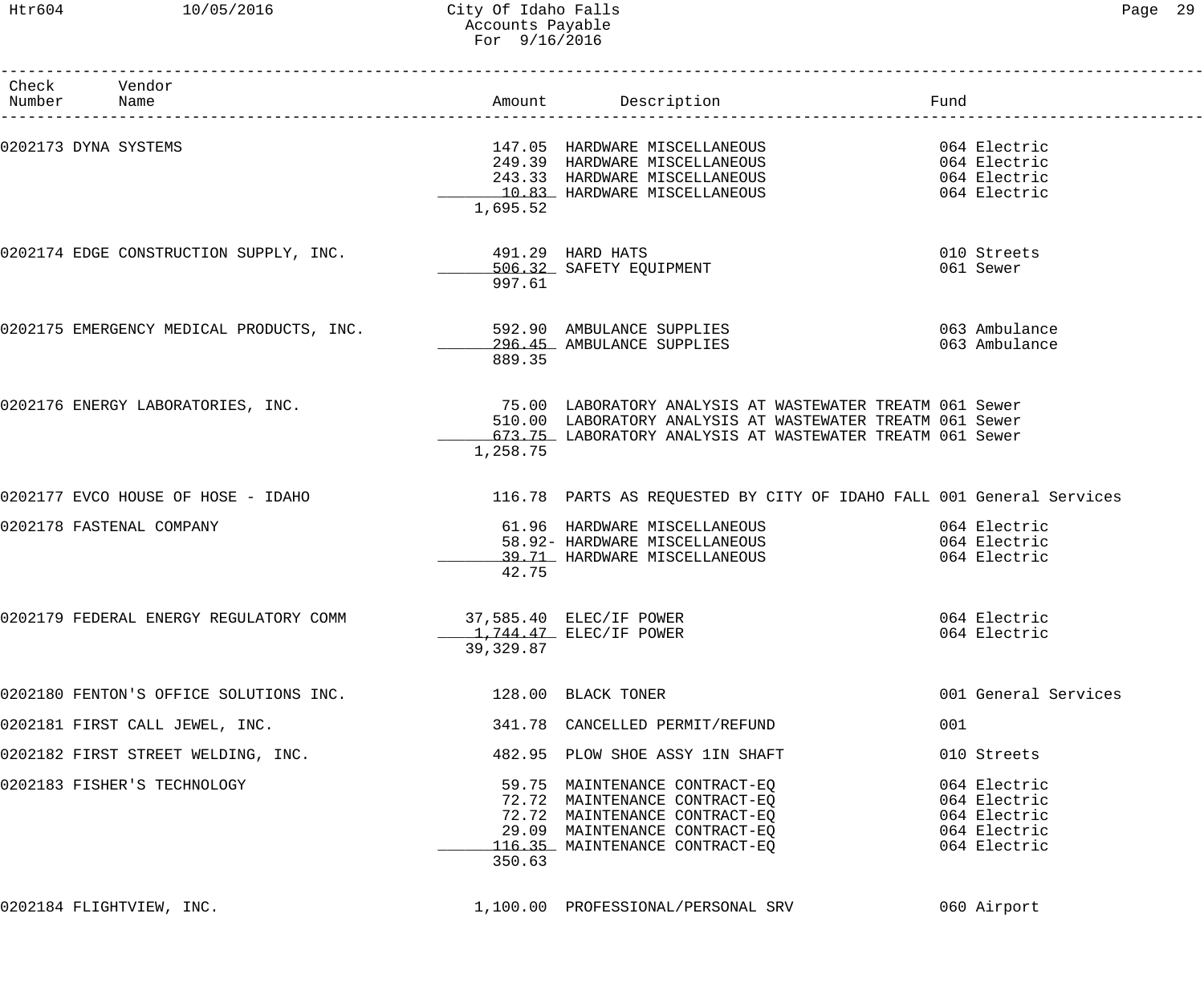City Of Idaho Falls
Accounts Payable
For 9/16/2016

| Check Number | Vendor Name | Amount | Description | Fund |
|---|---|---|---|---|
| 0202173 | DYNA SYSTEMS | 147.05 | HARDWARE MISCELLANEOUS | 064 Electric |
| | | 249.39 | HARDWARE MISCELLANEOUS | 064 Electric |
| | | 243.33 | HARDWARE MISCELLANEOUS | 064 Electric |
| | | 10.83 | HARDWARE MISCELLANEOUS | 064 Electric |
| | | 1,695.52 | | |
| 0202174 | EDGE CONSTRUCTION SUPPLY, INC. | 491.29 | HARD HATS | 010 Streets |
| | | 506.32 | SAFETY EQUIPMENT | 061 Sewer |
| | | 997.61 | | |
| 0202175 | EMERGENCY MEDICAL PRODUCTS, INC. | 592.90 | AMBULANCE SUPPLIES | 063 Ambulance |
| | | 296.45 | AMBULANCE SUPPLIES | 063 Ambulance |
| | | 889.35 | | |
| 0202176 | ENERGY LABORATORIES, INC. | 75.00 | LABORATORY ANALYSIS AT WASTEWATER TREATM | 061 Sewer |
| | | 510.00 | LABORATORY ANALYSIS AT WASTEWATER TREATM | 061 Sewer |
| | | 673.75 | LABORATORY ANALYSIS AT WASTEWATER TREATM | 061 Sewer |
| | | 1,258.75 | | |
| 0202177 | EVCO HOUSE OF HOSE - IDAHO | 116.78 | PARTS AS REQUESTED BY CITY OF IDAHO FALL | 001 General Services |
| 0202178 | FASTENAL COMPANY | 61.96 | HARDWARE MISCELLANEOUS | 064 Electric |
| | | 58.92- | HARDWARE MISCELLANEOUS | 064 Electric |
| | | 39.71 | HARDWARE MISCELLANEOUS | 064 Electric |
| | | 42.75 | | |
| 0202179 | FEDERAL ENERGY REGULATORY COMM | 37,585.40 | ELEC/IF POWER | 064 Electric |
| | | 1,744.47 | ELEC/IF POWER | 064 Electric |
| | | 39,329.87 | | |
| 0202180 | FENTON'S OFFICE SOLUTIONS INC. | 128.00 | BLACK TONER | 001 General Services |
| 0202181 | FIRST CALL JEWEL, INC. | 341.78 | CANCELLED PERMIT/REFUND | 001 |
| 0202182 | FIRST STREET WELDING, INC. | 482.95 | PLOW SHOE ASSY 1IN SHAFT | 010 Streets |
| 0202183 | FISHER'S TECHNOLOGY | 59.75 | MAINTENANCE CONTRACT-EQ | 064 Electric |
| | | 72.72 | MAINTENANCE CONTRACT-EQ | 064 Electric |
| | | 72.72 | MAINTENANCE CONTRACT-EQ | 064 Electric |
| | | 29.09 | MAINTENANCE CONTRACT-EQ | 064 Electric |
| | | 116.35 | MAINTENANCE CONTRACT-EQ | 064 Electric |
| | | 350.63 | | |
| 0202184 | FLIGHTVIEW, INC. | 1,100.00 | PROFESSIONAL/PERSONAL SRV | 060 Airport |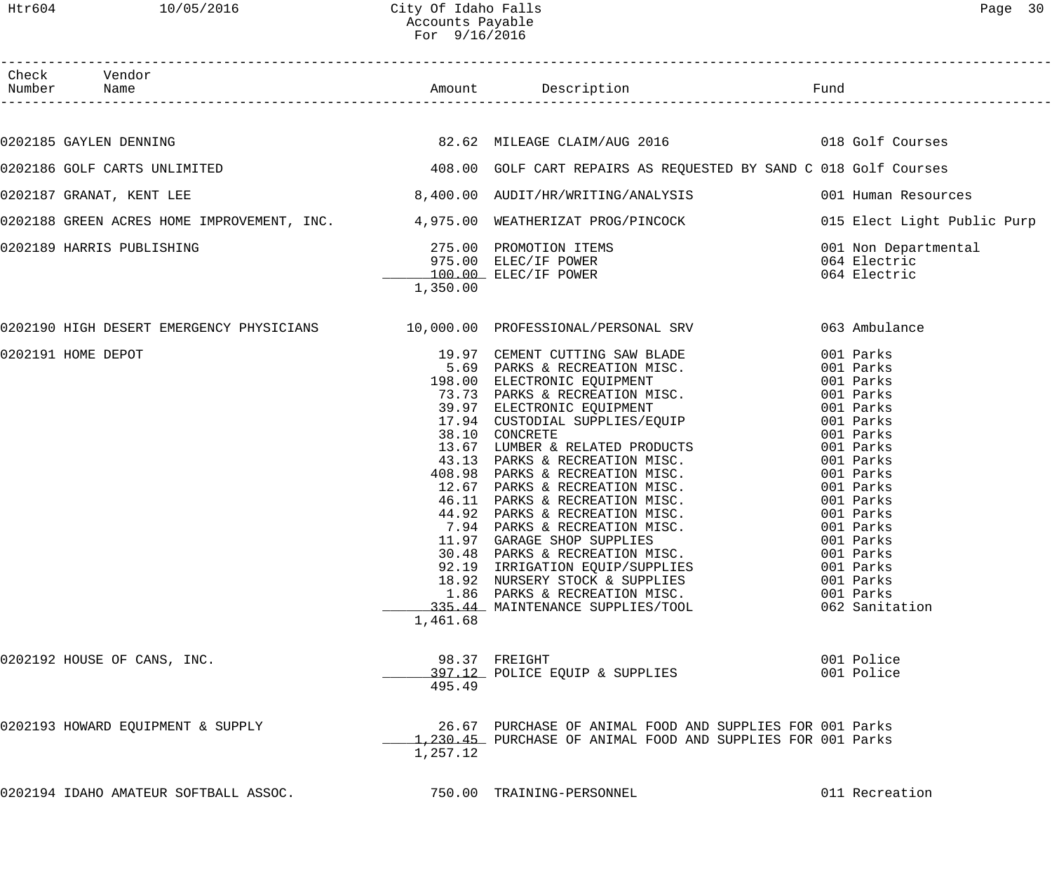City Of Idaho Falls
Accounts Payable
For 9/16/2016

| Check Number | Vendor Name | Amount | Description | Fund |
|---|---|---|---|---|
| 0202185 | GAYLEN DENNING | 82.62 | MILEAGE CLAIM/AUG 2016 | 018 Golf Courses |
| 0202186 | GOLF CARTS UNLIMITED | 408.00 | GOLF CART REPAIRS AS REQUESTED BY SAND C | 018 Golf Courses |
| 0202187 | GRANAT, KENT LEE | 8,400.00 | AUDIT/HR/WRITING/ANALYSIS | 001 Human Resources |
| 0202188 | GREEN ACRES HOME IMPROVEMENT, INC. | 4,975.00 | WEATHERIZAT PROG/PINCOCK | 015 Elect Light Public Purp |
| 0202189 | HARRIS PUBLISHING | 275.00 | PROMOTION ITEMS | 001 Non Departmental |
| | | 975.00 | ELEC/IF POWER | 064 Electric |
| | | 100.00 | ELEC/IF POWER | 064 Electric |
| | | 1,350.00 | | |
| 0202190 | HIGH DESERT EMERGENCY PHYSICIANS | 10,000.00 | PROFESSIONAL/PERSONAL SRV | 063 Ambulance |
| 0202191 | HOME DEPOT | 19.97 | CEMENT CUTTING SAW BLADE | 001 Parks |
| | | 5.69 | PARKS & RECREATION MISC. | 001 Parks |
| | | 198.00 | ELECTRONIC EQUIPMENT | 001 Parks |
| | | 73.73 | PARKS & RECREATION MISC. | 001 Parks |
| | | 39.97 | ELECTRONIC EQUIPMENT | 001 Parks |
| | | 17.94 | CUSTODIAL SUPPLIES/EQUIP | 001 Parks |
| | | 38.10 | CONCRETE | 001 Parks |
| | | 13.67 | LUMBER & RELATED PRODUCTS | 001 Parks |
| | | 43.13 | PARKS & RECREATION MISC. | 001 Parks |
| | | 408.98 | PARKS & RECREATION MISC. | 001 Parks |
| | | 12.67 | PARKS & RECREATION MISC. | 001 Parks |
| | | 46.11 | PARKS & RECREATION MISC. | 001 Parks |
| | | 44.92 | PARKS & RECREATION MISC. | 001 Parks |
| | | 7.94 | PARKS & RECREATION MISC. | 001 Parks |
| | | 11.97 | GARAGE SHOP SUPPLIES | 001 Parks |
| | | 30.48 | PARKS & RECREATION MISC. | 001 Parks |
| | | 92.19 | IRRIGATION EQUIP/SUPPLIES | 001 Parks |
| | | 18.92 | NURSERY STOCK & SUPPLIES | 001 Parks |
| | | 1.86 | PARKS & RECREATION MISC. | 001 Parks |
| | | 335.44 | MAINTENANCE SUPPLIES/TOOL | 062 Sanitation |
| | | 1,461.68 | | |
| 0202192 | HOUSE OF CANS, INC. | 98.37 | FREIGHT | 001 Police |
| | | 397.12 | POLICE EQUIP & SUPPLIES | 001 Police |
| | | 495.49 | | |
| 0202193 | HOWARD EQUIPMENT & SUPPLY | 26.67 | PURCHASE OF ANIMAL FOOD AND SUPPLIES FOR | 001 Parks |
| | | 1,230.45 | PURCHASE OF ANIMAL FOOD AND SUPPLIES FOR | 001 Parks |
| | | 1,257.12 | | |
| 0202194 | IDAHO AMATEUR SOFTBALL ASSOC. | 750.00 | TRAINING-PERSONNEL | 011 Recreation |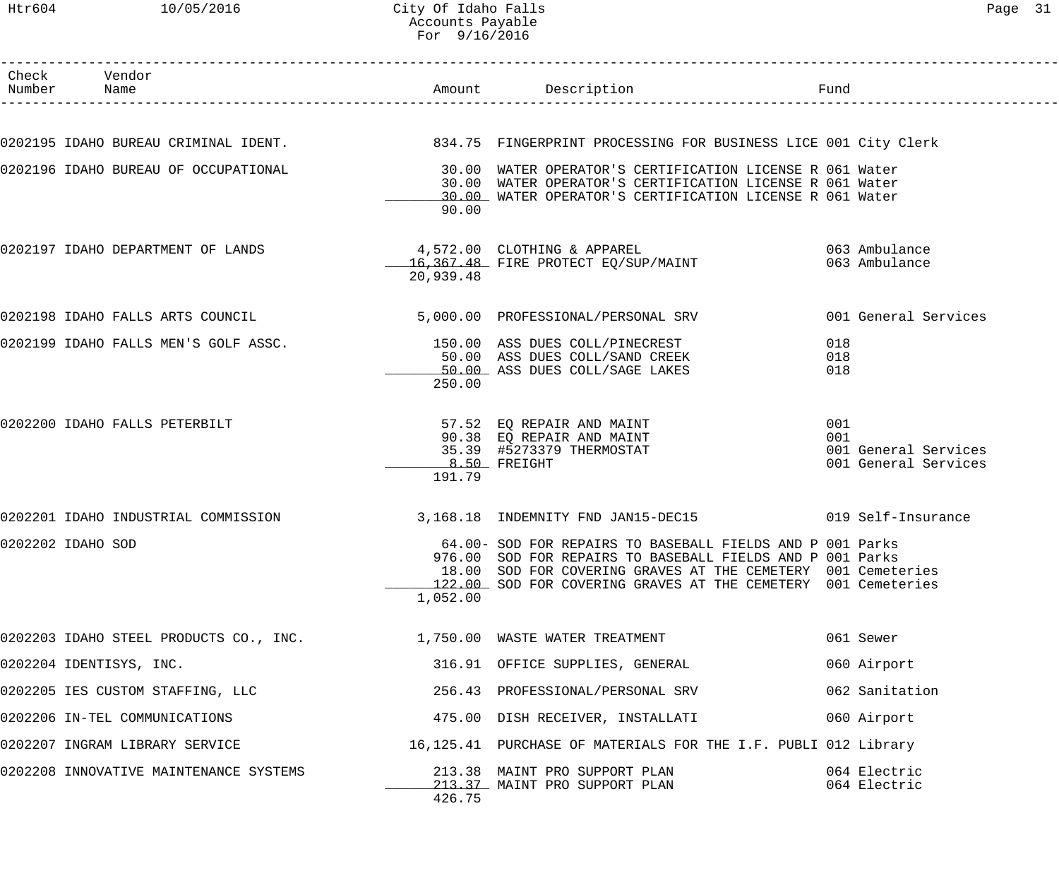| Check Number | Vendor Name | Amount | Description | Fund |
|---|---|---|---|---|
| 0202195 | IDAHO BUREAU CRIMINAL IDENT. | 834.75 | FINGERPRINT PROCESSING FOR BUSINESS LICE | 001 City Clerk |
| 0202196 | IDAHO BUREAU OF OCCUPATIONAL | 30.00 | WATER OPERATOR'S CERTIFICATION LICENSE R | 061 Water |
| | | 30.00 | WATER OPERATOR'S CERTIFICATION LICENSE R | 061 Water |
| | | 30.00 | WATER OPERATOR'S CERTIFICATION LICENSE R | 061 Water |
| | | 90.00 | | |
| 0202197 | IDAHO DEPARTMENT OF LANDS | 4,572.00 | CLOTHING & APPAREL | 063 Ambulance |
| | | 16,367.48 | FIRE PROTECT EQ/SUP/MAINT | 063 Ambulance |
| | | 20,939.48 | | |
| 0202198 | IDAHO FALLS ARTS COUNCIL | 5,000.00 | PROFESSIONAL/PERSONAL SRV | 001 General Services |
| 0202199 | IDAHO FALLS MEN'S GOLF ASSC. | 150.00 | ASS DUES COLL/PINECREST | 018 |
| | | 50.00 | ASS DUES COLL/SAND CREEK | 018 |
| | | 50.00 | ASS DUES COLL/SAGE LAKES | 018 |
| | | 250.00 | | |
| 0202200 | IDAHO FALLS PETERBILT | 57.52 | EQ REPAIR AND MAINT | 001 |
| | | 90.38 | EQ REPAIR AND MAINT | 001 |
| | | 35.39 | #5273379 THERMOSTAT | 001 General Services |
| | | 8.50 | FREIGHT | 001 General Services |
| | | 191.79 | | |
| 0202201 | IDAHO INDUSTRIAL COMMISSION | 3,168.18 | INDEMNITY FND JAN15-DEC15 | 019 Self-Insurance |
| 0202202 | IDAHO SOD | 64.00- | SOD FOR REPAIRS TO BASEBALL FIELDS AND P | 001 Parks |
| | | 976.00 | SOD FOR REPAIRS TO BASEBALL FIELDS AND P | 001 Parks |
| | | 18.00 | SOD FOR COVERING GRAVES AT THE CEMETERY | 001 Cemeteries |
| | | 122.00 | SOD FOR COVERING GRAVES AT THE CEMETERY | 001 Cemeteries |
| | | 1,052.00 | | |
| 0202203 | IDAHO STEEL PRODUCTS CO., INC. | 1,750.00 | WASTE WATER TREATMENT | 061 Sewer |
| 0202204 | IDENTISYS, INC. | 316.91 | OFFICE SUPPLIES, GENERAL | 060 Airport |
| 0202205 | IES CUSTOM STAFFING, LLC | 256.43 | PROFESSIONAL/PERSONAL SRV | 062 Sanitation |
| 0202206 | IN-TEL COMMUNICATIONS | 475.00 | DISH RECEIVER, INSTALLATI | 060 Airport |
| 0202207 | INGRAM LIBRARY SERVICE | 16,125.41 | PURCHASE OF MATERIALS FOR THE I.F. PUBLI | 012 Library |
| 0202208 | INNOVATIVE MAINTENANCE SYSTEMS | 213.38 | MAINT PRO SUPPORT PLAN | 064 Electric |
| | | 213.37 | MAINT PRO SUPPORT PLAN | 064 Electric |
| | | 426.75 | | |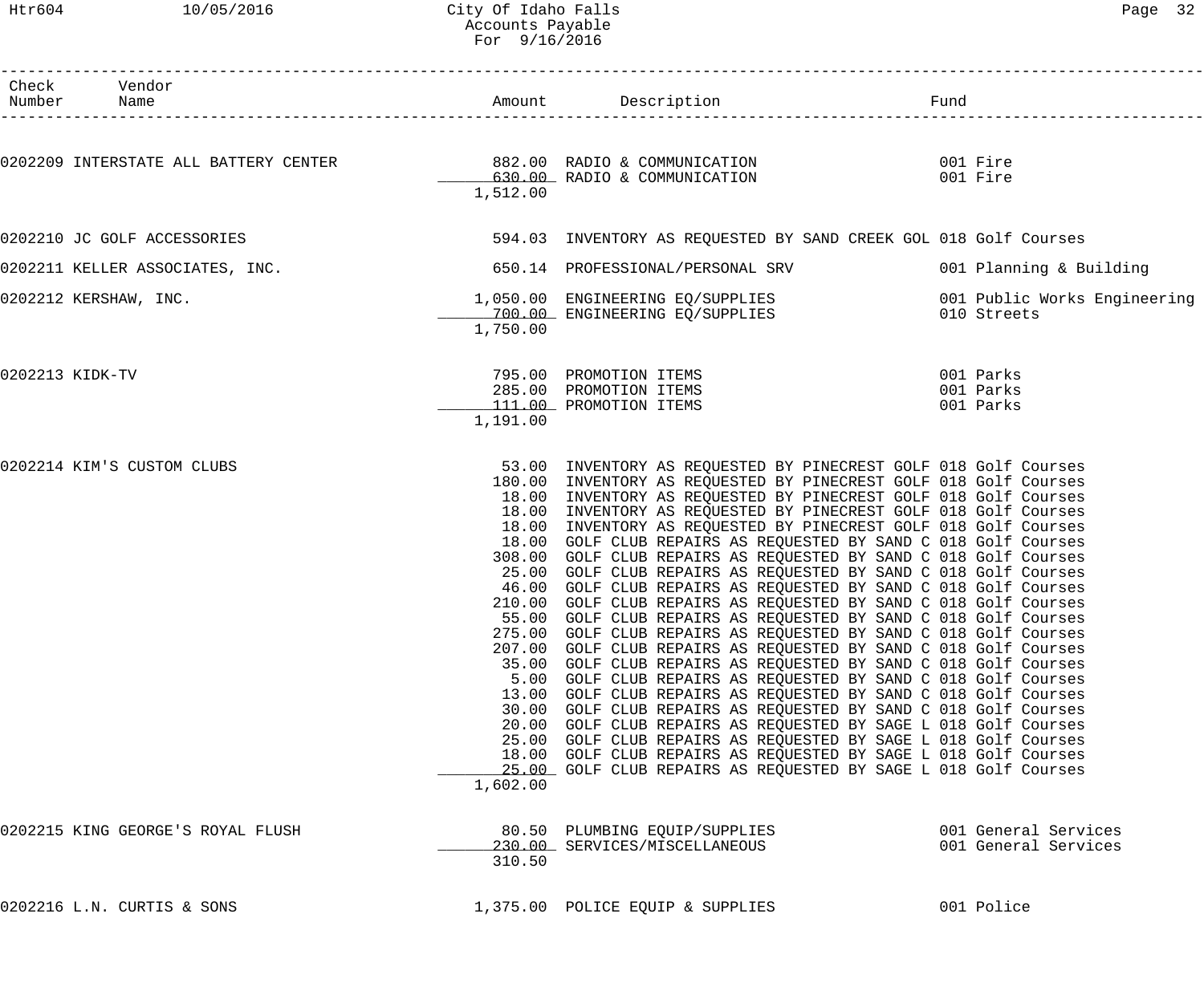City Of Idaho Falls
Accounts Payable
For 9/16/2016

| Check Number | Vendor Name | Amount | Description | Fund |
|---|---|---|---|---|
| 0202209 | INTERSTATE ALL BATTERY CENTER | 882.00 | RADIO & COMMUNICATION | 001 Fire |
| | | 630.00 | RADIO & COMMUNICATION | 001 Fire |
| | | 1,512.00 | | |
| 0202210 | JC GOLF ACCESSORIES | 594.03 | INVENTORY AS REQUESTED BY SAND CREEK GOL | 018 Golf Courses |
| 0202211 | KELLER ASSOCIATES, INC. | 650.14 | PROFESSIONAL/PERSONAL SRV | 001 Planning & Building |
| 0202212 | KERSHAW, INC. | 1,050.00 | ENGINEERING EQ/SUPPLIES | 001 Public Works Engineering |
| | | 700.00 | ENGINEERING EQ/SUPPLIES | 010 Streets |
| | | 1,750.00 | | |
| 0202213 | KIDK-TV | 795.00 | PROMOTION ITEMS | 001 Parks |
| | | 285.00 | PROMOTION ITEMS | 001 Parks |
| | | 111.00 | PROMOTION ITEMS | 001 Parks |
| | | 1,191.00 | | |
| 0202214 | KIM'S CUSTOM CLUBS | 53.00 | INVENTORY AS REQUESTED BY PINECREST GOLF | 018 Golf Courses |
| | | 180.00 | INVENTORY AS REQUESTED BY PINECREST GOLF | 018 Golf Courses |
| | | 18.00 | INVENTORY AS REQUESTED BY PINECREST GOLF | 018 Golf Courses |
| | | 18.00 | INVENTORY AS REQUESTED BY PINECREST GOLF | 018 Golf Courses |
| | | 18.00 | INVENTORY AS REQUESTED BY PINECREST GOLF | 018 Golf Courses |
| | | 18.00 | GOLF CLUB REPAIRS AS REQUESTED BY SAND C | 018 Golf Courses |
| | | 308.00 | GOLF CLUB REPAIRS AS REQUESTED BY SAND C | 018 Golf Courses |
| | | 25.00 | GOLF CLUB REPAIRS AS REQUESTED BY SAND C | 018 Golf Courses |
| | | 46.00 | GOLF CLUB REPAIRS AS REQUESTED BY SAND C | 018 Golf Courses |
| | | 210.00 | GOLF CLUB REPAIRS AS REQUESTED BY SAND C | 018 Golf Courses |
| | | 55.00 | GOLF CLUB REPAIRS AS REQUESTED BY SAND C | 018 Golf Courses |
| | | 275.00 | GOLF CLUB REPAIRS AS REQUESTED BY SAND C | 018 Golf Courses |
| | | 207.00 | GOLF CLUB REPAIRS AS REQUESTED BY SAND C | 018 Golf Courses |
| | | 35.00 | GOLF CLUB REPAIRS AS REQUESTED BY SAND C | 018 Golf Courses |
| | | 5.00 | GOLF CLUB REPAIRS AS REQUESTED BY SAND C | 018 Golf Courses |
| | | 13.00 | GOLF CLUB REPAIRS AS REQUESTED BY SAND C | 018 Golf Courses |
| | | 30.00 | GOLF CLUB REPAIRS AS REQUESTED BY SAND C | 018 Golf Courses |
| | | 20.00 | GOLF CLUB REPAIRS AS REQUESTED BY SAGE L | 018 Golf Courses |
| | | 25.00 | GOLF CLUB REPAIRS AS REQUESTED BY SAGE L | 018 Golf Courses |
| | | 18.00 | GOLF CLUB REPAIRS AS REQUESTED BY SAGE L | 018 Golf Courses |
| | | 25.00 | GOLF CLUB REPAIRS AS REQUESTED BY SAGE L | 018 Golf Courses |
| | | 1,602.00 | | |
| 0202215 | KING GEORGE'S ROYAL FLUSH | 80.50 | PLUMBING EQUIP/SUPPLIES | 001 General Services |
| | | 230.00 | SERVICES/MISCELLANEOUS | 001 General Services |
| | | 310.50 | | |
| 0202216 | L.N. CURTIS & SONS | 1,375.00 | POLICE EQUIP & SUPPLIES | 001 Police |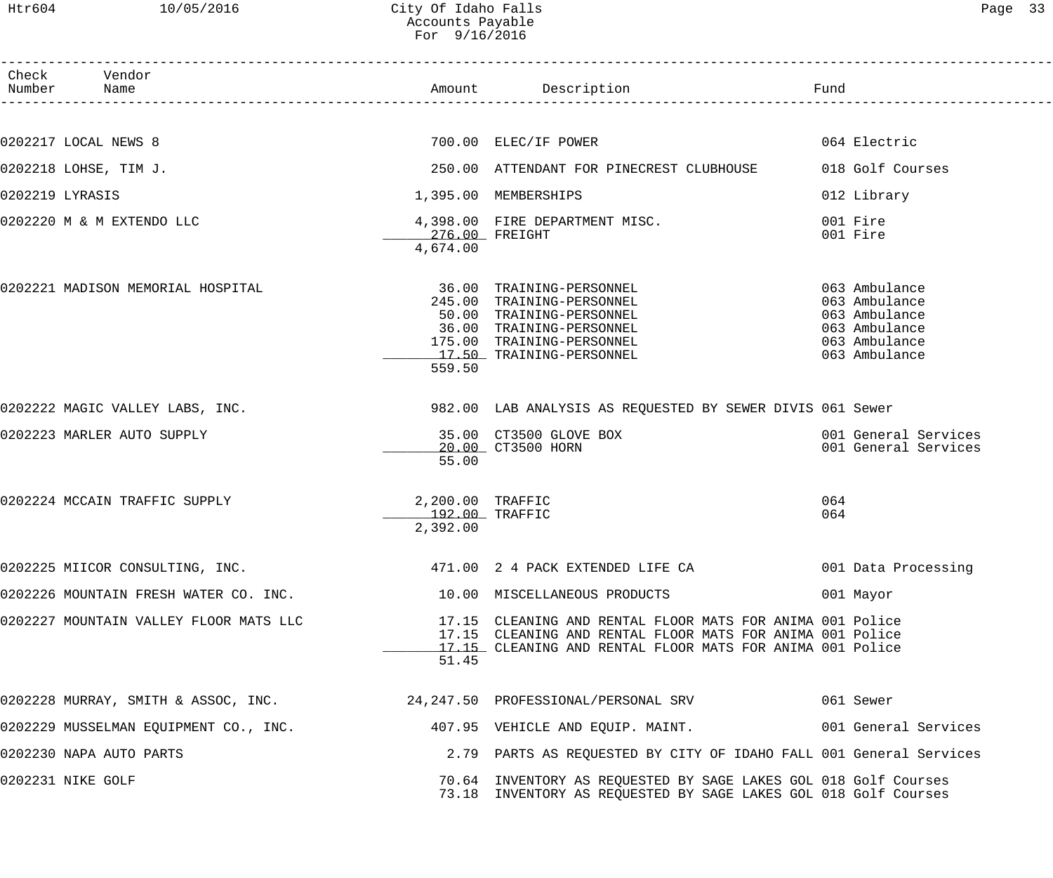# City Of Idaho Falls
## Accounts Payable
### For 9/16/2016

| Check Number | Vendor Name | Amount | Description | Fund |
|---|---|---|---|---|
| 0202217 | LOCAL NEWS 8 | 700.00 | ELEC/IF POWER | 064 Electric |
| 0202218 | LOHSE, TIM J. | 250.00 | ATTENDANT FOR PINECREST CLUBHOUSE | 018 Golf Courses |
| 0202219 | LYRASIS | 1,395.00 | MEMBERSHIPS | 012 Library |
| 0202220 | M & M EXTENDO LLC | 4,398.00 | FIRE DEPARTMENT MISC. | 001 Fire |
| | | 276.00 | FREIGHT | 001 Fire |
| | | 4,674.00 | | |
| 0202221 | MADISON MEMORIAL HOSPITAL | 36.00 | TRAINING-PERSONNEL | 063 Ambulance |
| | | 245.00 | TRAINING-PERSONNEL | 063 Ambulance |
| | | 50.00 | TRAINING-PERSONNEL | 063 Ambulance |
| | | 36.00 | TRAINING-PERSONNEL | 063 Ambulance |
| | | 175.00 | TRAINING-PERSONNEL | 063 Ambulance |
| | | 17.50 | TRAINING-PERSONNEL | 063 Ambulance |
| | | 559.50 | | |
| 0202222 | MAGIC VALLEY LABS, INC. | 982.00 | LAB ANALYSIS AS REQUESTED BY SEWER DIVIS | 061 Sewer |
| 0202223 | MARLER AUTO SUPPLY | 35.00 | CT3500 GLOVE BOX | 001 General Services |
| | | 20.00 | CT3500 HORN | 001 General Services |
| | | 55.00 | | |
| 0202224 | MCCAIN TRAFFIC SUPPLY | 2,200.00 | TRAFFIC | 064 |
| | | 192.00 | TRAFFIC | 064 |
| | | 2,392.00 | | |
| 0202225 | MIICOR CONSULTING, INC. | 471.00 | 2 4 PACK EXTENDED LIFE CA | 001 Data Processing |
| 0202226 | MOUNTAIN FRESH WATER CO. INC. | 10.00 | MISCELLANEOUS PRODUCTS | 001 Mayor |
| 0202227 | MOUNTAIN VALLEY FLOOR MATS LLC | 17.15 | CLEANING AND RENTAL FLOOR MATS FOR ANIMA | 001 Police |
| | | 17.15 | CLEANING AND RENTAL FLOOR MATS FOR ANIMA | 001 Police |
| | | 17.15 | CLEANING AND RENTAL FLOOR MATS FOR ANIMA | 001 Police |
| | | 51.45 | | |
| 0202228 | MURRAY, SMITH & ASSOC, INC. | 24,247.50 | PROFESSIONAL/PERSONAL SRV | 061 Sewer |
| 0202229 | MUSSELMAN EQUIPMENT CO., INC. | 407.95 | VEHICLE AND EQUIP. MAINT. | 001 General Services |
| 0202230 | NAPA AUTO PARTS | 2.79 | PARTS AS REQUESTED BY CITY OF IDAHO FALL | 001 General Services |
| 0202231 | NIKE GOLF | 70.64 | INVENTORY AS REQUESTED BY SAGE LAKES GOL | 018 Golf Courses |
| | | 73.18 | INVENTORY AS REQUESTED BY SAGE LAKES GOL | 018 Golf Courses |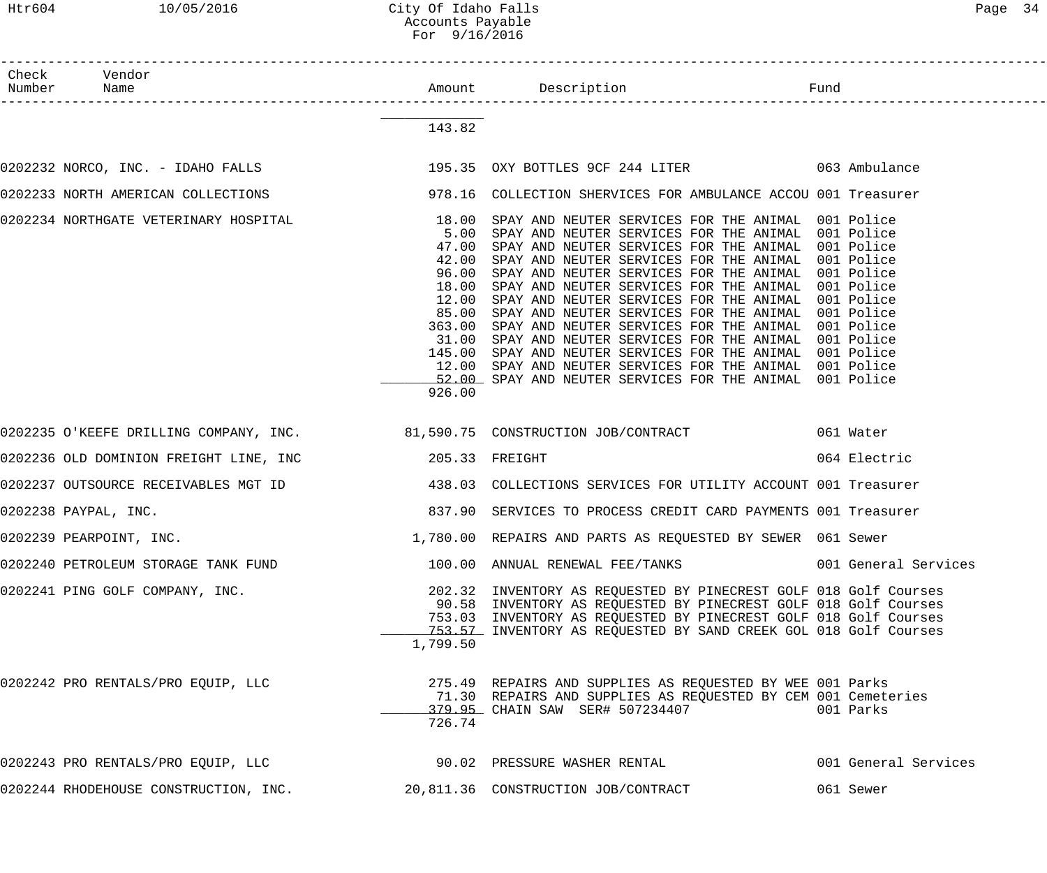| Check Number | Vendor Name | Amount | Description | Fund |
|---|---|---|---|---|
| | | 143.82 | | |
| 0202232 | NORCO, INC. - IDAHO FALLS | 195.35 | OXY BOTTLES 9CF 244 LITER | 063 Ambulance |
| 0202233 | NORTH AMERICAN COLLECTIONS | 978.16 | COLLECTION SHERVICES FOR AMBULANCE ACCOU | 001 Treasurer |
| 0202234 | NORTHGATE VETERINARY HOSPITAL | 18.00 | SPAY AND NEUTER SERVICES FOR THE ANIMAL | 001 Police |
| | | 5.00 | SPAY AND NEUTER SERVICES FOR THE ANIMAL | 001 Police |
| | | 47.00 | SPAY AND NEUTER SERVICES FOR THE ANIMAL | 001 Police |
| | | 42.00 | SPAY AND NEUTER SERVICES FOR THE ANIMAL | 001 Police |
| | | 96.00 | SPAY AND NEUTER SERVICES FOR THE ANIMAL | 001 Police |
| | | 18.00 | SPAY AND NEUTER SERVICES FOR THE ANIMAL | 001 Police |
| | | 12.00 | SPAY AND NEUTER SERVICES FOR THE ANIMAL | 001 Police |
| | | 85.00 | SPAY AND NEUTER SERVICES FOR THE ANIMAL | 001 Police |
| | | 363.00 | SPAY AND NEUTER SERVICES FOR THE ANIMAL | 001 Police |
| | | 31.00 | SPAY AND NEUTER SERVICES FOR THE ANIMAL | 001 Police |
| | | 145.00 | SPAY AND NEUTER SERVICES FOR THE ANIMAL | 001 Police |
| | | 12.00 | SPAY AND NEUTER SERVICES FOR THE ANIMAL | 001 Police |
| | | 52.00 | SPAY AND NEUTER SERVICES FOR THE ANIMAL | 001 Police |
| | | 926.00 | | |
| 0202235 | O'KEEFE DRILLING COMPANY, INC. | 81,590.75 | CONSTRUCTION JOB/CONTRACT | 061 Water |
| 0202236 | OLD DOMINION FREIGHT LINE, INC | 205.33 | FREIGHT | 064 Electric |
| 0202237 | OUTSOURCE RECEIVABLES MGT ID | 438.03 | COLLECTIONS SERVICES FOR UTILITY ACCOUNT | 001 Treasurer |
| 0202238 | PAYPAL, INC. | 837.90 | SERVICES TO PROCESS CREDIT CARD PAYMENTS | 001 Treasurer |
| 0202239 | PEARPOINT, INC. | 1,780.00 | REPAIRS AND PARTS AS REQUESTED BY SEWER | 061 Sewer |
| 0202240 | PETROLEUM STORAGE TANK FUND | 100.00 | ANNUAL RENEWAL FEE/TANKS | 001 General Services |
| 0202241 | PING GOLF COMPANY, INC. | 202.32 | INVENTORY AS REQUESTED BY PINECREST GOLF | 018 Golf Courses |
| | | 90.58 | INVENTORY AS REQUESTED BY PINECREST GOLF | 018 Golf Courses |
| | | 753.03 | INVENTORY AS REQUESTED BY PINECREST GOLF | 018 Golf Courses |
| | | 753.57 | INVENTORY AS REQUESTED BY SAND CREEK GOL | 018 Golf Courses |
| | | 1,799.50 | | |
| 0202242 | PRO RENTALS/PRO EQUIP, LLC | 275.49 | REPAIRS AND SUPPLIES AS REQUESTED BY WEE | 001 Parks |
| | | 71.30 | REPAIRS AND SUPPLIES AS REQUESTED BY CEM | 001 Cemeteries |
| | | 379.95 | CHAIN SAW SER# 507234407 | 001 Parks |
| | | 726.74 | | |
| 0202243 | PRO RENTALS/PRO EQUIP, LLC | 90.02 | PRESSURE WASHER RENTAL | 001 General Services |
| 0202244 | RHODEHOUSE CONSTRUCTION, INC. | 20,811.36 | CONSTRUCTION JOB/CONTRACT | 061 Sewer |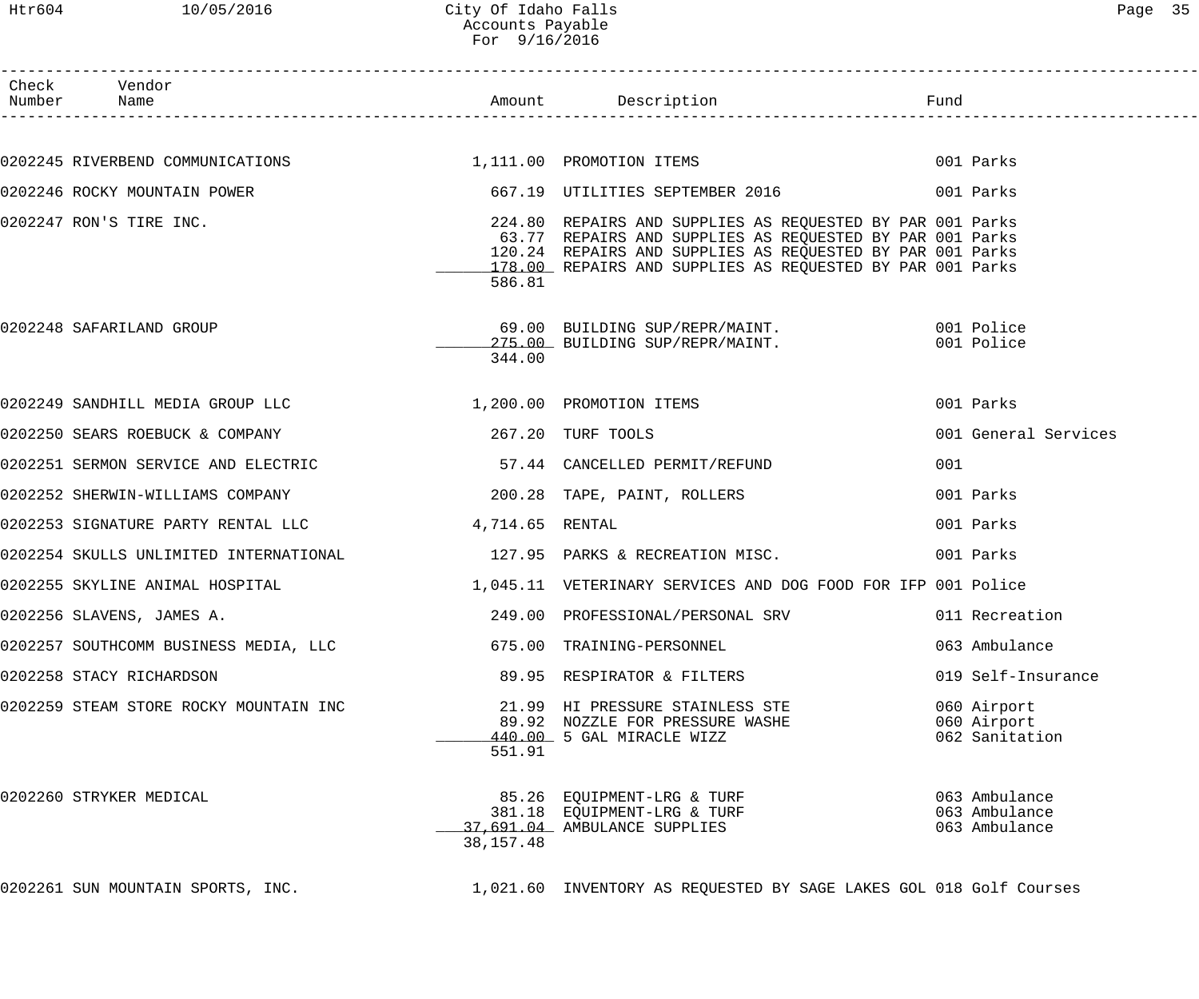City Of Idaho Falls
Accounts Payable
For 9/16/2016

| Check Number | Vendor Name | Amount | Description | Fund |
|---|---|---|---|---|
| 0202245 | RIVERBEND COMMUNICATIONS | 1,111.00 | PROMOTION ITEMS | 001 Parks |
| 0202246 | ROCKY MOUNTAIN POWER | 667.19 | UTILITIES SEPTEMBER 2016 | 001 Parks |
| 0202247 | RON'S TIRE INC. | 224.80 | REPAIRS AND SUPPLIES AS REQUESTED BY PAR | 001 Parks |
| | | 63.77 | REPAIRS AND SUPPLIES AS REQUESTED BY PAR | 001 Parks |
| | | 120.24 | REPAIRS AND SUPPLIES AS REQUESTED BY PAR | 001 Parks |
| | | 178.00 | REPAIRS AND SUPPLIES AS REQUESTED BY PAR | 001 Parks |
| | | 586.81 | | |
| 0202248 | SAFARILAND GROUP | 69.00 | BUILDING SUP/REPR/MAINT. | 001 Police |
| | | 275.00 | BUILDING SUP/REPR/MAINT. | 001 Police |
| | | 344.00 | | |
| 0202249 | SANDHILL MEDIA GROUP LLC | 1,200.00 | PROMOTION ITEMS | 001 Parks |
| 0202250 | SEARS ROEBUCK & COMPANY | 267.20 | TURF TOOLS | 001 General Services |
| 0202251 | SERMON SERVICE AND ELECTRIC | 57.44 | CANCELLED PERMIT/REFUND | 001 |
| 0202252 | SHERWIN-WILLIAMS COMPANY | 200.28 | TAPE, PAINT, ROLLERS | 001 Parks |
| 0202253 | SIGNATURE PARTY RENTAL LLC | 4,714.65 | RENTAL | 001 Parks |
| 0202254 | SKULLS UNLIMITED INTERNATIONAL | 127.95 | PARKS & RECREATION MISC. | 001 Parks |
| 0202255 | SKYLINE ANIMAL HOSPITAL | 1,045.11 | VETERINARY SERVICES AND DOG FOOD FOR IFP | 001 Police |
| 0202256 | SLAVENS, JAMES A. | 249.00 | PROFESSIONAL/PERSONAL SRV | 011 Recreation |
| 0202257 | SOUTHCOMM BUSINESS MEDIA, LLC | 675.00 | TRAINING-PERSONNEL | 063 Ambulance |
| 0202258 | STACY RICHARDSON | 89.95 | RESPIRATOR & FILTERS | 019 Self-Insurance |
| 0202259 | STEAM STORE ROCKY MOUNTAIN INC | 21.99 | HI PRESSURE STAINLESS STE | 060 Airport |
| | | 89.92 | NOZZLE FOR PRESSURE WASHE | 060 Airport |
| | | 440.00 | 5 GAL MIRACLE WIZZ | 062 Sanitation |
| | | 551.91 | | |
| 0202260 | STRYKER MEDICAL | 85.26 | EQUIPMENT-LRG & TURF | 063 Ambulance |
| | | 381.18 | EQUIPMENT-LRG & TURF | 063 Ambulance |
| | | 37,691.04 | AMBULANCE SUPPLIES | 063 Ambulance |
| | | 38,157.48 | | |
| 0202261 | SUN MOUNTAIN SPORTS, INC. | 1,021.60 | INVENTORY AS REQUESTED BY SAGE LAKES GOL | 018 Golf Courses |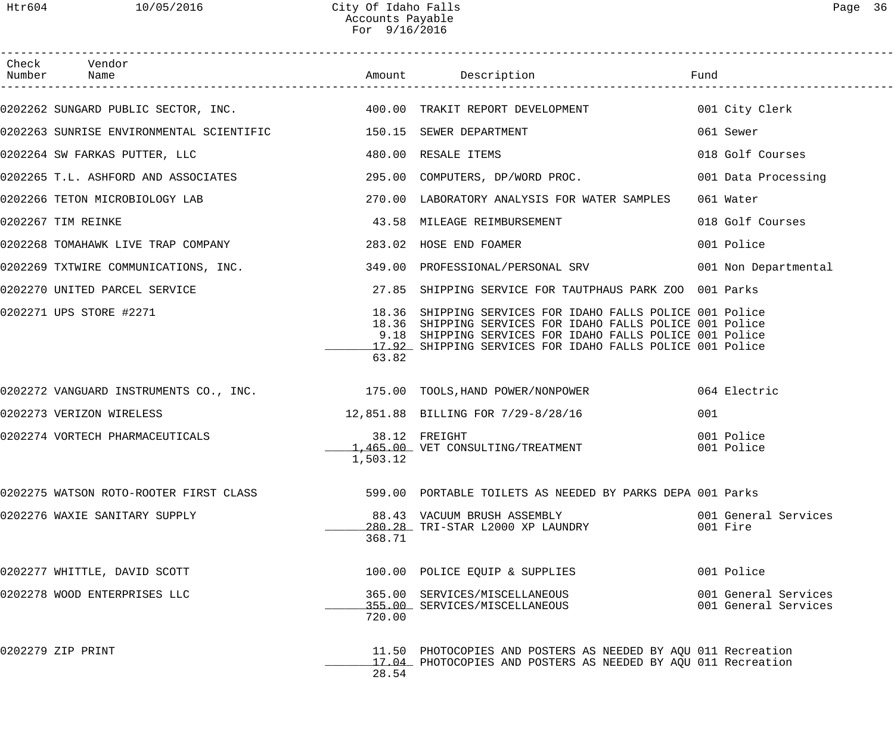# City Of Idaho Falls
## Accounts Payable
### For 9/16/2016

| Check Number | Vendor Name | Amount | Description | Fund |
|---|---|---|---|---|
| 0202262 | SUNGARD PUBLIC SECTOR, INC. | 400.00 | TRAKIT REPORT DEVELOPMENT | 001 City Clerk |
| 0202263 | SUNRISE ENVIRONMENTAL SCIENTIFIC | 150.15 | SEWER DEPARTMENT | 061 Sewer |
| 0202264 | SW FARKAS PUTTER, LLC | 480.00 | RESALE ITEMS | 018 Golf Courses |
| 0202265 | T.L. ASHFORD AND ASSOCIATES | 295.00 | COMPUTERS, DP/WORD PROC. | 001 Data Processing |
| 0202266 | TETON MICROBIOLOGY LAB | 270.00 | LABORATORY ANALYSIS FOR WATER SAMPLES | 061 Water |
| 0202267 | TIM REINKE | 43.58 | MILEAGE REIMBURSEMENT | 018 Golf Courses |
| 0202268 | TOMAHAWK LIVE TRAP COMPANY | 283.02 | HOSE END FOAMER | 001 Police |
| 0202269 | TXTWIRE COMMUNICATIONS, INC. | 349.00 | PROFESSIONAL/PERSONAL SRV | 001 Non Departmental |
| 0202270 | UNITED PARCEL SERVICE | 27.85 | SHIPPING SERVICE FOR TAUTPHAUS PARK ZOO | 001 Parks |
| 0202271 | UPS STORE #2271 | 18.36 | SHIPPING SERVICES FOR IDAHO FALLS POLICE | 001 Police |
| | | 18.36 | SHIPPING SERVICES FOR IDAHO FALLS POLICE | 001 Police |
| | | 9.18 | SHIPPING SERVICES FOR IDAHO FALLS POLICE | 001 Police |
| | | 17.92 | SHIPPING SERVICES FOR IDAHO FALLS POLICE | 001 Police |
| | | 63.82 | | |
| 0202272 | VANGUARD INSTRUMENTS CO., INC. | 175.00 | TOOLS,HAND POWER/NONPOWER | 064 Electric |
| 0202273 | VERIZON WIRELESS | 12,851.88 | BILLING FOR 7/29-8/28/16 | 001 |
| 0202274 | VORTECH PHARMACEUTICALS | 38.12 | FREIGHT | 001 Police |
| | | 1,465.00 | VET CONSULTING/TREATMENT | 001 Police |
| | | 1,503.12 | | |
| 0202275 | WATSON ROTO-ROOTER FIRST CLASS | 599.00 | PORTABLE TOILETS AS NEEDED BY PARKS DEPA | 001 Parks |
| 0202276 | WAXIE SANITARY SUPPLY | 88.43 | VACUUM BRUSH ASSEMBLY | 001 General Services |
| | | 280.28 | TRI-STAR L2000 XP LAUNDRY | 001 Fire |
| | | 368.71 | | |
| 0202277 | WHITTLE, DAVID SCOTT | 100.00 | POLICE EQUIP & SUPPLIES | 001 Police |
| 0202278 | WOOD ENTERPRISES LLC | 365.00 | SERVICES/MISCELLANEOUS | 001 General Services |
| | | 355.00 | SERVICES/MISCELLANEOUS | 001 General Services |
| | | 720.00 | | |
| 0202279 | ZIP PRINT | 11.50 | PHOTOCOPIES AND POSTERS AS NEEDED BY AQU | 011 Recreation |
| | | 17.04 | PHOTOCOPIES AND POSTERS AS NEEDED BY AQU | 011 Recreation |
| | | 28.54 | | |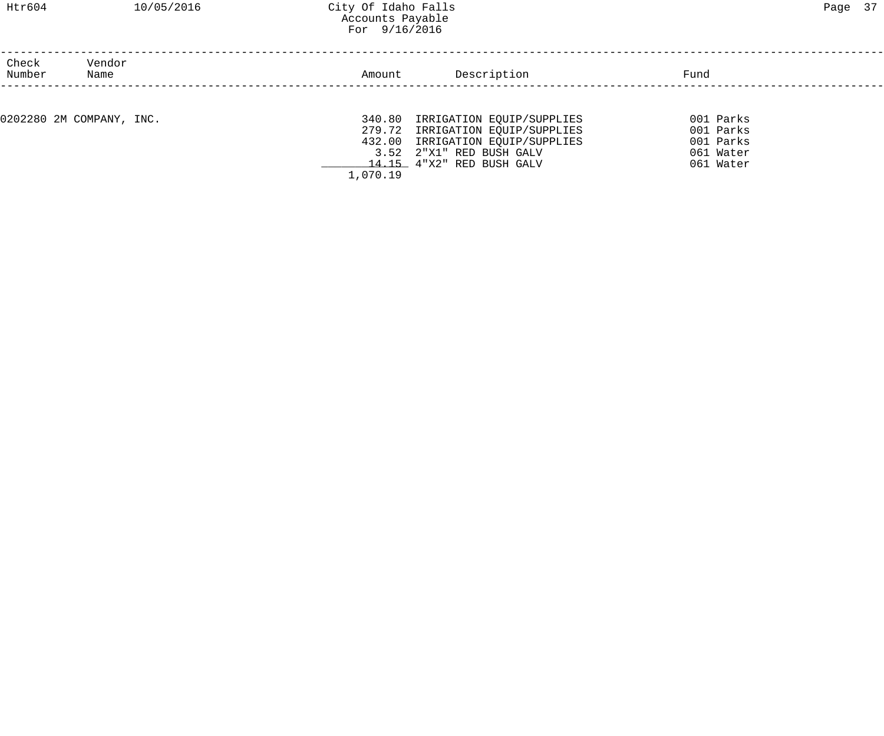City Of Idaho Falls
Accounts Payable
For 9/16/2016

| Check Number | Vendor Name | Amount | Description | Fund |
|---|---|---|---|---|
| 0202280 | 2M COMPANY, INC. | 340.80 | IRRIGATION EQUIP/SUPPLIES | 001 Parks |
| | | 279.72 | IRRIGATION EQUIP/SUPPLIES | 001 Parks |
| | | 432.00 | IRRIGATION EQUIP/SUPPLIES | 001 Parks |
| | | 3.52 | 2"X1" RED BUSH GALV | 061 Water |
| | | 14.15 | 4"X2" RED BUSH GALV | 061 Water |
| | | 1,070.19 | | |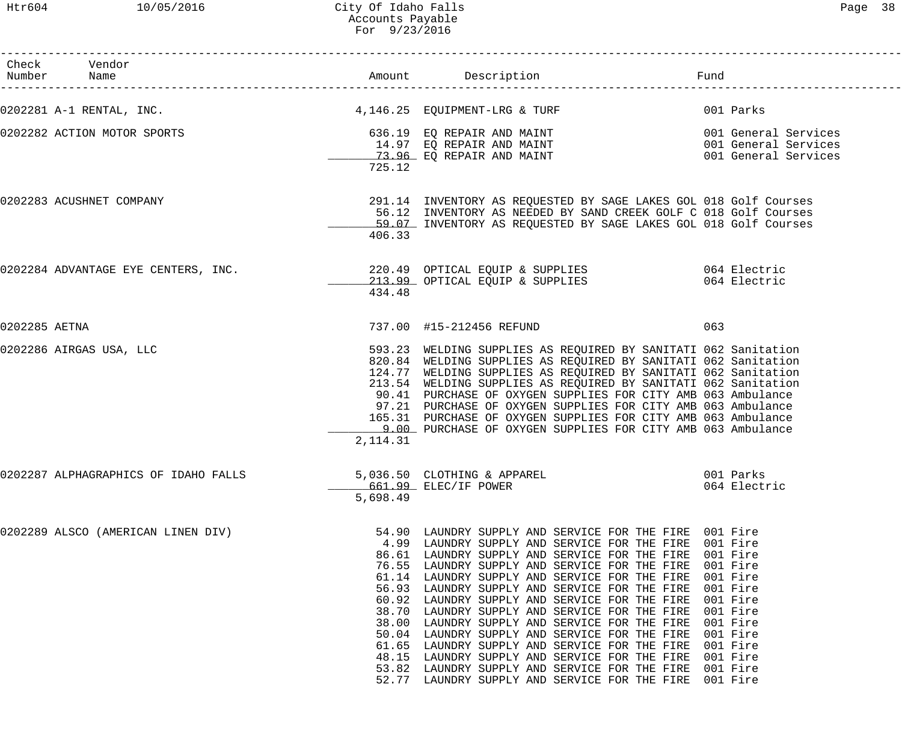City Of Idaho Falls
Accounts Payable
For 9/23/2016

| Check Number | Vendor Name | Amount | Description | Fund |
|---|---|---|---|---|
| 0202281 | A-1 RENTAL, INC. | 4,146.25 | EQUIPMENT-LRG & TURF | 001 Parks |
| 0202282 | ACTION MOTOR SPORTS | 636.19 | EQ REPAIR AND MAINT | 001 General Services |
| | | 14.97 | EQ REPAIR AND MAINT | 001 General Services |
| | | 73.96 | EQ REPAIR AND MAINT | 001 General Services |
| | | 725.12 | | |
| 0202283 | ACUSHNET COMPANY | 291.14 | INVENTORY AS REQUESTED BY SAGE LAKES GOL | 018 Golf Courses |
| | | 56.12 | INVENTORY AS NEEDED BY SAND CREEK GOLF C | 018 Golf Courses |
| | | 59.07 | INVENTORY AS REQUESTED BY SAGE LAKES GOL | 018 Golf Courses |
| | | 406.33 | | |
| 0202284 | ADVANTAGE EYE CENTERS, INC. | 220.49 | OPTICAL EQUIP & SUPPLIES | 064 Electric |
| | | 213.99 | OPTICAL EQUIP & SUPPLIES | 064 Electric |
| | | 434.48 | | |
| 0202285 | AETNA | 737.00 | #15-212456 REFUND | 063 |
| 0202286 | AIRGAS USA, LLC | 593.23 | WELDING SUPPLIES AS REQUIRED BY SANITATI | 062 Sanitation |
| | | 820.84 | WELDING SUPPLIES AS REQUIRED BY SANITATI | 062 Sanitation |
| | | 124.77 | WELDING SUPPLIES AS REQUIRED BY SANITATI | 062 Sanitation |
| | | 213.54 | WELDING SUPPLIES AS REQUIRED BY SANITATI | 062 Sanitation |
| | | 90.41 | PURCHASE OF OXYGEN SUPPLIES FOR CITY AMB | 063 Ambulance |
| | | 97.21 | PURCHASE OF OXYGEN SUPPLIES FOR CITY AMB | 063 Ambulance |
| | | 165.31 | PURCHASE OF OXYGEN SUPPLIES FOR CITY AMB | 063 Ambulance |
| | | 9.00 | PURCHASE OF OXYGEN SUPPLIES FOR CITY AMB | 063 Ambulance |
| | | 2,114.31 | | |
| 0202287 | ALPHAGRAPHICS OF IDAHO FALLS | 5,036.50 | CLOTHING & APPAREL | 001 Parks |
| | | 661.99 | ELEC/IF POWER | 064 Electric |
| | | 5,698.49 | | |
| 0202289 | ALSCO (AMERICAN LINEN DIV) | 54.90 | LAUNDRY SUPPLY AND SERVICE FOR THE FIRE | 001 Fire |
| | | 4.99 | LAUNDRY SUPPLY AND SERVICE FOR THE FIRE | 001 Fire |
| | | 86.61 | LAUNDRY SUPPLY AND SERVICE FOR THE FIRE | 001 Fire |
| | | 76.55 | LAUNDRY SUPPLY AND SERVICE FOR THE FIRE | 001 Fire |
| | | 61.14 | LAUNDRY SUPPLY AND SERVICE FOR THE FIRE | 001 Fire |
| | | 56.93 | LAUNDRY SUPPLY AND SERVICE FOR THE FIRE | 001 Fire |
| | | 60.92 | LAUNDRY SUPPLY AND SERVICE FOR THE FIRE | 001 Fire |
| | | 38.70 | LAUNDRY SUPPLY AND SERVICE FOR THE FIRE | 001 Fire |
| | | 38.00 | LAUNDRY SUPPLY AND SERVICE FOR THE FIRE | 001 Fire |
| | | 50.04 | LAUNDRY SUPPLY AND SERVICE FOR THE FIRE | 001 Fire |
| | | 61.65 | LAUNDRY SUPPLY AND SERVICE FOR THE FIRE | 001 Fire |
| | | 48.15 | LAUNDRY SUPPLY AND SERVICE FOR THE FIRE | 001 Fire |
| | | 53.82 | LAUNDRY SUPPLY AND SERVICE FOR THE FIRE | 001 Fire |
| | | 52.77 | LAUNDRY SUPPLY AND SERVICE FOR THE FIRE | 001 Fire |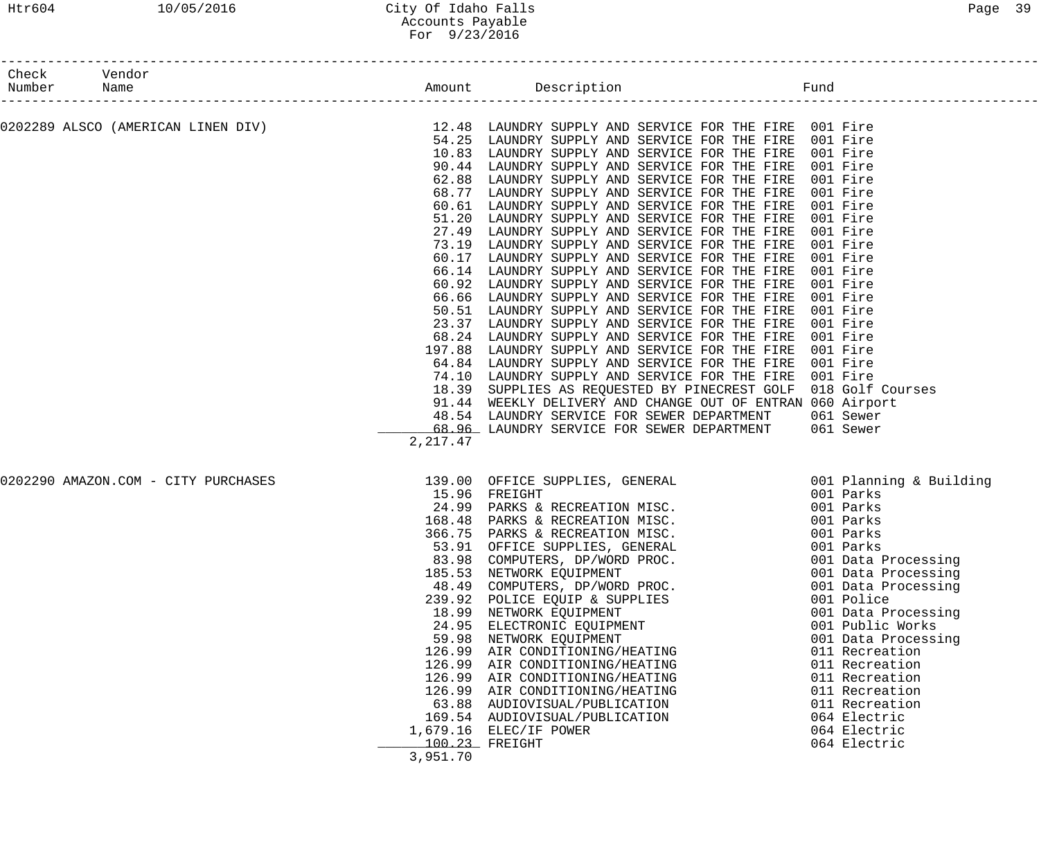# City Of Idaho Falls
## Accounts Payable
### For 9/23/2016

| Check Number | Vendor Name | Amount | Description | Fund |
|---|---|---|---|---|
| 0202289 | ALSCO (AMERICAN LINEN DIV) | 12.48 | LAUNDRY SUPPLY AND SERVICE FOR THE FIRE | 001 Fire |
| | | 54.25 | LAUNDRY SUPPLY AND SERVICE FOR THE FIRE | 001 Fire |
| | | 10.83 | LAUNDRY SUPPLY AND SERVICE FOR THE FIRE | 001 Fire |
| | | 90.44 | LAUNDRY SUPPLY AND SERVICE FOR THE FIRE | 001 Fire |
| | | 62.88 | LAUNDRY SUPPLY AND SERVICE FOR THE FIRE | 001 Fire |
| | | 68.77 | LAUNDRY SUPPLY AND SERVICE FOR THE FIRE | 001 Fire |
| | | 60.61 | LAUNDRY SUPPLY AND SERVICE FOR THE FIRE | 001 Fire |
| | | 51.20 | LAUNDRY SUPPLY AND SERVICE FOR THE FIRE | 001 Fire |
| | | 27.49 | LAUNDRY SUPPLY AND SERVICE FOR THE FIRE | 001 Fire |
| | | 73.19 | LAUNDRY SUPPLY AND SERVICE FOR THE FIRE | 001 Fire |
| | | 60.17 | LAUNDRY SUPPLY AND SERVICE FOR THE FIRE | 001 Fire |
| | | 66.14 | LAUNDRY SUPPLY AND SERVICE FOR THE FIRE | 001 Fire |
| | | 60.92 | LAUNDRY SUPPLY AND SERVICE FOR THE FIRE | 001 Fire |
| | | 66.66 | LAUNDRY SUPPLY AND SERVICE FOR THE FIRE | 001 Fire |
| | | 50.51 | LAUNDRY SUPPLY AND SERVICE FOR THE FIRE | 001 Fire |
| | | 23.37 | LAUNDRY SUPPLY AND SERVICE FOR THE FIRE | 001 Fire |
| | | 68.24 | LAUNDRY SUPPLY AND SERVICE FOR THE FIRE | 001 Fire |
| | | 197.88 | LAUNDRY SUPPLY AND SERVICE FOR THE FIRE | 001 Fire |
| | | 64.84 | LAUNDRY SUPPLY AND SERVICE FOR THE FIRE | 001 Fire |
| | | 74.10 | LAUNDRY SUPPLY AND SERVICE FOR THE FIRE | 001 Fire |
| | | 18.39 | SUPPLIES AS REQUESTED BY PINECREST GOLF | 018 Golf Courses |
| | | 91.44 | WEEKLY DELIVERY AND CHANGE OUT OF ENTRAN | 060 Airport |
| | | 48.54 | LAUNDRY SERVICE FOR SEWER DEPARTMENT | 061 Sewer |
| | | 68.96 | LAUNDRY SERVICE FOR SEWER DEPARTMENT | 061 Sewer |
| | | 2,217.47 | | |
| 0202290 | AMAZON.COM - CITY PURCHASES | 139.00 | OFFICE SUPPLIES, GENERAL | 001 Planning & Building |
| | | 15.96 | FREIGHT | 001 Parks |
| | | 24.99 | PARKS & RECREATION MISC. | 001 Parks |
| | | 168.48 | PARKS & RECREATION MISC. | 001 Parks |
| | | 366.75 | PARKS & RECREATION MISC. | 001 Parks |
| | | 53.91 | OFFICE SUPPLIES, GENERAL | 001 Parks |
| | | 83.98 | COMPUTERS, DP/WORD PROC. | 001 Data Processing |
| | | 185.53 | NETWORK EQUIPMENT | 001 Data Processing |
| | | 48.49 | COMPUTERS, DP/WORD PROC. | 001 Data Processing |
| | | 239.92 | POLICE EQUIP & SUPPLIES | 001 Police |
| | | 18.99 | NETWORK EQUIPMENT | 001 Data Processing |
| | | 24.95 | ELECTRONIC EQUIPMENT | 001 Public Works |
| | | 59.98 | NETWORK EQUIPMENT | 001 Data Processing |
| | | 126.99 | AIR CONDITIONING/HEATING | 011 Recreation |
| | | 126.99 | AIR CONDITIONING/HEATING | 011 Recreation |
| | | 126.99 | AIR CONDITIONING/HEATING | 011 Recreation |
| | | 126.99 | AIR CONDITIONING/HEATING | 011 Recreation |
| | | 63.88 | AUDIOVISUAL/PUBLICATION | 011 Recreation |
| | | 169.54 | AUDIOVISUAL/PUBLICATION | 064 Electric |
| | | 1,679.16 | ELEC/IF POWER | 064 Electric |
| | | 100.23 | FREIGHT | 064 Electric |
| | | 3,951.70 | | |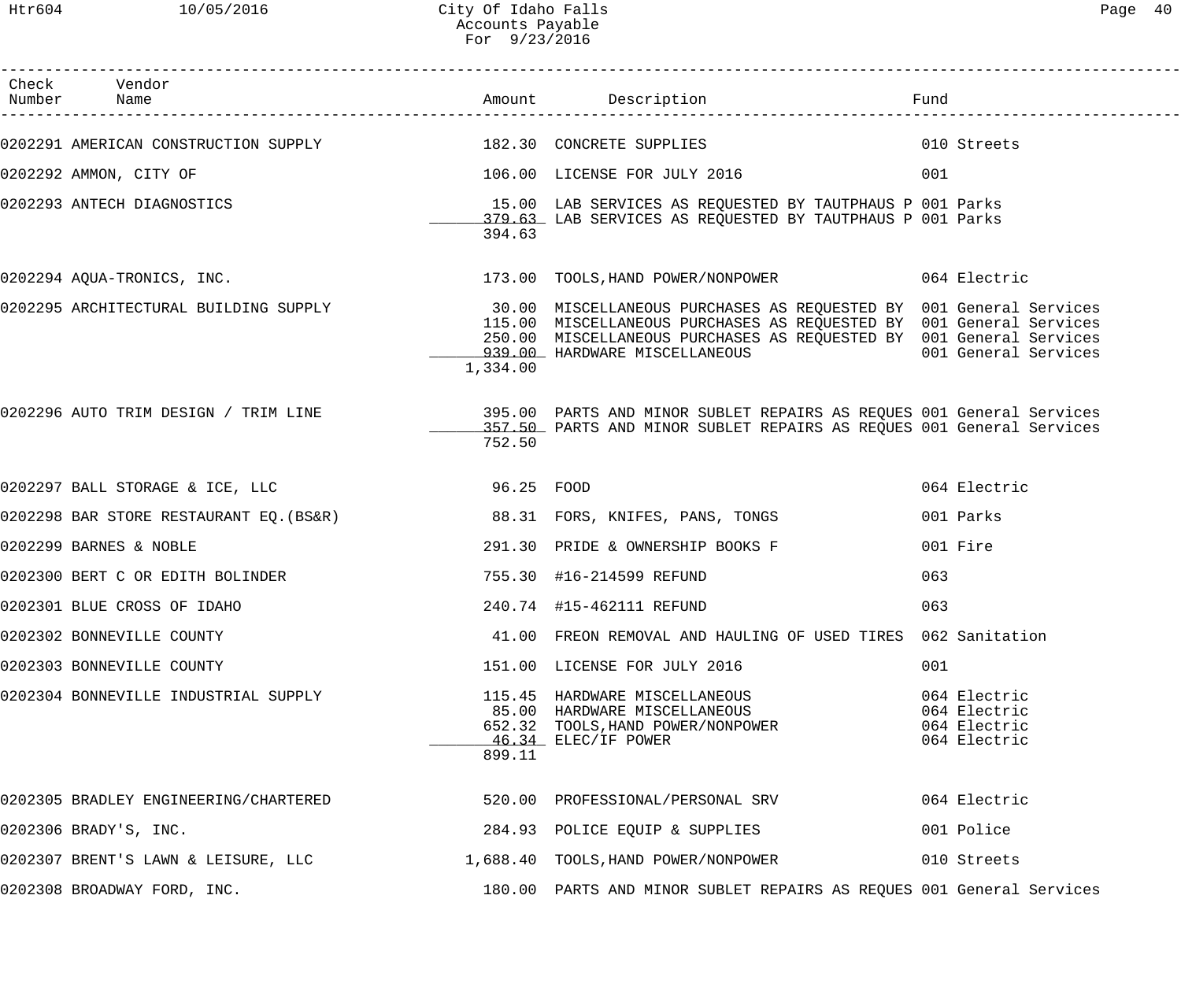# City Of Idaho Falls
## Accounts Payable
### For 9/23/2016

| Check Number | Vendor Name | Amount | Description | Fund |
|---|---|---|---|---|
| 0202291 | AMERICAN CONSTRUCTION SUPPLY | 182.30 | CONCRETE SUPPLIES | 010 Streets |
| 0202292 | AMMON, CITY OF | 106.00 | LICENSE FOR JULY 2016 | 001 |
| 0202293 | ANTECH DIAGNOSTICS | 15.00 | LAB SERVICES AS REQUESTED BY TAUTPHAUS P | 001 Parks |
| | | 379.63 | LAB SERVICES AS REQUESTED BY TAUTPHAUS P | 001 Parks |
| | | 394.63 | | |
| 0202294 | AQUA-TRONICS, INC. | 173.00 | TOOLS,HAND POWER/NONPOWER | 064 Electric |
| 0202295 | ARCHITECTURAL BUILDING SUPPLY | 30.00 | MISCELLANEOUS PURCHASES AS REQUESTED BY | 001 General Services |
| | | 115.00 | MISCELLANEOUS PURCHASES AS REQUESTED BY | 001 General Services |
| | | 250.00 | MISCELLANEOUS PURCHASES AS REQUESTED BY | 001 General Services |
| | | 939.00 | HARDWARE MISCELLANEOUS | 001 General Services |
| | | 1,334.00 | | |
| 0202296 | AUTO TRIM DESIGN / TRIM LINE | 395.00 | PARTS AND MINOR SUBLET REPAIRS AS REQUES | 001 General Services |
| | | 357.50 | PARTS AND MINOR SUBLET REPAIRS AS REQUES | 001 General Services |
| | | 752.50 | | |
| 0202297 | BALL STORAGE & ICE, LLC | 96.25 | FOOD | 064 Electric |
| 0202298 | BAR STORE RESTAURANT EQ.(BS&R) | 88.31 | FORS, KNIFES, PANS, TONGS | 001 Parks |
| 0202299 | BARNES & NOBLE | 291.30 | PRIDE & OWNERSHIP BOOKS F | 001 Fire |
| 0202300 | BERT C OR EDITH BOLINDER | 755.30 | #16-214599 REFUND | 063 |
| 0202301 | BLUE CROSS OF IDAHO | 240.74 | #15-462111 REFUND | 063 |
| 0202302 | BONNEVILLE COUNTY | 41.00 | FREON REMOVAL AND HAULING OF USED TIRES | 062 Sanitation |
| 0202303 | BONNEVILLE COUNTY | 151.00 | LICENSE FOR JULY 2016 | 001 |
| 0202304 | BONNEVILLE INDUSTRIAL SUPPLY | 115.45 | HARDWARE MISCELLANEOUS | 064 Electric |
| | | 85.00 | HARDWARE MISCELLANEOUS | 064 Electric |
| | | 652.32 | TOOLS,HAND POWER/NONPOWER | 064 Electric |
| | | 46.34 | ELEC/IF POWER | 064 Electric |
| | | 899.11 | | |
| 0202305 | BRADLEY ENGINEERING/CHARTERED | 520.00 | PROFESSIONAL/PERSONAL SRV | 064 Electric |
| 0202306 | BRADY'S, INC. | 284.93 | POLICE EQUIP & SUPPLIES | 001 Police |
| 0202307 | BRENT'S LAWN & LEISURE, LLC | 1,688.40 | TOOLS,HAND POWER/NONPOWER | 010 Streets |
| 0202308 | BROADWAY FORD, INC. | 180.00 | PARTS AND MINOR SUBLET REPAIRS AS REQUES | 001 General Services |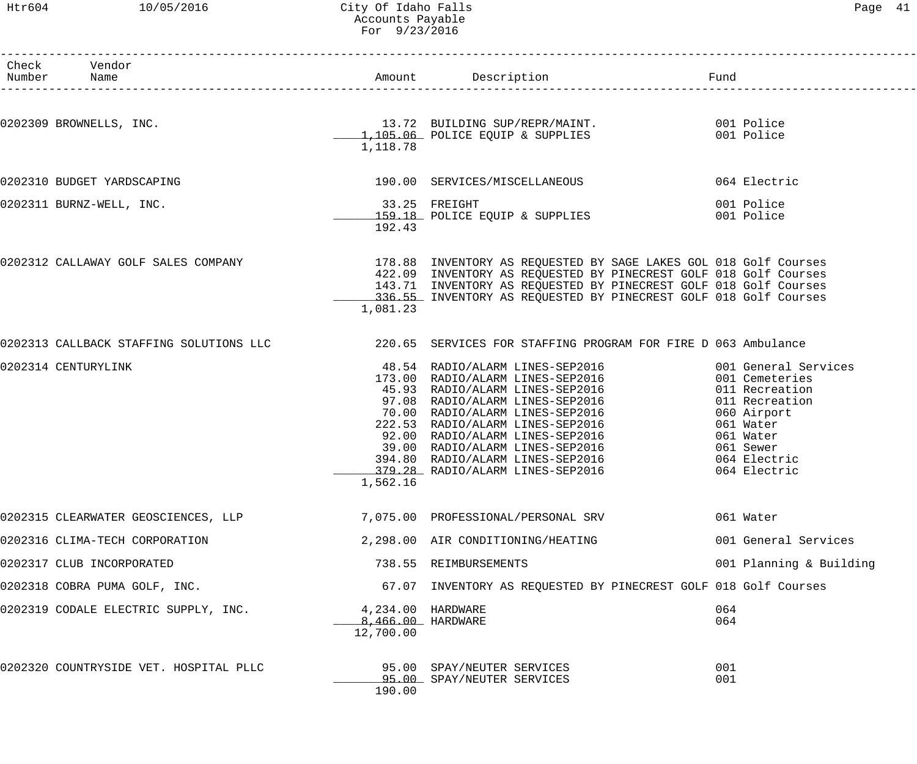| Check Number | Vendor Name | Amount | Description | Fund |
|---|---|---|---|---|
| 0202309 | BROWNELLS, INC. | 13.72 | BUILDING SUP/REPR/MAINT. | 001 Police |
| | | 1,105.06 | POLICE EQUIP & SUPPLIES | 001 Police |
| | | 1,118.78 | | |
| 0202310 | BUDGET YARDSCAPING | 190.00 | SERVICES/MISCELLANEOUS | 064 Electric |
| 0202311 | BURNZ-WELL, INC. | 33.25 | FREIGHT | 001 Police |
| | | 159.18 | POLICE EQUIP & SUPPLIES | 001 Police |
| | | 192.43 | | |
| 0202312 | CALLAWAY GOLF SALES COMPANY | 178.88 | INVENTORY AS REQUESTED BY SAGE LAKES GOL | 018 Golf Courses |
| | | 422.09 | INVENTORY AS REQUESTED BY PINECREST GOLF | 018 Golf Courses |
| | | 143.71 | INVENTORY AS REQUESTED BY PINECREST GOLF | 018 Golf Courses |
| | | 336.55 | INVENTORY AS REQUESTED BY PINECREST GOLF | 018 Golf Courses |
| | | 1,081.23 | | |
| 0202313 | CALLBACK STAFFING SOLUTIONS LLC | 220.65 | SERVICES FOR STAFFING PROGRAM FOR FIRE D | 063 Ambulance |
| 0202314 | CENTURYLINK | 48.54 | RADIO/ALARM LINES-SEP2016 | 001 General Services |
| | | 173.00 | RADIO/ALARM LINES-SEP2016 | 001 Cemeteries |
| | | 45.93 | RADIO/ALARM LINES-SEP2016 | 011 Recreation |
| | | 97.08 | RADIO/ALARM LINES-SEP2016 | 011 Recreation |
| | | 70.00 | RADIO/ALARM LINES-SEP2016 | 060 Airport |
| | | 222.53 | RADIO/ALARM LINES-SEP2016 | 061 Water |
| | | 92.00 | RADIO/ALARM LINES-SEP2016 | 061 Water |
| | | 39.00 | RADIO/ALARM LINES-SEP2016 | 061 Sewer |
| | | 394.80 | RADIO/ALARM LINES-SEP2016 | 064 Electric |
| | | 379.28 | RADIO/ALARM LINES-SEP2016 | 064 Electric |
| | | 1,562.16 | | |
| 0202315 | CLEARWATER GEOSCIENCES, LLP | 7,075.00 | PROFESSIONAL/PERSONAL SRV | 061 Water |
| 0202316 | CLIMA-TECH CORPORATION | 2,298.00 | AIR CONDITIONING/HEATING | 001 General Services |
| 0202317 | CLUB INCORPORATED | 738.55 | REIMBURSEMENTS | 001 Planning & Building |
| 0202318 | COBRA PUMA GOLF, INC. | 67.07 | INVENTORY AS REQUESTED BY PINECREST GOLF | 018 Golf Courses |
| 0202319 | CODALE ELECTRIC SUPPLY, INC. | 4,234.00 | HARDWARE | 064 |
| | | 8,466.00 | HARDWARE | 064 |
| | | 12,700.00 | | |
| 0202320 | COUNTRYSIDE VET. HOSPITAL PLLC | 95.00 | SPAY/NEUTER SERVICES | 001 |
| | | 95.00 | SPAY/NEUTER SERVICES | 001 |
| | | 190.00 | | |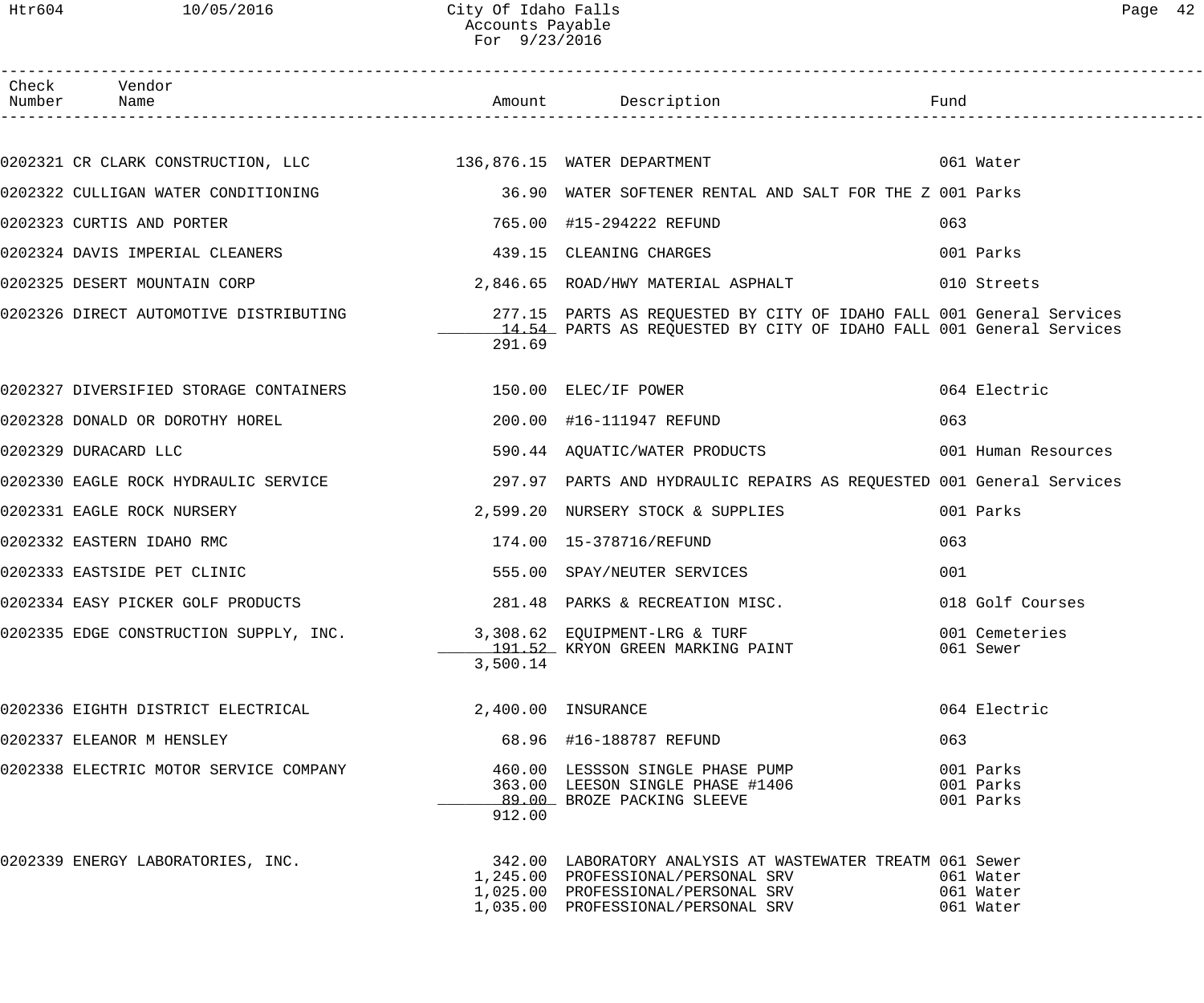# City Of Idaho Falls
## Accounts Payable
### For 9/23/2016

| Check Number | Vendor Name | Amount | Description | Fund |
|---|---|---|---|---|
| 0202321 | CR CLARK CONSTRUCTION, LLC | 136,876.15 | WATER DEPARTMENT | 061 Water |
| 0202322 | CULLIGAN WATER CONDITIONING | 36.90 | WATER SOFTENER RENTAL AND SALT FOR THE Z | 001 Parks |
| 0202323 | CURTIS AND PORTER | 765.00 | #15-294222 REFUND | 063 |
| 0202324 | DAVIS IMPERIAL CLEANERS | 439.15 | CLEANING CHARGES | 001 Parks |
| 0202325 | DESERT MOUNTAIN CORP | 2,846.65 | ROAD/HWY MATERIAL ASPHALT | 010 Streets |
| 0202326 | DIRECT AUTOMOTIVE DISTRIBUTING | 277.15 | PARTS AS REQUESTED BY CITY OF IDAHO FALL | 001 General Services |
| | | 14.54 | PARTS AS REQUESTED BY CITY OF IDAHO FALL | 001 General Services |
| | | 291.69 | | |
| 0202327 | DIVERSIFIED STORAGE CONTAINERS | 150.00 | ELEC/IF POWER | 064 Electric |
| 0202328 | DONALD OR DOROTHY HOREL | 200.00 | #16-111947 REFUND | 063 |
| 0202329 | DURACARD LLC | 590.44 | AQUATIC/WATER PRODUCTS | 001 Human Resources |
| 0202330 | EAGLE ROCK HYDRAULIC SERVICE | 297.97 | PARTS AND HYDRAULIC REPAIRS AS REQUESTED | 001 General Services |
| 0202331 | EAGLE ROCK NURSERY | 2,599.20 | NURSERY STOCK & SUPPLIES | 001 Parks |
| 0202332 | EASTERN IDAHO RMC | 174.00 | 15-378716/REFUND | 063 |
| 0202333 | EASTSIDE PET CLINIC | 555.00 | SPAY/NEUTER SERVICES | 001 |
| 0202334 | EASY PICKER GOLF PRODUCTS | 281.48 | PARKS & RECREATION MISC. | 018 Golf Courses |
| 0202335 | EDGE CONSTRUCTION SUPPLY, INC. | 3,308.62 | EQUIPMENT-LRG & TURF | 001 Cemeteries |
| | | 191.52 | KRYON GREEN MARKING PAINT | 061 Sewer |
| | | 3,500.14 | | |
| 0202336 | EIGHTH DISTRICT ELECTRICAL | 2,400.00 | INSURANCE | 064 Electric |
| 0202337 | ELEANOR M HENSLEY | 68.96 | #16-188787 REFUND | 063 |
| 0202338 | ELECTRIC MOTOR SERVICE COMPANY | 460.00 | LESSSON SINGLE PHASE PUMP | 001 Parks |
| | | 363.00 | LEESON SINGLE PHASE #1406 | 001 Parks |
| | | 89.00 | BROZE PACKING SLEEVE | 001 Parks |
| | | 912.00 | | |
| 0202339 | ENERGY LABORATORIES, INC. | 342.00 | LABORATORY ANALYSIS AT WASTEWATER TREATM | 061 Sewer |
| | | 1,245.00 | PROFESSIONAL/PERSONAL SRV | 061 Water |
| | | 1,025.00 | PROFESSIONAL/PERSONAL SRV | 061 Water |
| | | 1,035.00 | PROFESSIONAL/PERSONAL SRV | 061 Water |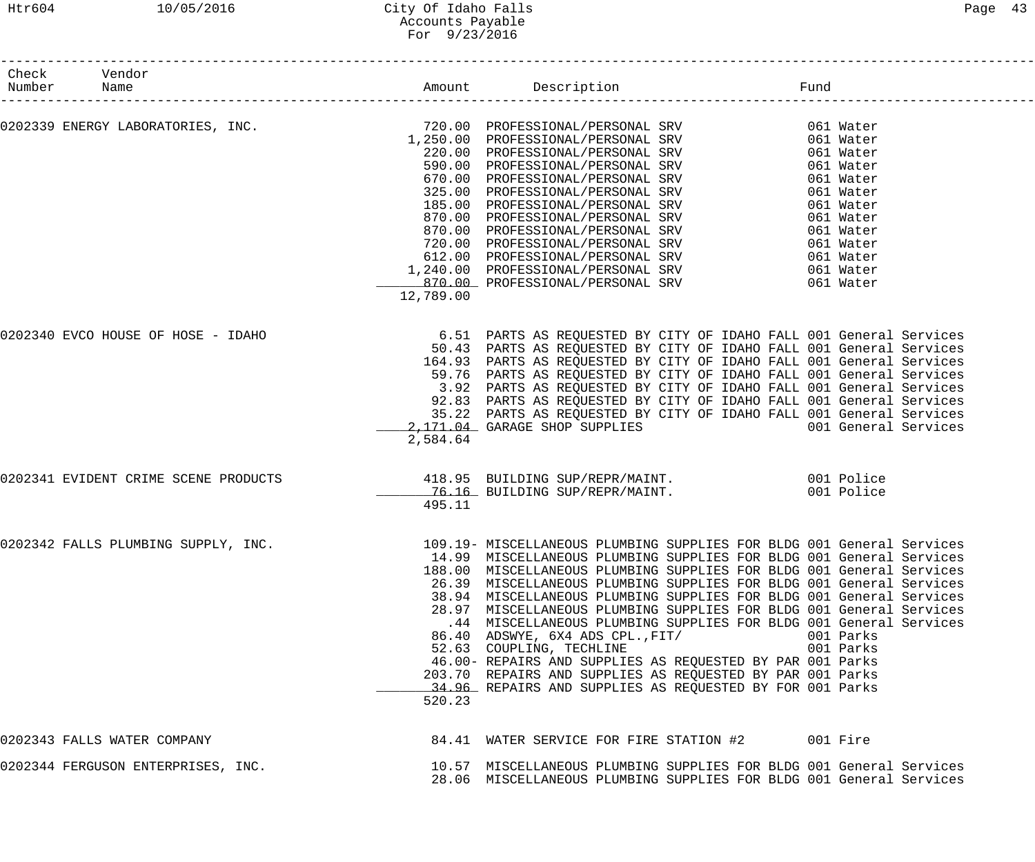# City Of Idaho Falls
## Accounts Payable
### For 9/23/2016

| Check Number | Vendor Name | Amount | Description | Fund |
|---|---|---|---|---|
| 0202339 | ENERGY LABORATORIES, INC. | 720.00 | PROFESSIONAL/PERSONAL SRV | 061 Water |
| | | 1,250.00 | PROFESSIONAL/PERSONAL SRV | 061 Water |
| | | 220.00 | PROFESSIONAL/PERSONAL SRV | 061 Water |
| | | 590.00 | PROFESSIONAL/PERSONAL SRV | 061 Water |
| | | 670.00 | PROFESSIONAL/PERSONAL SRV | 061 Water |
| | | 325.00 | PROFESSIONAL/PERSONAL SRV | 061 Water |
| | | 185.00 | PROFESSIONAL/PERSONAL SRV | 061 Water |
| | | 870.00 | PROFESSIONAL/PERSONAL SRV | 061 Water |
| | | 870.00 | PROFESSIONAL/PERSONAL SRV | 061 Water |
| | | 720.00 | PROFESSIONAL/PERSONAL SRV | 061 Water |
| | | 612.00 | PROFESSIONAL/PERSONAL SRV | 061 Water |
| | | 1,240.00 | PROFESSIONAL/PERSONAL SRV | 061 Water |
| | | 870.00 | PROFESSIONAL/PERSONAL SRV | 061 Water |
| | | 12,789.00 | | |
| 0202340 | EVCO HOUSE OF HOSE - IDAHO | 6.51 | PARTS AS REQUESTED BY CITY OF IDAHO FALL | 001 General Services |
| | | 50.43 | PARTS AS REQUESTED BY CITY OF IDAHO FALL | 001 General Services |
| | | 164.93 | PARTS AS REQUESTED BY CITY OF IDAHO FALL | 001 General Services |
| | | 59.76 | PARTS AS REQUESTED BY CITY OF IDAHO FALL | 001 General Services |
| | | 3.92 | PARTS AS REQUESTED BY CITY OF IDAHO FALL | 001 General Services |
| | | 92.83 | PARTS AS REQUESTED BY CITY OF IDAHO FALL | 001 General Services |
| | | 35.22 | PARTS AS REQUESTED BY CITY OF IDAHO FALL | 001 General Services |
| | | 2,171.04 | GARAGE SHOP SUPPLIES | 001 General Services |
| | | 2,584.64 | | |
| 0202341 | EVIDENT CRIME SCENE PRODUCTS | 418.95 | BUILDING SUP/REPR/MAINT. | 001 Police |
| | | 76.16 | BUILDING SUP/REPR/MAINT. | 001 Police |
| | | 495.11 | | |
| 0202342 | FALLS PLUMBING SUPPLY, INC. | 109.19- | MISCELLANEOUS PLUMBING SUPPLIES FOR BLDG | 001 General Services |
| | | 14.99 | MISCELLANEOUS PLUMBING SUPPLIES FOR BLDG | 001 General Services |
| | | 188.00 | MISCELLANEOUS PLUMBING SUPPLIES FOR BLDG | 001 General Services |
| | | 26.39 | MISCELLANEOUS PLUMBING SUPPLIES FOR BLDG | 001 General Services |
| | | 38.94 | MISCELLANEOUS PLUMBING SUPPLIES FOR BLDG | 001 General Services |
| | | 28.97 | MISCELLANEOUS PLUMBING SUPPLIES FOR BLDG | 001 General Services |
| | | .44 | MISCELLANEOUS PLUMBING SUPPLIES FOR BLDG | 001 General Services |
| | | 86.40 | ADSWYE, 6X4 ADS CPL.,FIT/ | 001 Parks |
| | | 52.63 | COUPLING, TECHLINE | 001 Parks |
| | | 46.00- | REPAIRS AND SUPPLIES AS REQUESTED BY PAR | 001 Parks |
| | | 203.70 | REPAIRS AND SUPPLIES AS REQUESTED BY PAR | 001 Parks |
| | | 34.96 | REPAIRS AND SUPPLIES AS REQUESTED BY FOR | 001 Parks |
| | | 520.23 | | |
| 0202343 | FALLS WATER COMPANY | 84.41 | WATER SERVICE FOR FIRE STATION #2 | 001 Fire |
| 0202344 | FERGUSON ENTERPRISES, INC. | 10.57 | MISCELLANEOUS PLUMBING SUPPLIES FOR BLDG | 001 General Services |
| | | 28.06 | MISCELLANEOUS PLUMBING SUPPLIES FOR BLDG | 001 General Services |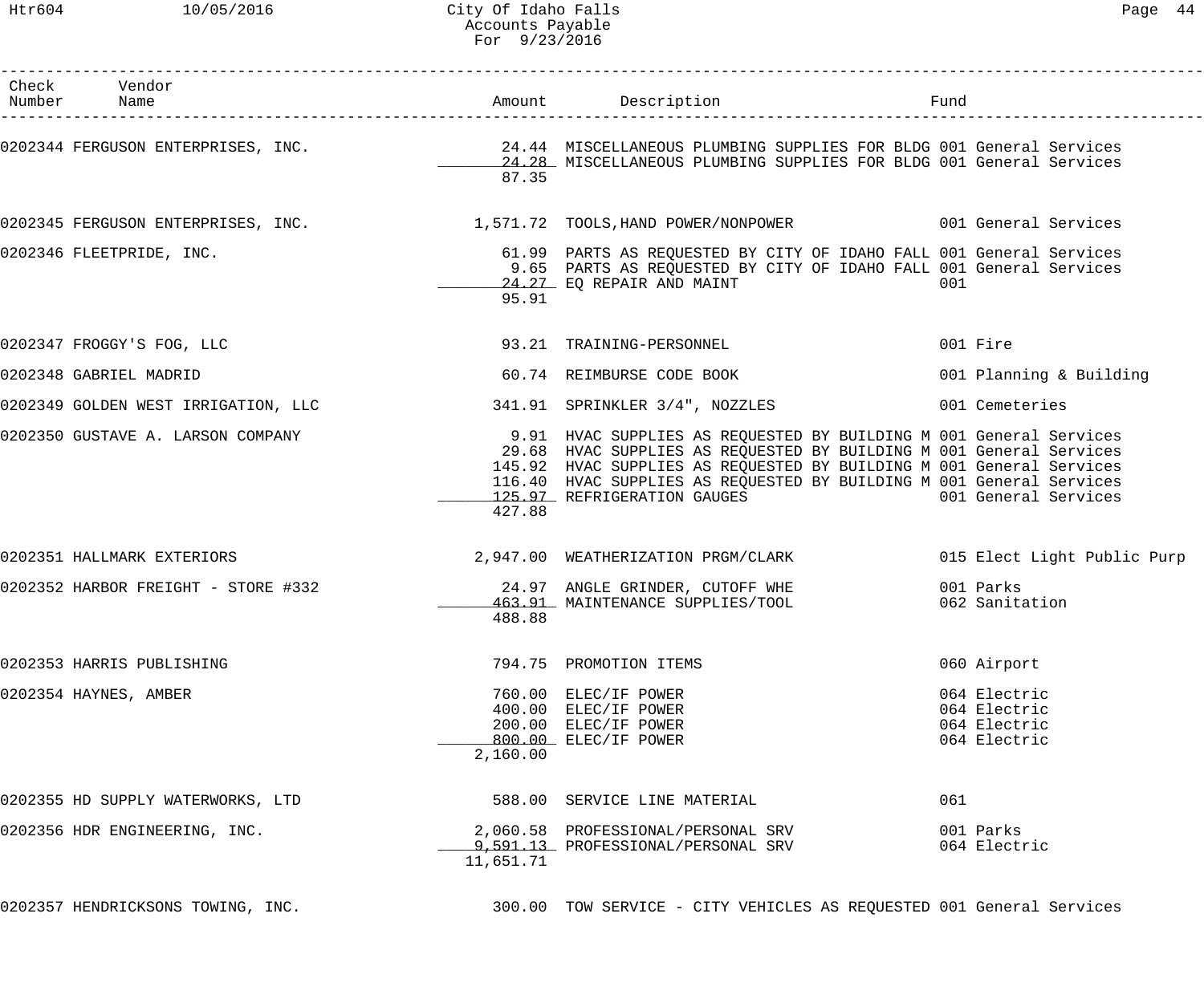| Check Number | Vendor Name | Amount | Description | Fund |
|---|---|---|---|---|
| 0202344 | FERGUSON ENTERPRISES, INC. | 24.44 | MISCELLANEOUS PLUMBING SUPPLIES FOR BLDG | 001 General Services |
| | | 24.28 | MISCELLANEOUS PLUMBING SUPPLIES FOR BLDG | 001 General Services |
| | | 87.35 | | |
| 0202345 | FERGUSON ENTERPRISES, INC. | 1,571.72 | TOOLS,HAND POWER/NONPOWER | 001 General Services |
| 0202346 | FLEETPRIDE, INC. | 61.99 | PARTS AS REQUESTED BY CITY OF IDAHO FALL | 001 General Services |
| | | 9.65 | PARTS AS REQUESTED BY CITY OF IDAHO FALL | 001 General Services |
| | | 24.27 | EQ REPAIR AND MAINT | 001 |
| | | 95.91 | | |
| 0202347 | FROGGY'S FOG, LLC | 93.21 | TRAINING-PERSONNEL | 001 Fire |
| 0202348 | GABRIEL MADRID | 60.74 | REIMBURSE CODE BOOK | 001 Planning & Building |
| 0202349 | GOLDEN WEST IRRIGATION, LLC | 341.91 | SPRINKLER 3/4", NOZZLES | 001 Cemeteries |
| 0202350 | GUSTAVE A. LARSON COMPANY | 9.91 | HVAC SUPPLIES AS REQUESTED BY BUILDING M | 001 General Services |
| | | 29.68 | HVAC SUPPLIES AS REQUESTED BY BUILDING M | 001 General Services |
| | | 145.92 | HVAC SUPPLIES AS REQUESTED BY BUILDING M | 001 General Services |
| | | 116.40 | HVAC SUPPLIES AS REQUESTED BY BUILDING M | 001 General Services |
| | | 125.97 | REFRIGERATION GAUGES | 001 General Services |
| | | 427.88 | | |
| 0202351 | HALLMARK EXTERIORS | 2,947.00 | WEATHERIZATION PRGM/CLARK | 015 Elect Light Public Purp |
| 0202352 | HARBOR FREIGHT - STORE #332 | 24.97 | ANGLE GRINDER, CUTOFF WHE | 001 Parks |
| | | 463.91 | MAINTENANCE SUPPLIES/TOOL | 062 Sanitation |
| | | 488.88 | | |
| 0202353 | HARRIS PUBLISHING | 794.75 | PROMOTION ITEMS | 060 Airport |
| 0202354 | HAYNES, AMBER | 760.00 | ELEC/IF POWER | 064 Electric |
| | | 400.00 | ELEC/IF POWER | 064 Electric |
| | | 200.00 | ELEC/IF POWER | 064 Electric |
| | | 800.00 | ELEC/IF POWER | 064 Electric |
| | | 2,160.00 | | |
| 0202355 | HD SUPPLY WATERWORKS, LTD | 588.00 | SERVICE LINE MATERIAL | 061 |
| 0202356 | HDR ENGINEERING, INC. | 2,060.58 | PROFESSIONAL/PERSONAL SRV | 001 Parks |
| | | 9,591.13 | PROFESSIONAL/PERSONAL SRV | 064 Electric |
| | | 11,651.71 | | |
| 0202357 | HENDRICKSONS TOWING, INC. | 300.00 | TOW SERVICE - CITY VEHICLES AS REQUESTED | 001 General Services |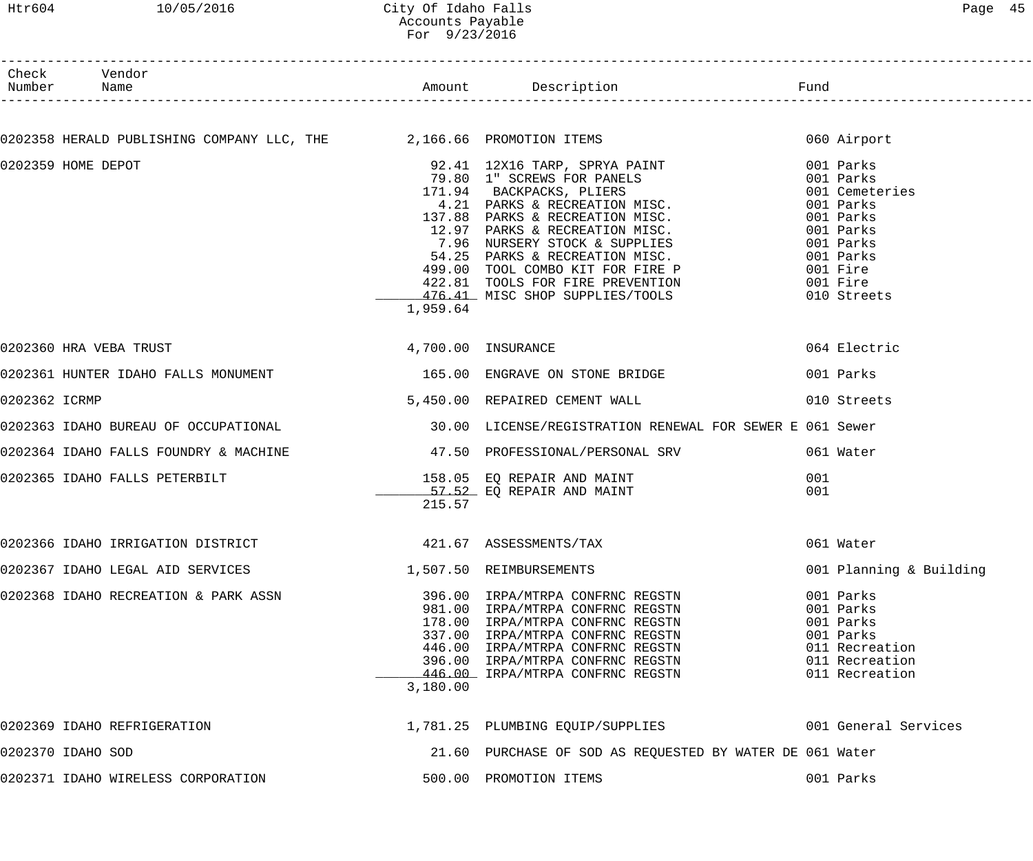| Check Number | Vendor Name | Amount | Description | Fund |
|---|---|---|---|---|
| 0202358 | HERALD PUBLISHING COMPANY LLC, THE | 2,166.66 | PROMOTION ITEMS | 060 Airport |
| 0202359 | HOME DEPOT | 92.41 | 12X16 TARP, SPRYA PAINT | 001 Parks |
| | | 79.80 | 1" SCREWS FOR PANELS | 001 Parks |
| | | 171.94 | BACKPACKS, PLIERS | 001 Cemeteries |
| | | 4.21 | PARKS & RECREATION MISC. | 001 Parks |
| | | 137.88 | PARKS & RECREATION MISC. | 001 Parks |
| | | 12.97 | PARKS & RECREATION MISC. | 001 Parks |
| | | 7.96 | NURSERY STOCK & SUPPLIES | 001 Parks |
| | | 54.25 | PARKS & RECREATION MISC. | 001 Parks |
| | | 499.00 | TOOL COMBO KIT FOR FIRE P | 001 Fire |
| | | 422.81 | TOOLS FOR FIRE PREVENTION | 001 Fire |
| | | 476.41 | MISC SHOP SUPPLIES/TOOLS | 010 Streets |
| | | 1,959.64 | | |
| 0202360 | HRA VEBA TRUST | 4,700.00 | INSURANCE | 064 Electric |
| 0202361 | HUNTER IDAHO FALLS MONUMENT | 165.00 | ENGRAVE ON STONE BRIDGE | 001 Parks |
| 0202362 | ICRMP | 5,450.00 | REPAIRED CEMENT WALL | 010 Streets |
| 0202363 | IDAHO BUREAU OF OCCUPATIONAL | 30.00 | LICENSE/REGISTRATION RENEWAL FOR SEWER E | 061 Sewer |
| 0202364 | IDAHO FALLS FOUNDRY & MACHINE | 47.50 | PROFESSIONAL/PERSONAL SRV | 061 Water |
| 0202365 | IDAHO FALLS PETERBILT | 158.05 | EQ REPAIR AND MAINT | 001 |
| | | 57.52 | EQ REPAIR AND MAINT | 001 |
| | | 215.57 | | |
| 0202366 | IDAHO IRRIGATION DISTRICT | 421.67 | ASSESSMENTS/TAX | 061 Water |
| 0202367 | IDAHO LEGAL AID SERVICES | 1,507.50 | REIMBURSEMENTS | 001 Planning & Building |
| 0202368 | IDAHO RECREATION & PARK ASSN | 396.00 | IRPA/MTRPA CONFRNC REGSTN | 001 Parks |
| | | 981.00 | IRPA/MTRPA CONFRNC REGSTN | 001 Parks |
| | | 178.00 | IRPA/MTRPA CONFRNC REGSTN | 001 Parks |
| | | 337.00 | IRPA/MTRPA CONFRNC REGSTN | 001 Parks |
| | | 446.00 | IRPA/MTRPA CONFRNC REGSTN | 011 Recreation |
| | | 396.00 | IRPA/MTRPA CONFRNC REGSTN | 011 Recreation |
| | | 446.00 | IRPA/MTRPA CONFRNC REGSTN | 011 Recreation |
| | | 3,180.00 | | |
| 0202369 | IDAHO REFRIGERATION | 1,781.25 | PLUMBING EQUIP/SUPPLIES | 001 General Services |
| 0202370 | IDAHO SOD | 21.60 | PURCHASE OF SOD AS REQUESTED BY WATER DE | 061 Water |
| 0202371 | IDAHO WIRELESS CORPORATION | 500.00 | PROMOTION ITEMS | 001 Parks |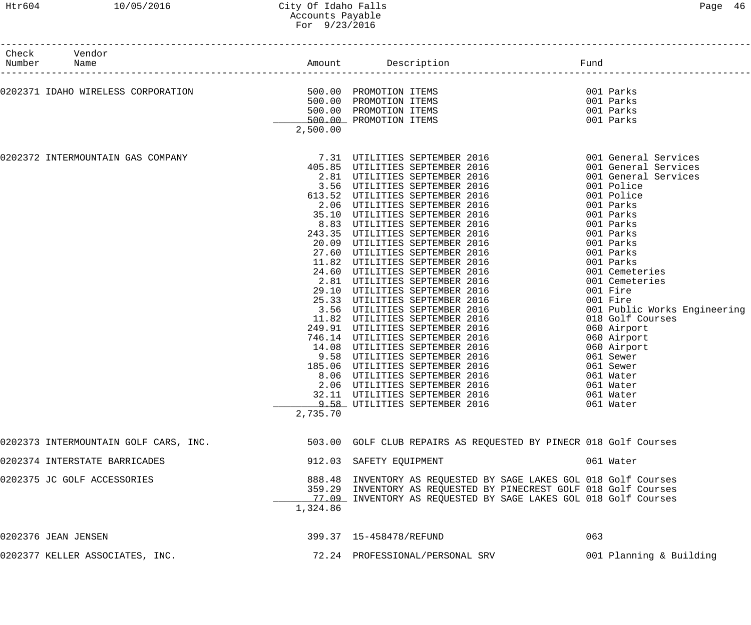City Of Idaho Falls
Accounts Payable
For 9/23/2016

| Check Number | Vendor Name | Amount | Description | Fund |
|---|---|---|---|---|
| 0202371 | IDAHO WIRELESS CORPORATION | 500.00 | PROMOTION ITEMS | 001 Parks |
| | | 500.00 | PROMOTION ITEMS | 001 Parks |
| | | 500.00 | PROMOTION ITEMS | 001 Parks |
| | | 500.00 | PROMOTION ITEMS | 001 Parks |
| | | 2,500.00 | | |
| 0202372 | INTERMOUNTAIN GAS COMPANY | 7.31 | UTILITIES SEPTEMBER 2016 | 001 General Services |
| | | 405.85 | UTILITIES SEPTEMBER 2016 | 001 General Services |
| | | 2.81 | UTILITIES SEPTEMBER 2016 | 001 General Services |
| | | 3.56 | UTILITIES SEPTEMBER 2016 | 001 Police |
| | | 613.52 | UTILITIES SEPTEMBER 2016 | 001 Police |
| | | 2.06 | UTILITIES SEPTEMBER 2016 | 001 Parks |
| | | 35.10 | UTILITIES SEPTEMBER 2016 | 001 Parks |
| | | 8.83 | UTILITIES SEPTEMBER 2016 | 001 Parks |
| | | 243.35 | UTILITIES SEPTEMBER 2016 | 001 Parks |
| | | 20.09 | UTILITIES SEPTEMBER 2016 | 001 Parks |
| | | 27.60 | UTILITIES SEPTEMBER 2016 | 001 Parks |
| | | 11.82 | UTILITIES SEPTEMBER 2016 | 001 Parks |
| | | 24.60 | UTILITIES SEPTEMBER 2016 | 001 Cemeteries |
| | | 2.81 | UTILITIES SEPTEMBER 2016 | 001 Cemeteries |
| | | 29.10 | UTILITIES SEPTEMBER 2016 | 001 Fire |
| | | 25.33 | UTILITIES SEPTEMBER 2016 | 001 Fire |
| | | 3.56 | UTILITIES SEPTEMBER 2016 | 001 Public Works Engineering |
| | | 11.82 | UTILITIES SEPTEMBER 2016 | 018 Golf Courses |
| | | 249.91 | UTILITIES SEPTEMBER 2016 | 060 Airport |
| | | 746.14 | UTILITIES SEPTEMBER 2016 | 060 Airport |
| | | 14.08 | UTILITIES SEPTEMBER 2016 | 060 Airport |
| | | 9.58 | UTILITIES SEPTEMBER 2016 | 061 Sewer |
| | | 185.06 | UTILITIES SEPTEMBER 2016 | 061 Sewer |
| | | 8.06 | UTILITIES SEPTEMBER 2016 | 061 Water |
| | | 2.06 | UTILITIES SEPTEMBER 2016 | 061 Water |
| | | 32.11 | UTILITIES SEPTEMBER 2016 | 061 Water |
| | | 9.58 | UTILITIES SEPTEMBER 2016 | 061 Water |
| | | 2,735.70 | | |
| 0202373 | INTERMOUNTAIN GOLF CARS, INC. | 503.00 | GOLF CLUB REPAIRS AS REQUESTED BY PINECR | 018 Golf Courses |
| 0202374 | INTERSTATE BARRICADES | 912.03 | SAFETY EQUIPMENT | 061 Water |
| 0202375 | JC GOLF ACCESSORIES | 888.48 | INVENTORY AS REQUESTED BY SAGE LAKES GOL | 018 Golf Courses |
| | | 359.29 | INVENTORY AS REQUESTED BY PINECREST GOLF | 018 Golf Courses |
| | | 77.09 | INVENTORY AS REQUESTED BY SAGE LAKES GOL | 018 Golf Courses |
| | | 1,324.86 | | |
| 0202376 | JEAN JENSEN | 399.37 | 15-458478/REFUND | 063 |
| 0202377 | KELLER ASSOCIATES, INC. | 72.24 | PROFESSIONAL/PERSONAL SRV | 001 Planning & Building |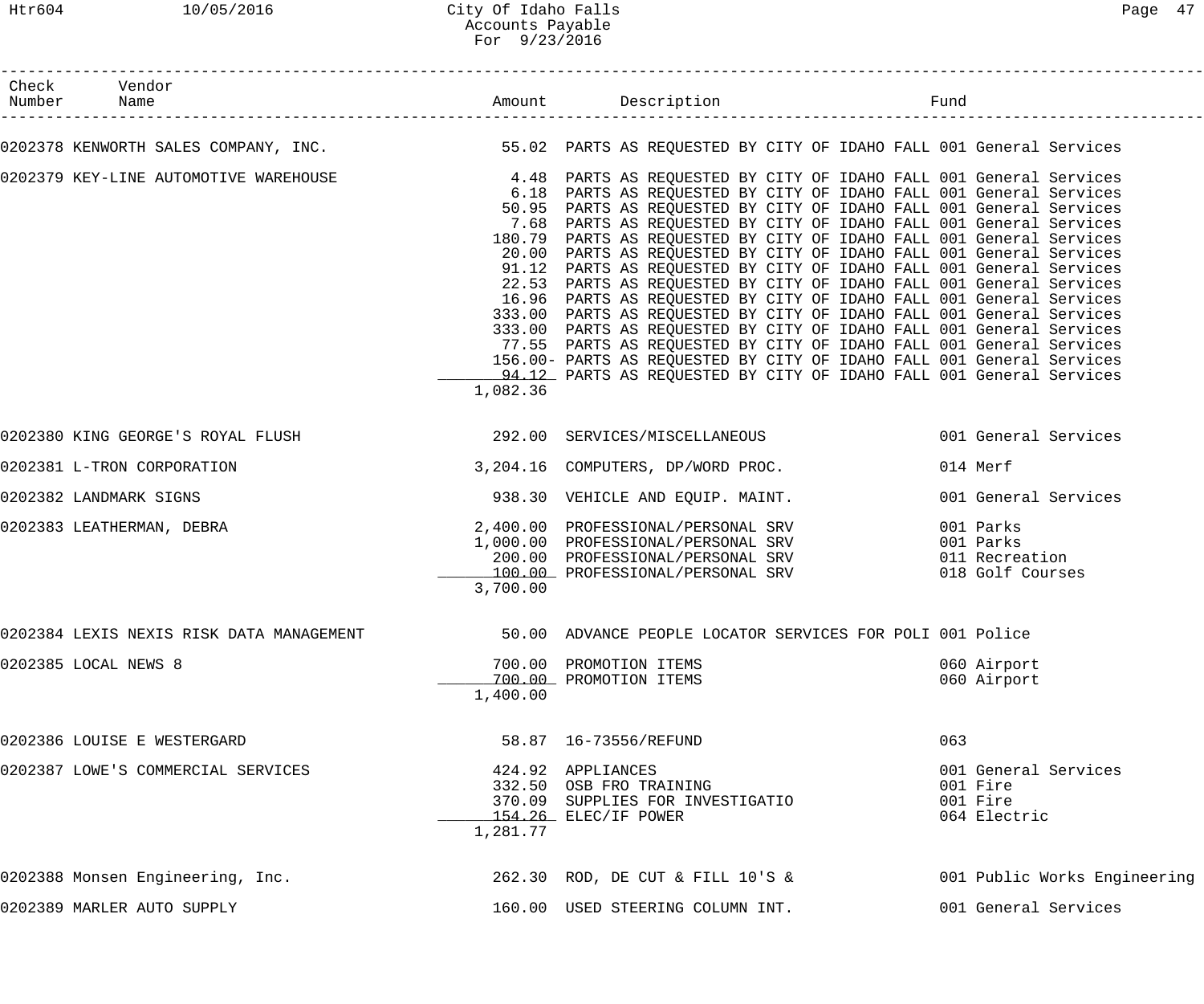| Check Number | Vendor Name | Amount | Description | Fund |
|---|---|---|---|---|
| 0202378 | KENWORTH SALES COMPANY, INC. | 55.02 | PARTS AS REQUESTED BY CITY OF IDAHO FALL | 001 General Services |
| 0202379 | KEY-LINE AUTOMOTIVE WAREHOUSE | 4.48 | PARTS AS REQUESTED BY CITY OF IDAHO FALL | 001 General Services |
| | | 6.18 | PARTS AS REQUESTED BY CITY OF IDAHO FALL | 001 General Services |
| | | 50.95 | PARTS AS REQUESTED BY CITY OF IDAHO FALL | 001 General Services |
| | | 7.68 | PARTS AS REQUESTED BY CITY OF IDAHO FALL | 001 General Services |
| | | 180.79 | PARTS AS REQUESTED BY CITY OF IDAHO FALL | 001 General Services |
| | | 20.00 | PARTS AS REQUESTED BY CITY OF IDAHO FALL | 001 General Services |
| | | 91.12 | PARTS AS REQUESTED BY CITY OF IDAHO FALL | 001 General Services |
| | | 22.53 | PARTS AS REQUESTED BY CITY OF IDAHO FALL | 001 General Services |
| | | 16.96 | PARTS AS REQUESTED BY CITY OF IDAHO FALL | 001 General Services |
| | | 333.00 | PARTS AS REQUESTED BY CITY OF IDAHO FALL | 001 General Services |
| | | 333.00 | PARTS AS REQUESTED BY CITY OF IDAHO FALL | 001 General Services |
| | | 77.55 | PARTS AS REQUESTED BY CITY OF IDAHO FALL | 001 General Services |
| | | 156.00- | PARTS AS REQUESTED BY CITY OF IDAHO FALL | 001 General Services |
| | | 94.12 | PARTS AS REQUESTED BY CITY OF IDAHO FALL | 001 General Services |
| | | 1,082.36 | | |
| 0202380 | KING GEORGE'S ROYAL FLUSH | 292.00 | SERVICES/MISCELLANEOUS | 001 General Services |
| 0202381 | L-TRON CORPORATION | 3,204.16 | COMPUTERS, DP/WORD PROC. | 014 Merf |
| 0202382 | LANDMARK SIGNS | 938.30 | VEHICLE AND EQUIP. MAINT. | 001 General Services |
| 0202383 | LEATHERMAN, DEBRA | 2,400.00 | PROFESSIONAL/PERSONAL SRV | 001 Parks |
| | | 1,000.00 | PROFESSIONAL/PERSONAL SRV | 001 Parks |
| | | 200.00 | PROFESSIONAL/PERSONAL SRV | 011 Recreation |
| | | 100.00 | PROFESSIONAL/PERSONAL SRV | 018 Golf Courses |
| | | 3,700.00 | | |
| 0202384 | LEXIS NEXIS RISK DATA MANAGEMENT | 50.00 | ADVANCE PEOPLE LOCATOR SERVICES FOR POLI | 001 Police |
| 0202385 | LOCAL NEWS 8 | 700.00 | PROMOTION ITEMS | 060 Airport |
| | | 700.00 | PROMOTION ITEMS | 060 Airport |
| | | 1,400.00 | | |
| 0202386 | LOUISE E WESTERGARD | 58.87 | 16-73556/REFUND | 063 |
| 0202387 | LOWE'S COMMERCIAL SERVICES | 424.92 | APPLIANCES | 001 General Services |
| | | 332.50 | OSB FRO TRAINING | 001 Fire |
| | | 370.09 | SUPPLIES FOR INVESTIGATIO | 001 Fire |
| | | 154.26 | ELEC/IF POWER | 064 Electric |
| | | 1,281.77 | | |
| 0202388 | Monsen Engineering, Inc. | 262.30 | ROD, DE CUT & FILL 10'S & | 001 Public Works Engineering |
| 0202389 | MARLER AUTO SUPPLY | 160.00 | USED STEERING COLUMN INT. | 001 General Services |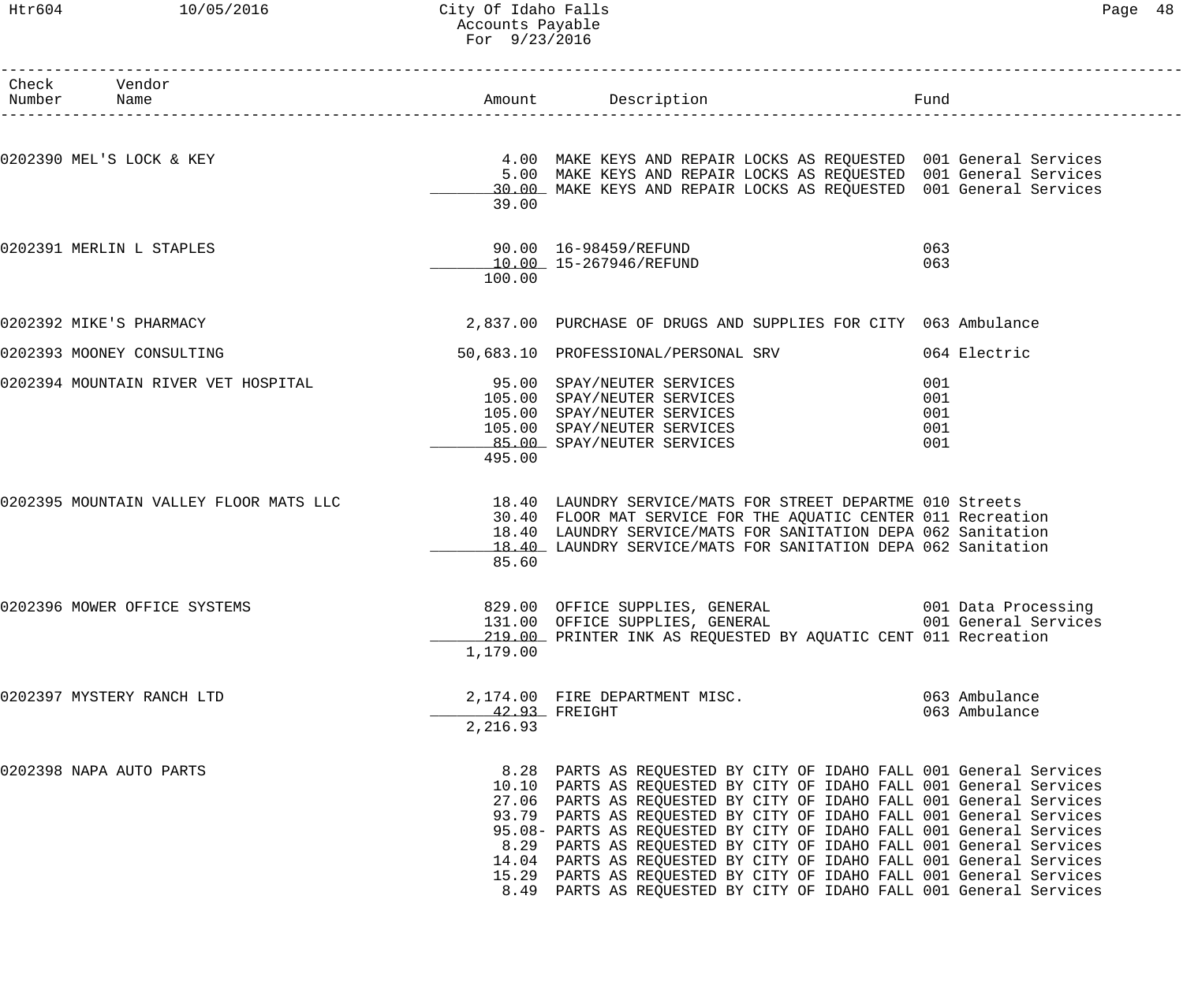City Of Idaho Falls
Accounts Payable
For 9/23/2016

| Check Number | Vendor Name | Amount | Description | Fund |
|---|---|---|---|---|
| 0202390 | MEL'S LOCK & KEY | 4.00 | MAKE KEYS AND REPAIR LOCKS AS REQUESTED | 001 General Services |
| | | 5.00 | MAKE KEYS AND REPAIR LOCKS AS REQUESTED | 001 General Services |
| | | 30.00 | MAKE KEYS AND REPAIR LOCKS AS REQUESTED | 001 General Services |
| | | 39.00 | | |
| 0202391 | MERLIN L STAPLES | 90.00 | 16-98459/REFUND | 063 |
| | | 10.00 | 15-267946/REFUND | 063 |
| | | 100.00 | | |
| 0202392 | MIKE'S PHARMACY | 2,837.00 | PURCHASE OF DRUGS AND SUPPLIES FOR CITY | 063 Ambulance |
| 0202393 | MOONEY CONSULTING | 50,683.10 | PROFESSIONAL/PERSONAL SRV | 064 Electric |
| 0202394 | MOUNTAIN RIVER VET HOSPITAL | 95.00 | SPAY/NEUTER SERVICES | 001 |
| | | 105.00 | SPAY/NEUTER SERVICES | 001 |
| | | 105.00 | SPAY/NEUTER SERVICES | 001 |
| | | 105.00 | SPAY/NEUTER SERVICES | 001 |
| | | 85.00 | SPAY/NEUTER SERVICES | 001 |
| | | 495.00 | | |
| 0202395 | MOUNTAIN VALLEY FLOOR MATS LLC | 18.40 | LAUNDRY SERVICE/MATS FOR STREET DEPARTME | 010 Streets |
| | | 30.40 | FLOOR MAT SERVICE FOR THE AQUATIC CENTER | 011 Recreation |
| | | 18.40 | LAUNDRY SERVICE/MATS FOR SANITATION DEPA | 062 Sanitation |
| | | 18.40 | LAUNDRY SERVICE/MATS FOR SANITATION DEPA | 062 Sanitation |
| | | 85.60 | | |
| 0202396 | MOWER OFFICE SYSTEMS | 829.00 | OFFICE SUPPLIES, GENERAL | 001 Data Processing |
| | | 131.00 | OFFICE SUPPLIES, GENERAL | 001 General Services |
| | | 219.00 | PRINTER INK AS REQUESTED BY AQUATIC CENT | 011 Recreation |
| | | 1,179.00 | | |
| 0202397 | MYSTERY RANCH LTD | 2,174.00 | FIRE DEPARTMENT MISC. | 063 Ambulance |
| | | 42.93 | FREIGHT | 063 Ambulance |
| | | 2,216.93 | | |
| 0202398 | NAPA AUTO PARTS | 8.28 | PARTS AS REQUESTED BY CITY OF IDAHO FALL | 001 General Services |
| | | 10.10 | PARTS AS REQUESTED BY CITY OF IDAHO FALL | 001 General Services |
| | | 27.06 | PARTS AS REQUESTED BY CITY OF IDAHO FALL | 001 General Services |
| | | 93.79 | PARTS AS REQUESTED BY CITY OF IDAHO FALL | 001 General Services |
| | | 95.08- | PARTS AS REQUESTED BY CITY OF IDAHO FALL | 001 General Services |
| | | 8.29 | PARTS AS REQUESTED BY CITY OF IDAHO FALL | 001 General Services |
| | | 14.04 | PARTS AS REQUESTED BY CITY OF IDAHO FALL | 001 General Services |
| | | 15.29 | PARTS AS REQUESTED BY CITY OF IDAHO FALL | 001 General Services |
| | | 8.49 | PARTS AS REQUESTED BY CITY OF IDAHO FALL | 001 General Services |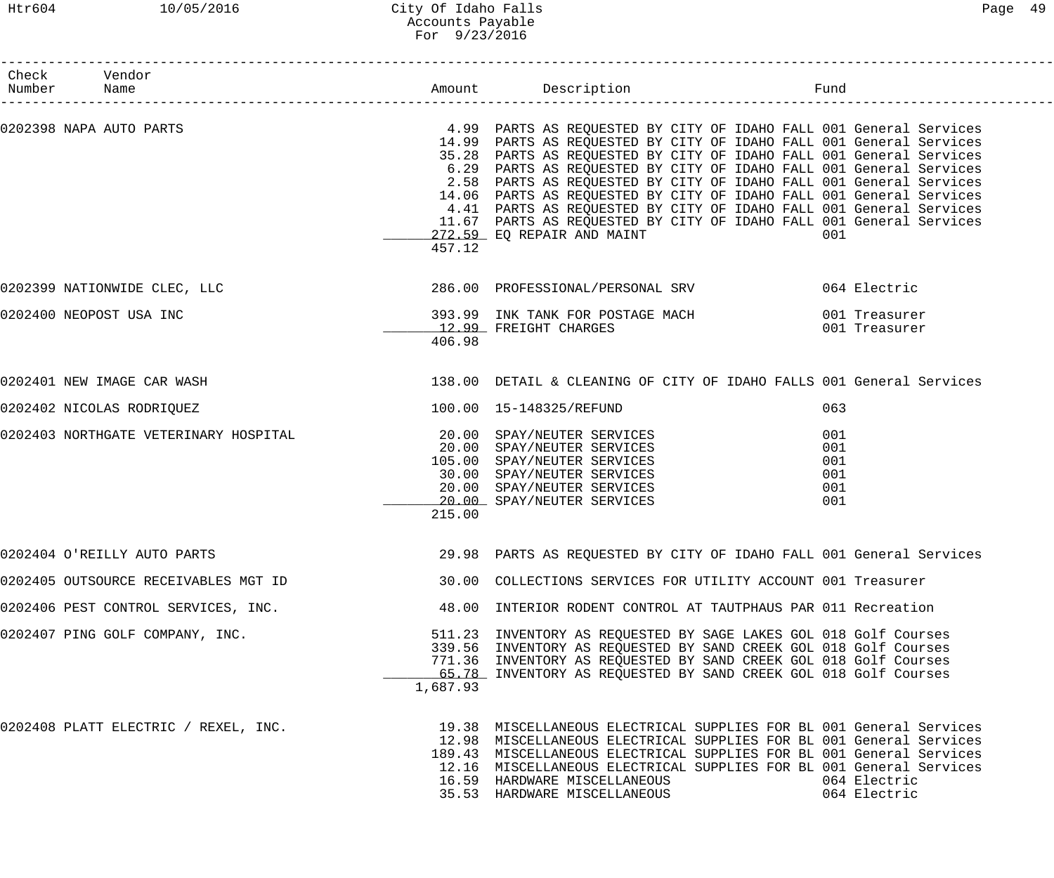# City Of Idaho Falls
## Accounts Payable
### For 9/23/2016

| Check Number | Vendor Name | Amount | Description | Fund |
|---|---|---|---|---|
| 0202398 | NAPA AUTO PARTS | 4.99 | PARTS AS REQUESTED BY CITY OF IDAHO FALL | 001 General Services |
| | | 14.99 | PARTS AS REQUESTED BY CITY OF IDAHO FALL | 001 General Services |
| | | 35.28 | PARTS AS REQUESTED BY CITY OF IDAHO FALL | 001 General Services |
| | | 6.29 | PARTS AS REQUESTED BY CITY OF IDAHO FALL | 001 General Services |
| | | 2.58 | PARTS AS REQUESTED BY CITY OF IDAHO FALL | 001 General Services |
| | | 14.06 | PARTS AS REQUESTED BY CITY OF IDAHO FALL | 001 General Services |
| | | 4.41 | PARTS AS REQUESTED BY CITY OF IDAHO FALL | 001 General Services |
| | | 11.67 | PARTS AS REQUESTED BY CITY OF IDAHO FALL | 001 General Services |
| | | 272.59 | EQ REPAIR AND MAINT | 001 |
| | | 457.12 | | |
| 0202399 | NATIONWIDE CLEC, LLC | 286.00 | PROFESSIONAL/PERSONAL SRV | 064 Electric |
| 0202400 | NEOPOST USA INC | 393.99 | INK TANK FOR POSTAGE MACH | 001 Treasurer |
| | | 12.99 | FREIGHT CHARGES | 001 Treasurer |
| | | 406.98 | | |
| 0202401 | NEW IMAGE CAR WASH | 138.00 | DETAIL & CLEANING OF CITY OF IDAHO FALLS | 001 General Services |
| 0202402 | NICOLAS RODRIQUEZ | 100.00 | 15-148325/REFUND | 063 |
| 0202403 | NORTHGATE VETERINARY HOSPITAL | 20.00 | SPAY/NEUTER SERVICES | 001 |
| | | 20.00 | SPAY/NEUTER SERVICES | 001 |
| | | 105.00 | SPAY/NEUTER SERVICES | 001 |
| | | 30.00 | SPAY/NEUTER SERVICES | 001 |
| | | 20.00 | SPAY/NEUTER SERVICES | 001 |
| | | 20.00 | SPAY/NEUTER SERVICES | 001 |
| | | 215.00 | | |
| 0202404 | O'REILLY AUTO PARTS | 29.98 | PARTS AS REQUESTED BY CITY OF IDAHO FALL | 001 General Services |
| 0202405 | OUTSOURCE RECEIVABLES MGT ID | 30.00 | COLLECTIONS SERVICES FOR UTILITY ACCOUNT | 001 Treasurer |
| 0202406 | PEST CONTROL SERVICES, INC. | 48.00 | INTERIOR RODENT CONTROL AT TAUTPHAUS PAR | 011 Recreation |
| 0202407 | PING GOLF COMPANY, INC. | 511.23 | INVENTORY AS REQUESTED BY SAGE LAKES GOL | 018 Golf Courses |
| | | 339.56 | INVENTORY AS REQUESTED BY SAND CREEK GOL | 018 Golf Courses |
| | | 771.36 | INVENTORY AS REQUESTED BY SAND CREEK GOL | 018 Golf Courses |
| | | 65.78 | INVENTORY AS REQUESTED BY SAND CREEK GOL | 018 Golf Courses |
| | | 1,687.93 | | |
| 0202408 | PLATT ELECTRIC / REXEL, INC. | 19.38 | MISCELLANEOUS ELECTRICAL SUPPLIES FOR BL | 001 General Services |
| | | 12.98 | MISCELLANEOUS ELECTRICAL SUPPLIES FOR BL | 001 General Services |
| | | 189.43 | MISCELLANEOUS ELECTRICAL SUPPLIES FOR BL | 001 General Services |
| | | 12.16 | MISCELLANEOUS ELECTRICAL SUPPLIES FOR BL | 001 General Services |
| | | 16.59 | HARDWARE MISCELLANEOUS | 064 Electric |
| | | 35.53 | HARDWARE MISCELLANEOUS | 064 Electric |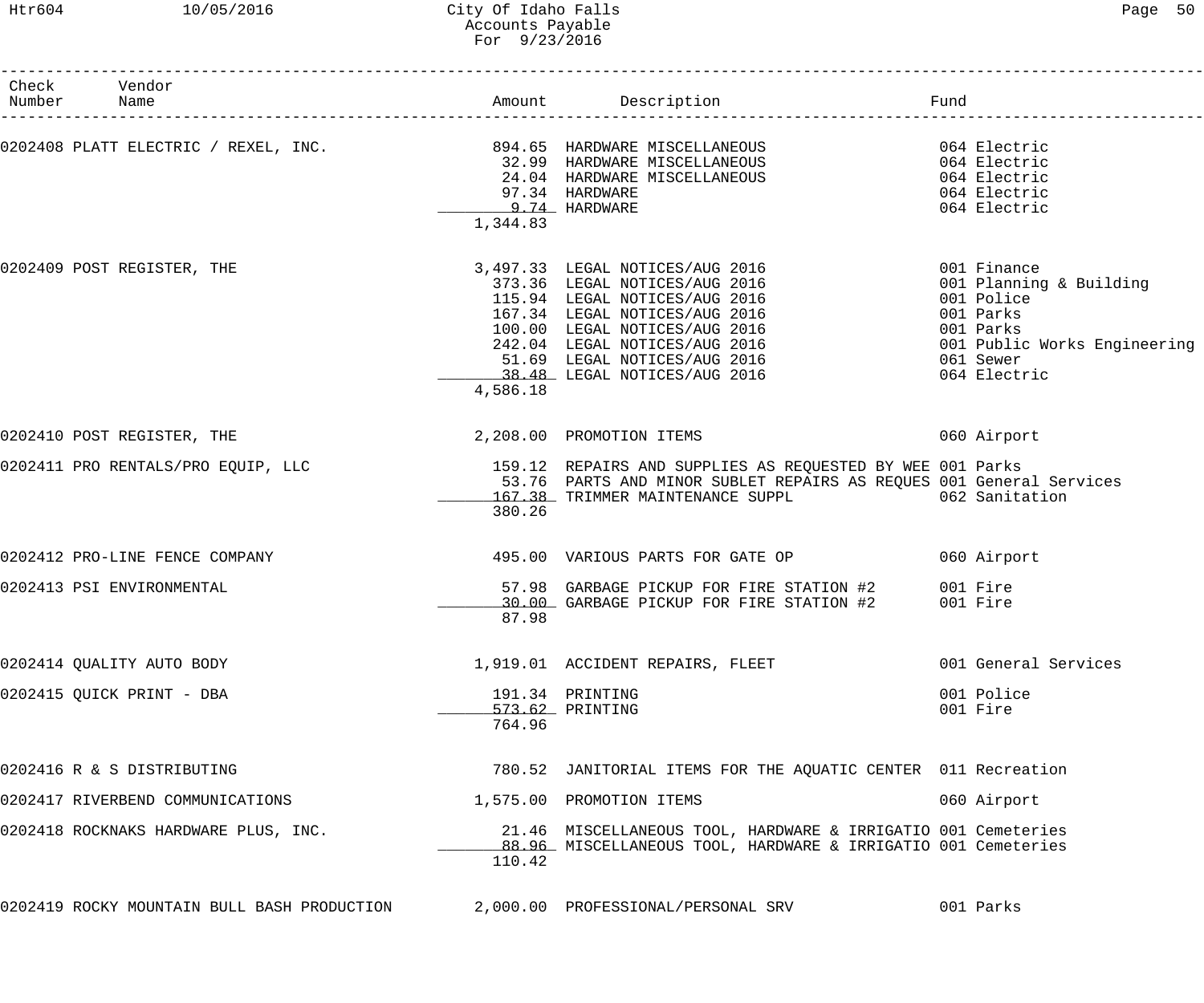# City Of Idaho Falls
## Accounts Payable
### For 9/23/2016

| Check Number | Vendor Name | Amount | Description | Fund |
|---|---|---|---|---|
| 0202408 | PLATT ELECTRIC / REXEL, INC. | 894.65 | HARDWARE MISCELLANEOUS | 064 Electric |
| | | 32.99 | HARDWARE MISCELLANEOUS | 064 Electric |
| | | 24.04 | HARDWARE MISCELLANEOUS | 064 Electric |
| | | 97.34 | HARDWARE | 064 Electric |
| | | 9.74 | HARDWARE | 064 Electric |
| | | 1,344.83 | | |
| 0202409 | POST REGISTER, THE | 3,497.33 | LEGAL NOTICES/AUG 2016 | 001 Finance |
| | | 373.36 | LEGAL NOTICES/AUG 2016 | 001 Planning & Building |
| | | 115.94 | LEGAL NOTICES/AUG 2016 | 001 Police |
| | | 167.34 | LEGAL NOTICES/AUG 2016 | 001 Parks |
| | | 100.00 | LEGAL NOTICES/AUG 2016 | 001 Parks |
| | | 242.04 | LEGAL NOTICES/AUG 2016 | 001 Public Works Engineering |
| | | 51.69 | LEGAL NOTICES/AUG 2016 | 061 Sewer |
| | | 38.48 | LEGAL NOTICES/AUG 2016 | 064 Electric |
| | | 4,586.18 | | |
| 0202410 | POST REGISTER, THE | 2,208.00 | PROMOTION ITEMS | 060 Airport |
| 0202411 | PRO RENTALS/PRO EQUIP, LLC | 159.12 | REPAIRS AND SUPPLIES AS REQUESTED BY WEE | 001 Parks |
| | | 53.76 | PARTS AND MINOR SUBLET REPAIRS AS REQUES | 001 General Services |
| | | 167.38 | TRIMMER MAINTENANCE SUPPL | 062 Sanitation |
| | | 380.26 | | |
| 0202412 | PRO-LINE FENCE COMPANY | 495.00 | VARIOUS PARTS FOR GATE OP | 060 Airport |
| 0202413 | PSI ENVIRONMENTAL | 57.98 | GARBAGE PICKUP FOR FIRE STATION #2 | 001 Fire |
| | | 30.00 | GARBAGE PICKUP FOR FIRE STATION #2 | 001 Fire |
| | | 87.98 | | |
| 0202414 | QUALITY AUTO BODY | 1,919.01 | ACCIDENT REPAIRS, FLEET | 001 General Services |
| 0202415 | QUICK PRINT - DBA | 191.34 | PRINTING | 001 Police |
| | | 573.62 | PRINTING | 001 Fire |
| | | 764.96 | | |
| 0202416 | R & S DISTRIBUTING | 780.52 | JANITORIAL ITEMS FOR THE AQUATIC CENTER | 011 Recreation |
| 0202417 | RIVERBEND COMMUNICATIONS | 1,575.00 | PROMOTION ITEMS | 060 Airport |
| 0202418 | ROCKNAKS HARDWARE PLUS, INC. | 21.46 | MISCELLANEOUS TOOL, HARDWARE & IRRIGATIO | 001 Cemeteries |
| | | 88.96 | MISCELLANEOUS TOOL, HARDWARE & IRRIGATIO | 001 Cemeteries |
| | | 110.42 | | |
| 0202419 | ROCKY MOUNTAIN BULL BASH PRODUCTION | 2,000.00 | PROFESSIONAL/PERSONAL SRV | 001 Parks |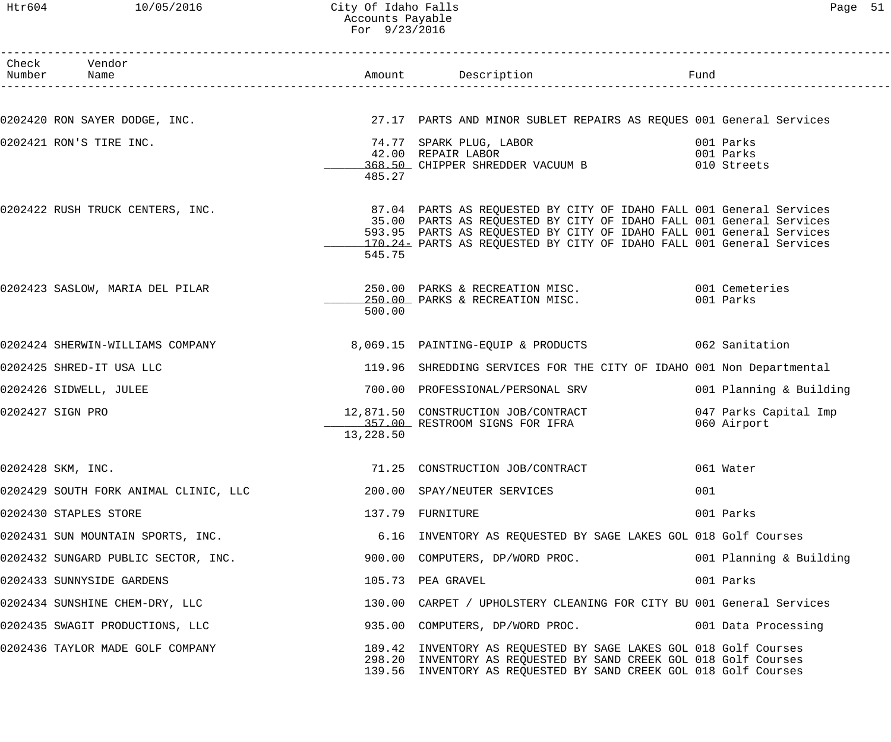City Of Idaho Falls
Accounts Payable
For 9/23/2016

| Check Number | Vendor Name | Amount | Description | Fund |
|---|---|---|---|---|
| 0202420 | RON SAYER DODGE, INC. | 27.17 | PARTS AND MINOR SUBLET REPAIRS AS REQUES | 001 General Services |
| 0202421 | RON'S TIRE INC. | 74.77 | SPARK PLUG, LABOR | 001 Parks |
| | | 42.00 | REPAIR LABOR | 001 Parks |
| | | 368.50 | CHIPPER SHREDDER VACUUM B | 010 Streets |
| | | 485.27 | | |
| 0202422 | RUSH TRUCK CENTERS, INC. | 87.04 | PARTS AS REQUESTED BY CITY OF IDAHO FALL | 001 General Services |
| | | 35.00 | PARTS AS REQUESTED BY CITY OF IDAHO FALL | 001 General Services |
| | | 593.95 | PARTS AS REQUESTED BY CITY OF IDAHO FALL | 001 General Services |
| | | 170.24- | PARTS AS REQUESTED BY CITY OF IDAHO FALL | 001 General Services |
| | | 545.75 | | |
| 0202423 | SASLOW, MARIA DEL PILAR | 250.00 | PARKS & RECREATION MISC. | 001 Cemeteries |
| | | 250.00 | PARKS & RECREATION MISC. | 001 Parks |
| | | 500.00 | | |
| 0202424 | SHERWIN-WILLIAMS COMPANY | 8,069.15 | PAINTING-EQUIP & PRODUCTS | 062 Sanitation |
| 0202425 | SHRED-IT USA LLC | 119.96 | SHREDDING SERVICES FOR THE CITY OF IDAHO | 001 Non Departmental |
| 0202426 | SIDWELL, JULEE | 700.00 | PROFESSIONAL/PERSONAL SRV | 001 Planning & Building |
| 0202427 | SIGN PRO | 12,871.50 | CONSTRUCTION JOB/CONTRACT | 047 Parks Capital Imp |
| | | 357.00 | RESTROOM SIGNS FOR IFRA | 060 Airport |
| | | 13,228.50 | | |
| 0202428 | SKM, INC. | 71.25 | CONSTRUCTION JOB/CONTRACT | 061 Water |
| 0202429 | SOUTH FORK ANIMAL CLINIC, LLC | 200.00 | SPAY/NEUTER SERVICES | 001 |
| 0202430 | STAPLES STORE | 137.79 | FURNITURE | 001 Parks |
| 0202431 | SUN MOUNTAIN SPORTS, INC. | 6.16 | INVENTORY AS REQUESTED BY SAGE LAKES GOL | 018 Golf Courses |
| 0202432 | SUNGARD PUBLIC SECTOR, INC. | 900.00 | COMPUTERS, DP/WORD PROC. | 001 Planning & Building |
| 0202433 | SUNNYSIDE GARDENS | 105.73 | PEA GRAVEL | 001 Parks |
| 0202434 | SUNSHINE CHEM-DRY, LLC | 130.00 | CARPET / UPHOLSTERY CLEANING FOR CITY BU | 001 General Services |
| 0202435 | SWAGIT PRODUCTIONS, LLC | 935.00 | COMPUTERS, DP/WORD PROC. | 001 Data Processing |
| 0202436 | TAYLOR MADE GOLF COMPANY | 189.42 | INVENTORY AS REQUESTED BY SAGE LAKES GOL | 018 Golf Courses |
| | | 298.20 | INVENTORY AS REQUESTED BY SAND CREEK GOL | 018 Golf Courses |
| | | 139.56 | INVENTORY AS REQUESTED BY SAND CREEK GOL | 018 Golf Courses |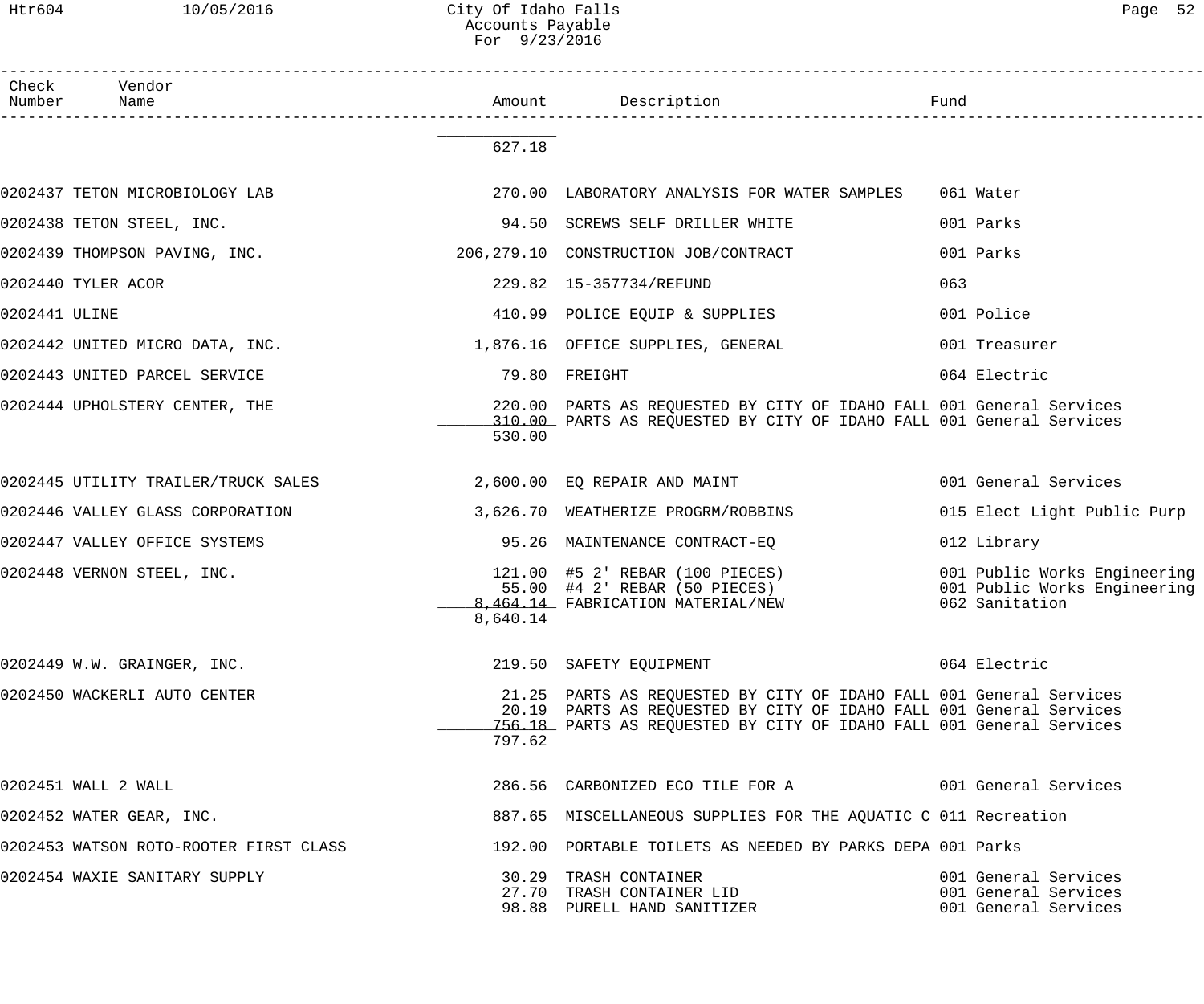| Check Number | Vendor Name | Amount | Description | Fund |
|---|---|---|---|---|
| | | 627.18 | | |
| 0202437 | TETON MICROBIOLOGY LAB | 270.00 | LABORATORY ANALYSIS FOR WATER SAMPLES | 061 Water |
| 0202438 | TETON STEEL, INC. | 94.50 | SCREWS SELF DRILLER WHITE | 001 Parks |
| 0202439 | THOMPSON PAVING, INC. | 206,279.10 | CONSTRUCTION JOB/CONTRACT | 001 Parks |
| 0202440 | TYLER ACOR | 229.82 | 15-357734/REFUND | 063 |
| 0202441 | ULINE | 410.99 | POLICE EQUIP & SUPPLIES | 001 Police |
| 0202442 | UNITED MICRO DATA, INC. | 1,876.16 | OFFICE SUPPLIES, GENERAL | 001 Treasurer |
| 0202443 | UNITED PARCEL SERVICE | 79.80 | FREIGHT | 064 Electric |
| 0202444 | UPHOLSTERY CENTER, THE | 220.00 | PARTS AS REQUESTED BY CITY OF IDAHO FALL | 001 General Services |
| | | 310.00 | PARTS AS REQUESTED BY CITY OF IDAHO FALL | 001 General Services |
| | | 530.00 | | |
| 0202445 | UTILITY TRAILER/TRUCK SALES | 2,600.00 | EQ REPAIR AND MAINT | 001 General Services |
| 0202446 | VALLEY GLASS CORPORATION | 3,626.70 | WEATHERIZE PROGRM/ROBBINS | 015 Elect Light Public Purp |
| 0202447 | VALLEY OFFICE SYSTEMS | 95.26 | MAINTENANCE CONTRACT-EQ | 012 Library |
| 0202448 | VERNON STEEL, INC. | 121.00 | #5 2' REBAR (100 PIECES) | 001 Public Works Engineering |
| | | 55.00 | #4 2' REBAR (50 PIECES) | 001 Public Works Engineering |
| | | 8,464.14 | FABRICATION MATERIAL/NEW | 062 Sanitation |
| | | 8,640.14 | | |
| 0202449 | W.W. GRAINGER, INC. | 219.50 | SAFETY EQUIPMENT | 064 Electric |
| 0202450 | WACKERLI AUTO CENTER | 21.25 | PARTS AS REQUESTED BY CITY OF IDAHO FALL | 001 General Services |
| | | 20.19 | PARTS AS REQUESTED BY CITY OF IDAHO FALL | 001 General Services |
| | | 756.18 | PARTS AS REQUESTED BY CITY OF IDAHO FALL | 001 General Services |
| | | 797.62 | | |
| 0202451 | WALL 2 WALL | 286.56 | CARBONIZED ECO TILE FOR A | 001 General Services |
| 0202452 | WATER GEAR, INC. | 887.65 | MISCELLANEOUS SUPPLIES FOR THE AQUATIC C | 011 Recreation |
| 0202453 | WATSON ROTO-ROOTER FIRST CLASS | 192.00 | PORTABLE TOILETS AS NEEDED BY PARKS DEPA | 001 Parks |
| 0202454 | WAXIE SANITARY SUPPLY | 30.29 | TRASH CONTAINER | 001 General Services |
| | | 27.70 | TRASH CONTAINER LID | 001 General Services |
| | | 98.88 | PURELL HAND SANITIZER | 001 General Services |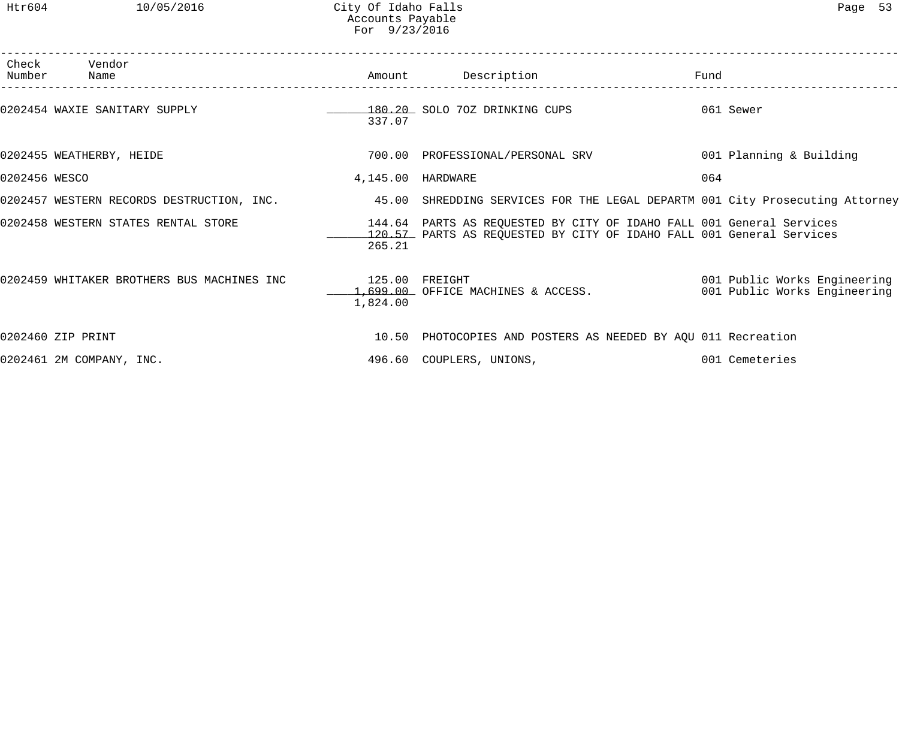| Check Number | Vendor Name | Amount | Description | Fund |
|---|---|---|---|---|
| 0202454 | WAXIE SANITARY SUPPLY | 180.20 | SOLO 7OZ DRINKING CUPS | 061 Sewer |
| | | 337.07 | | |
| 0202455 | WEATHERBY, HEIDE | 700.00 | PROFESSIONAL/PERSONAL SRV | 001 Planning & Building |
| 0202456 | WESCO | 4,145.00 | HARDWARE | 064 |
| 0202457 | WESTERN RECORDS DESTRUCTION, INC. | 45.00 | SHREDDING SERVICES FOR THE LEGAL DEPARTM | 001 City Prosecuting Attorney |
| 0202458 | WESTERN STATES RENTAL STORE | 144.64 | PARTS AS REQUESTED BY CITY OF IDAHO FALL | 001 General Services |
| | | 120.57 | PARTS AS REQUESTED BY CITY OF IDAHO FALL | 001 General Services |
| | | 265.21 | | |
| 0202459 | WHITAKER BROTHERS BUS MACHINES INC | 125.00 | FREIGHT | 001 Public Works Engineering |
| | | 1,699.00 | OFFICE MACHINES & ACCESS. | 001 Public Works Engineering |
| | | 1,824.00 | | |
| 0202460 | ZIP PRINT | 10.50 | PHOTOCOPIES AND POSTERS AS NEEDED BY AQU | 011 Recreation |
| 0202461 | 2M COMPANY, INC. | 496.60 | COUPLERS, UNIONS, | 001 Cemeteries |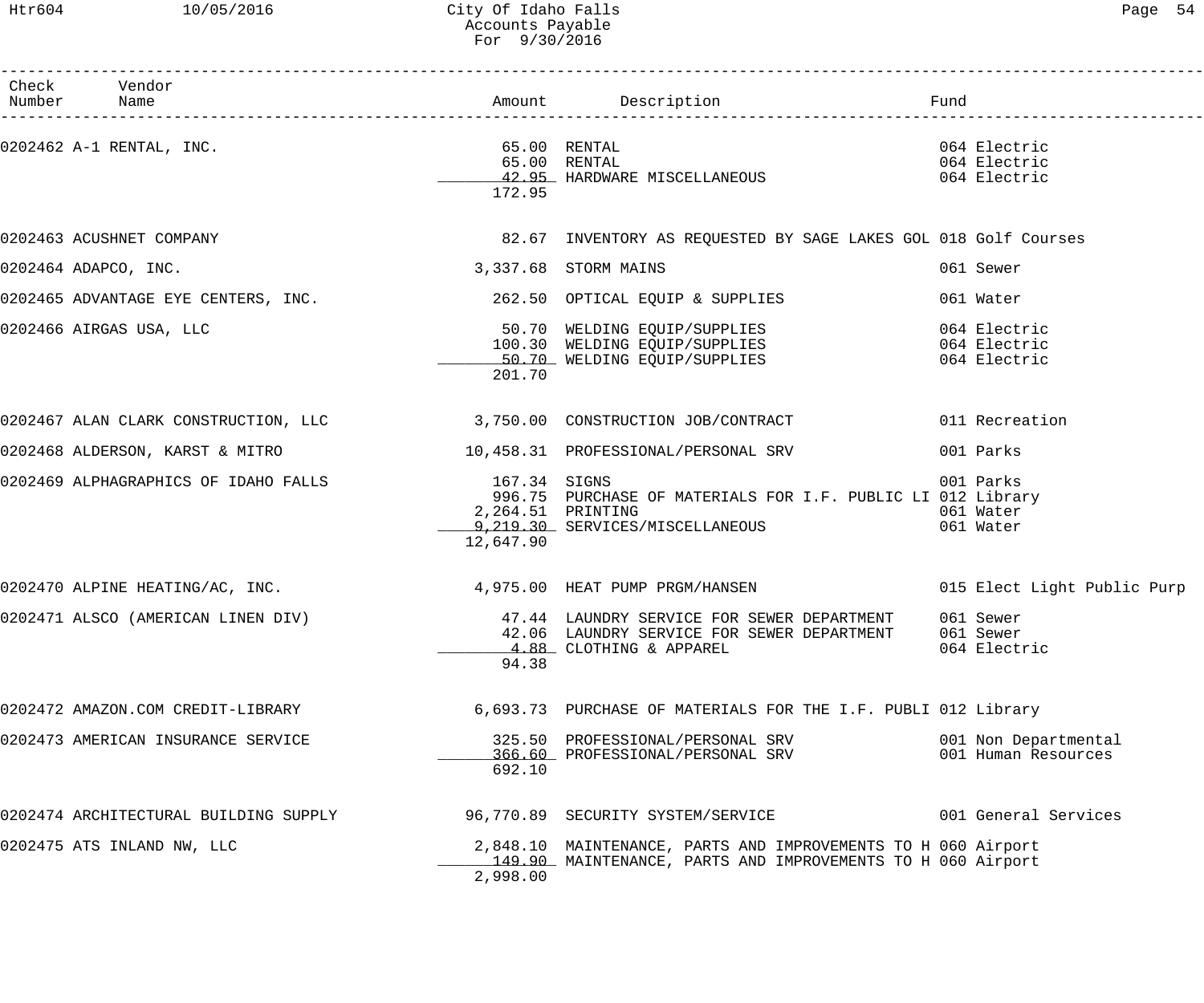# City Of Idaho Falls
## Accounts Payable
## For 9/30/2016

| Check Number | Vendor Name | Amount | Description | Fund |
|---|---|---|---|---|
| 0202462 | A-1 RENTAL, INC. | 65.00 | RENTAL | 064 Electric |
| | | 65.00 | RENTAL | 064 Electric |
| | | 42.95 | HARDWARE MISCELLANEOUS | 064 Electric |
| | | 172.95 | | |
| 0202463 | ACUSHNET COMPANY | 82.67 | INVENTORY AS REQUESTED BY SAGE LAKES GOL | 018 Golf Courses |
| 0202464 | ADAPCO, INC. | 3,337.68 | STORM MAINS | 061 Sewer |
| 0202465 | ADVANTAGE EYE CENTERS, INC. | 262.50 | OPTICAL EQUIP & SUPPLIES | 061 Water |
| 0202466 | AIRGAS USA, LLC | 50.70 | WELDING EQUIP/SUPPLIES | 064 Electric |
| | | 100.30 | WELDING EQUIP/SUPPLIES | 064 Electric |
| | | 50.70 | WELDING EQUIP/SUPPLIES | 064 Electric |
| | | 201.70 | | |
| 0202467 | ALAN CLARK CONSTRUCTION, LLC | 3,750.00 | CONSTRUCTION JOB/CONTRACT | 011 Recreation |
| 0202468 | ALDERSON, KARST & MITRO | 10,458.31 | PROFESSIONAL/PERSONAL SRV | 001 Parks |
| 0202469 | ALPHAGRAPHICS OF IDAHO FALLS | 167.34 | SIGNS | 001 Parks |
| | | 996.75 | PURCHASE OF MATERIALS FOR I.F. PUBLIC LI | 012 Library |
| | | 2,264.51 | PRINTING | 061 Water |
| | | 9,219.30 | SERVICES/MISCELLANEOUS | 061 Water |
| | | 12,647.90 | | |
| 0202470 | ALPINE HEATING/AC, INC. | 4,975.00 | HEAT PUMP PRGM/HANSEN | 015 Elect Light Public Purp |
| 0202471 | ALSCO (AMERICAN LINEN DIV) | 47.44 | LAUNDRY SERVICE FOR SEWER DEPARTMENT | 061 Sewer |
| | | 42.06 | LAUNDRY SERVICE FOR SEWER DEPARTMENT | 061 Sewer |
| | | 4.88 | CLOTHING & APPAREL | 064 Electric |
| | | 94.38 | | |
| 0202472 | AMAZON.COM CREDIT-LIBRARY | 6,693.73 | PURCHASE OF MATERIALS FOR THE I.F. PUBLI | 012 Library |
| 0202473 | AMERICAN INSURANCE SERVICE | 325.50 | PROFESSIONAL/PERSONAL SRV | 001 Non Departmental |
| | | 366.60 | PROFESSIONAL/PERSONAL SRV | 001 Human Resources |
| | | 692.10 | | |
| 0202474 | ARCHITECTURAL BUILDING SUPPLY | 96,770.89 | SECURITY SYSTEM/SERVICE | 001 General Services |
| 0202475 | ATS INLAND NW, LLC | 2,848.10 | MAINTENANCE, PARTS AND IMPROVEMENTS TO H | 060 Airport |
| | | 149.90 | MAINTENANCE, PARTS AND IMPROVEMENTS TO H | 060 Airport |
| | | 2,998.00 | | |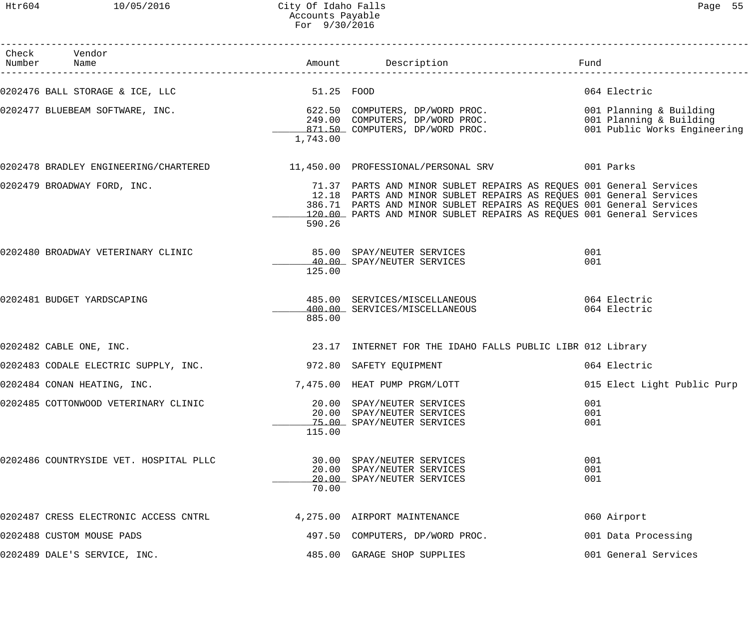City Of Idaho Falls
Accounts Payable
For 9/30/2016

| Check Number | Vendor Name | Amount | Description | Fund |
|---|---|---|---|---|
| 0202476 | BALL STORAGE & ICE, LLC | 51.25 | FOOD | 064 Electric |
| 0202477 | BLUEBEAM SOFTWARE, INC. | 622.50 | COMPUTERS, DP/WORD PROC. | 001 Planning & Building |
| | | 249.00 | COMPUTERS, DP/WORD PROC. | 001 Planning & Building |
| | | 871.50 | COMPUTERS, DP/WORD PROC. | 001 Public Works Engineering |
| | | 1,743.00 | | |
| 0202478 | BRADLEY ENGINEERING/CHARTERED | 11,450.00 | PROFESSIONAL/PERSONAL SRV | 001 Parks |
| 0202479 | BROADWAY FORD, INC. | 71.37 | PARTS AND MINOR SUBLET REPAIRS AS REQUES | 001 General Services |
| | | 12.18 | PARTS AND MINOR SUBLET REPAIRS AS REQUES | 001 General Services |
| | | 386.71 | PARTS AND MINOR SUBLET REPAIRS AS REQUES | 001 General Services |
| | | 120.00 | PARTS AND MINOR SUBLET REPAIRS AS REQUES | 001 General Services |
| | | 590.26 | | |
| 0202480 | BROADWAY VETERINARY CLINIC | 85.00 | SPAY/NEUTER SERVICES | 001 |
| | | 40.00 | SPAY/NEUTER SERVICES | 001 |
| | | 125.00 | | |
| 0202481 | BUDGET YARDSCAPING | 485.00 | SERVICES/MISCELLANEOUS | 064 Electric |
| | | 400.00 | SERVICES/MISCELLANEOUS | 064 Electric |
| | | 885.00 | | |
| 0202482 | CABLE ONE, INC. | 23.17 | INTERNET FOR THE IDAHO FALLS PUBLIC LIBR | 012 Library |
| 0202483 | CODALE ELECTRIC SUPPLY, INC. | 972.80 | SAFETY EQUIPMENT | 064 Electric |
| 0202484 | CONAN HEATING, INC. | 7,475.00 | HEAT PUMP PRGM/LOTT | 015 Elect Light Public Purp |
| 0202485 | COTTONWOOD VETERINARY CLINIC | 20.00 | SPAY/NEUTER SERVICES | 001 |
| | | 20.00 | SPAY/NEUTER SERVICES | 001 |
| | | 75.00 | SPAY/NEUTER SERVICES | 001 |
| | | 115.00 | | |
| 0202486 | COUNTRYSIDE VET. HOSPITAL PLLC | 30.00 | SPAY/NEUTER SERVICES | 001 |
| | | 20.00 | SPAY/NEUTER SERVICES | 001 |
| | | 20.00 | SPAY/NEUTER SERVICES | 001 |
| | | 70.00 | | |
| 0202487 | CRESS ELECTRONIC ACCESS CNTRL | 4,275.00 | AIRPORT MAINTENANCE | 060 Airport |
| 0202488 | CUSTOM MOUSE PADS | 497.50 | COMPUTERS, DP/WORD PROC. | 001 Data Processing |
| 0202489 | DALE'S SERVICE, INC. | 485.00 | GARAGE SHOP SUPPLIES | 001 General Services |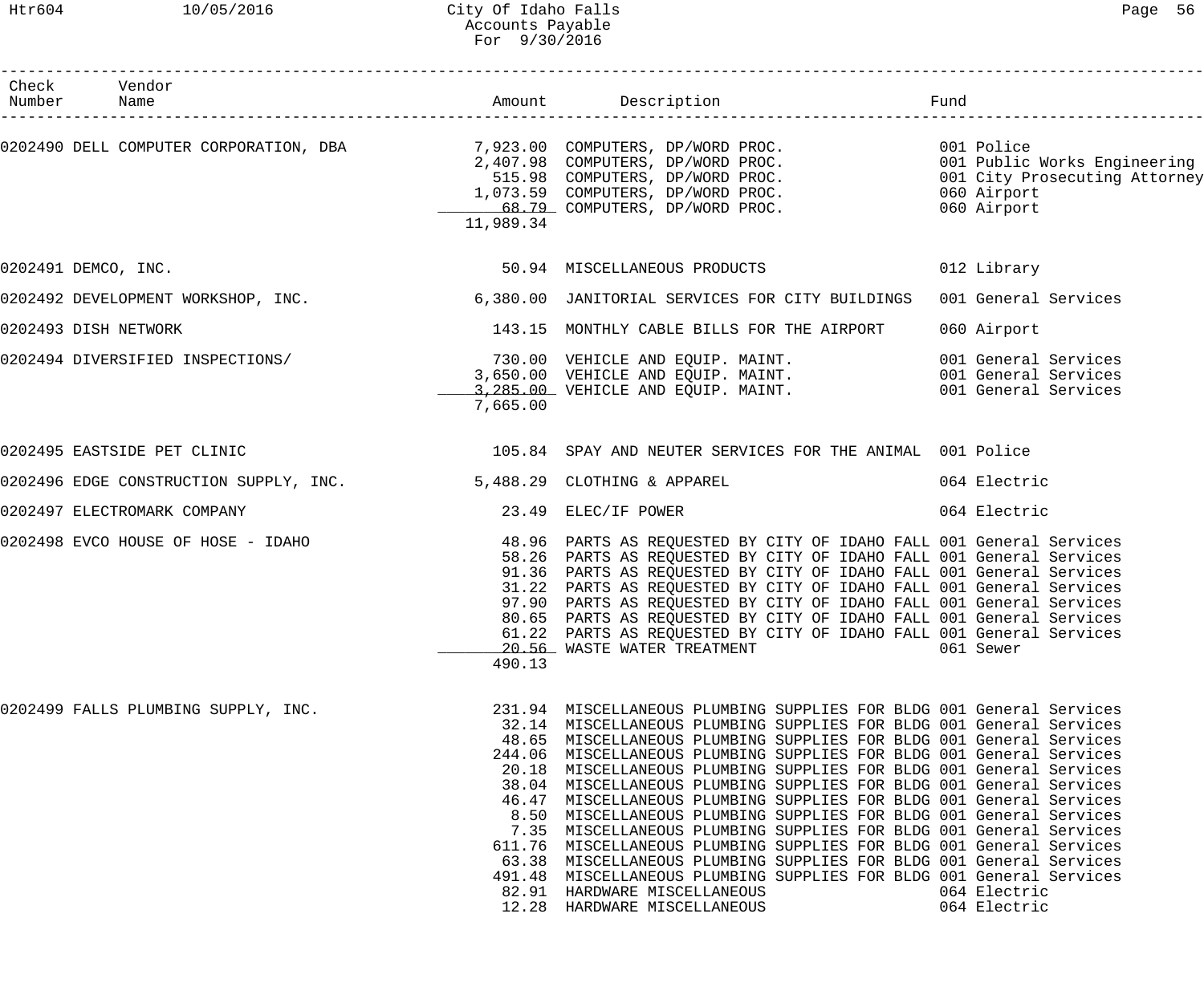| Check Number | Vendor Name | Amount | Description | Fund |
|---|---|---|---|---|
| 0202490 | DELL COMPUTER CORPORATION, DBA | 7,923.00 | COMPUTERS, DP/WORD PROC. | 001 Police |
| | | 2,407.98 | COMPUTERS, DP/WORD PROC. | 001 Public Works Engineering |
| | | 515.98 | COMPUTERS, DP/WORD PROC. | 001 City Prosecuting Attorney |
| | | 1,073.59 | COMPUTERS, DP/WORD PROC. | 060 Airport |
| | | 68.79 | COMPUTERS, DP/WORD PROC. | 060 Airport |
| | | 11,989.34 | | |
| 0202491 | DEMCO, INC. | 50.94 | MISCELLANEOUS PRODUCTS | 012 Library |
| 0202492 | DEVELOPMENT WORKSHOP, INC. | 6,380.00 | JANITORIAL SERVICES FOR CITY BUILDINGS | 001 General Services |
| 0202493 | DISH NETWORK | 143.15 | MONTHLY CABLE BILLS FOR THE AIRPORT | 060 Airport |
| 0202494 | DIVERSIFIED INSPECTIONS/ | 730.00 | VEHICLE AND EQUIP. MAINT. | 001 General Services |
| | | 3,650.00 | VEHICLE AND EQUIP. MAINT. | 001 General Services |
| | | 3,285.00 | VEHICLE AND EQUIP. MAINT. | 001 General Services |
| | | 7,665.00 | | |
| 0202495 | EASTSIDE PET CLINIC | 105.84 | SPAY AND NEUTER SERVICES FOR THE ANIMAL | 001 Police |
| 0202496 | EDGE CONSTRUCTION SUPPLY, INC. | 5,488.29 | CLOTHING & APPAREL | 064 Electric |
| 0202497 | ELECTROMARK COMPANY | 23.49 | ELEC/IF POWER | 064 Electric |
| 0202498 | EVCO HOUSE OF HOSE - IDAHO | 48.96 | PARTS AS REQUESTED BY CITY OF IDAHO FALL | 001 General Services |
| | | 58.26 | PARTS AS REQUESTED BY CITY OF IDAHO FALL | 001 General Services |
| | | 91.36 | PARTS AS REQUESTED BY CITY OF IDAHO FALL | 001 General Services |
| | | 31.22 | PARTS AS REQUESTED BY CITY OF IDAHO FALL | 001 General Services |
| | | 97.90 | PARTS AS REQUESTED BY CITY OF IDAHO FALL | 001 General Services |
| | | 80.65 | PARTS AS REQUESTED BY CITY OF IDAHO FALL | 001 General Services |
| | | 61.22 | PARTS AS REQUESTED BY CITY OF IDAHO FALL | 001 General Services |
| | | 20.56 | WASTE WATER TREATMENT | 061 Sewer |
| | | 490.13 | | |
| 0202499 | FALLS PLUMBING SUPPLY, INC. | 231.94 | MISCELLANEOUS PLUMBING SUPPLIES FOR BLDG | 001 General Services |
| | | 32.14 | MISCELLANEOUS PLUMBING SUPPLIES FOR BLDG | 001 General Services |
| | | 48.65 | MISCELLANEOUS PLUMBING SUPPLIES FOR BLDG | 001 General Services |
| | | 244.06 | MISCELLANEOUS PLUMBING SUPPLIES FOR BLDG | 001 General Services |
| | | 20.18 | MISCELLANEOUS PLUMBING SUPPLIES FOR BLDG | 001 General Services |
| | | 38.04 | MISCELLANEOUS PLUMBING SUPPLIES FOR BLDG | 001 General Services |
| | | 46.47 | MISCELLANEOUS PLUMBING SUPPLIES FOR BLDG | 001 General Services |
| | | 8.50 | MISCELLANEOUS PLUMBING SUPPLIES FOR BLDG | 001 General Services |
| | | 7.35 | MISCELLANEOUS PLUMBING SUPPLIES FOR BLDG | 001 General Services |
| | | 611.76 | MISCELLANEOUS PLUMBING SUPPLIES FOR BLDG | 001 General Services |
| | | 63.38 | MISCELLANEOUS PLUMBING SUPPLIES FOR BLDG | 001 General Services |
| | | 491.48 | MISCELLANEOUS PLUMBING SUPPLIES FOR BLDG | 001 General Services |
| | | 82.91 | HARDWARE MISCELLANEOUS | 064 Electric |
| | | 12.28 | HARDWARE MISCELLANEOUS | 064 Electric |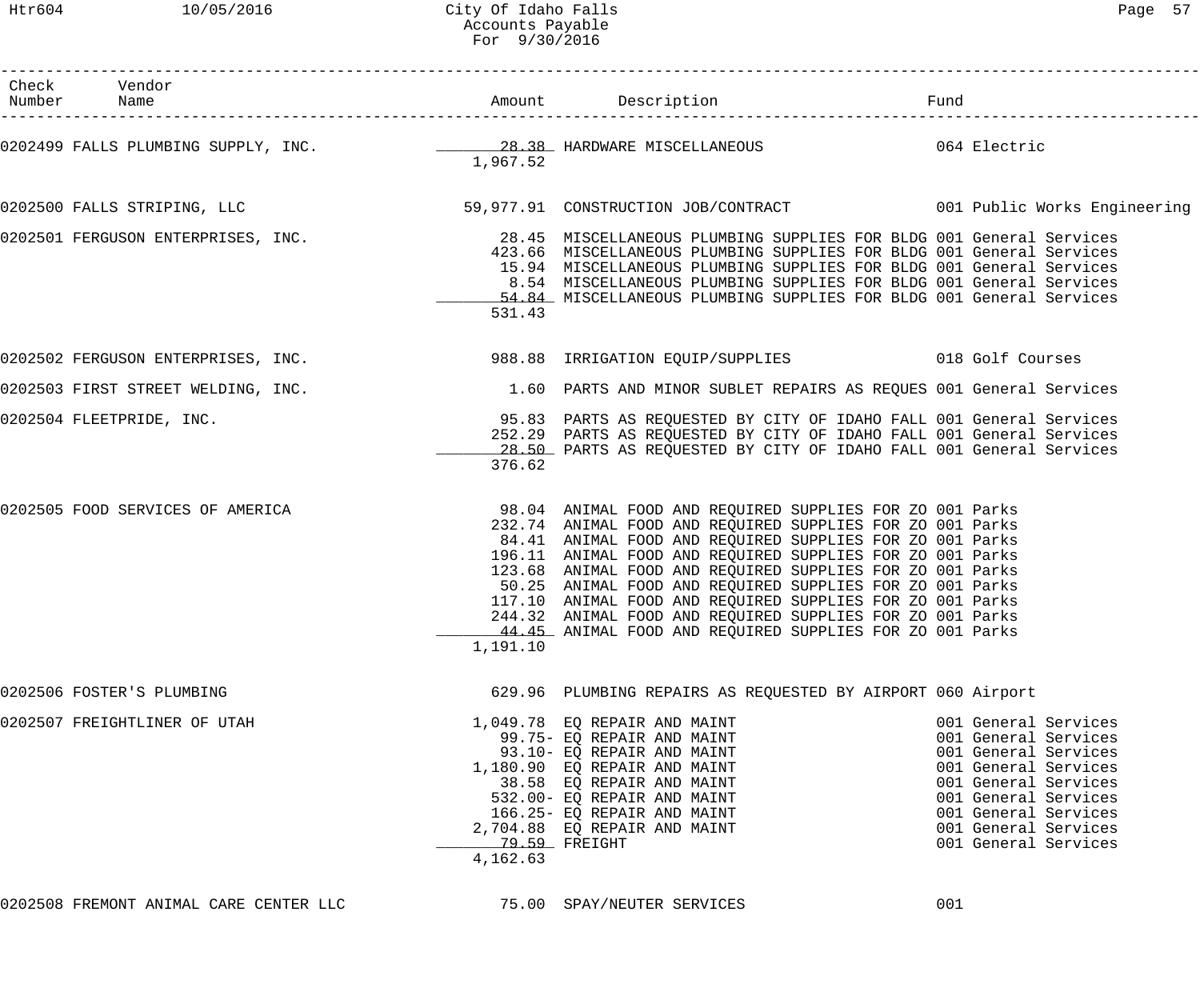| Check Number | Vendor Name | Amount | Description | Fund |
|---|---|---|---|---|
| 0202499 | FALLS PLUMBING SUPPLY, INC. | 28.38 | HARDWARE MISCELLANEOUS | 064 Electric |
| | | 1,967.52 | | |
| 0202500 | FALLS STRIPING, LLC | 59,977.91 | CONSTRUCTION JOB/CONTRACT | 001 Public Works Engineering |
| 0202501 | FERGUSON ENTERPRISES, INC. | 28.45 | MISCELLANEOUS PLUMBING SUPPLIES FOR BLDG | 001 General Services |
| | | 423.66 | MISCELLANEOUS PLUMBING SUPPLIES FOR BLDG | 001 General Services |
| | | 15.94 | MISCELLANEOUS PLUMBING SUPPLIES FOR BLDG | 001 General Services |
| | | 8.54 | MISCELLANEOUS PLUMBING SUPPLIES FOR BLDG | 001 General Services |
| | | 54.84 | MISCELLANEOUS PLUMBING SUPPLIES FOR BLDG | 001 General Services |
| | | 531.43 | | |
| 0202502 | FERGUSON ENTERPRISES, INC. | 988.88 | IRRIGATION EQUIP/SUPPLIES | 018 Golf Courses |
| 0202503 | FIRST STREET WELDING, INC. | 1.60 | PARTS AND MINOR SUBLET REPAIRS AS REQUES | 001 General Services |
| 0202504 | FLEETPRIDE, INC. | 95.83 | PARTS AS REQUESTED BY CITY OF IDAHO FALL | 001 General Services |
| | | 252.29 | PARTS AS REQUESTED BY CITY OF IDAHO FALL | 001 General Services |
| | | 28.50 | PARTS AS REQUESTED BY CITY OF IDAHO FALL | 001 General Services |
| | | 376.62 | | |
| 0202505 | FOOD SERVICES OF AMERICA | 98.04 | ANIMAL FOOD AND REQUIRED SUPPLIES FOR ZO | 001 Parks |
| | | 232.74 | ANIMAL FOOD AND REQUIRED SUPPLIES FOR ZO | 001 Parks |
| | | 84.41 | ANIMAL FOOD AND REQUIRED SUPPLIES FOR ZO | 001 Parks |
| | | 196.11 | ANIMAL FOOD AND REQUIRED SUPPLIES FOR ZO | 001 Parks |
| | | 123.68 | ANIMAL FOOD AND REQUIRED SUPPLIES FOR ZO | 001 Parks |
| | | 50.25 | ANIMAL FOOD AND REQUIRED SUPPLIES FOR ZO | 001 Parks |
| | | 117.10 | ANIMAL FOOD AND REQUIRED SUPPLIES FOR ZO | 001 Parks |
| | | 244.32 | ANIMAL FOOD AND REQUIRED SUPPLIES FOR ZO | 001 Parks |
| | | 44.45 | ANIMAL FOOD AND REQUIRED SUPPLIES FOR ZO | 001 Parks |
| | | 1,191.10 | | |
| 0202506 | FOSTER'S PLUMBING | 629.96 | PLUMBING REPAIRS AS REQUESTED BY AIRPORT | 060 Airport |
| 0202507 | FREIGHTLINER OF UTAH | 1,049.78 | EQ REPAIR AND MAINT | 001 General Services |
| | | 99.75- | EQ REPAIR AND MAINT | 001 General Services |
| | | 93.10- | EQ REPAIR AND MAINT | 001 General Services |
| | | 1,180.90 | EQ REPAIR AND MAINT | 001 General Services |
| | | 38.58 | EQ REPAIR AND MAINT | 001 General Services |
| | | 532.00- | EQ REPAIR AND MAINT | 001 General Services |
| | | 166.25- | EQ REPAIR AND MAINT | 001 General Services |
| | | 2,704.88 | EQ REPAIR AND MAINT | 001 General Services |
| | | 79.59 | FREIGHT | 001 General Services |
| | | 4,162.63 | | |
| 0202508 | FREMONT ANIMAL CARE CENTER LLC | 75.00 | SPAY/NEUTER SERVICES | 001 |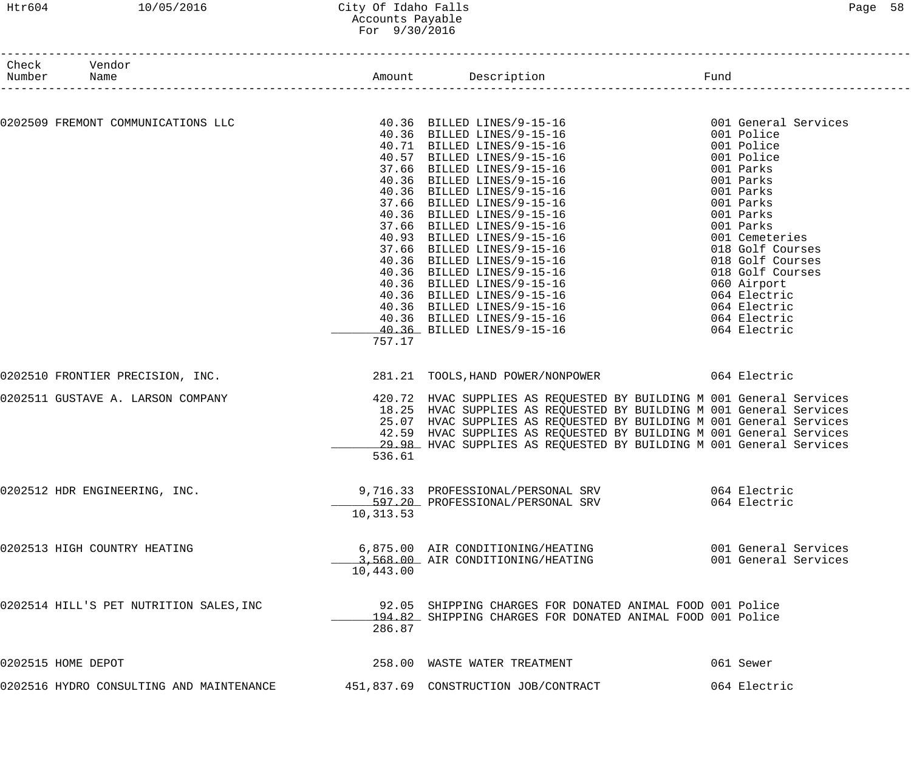# City Of Idaho Falls
## Accounts Payable
### For 9/30/2016

| Check Number | Vendor Name | Amount | Description | Fund |
|---|---|---|---|---|
| 0202509 | FREMONT COMMUNICATIONS LLC | 40.36 | BILLED LINES/9-15-16 | 001 General Services |
| | | 40.36 | BILLED LINES/9-15-16 | 001 Police |
| | | 40.71 | BILLED LINES/9-15-16 | 001 Police |
| | | 40.57 | BILLED LINES/9-15-16 | 001 Police |
| | | 37.66 | BILLED LINES/9-15-16 | 001 Parks |
| | | 40.36 | BILLED LINES/9-15-16 | 001 Parks |
| | | 40.36 | BILLED LINES/9-15-16 | 001 Parks |
| | | 37.66 | BILLED LINES/9-15-16 | 001 Parks |
| | | 40.36 | BILLED LINES/9-15-16 | 001 Parks |
| | | 37.66 | BILLED LINES/9-15-16 | 001 Parks |
| | | 40.93 | BILLED LINES/9-15-16 | 001 Cemeteries |
| | | 37.66 | BILLED LINES/9-15-16 | 018 Golf Courses |
| | | 40.36 | BILLED LINES/9-15-16 | 018 Golf Courses |
| | | 40.36 | BILLED LINES/9-15-16 | 018 Golf Courses |
| | | 40.36 | BILLED LINES/9-15-16 | 060 Airport |
| | | 40.36 | BILLED LINES/9-15-16 | 064 Electric |
| | | 40.36 | BILLED LINES/9-15-16 | 064 Electric |
| | | 40.36 | BILLED LINES/9-15-16 | 064 Electric |
| | | 40.36 | BILLED LINES/9-15-16 | 064 Electric |
| | | 757.17 | | |
| 0202510 | FRONTIER PRECISION, INC. | 281.21 | TOOLS,HAND POWER/NONPOWER | 064 Electric |
| 0202511 | GUSTAVE A. LARSON COMPANY | 420.72 | HVAC SUPPLIES AS REQUESTED BY BUILDING M | 001 General Services |
| | | 18.25 | HVAC SUPPLIES AS REQUESTED BY BUILDING M | 001 General Services |
| | | 25.07 | HVAC SUPPLIES AS REQUESTED BY BUILDING M | 001 General Services |
| | | 42.59 | HVAC SUPPLIES AS REQUESTED BY BUILDING M | 001 General Services |
| | | 29.98 | HVAC SUPPLIES AS REQUESTED BY BUILDING M | 001 General Services |
| | | 536.61 | | |
| 0202512 | HDR ENGINEERING, INC. | 9,716.33 | PROFESSIONAL/PERSONAL SRV | 064 Electric |
| | | 597.20 | PROFESSIONAL/PERSONAL SRV | 064 Electric |
| | | 10,313.53 | | |
| 0202513 | HIGH COUNTRY HEATING | 6,875.00 | AIR CONDITIONING/HEATING | 001 General Services |
| | | 3,568.00 | AIR CONDITIONING/HEATING | 001 General Services |
| | | 10,443.00 | | |
| 0202514 | HILL'S PET NUTRITION SALES,INC | 92.05 | SHIPPING CHARGES FOR DONATED ANIMAL FOOD | 001 Police |
| | | 194.82 | SHIPPING CHARGES FOR DONATED ANIMAL FOOD | 001 Police |
| | | 286.87 | | |
| 0202515 | HOME DEPOT | 258.00 | WASTE WATER TREATMENT | 061 Sewer |
| 0202516 | HYDRO CONSULTING AND MAINTENANCE | 451,837.69 | CONSTRUCTION JOB/CONTRACT | 064 Electric |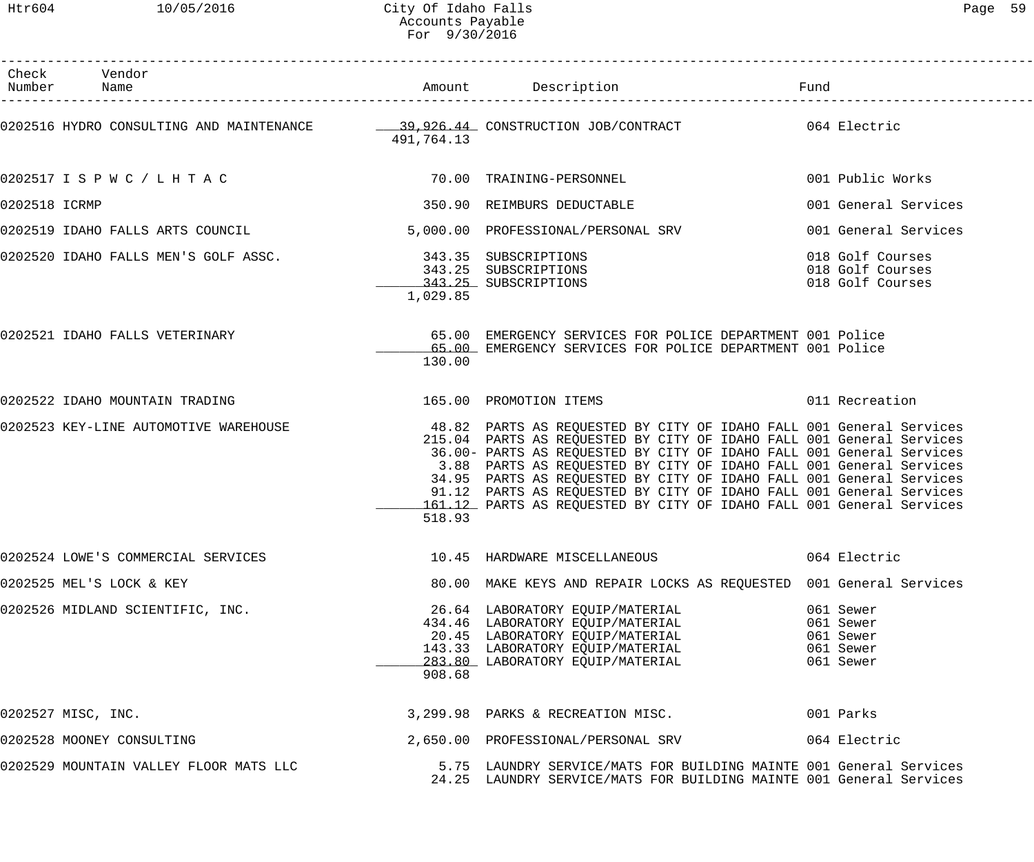| Check Number | Vendor Name | Amount | Description | Fund |
|---|---|---|---|---|
| 0202516 | HYDRO CONSULTING AND MAINTENANCE | 39,926.44 | CONSTRUCTION JOB/CONTRACT | 064 Electric |
| | | 491,764.13 | | |
| 0202517 | I S P W C / L H T A C | 70.00 | TRAINING-PERSONNEL | 001 Public Works |
| 0202518 | ICRMP | 350.90 | REIMBURS DEDUCTABLE | 001 General Services |
| 0202519 | IDAHO FALLS ARTS COUNCIL | 5,000.00 | PROFESSIONAL/PERSONAL SRV | 001 General Services |
| 0202520 | IDAHO FALLS MEN'S GOLF ASSC. | 343.35 | SUBSCRIPTIONS | 018 Golf Courses |
| | | 343.25 | SUBSCRIPTIONS | 018 Golf Courses |
| | | 343.25 | SUBSCRIPTIONS | 018 Golf Courses |
| | | 1,029.85 | | |
| 0202521 | IDAHO FALLS VETERINARY | 65.00 | EMERGENCY SERVICES FOR POLICE DEPARTMENT | 001 Police |
| | | 65.00 | EMERGENCY SERVICES FOR POLICE DEPARTMENT | 001 Police |
| | | 130.00 | | |
| 0202522 | IDAHO MOUNTAIN TRADING | 165.00 | PROMOTION ITEMS | 011 Recreation |
| 0202523 | KEY-LINE AUTOMOTIVE WAREHOUSE | 48.82 | PARTS AS REQUESTED BY CITY OF IDAHO FALL | 001 General Services |
| | | 215.04 | PARTS AS REQUESTED BY CITY OF IDAHO FALL | 001 General Services |
| | | 36.00- | PARTS AS REQUESTED BY CITY OF IDAHO FALL | 001 General Services |
| | | 3.88 | PARTS AS REQUESTED BY CITY OF IDAHO FALL | 001 General Services |
| | | 34.95 | PARTS AS REQUESTED BY CITY OF IDAHO FALL | 001 General Services |
| | | 91.12 | PARTS AS REQUESTED BY CITY OF IDAHO FALL | 001 General Services |
| | | 161.12 | PARTS AS REQUESTED BY CITY OF IDAHO FALL | 001 General Services |
| | | 518.93 | | |
| 0202524 | LOWE'S COMMERCIAL SERVICES | 10.45 | HARDWARE MISCELLANEOUS | 064 Electric |
| 0202525 | MEL'S LOCK & KEY | 80.00 | MAKE KEYS AND REPAIR LOCKS AS REQUESTED | 001 General Services |
| 0202526 | MIDLAND SCIENTIFIC, INC. | 26.64 | LABORATORY EQUIP/MATERIAL | 061 Sewer |
| | | 434.46 | LABORATORY EQUIP/MATERIAL | 061 Sewer |
| | | 20.45 | LABORATORY EQUIP/MATERIAL | 061 Sewer |
| | | 143.33 | LABORATORY EQUIP/MATERIAL | 061 Sewer |
| | | 283.80 | LABORATORY EQUIP/MATERIAL | 061 Sewer |
| | | 908.68 | | |
| 0202527 | MISC, INC. | 3,299.98 | PARKS & RECREATION MISC. | 001 Parks |
| 0202528 | MOONEY CONSULTING | 2,650.00 | PROFESSIONAL/PERSONAL SRV | 064 Electric |
| 0202529 | MOUNTAIN VALLEY FLOOR MATS LLC | 5.75 | LAUNDRY SERVICE/MATS FOR BUILDING MAINTE | 001 General Services |
| | | 24.25 | LAUNDRY SERVICE/MATS FOR BUILDING MAINTE | 001 General Services |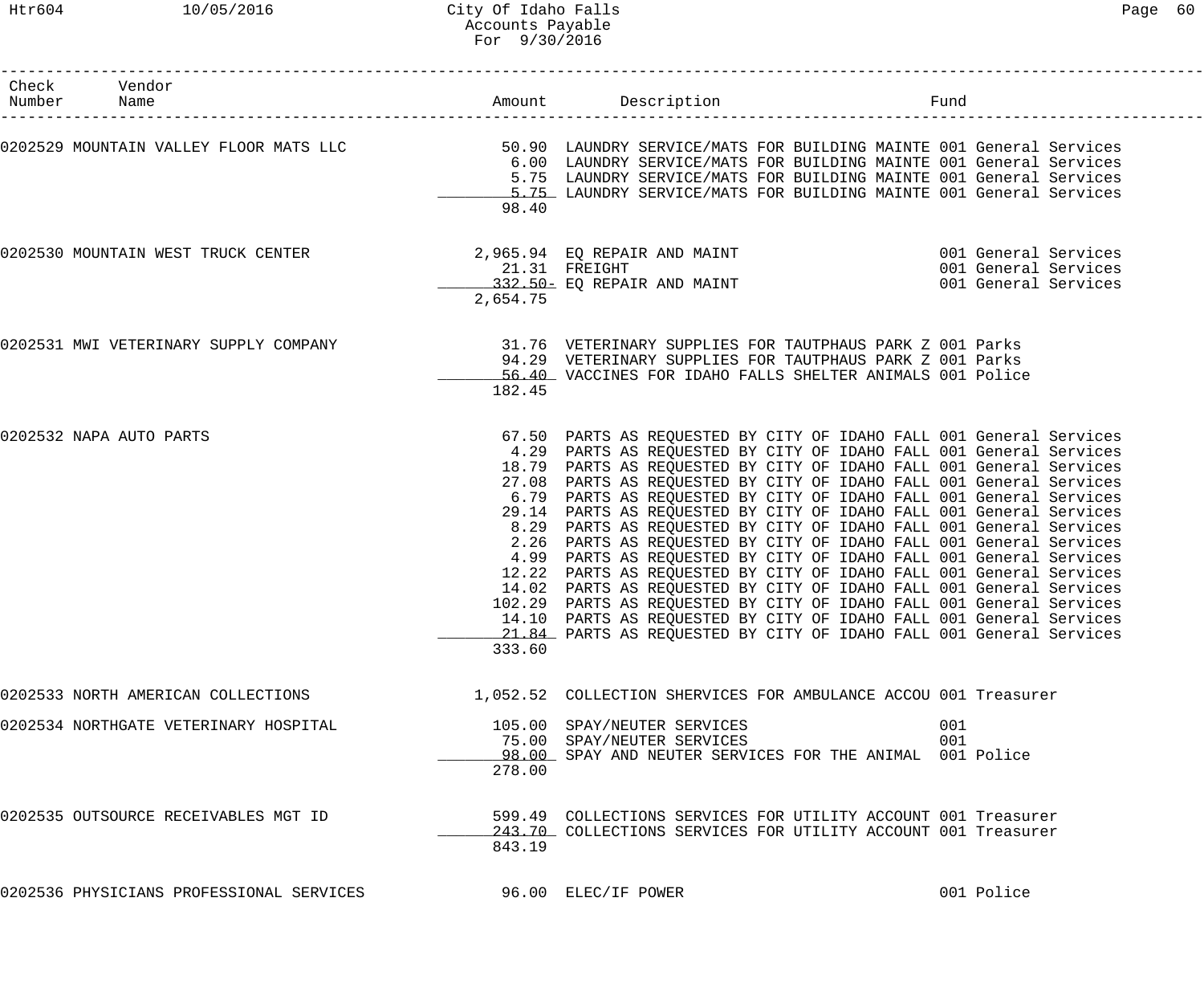# City Of Idaho Falls
## Accounts Payable
### For 9/30/2016

| Check Number | Vendor Name | Amount | Description | Fund |
|---|---|---|---|---|
| 0202529 | MOUNTAIN VALLEY FLOOR MATS LLC | 50.90 | LAUNDRY SERVICE/MATS FOR BUILDING MAINTE | 001 General Services |
| | | 6.00 | LAUNDRY SERVICE/MATS FOR BUILDING MAINTE | 001 General Services |
| | | 5.75 | LAUNDRY SERVICE/MATS FOR BUILDING MAINTE | 001 General Services |
| | | 5.75 | LAUNDRY SERVICE/MATS FOR BUILDING MAINTE | 001 General Services |
| | | 98.40 | | |
| 0202530 | MOUNTAIN WEST TRUCK CENTER | 2,965.94 | EQ REPAIR AND MAINT | 001 General Services |
| | | 21.31 | FREIGHT | 001 General Services |
| | | 332.50- | EQ REPAIR AND MAINT | 001 General Services |
| | | 2,654.75 | | |
| 0202531 | MWI VETERINARY SUPPLY COMPANY | 31.76 | VETERINARY SUPPLIES FOR TAUTPHAUS PARK Z | 001 Parks |
| | | 94.29 | VETERINARY SUPPLIES FOR TAUTPHAUS PARK Z | 001 Parks |
| | | 56.40 | VACCINES FOR IDAHO FALLS SHELTER ANIMALS | 001 Police |
| | | 182.45 | | |
| 0202532 | NAPA AUTO PARTS | 67.50 | PARTS AS REQUESTED BY CITY OF IDAHO FALL | 001 General Services |
| | | 4.29 | PARTS AS REQUESTED BY CITY OF IDAHO FALL | 001 General Services |
| | | 18.79 | PARTS AS REQUESTED BY CITY OF IDAHO FALL | 001 General Services |
| | | 27.08 | PARTS AS REQUESTED BY CITY OF IDAHO FALL | 001 General Services |
| | | 6.79 | PARTS AS REQUESTED BY CITY OF IDAHO FALL | 001 General Services |
| | | 29.14 | PARTS AS REQUESTED BY CITY OF IDAHO FALL | 001 General Services |
| | | 8.29 | PARTS AS REQUESTED BY CITY OF IDAHO FALL | 001 General Services |
| | | 2.26 | PARTS AS REQUESTED BY CITY OF IDAHO FALL | 001 General Services |
| | | 4.99 | PARTS AS REQUESTED BY CITY OF IDAHO FALL | 001 General Services |
| | | 12.22 | PARTS AS REQUESTED BY CITY OF IDAHO FALL | 001 General Services |
| | | 14.02 | PARTS AS REQUESTED BY CITY OF IDAHO FALL | 001 General Services |
| | | 102.29 | PARTS AS REQUESTED BY CITY OF IDAHO FALL | 001 General Services |
| | | 14.10 | PARTS AS REQUESTED BY CITY OF IDAHO FALL | 001 General Services |
| | | 21.84 | PARTS AS REQUESTED BY CITY OF IDAHO FALL | 001 General Services |
| | | 333.60 | | |
| 0202533 | NORTH AMERICAN COLLECTIONS | 1,052.52 | COLLECTION SHERVICES FOR AMBULANCE ACCOU | 001 Treasurer |
| 0202534 | NORTHGATE VETERINARY HOSPITAL | 105.00 | SPAY/NEUTER SERVICES | 001 |
| | | 75.00 | SPAY/NEUTER SERVICES | 001 |
| | | 98.00 | SPAY AND NEUTER SERVICES FOR THE ANIMAL | 001 Police |
| | | 278.00 | | |
| 0202535 | OUTSOURCE RECEIVABLES MGT ID | 599.49 | COLLECTIONS SERVICES FOR UTILITY ACCOUNT | 001 Treasurer |
| | | 243.70 | COLLECTIONS SERVICES FOR UTILITY ACCOUNT | 001 Treasurer |
| | | 843.19 | | |
| 0202536 | PHYSICIANS PROFESSIONAL SERVICES | 96.00 | ELEC/IF POWER | 001 Police |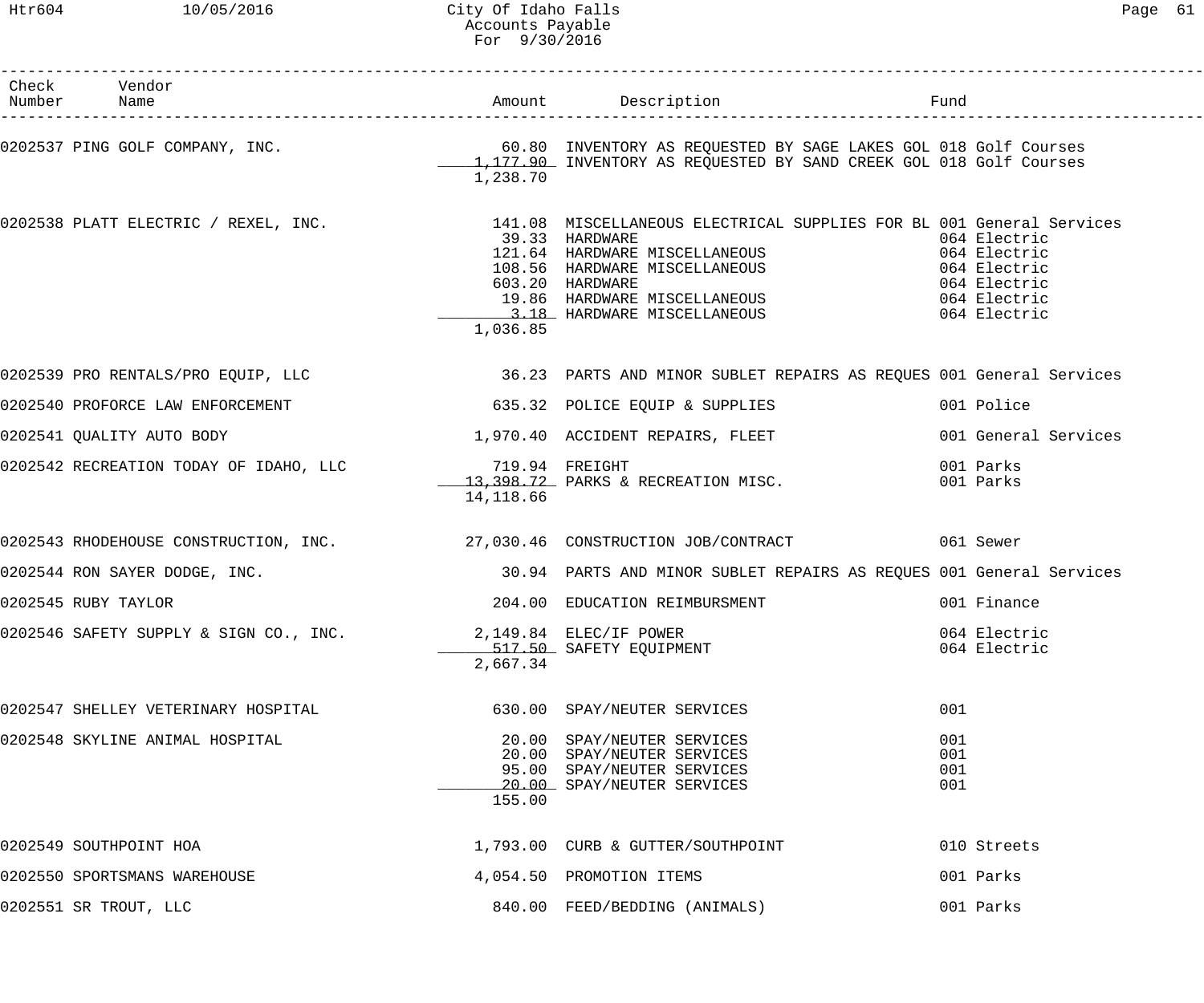City Of Idaho Falls
Accounts Payable
For 9/30/2016

| Check Number | Vendor Name | Amount | Description | Fund |
|---|---|---|---|---|
| 0202537 | PING GOLF COMPANY, INC. | 60.80 | INVENTORY AS REQUESTED BY SAGE LAKES GOL | 018 Golf Courses |
| | | 1,177.90 | INVENTORY AS REQUESTED BY SAND CREEK GOL | 018 Golf Courses |
| | | 1,238.70 | | |
| 0202538 | PLATT ELECTRIC / REXEL, INC. | 141.08 | MISCELLANEOUS ELECTRICAL SUPPLIES FOR BL | 001 General Services |
| | | 39.33 | HARDWARE | 064 Electric |
| | | 121.64 | HARDWARE MISCELLANEOUS | 064 Electric |
| | | 108.56 | HARDWARE MISCELLANEOUS | 064 Electric |
| | | 603.20 | HARDWARE | 064 Electric |
| | | 19.86 | HARDWARE MISCELLANEOUS | 064 Electric |
| | | 3.18 | HARDWARE MISCELLANEOUS | 064 Electric |
| | | 1,036.85 | | |
| 0202539 | PRO RENTALS/PRO EQUIP, LLC | 36.23 | PARTS AND MINOR SUBLET REPAIRS AS REQUES | 001 General Services |
| 0202540 | PROFORCE LAW ENFORCEMENT | 635.32 | POLICE EQUIP & SUPPLIES | 001 Police |
| 0202541 | QUALITY AUTO BODY | 1,970.40 | ACCIDENT REPAIRS, FLEET | 001 General Services |
| 0202542 | RECREATION TODAY OF IDAHO, LLC | 719.94 | FREIGHT | 001 Parks |
| | | 13,398.72 | PARKS & RECREATION MISC. | 001 Parks |
| | | 14,118.66 | | |
| 0202543 | RHODEHOUSE CONSTRUCTION, INC. | 27,030.46 | CONSTRUCTION JOB/CONTRACT | 061 Sewer |
| 0202544 | RON SAYER DODGE, INC. | 30.94 | PARTS AND MINOR SUBLET REPAIRS AS REQUES | 001 General Services |
| 0202545 | RUBY TAYLOR | 204.00 | EDUCATION REIMBURSMENT | 001 Finance |
| 0202546 | SAFETY SUPPLY & SIGN CO., INC. | 2,149.84 | ELEC/IF POWER | 064 Electric |
| | | 517.50 | SAFETY EQUIPMENT | 064 Electric |
| | | 2,667.34 | | |
| 0202547 | SHELLEY VETERINARY HOSPITAL | 630.00 | SPAY/NEUTER SERVICES | 001 |
| 0202548 | SKYLINE ANIMAL HOSPITAL | 20.00 | SPAY/NEUTER SERVICES | 001 |
| | | 20.00 | SPAY/NEUTER SERVICES | 001 |
| | | 95.00 | SPAY/NEUTER SERVICES | 001 |
| | | 20.00 | SPAY/NEUTER SERVICES | 001 |
| | | 155.00 | | |
| 0202549 | SOUTHPOINT HOA | 1,793.00 | CURB & GUTTER/SOUTHPOINT | 010 Streets |
| 0202550 | SPORTSMANS WAREHOUSE | 4,054.50 | PROMOTION ITEMS | 001 Parks |
| 0202551 | SR TROUT, LLC | 840.00 | FEED/BEDDING (ANIMALS) | 001 Parks |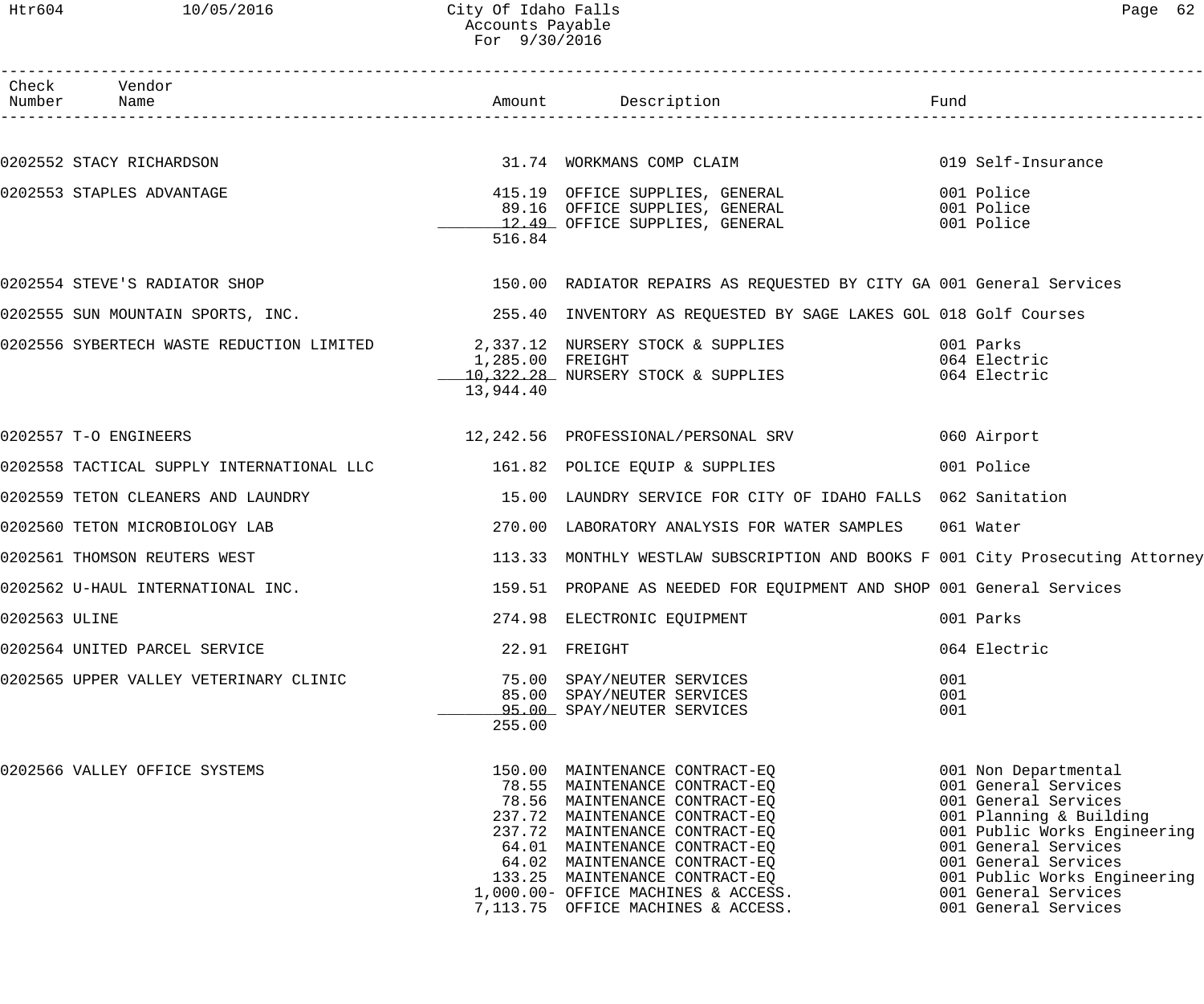# City Of Idaho Falls
## Accounts Payable
### For 9/30/2016

| Check Number | Vendor Name | Amount | Description | Fund |
|---|---|---|---|---|
| 0202552 | STACY RICHARDSON | 31.74 | WORKMANS COMP CLAIM | 019 Self-Insurance |
| 0202553 | STAPLES ADVANTAGE | 415.19 | OFFICE SUPPLIES, GENERAL | 001 Police |
| | | 89.16 | OFFICE SUPPLIES, GENERAL | 001 Police |
| | | 12.49 | OFFICE SUPPLIES, GENERAL | 001 Police |
| | | 516.84 | | |
| 0202554 | STEVE'S RADIATOR SHOP | 150.00 | RADIATOR REPAIRS AS REQUESTED BY CITY GA | 001 General Services |
| 0202555 | SUN MOUNTAIN SPORTS, INC. | 255.40 | INVENTORY AS REQUESTED BY SAGE LAKES GOL | 018 Golf Courses |
| 0202556 | SYBERTECH WASTE REDUCTION LIMITED | 2,337.12 | NURSERY STOCK & SUPPLIES | 001 Parks |
| | | 1,285.00 | FREIGHT | 064 Electric |
| | | 10,322.28 | NURSERY STOCK & SUPPLIES | 064 Electric |
| | | 13,944.40 | | |
| 0202557 | T-O ENGINEERS | 12,242.56 | PROFESSIONAL/PERSONAL SRV | 060 Airport |
| 0202558 | TACTICAL SUPPLY INTERNATIONAL LLC | 161.82 | POLICE EQUIP & SUPPLIES | 001 Police |
| 0202559 | TETON CLEANERS AND LAUNDRY | 15.00 | LAUNDRY SERVICE FOR CITY OF IDAHO FALLS | 062 Sanitation |
| 0202560 | TETON MICROBIOLOGY LAB | 270.00 | LABORATORY ANALYSIS FOR WATER SAMPLES | 061 Water |
| 0202561 | THOMSON REUTERS WEST | 113.33 | MONTHLY WESTLAW SUBSCRIPTION AND BOOKS F | 001 City Prosecuting Attorney |
| 0202562 | U-HAUL INTERNATIONAL INC. | 159.51 | PROPANE AS NEEDED FOR EQUIPMENT AND SHOP | 001 General Services |
| 0202563 | ULINE | 274.98 | ELECTRONIC EQUIPMENT | 001 Parks |
| 0202564 | UNITED PARCEL SERVICE | 22.91 | FREIGHT | 064 Electric |
| 0202565 | UPPER VALLEY VETERINARY CLINIC | 75.00 | SPAY/NEUTER SERVICES | 001 |
| | | 85.00 | SPAY/NEUTER SERVICES | 001 |
| | | 95.00 | SPAY/NEUTER SERVICES | 001 |
| | | 255.00 | | |
| 0202566 | VALLEY OFFICE SYSTEMS | 150.00 | MAINTENANCE CONTRACT-EQ | 001 Non Departmental |
| | | 78.55 | MAINTENANCE CONTRACT-EQ | 001 General Services |
| | | 78.56 | MAINTENANCE CONTRACT-EQ | 001 General Services |
| | | 237.72 | MAINTENANCE CONTRACT-EQ | 001 Planning & Building |
| | | 237.72 | MAINTENANCE CONTRACT-EQ | 001 Public Works Engineering |
| | | 64.01 | MAINTENANCE CONTRACT-EQ | 001 General Services |
| | | 64.02 | MAINTENANCE CONTRACT-EQ | 001 General Services |
| | | 133.25 | MAINTENANCE CONTRACT-EQ | 001 Public Works Engineering |
| | | 1,000.00- | OFFICE MACHINES & ACCESS. | 001 General Services |
| | | 7,113.75 | OFFICE MACHINES & ACCESS. | 001 General Services |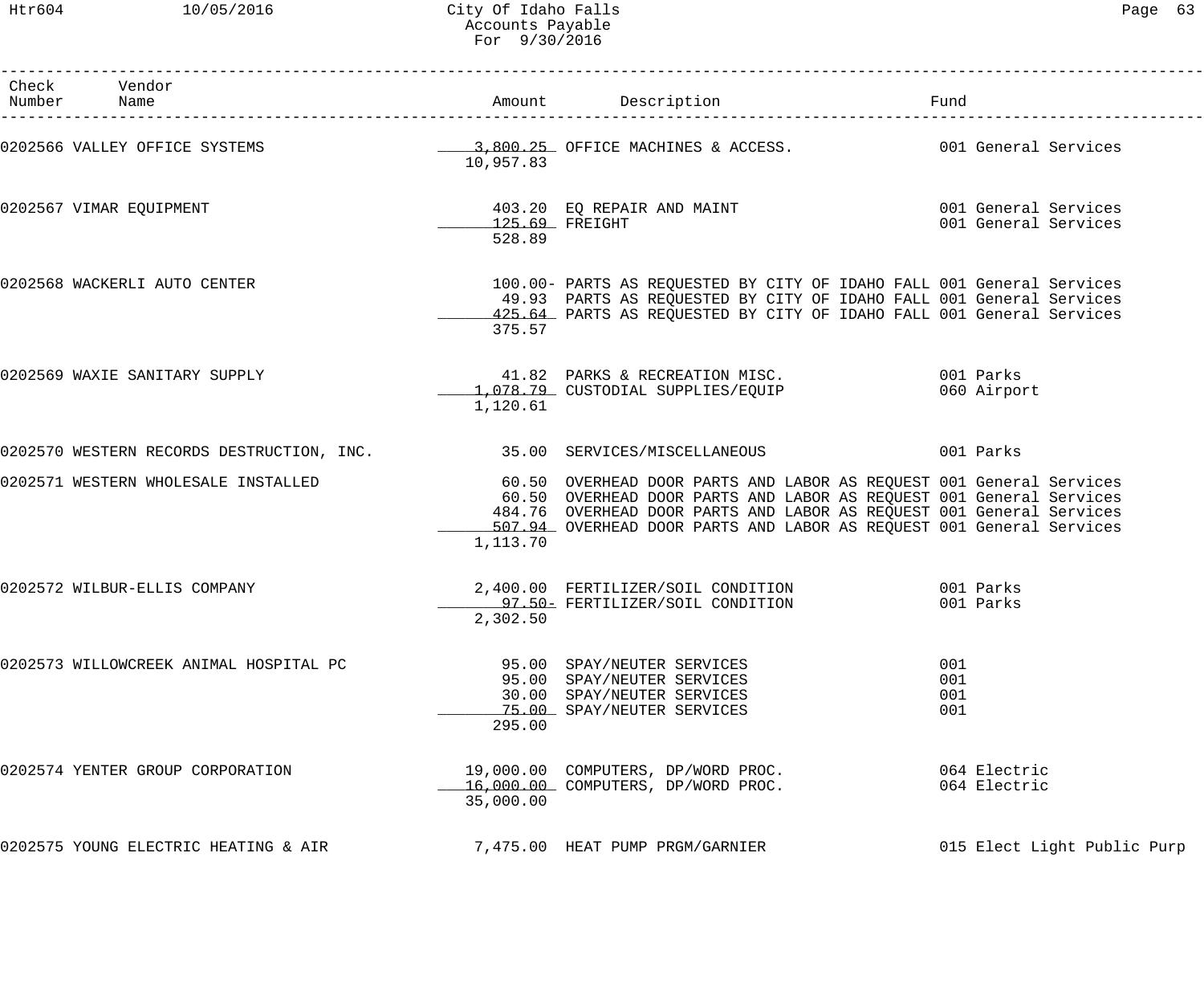| Check Number | Vendor Name | Amount | Description | Fund |
|---|---|---|---|---|
| 0202566 | VALLEY OFFICE SYSTEMS | 3,800.25 | OFFICE MACHINES & ACCESS. | 001 General Services |
| | | 10,957.83 | | |
| 0202567 | VIMAR EQUIPMENT | 403.20 | EQ REPAIR AND MAINT | 001 General Services |
| | | 125.69 | FREIGHT | 001 General Services |
| | | 528.89 | | |
| 0202568 | WACKERLI AUTO CENTER | 100.00- | PARTS AS REQUESTED BY CITY OF IDAHO FALL | 001 General Services |
| | | 49.93 | PARTS AS REQUESTED BY CITY OF IDAHO FALL | 001 General Services |
| | | 425.64 | PARTS AS REQUESTED BY CITY OF IDAHO FALL | 001 General Services |
| | | 375.57 | | |
| 0202569 | WAXIE SANITARY SUPPLY | 41.82 | PARKS & RECREATION MISC. | 001 Parks |
| | | 1,078.79 | CUSTODIAL SUPPLIES/EQUIP | 060 Airport |
| | | 1,120.61 | | |
| 0202570 | WESTERN RECORDS DESTRUCTION, INC. | 35.00 | SERVICES/MISCELLANEOUS | 001 Parks |
| 0202571 | WESTERN WHOLESALE INSTALLED | 60.50 | OVERHEAD DOOR PARTS AND LABOR AS REQUEST | 001 General Services |
| | | 60.50 | OVERHEAD DOOR PARTS AND LABOR AS REQUEST | 001 General Services |
| | | 484.76 | OVERHEAD DOOR PARTS AND LABOR AS REQUEST | 001 General Services |
| | | 507.94 | OVERHEAD DOOR PARTS AND LABOR AS REQUEST | 001 General Services |
| | | 1,113.70 | | |
| 0202572 | WILBUR-ELLIS COMPANY | 2,400.00 | FERTILIZER/SOIL CONDITION | 001 Parks |
| | | 97.50- | FERTILIZER/SOIL CONDITION | 001 Parks |
| | | 2,302.50 | | |
| 0202573 | WILLOWCREEK ANIMAL HOSPITAL PC | 95.00 | SPAY/NEUTER SERVICES | 001 |
| | | 95.00 | SPAY/NEUTER SERVICES | 001 |
| | | 30.00 | SPAY/NEUTER SERVICES | 001 |
| | | 75.00 | SPAY/NEUTER SERVICES | 001 |
| | | 295.00 | | |
| 0202574 | YENTER GROUP CORPORATION | 19,000.00 | COMPUTERS, DP/WORD PROC. | 064 Electric |
| | | 16,000.00 | COMPUTERS, DP/WORD PROC. | 064 Electric |
| | | 35,000.00 | | |
| 0202575 | YOUNG ELECTRIC HEATING & AIR | 7,475.00 | HEAT PUMP PRGM/GARNIER | 015 Elect Light Public Purp |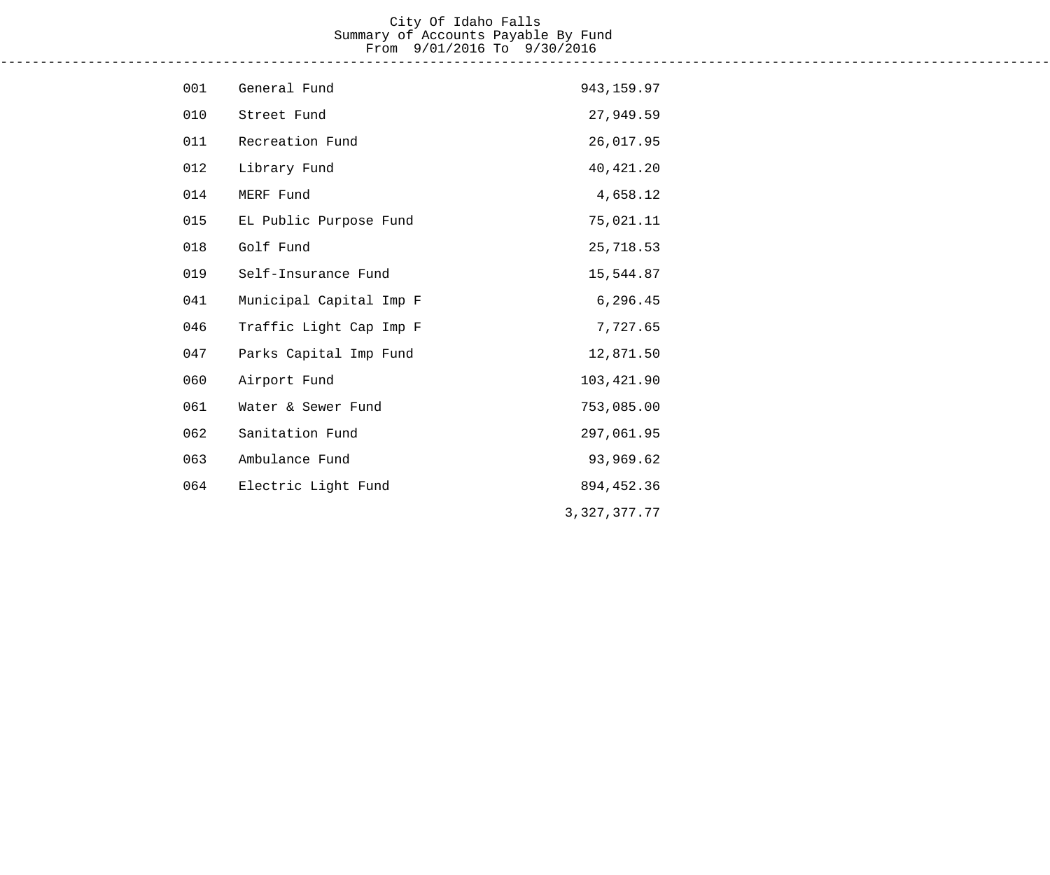# City Of Idaho Falls

## Summary of Accounts Payable By Fund

From 9/01/2016 To 9/30/2016

| Fund | Description | Amount |
|---|---|---|
| 001 | General Fund | 943,159.97 |
| 010 | Street Fund | 27,949.59 |
| 011 | Recreation Fund | 26,017.95 |
| 012 | Library Fund | 40,421.20 |
| 014 | MERF Fund | 4,658.12 |
| 015 | EL Public Purpose Fund | 75,021.11 |
| 018 | Golf Fund | 25,718.53 |
| 019 | Self-Insurance Fund | 15,544.87 |
| 041 | Municipal Capital Imp F | 6,296.45 |
| 046 | Traffic Light Cap Imp F | 7,727.65 |
| 047 | Parks Capital Imp Fund | 12,871.50 |
| 060 | Airport Fund | 103,421.90 |
| 061 | Water & Sewer Fund | 753,085.00 |
| 062 | Sanitation Fund | 297,061.95 |
| 063 | Ambulance Fund | 93,969.62 |
| 064 | Electric Light Fund | 894,452.36 |
| | | 3,327,377.77 |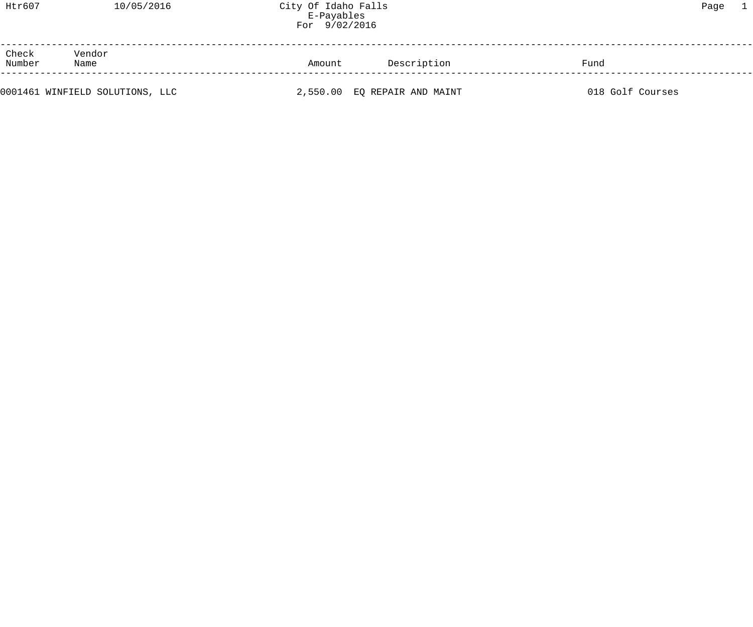City Of Idaho Falls
E-Payables
For 9/02/2016

| Check Number | Vendor Name | Amount | Description | Fund |
|---|---|---|---|---|
| 0001461 | WINFIELD SOLUTIONS, LLC | 2,550.00 | EQ REPAIR AND MAINT | 018 Golf Courses |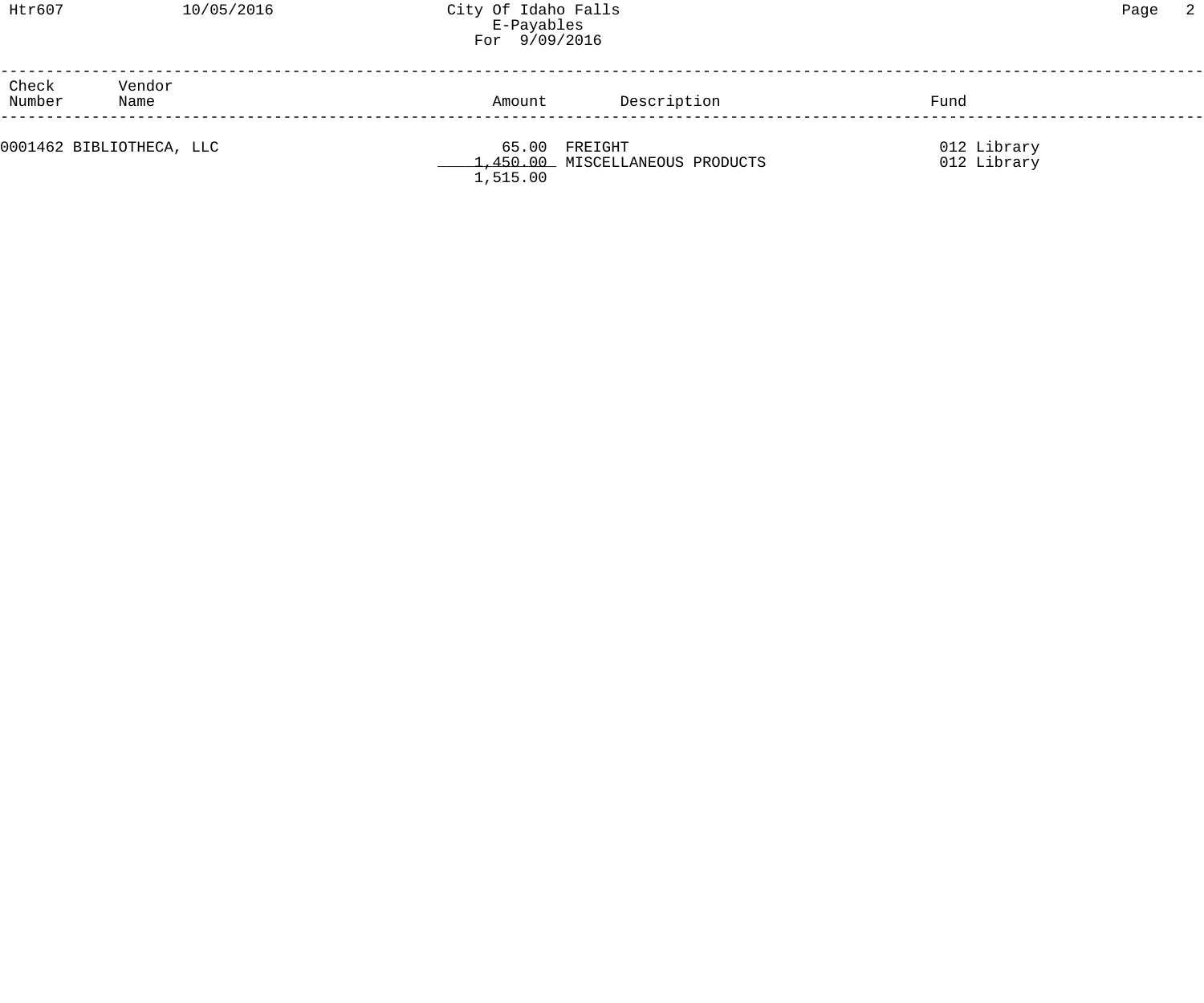City Of Idaho Falls
E-Payables
For 9/09/2016

| Check Number | Vendor Name | Amount | Description | Fund |
|---|---|---|---|---|
| 0001462 | BIBLIOTHECA, LLC | 65.00 | FREIGHT | 012 Library |
| | | 1,450.00 | MISCELLANEOUS PRODUCTS | 012 Library |
| | | 1,515.00 | | |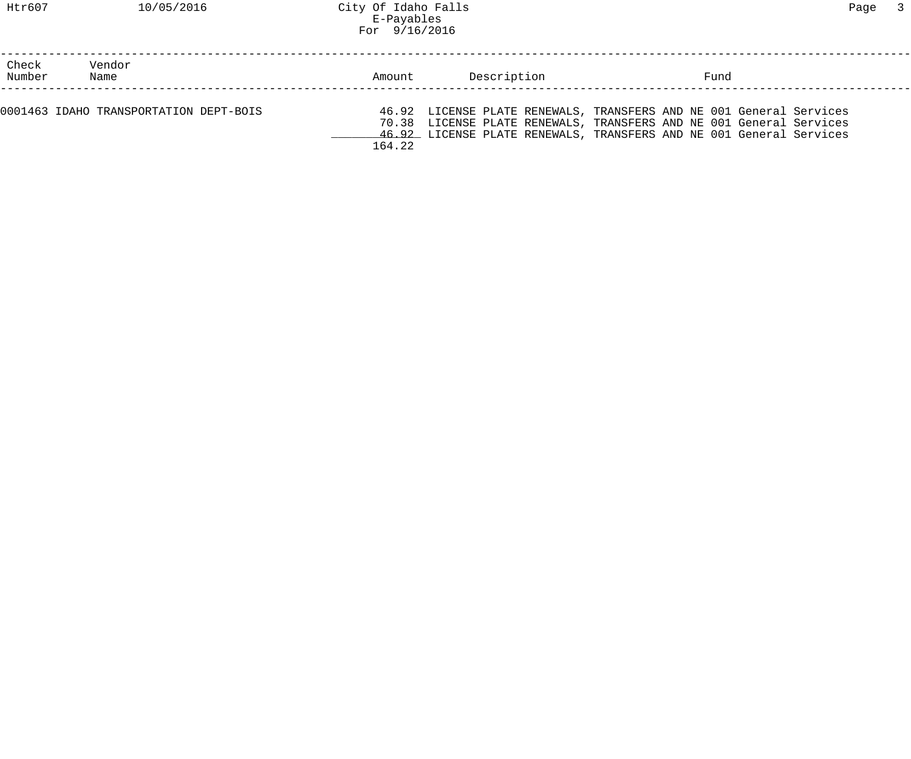| Check Number | Vendor Name | Amount | Description | Fund |
|---|---|---|---|---|
| 0001463 | IDAHO TRANSPORTATION DEPT-BOIS | 46.92 | LICENSE PLATE RENEWALS, TRANSFERS AND NE | 001 General Services |
| | | 70.38 | LICENSE PLATE RENEWALS, TRANSFERS AND NE | 001 General Services |
| | | 46.92 | LICENSE PLATE RENEWALS, TRANSFERS AND NE | 001 General Services |
| | | 164.22 | | |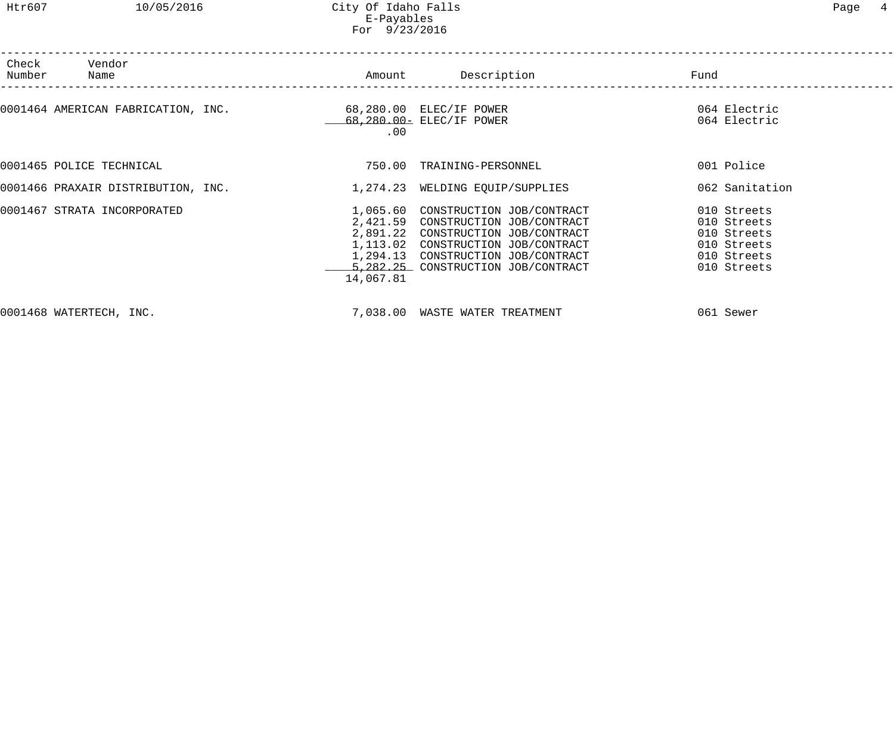City Of Idaho Falls
E-Payables
For 9/23/2016

| Check Number | Vendor Name | Amount | Description | Fund |
|---|---|---|---|---|
| 0001464 | AMERICAN FABRICATION, INC. | 68,280.00 | ELEC/IF POWER | 064 Electric |
| | | 68,280.00- | ELEC/IF POWER | 064 Electric |
| | | .00 | | |
| 0001465 | POLICE TECHNICAL | 750.00 | TRAINING-PERSONNEL | 001 Police |
| 0001466 | PRAXAIR DISTRIBUTION, INC. | 1,274.23 | WELDING EQUIP/SUPPLIES | 062 Sanitation |
| 0001467 | STRATA INCORPORATED | 1,065.60 | CONSTRUCTION JOB/CONTRACT | 010 Streets |
| | | 2,421.59 | CONSTRUCTION JOB/CONTRACT | 010 Streets |
| | | 2,891.22 | CONSTRUCTION JOB/CONTRACT | 010 Streets |
| | | 1,113.02 | CONSTRUCTION JOB/CONTRACT | 010 Streets |
| | | 1,294.13 | CONSTRUCTION JOB/CONTRACT | 010 Streets |
| | | 5,282.25 | CONSTRUCTION JOB/CONTRACT | 010 Streets |
| | | 14,067.81 | | |
| 0001468 | WATERTECH, INC. | 7,038.00 | WASTE WATER TREATMENT | 061 Sewer |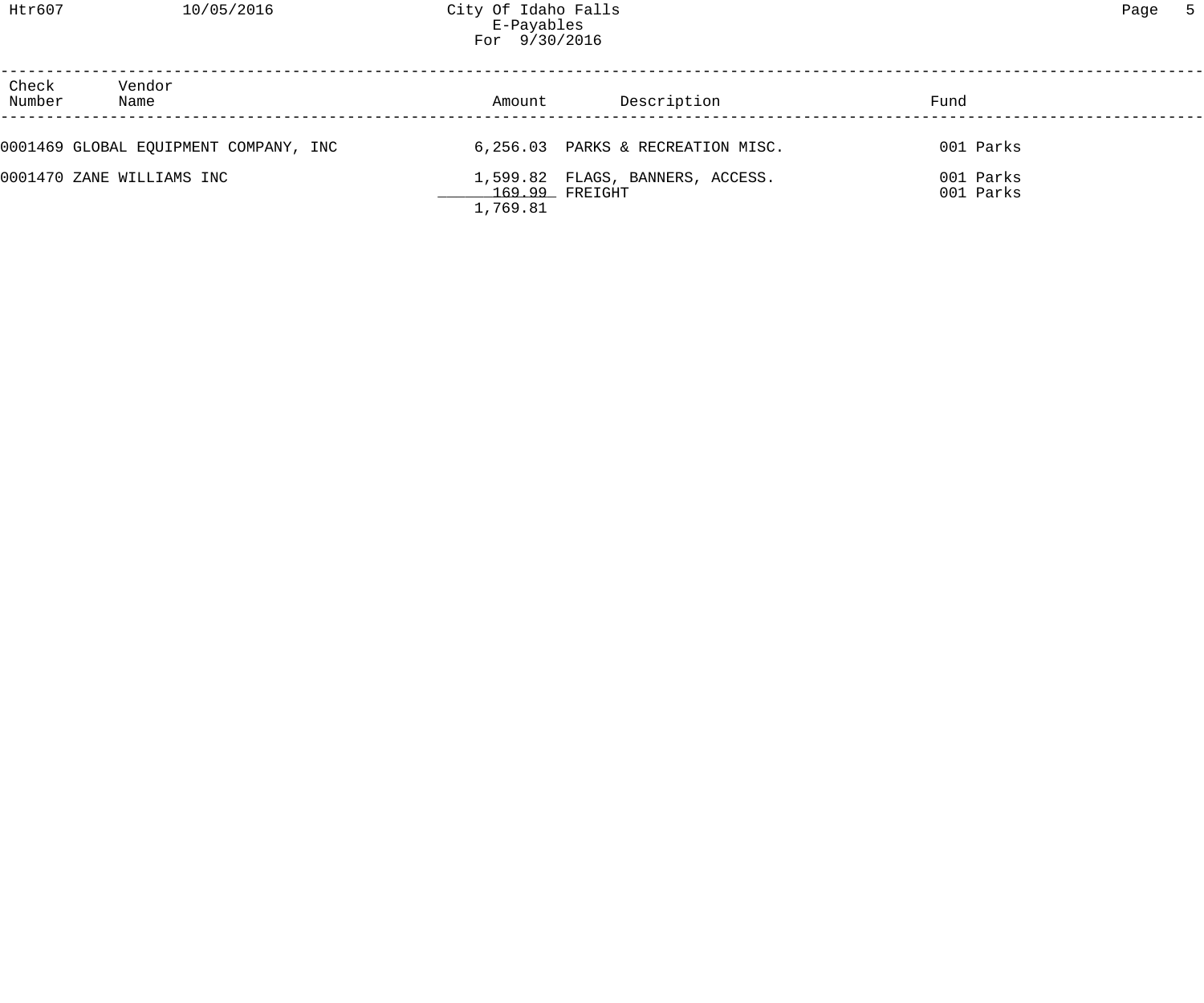City Of Idaho Falls
E-Payables
For 9/30/2016

| Check Number | Vendor Name | Amount | Description | Fund |
|---|---|---|---|---|
| 0001469 | GLOBAL EQUIPMENT COMPANY, INC | 6,256.03 | PARKS & RECREATION MISC. | 001 Parks |
| 0001470 | ZANE WILLIAMS INC | 1,599.82 | FLAGS, BANNERS, ACCESS. | 001 Parks |
| | | 169.99 | FREIGHT | 001 Parks |
| | | 1,769.81 | | |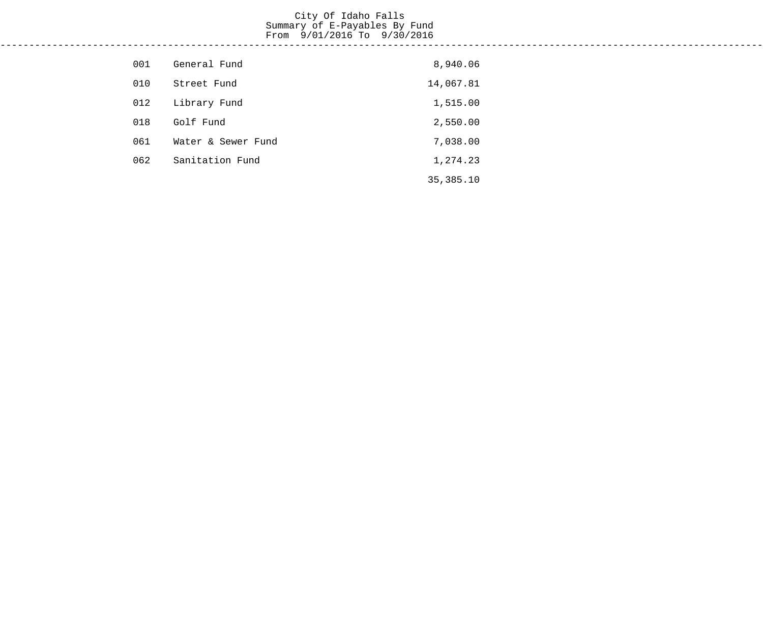City Of Idaho Falls
Summary of E-Payables By Fund
From 9/01/2016 To 9/30/2016

| | | |
|---|---|---|
| 001 | General Fund | 8,940.06 |
| 010 | Street Fund | 14,067.81 |
| 012 | Library Fund | 1,515.00 |
| 018 | Golf Fund | 2,550.00 |
| 061 | Water & Sewer Fund | 7,038.00 |
| 062 | Sanitation Fund | 1,274.23 |
| | | 35,385.10 |